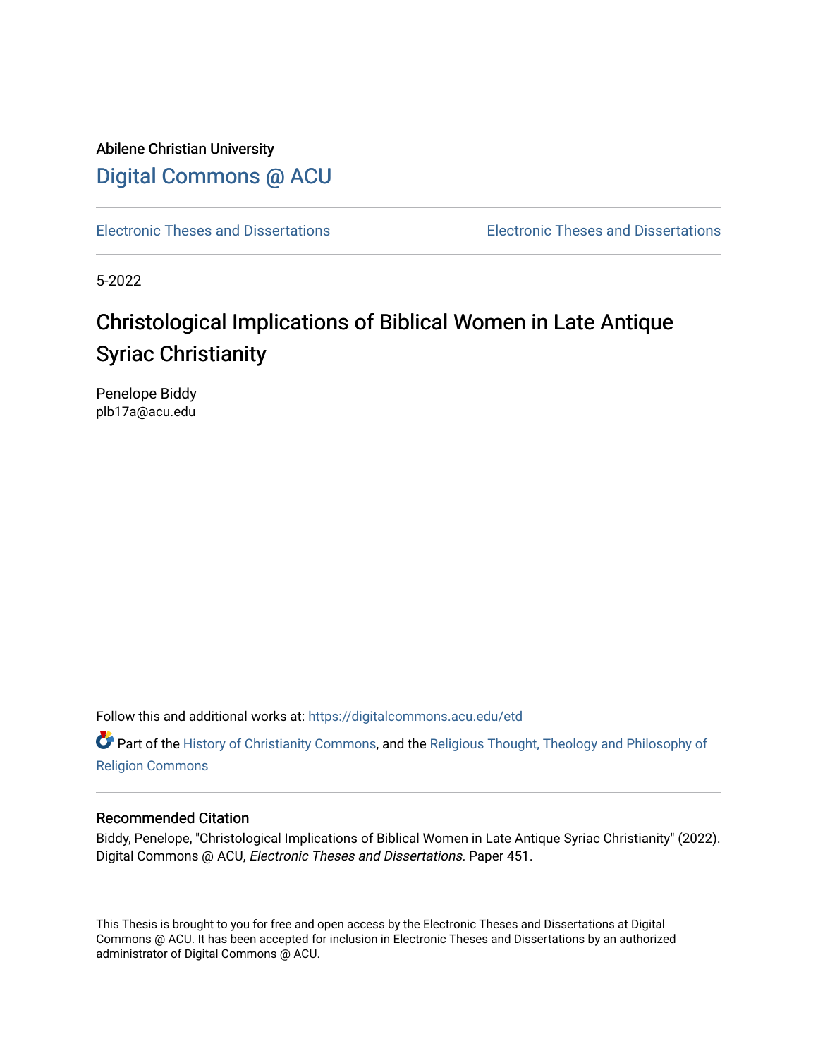Abilene Christian University

Digital Commons @ ACU

Electronic Theses and Dissertations | Electronic Theses and Dissertations

5-2022

# Christological Implications of Biblical Women in Late Antique Syriac Christianity

Penelope Biddy
plb17a@acu.edu

Follow this and additional works at: https://digitalcommons.acu.edu/etd

Part of the History of Christianity Commons, and the Religious Thought, Theology and Philosophy of Religion Commons

## Recommended Citation

Biddy, Penelope, "Christological Implications of Biblical Women in Late Antique Syriac Christianity" (2022). Digital Commons @ ACU, *Electronic Theses and Dissertations.* Paper 451.

This Thesis is brought to you for free and open access by the Electronic Theses and Dissertations at Digital Commons @ ACU. It has been accepted for inclusion in Electronic Theses and Dissertations by an authorized administrator of Digital Commons @ ACU.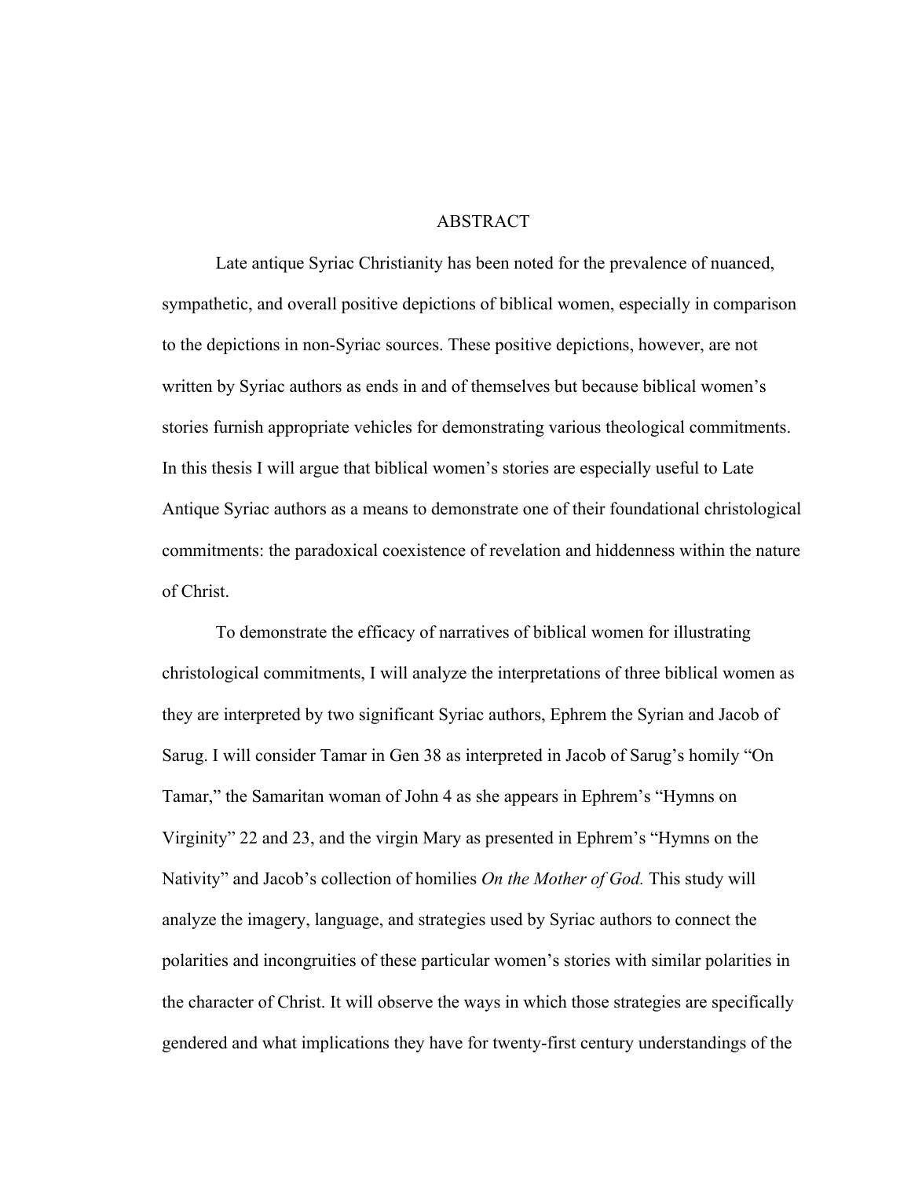# ABSTRACT

Late antique Syriac Christianity has been noted for the prevalence of nuanced, sympathetic, and overall positive depictions of biblical women, especially in comparison to the depictions in non-Syriac sources. These positive depictions, however, are not written by Syriac authors as ends in and of themselves but because biblical women's stories furnish appropriate vehicles for demonstrating various theological commitments. In this thesis I will argue that biblical women's stories are especially useful to Late Antique Syriac authors as a means to demonstrate one of their foundational christological commitments: the paradoxical coexistence of revelation and hiddenness within the nature of Christ.

To demonstrate the efficacy of narratives of biblical women for illustrating christological commitments, I will analyze the interpretations of three biblical women as they are interpreted by two significant Syriac authors, Ephrem the Syrian and Jacob of Sarug. I will consider Tamar in Gen 38 as interpreted in Jacob of Sarug's homily "On Tamar," the Samaritan woman of John 4 as she appears in Ephrem's "Hymns on Virginity" 22 and 23, and the virgin Mary as presented in Ephrem's "Hymns on the Nativity" and Jacob's collection of homilies *On the Mother of God.* This study will analyze the imagery, language, and strategies used by Syriac authors to connect the polarities and incongruities of these particular women's stories with similar polarities in the character of Christ. It will observe the ways in which those strategies are specifically gendered and what implications they have for twenty-first century understandings of the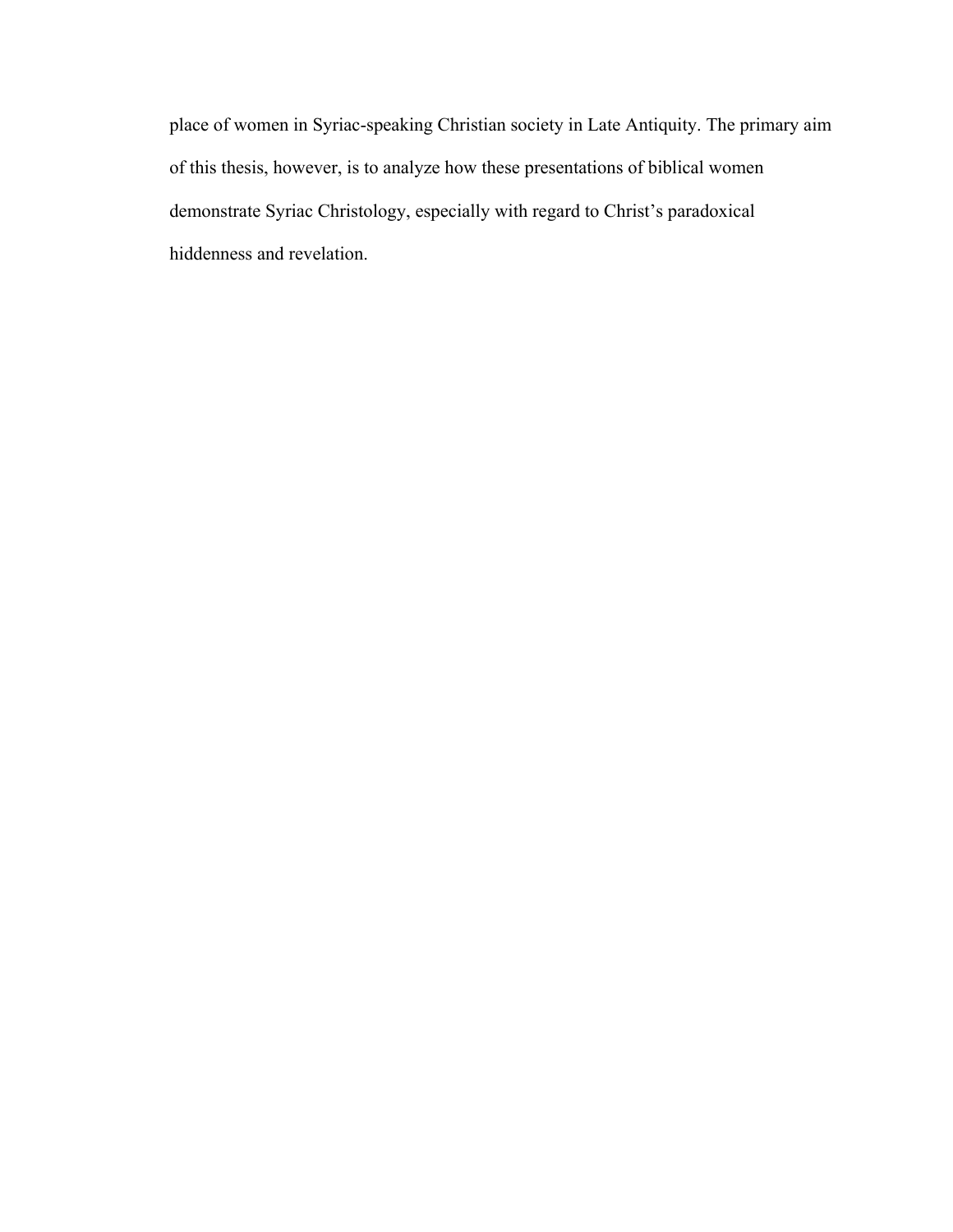place of women in Syriac-speaking Christian society in Late Antiquity. The primary aim of this thesis, however, is to analyze how these presentations of biblical women demonstrate Syriac Christology, especially with regard to Christ's paradoxical hiddenness and revelation.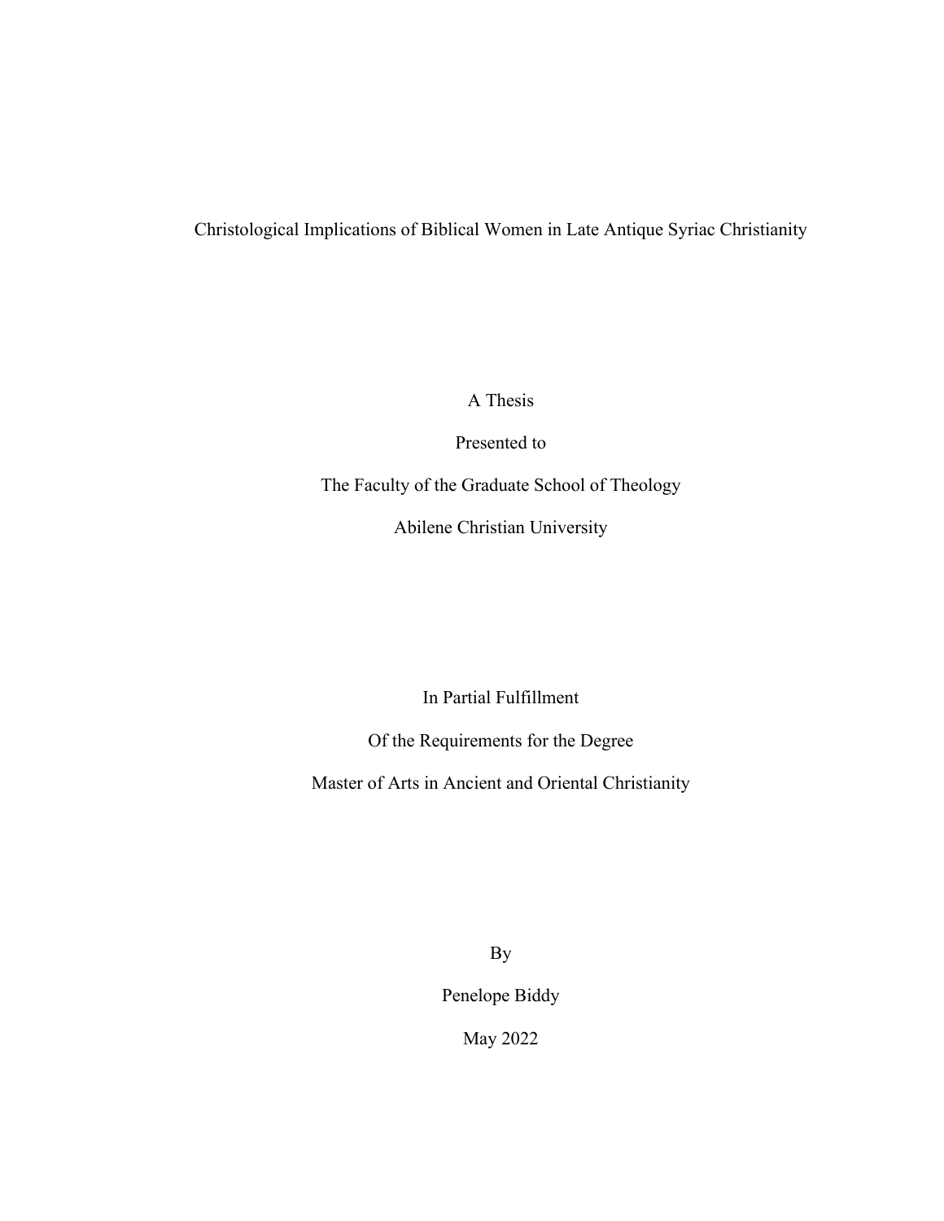# Christological Implications of Biblical Women in Late Antique Syriac Christianity

A Thesis

Presented to

The Faculty of the Graduate School of Theology

Abilene Christian University

In Partial Fulfillment

Of the Requirements for the Degree

Master of Arts in Ancient and Oriental Christianity

By

Penelope Biddy

May 2022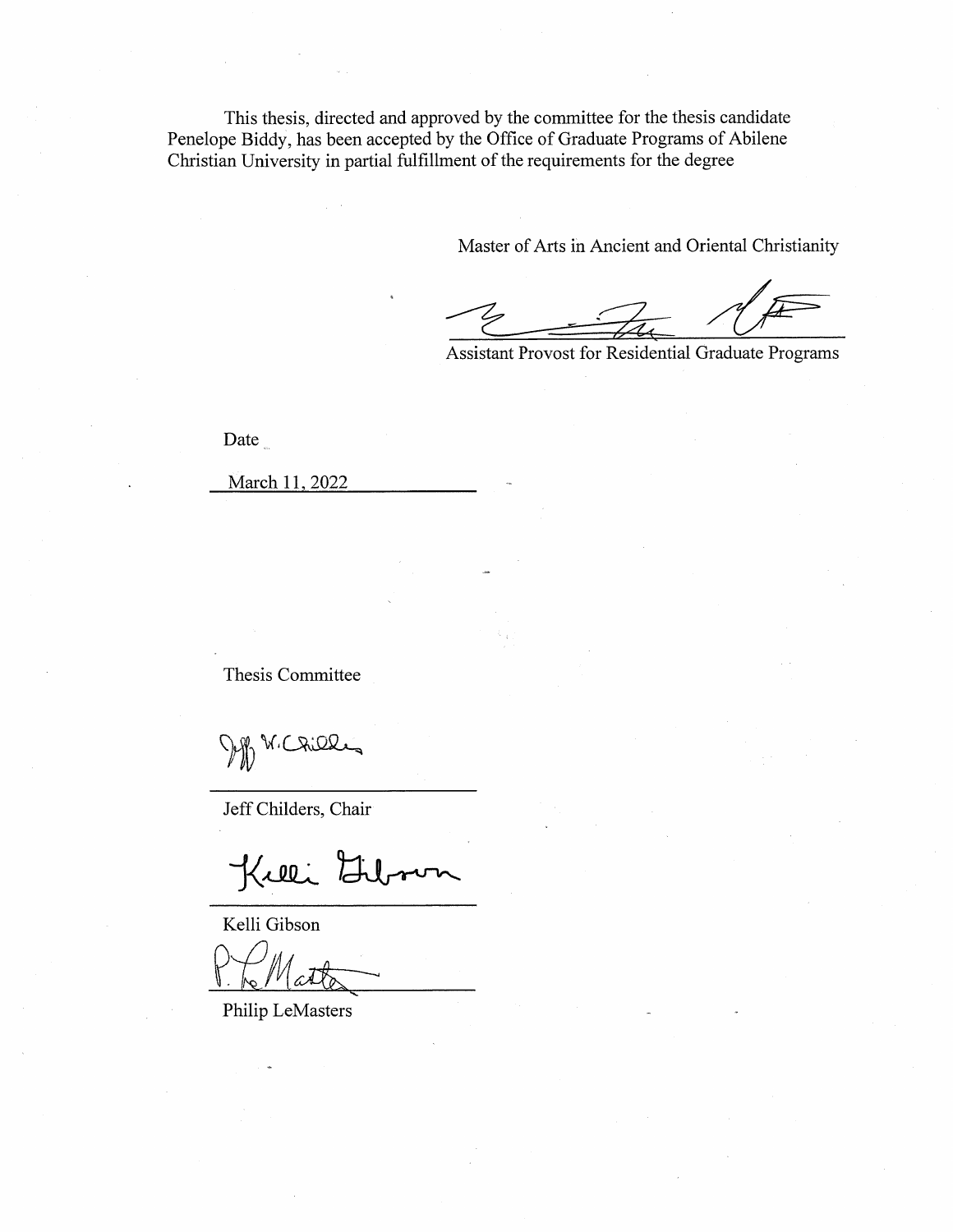This thesis, directed and approved by the committee for the thesis candidate Penelope Biddy, has been accepted by the Office of Graduate Programs of Abilene Christian University in partial fulfillment of the requirements for the degree

Master of Arts in Ancient and Oriental Christianity

Assistant Provost for Residential Graduate Programs

Date

March 11, 2022

Thesis Committee

Jeff Childers, Chair

Kelli Gibson

Philip LeMasters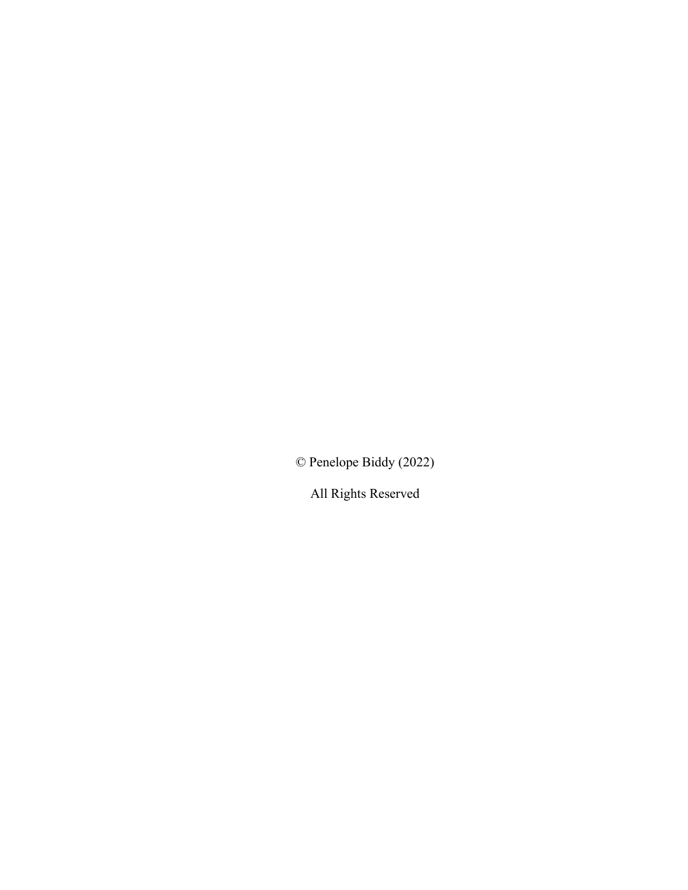© Penelope Biddy (2022)

All Rights Reserved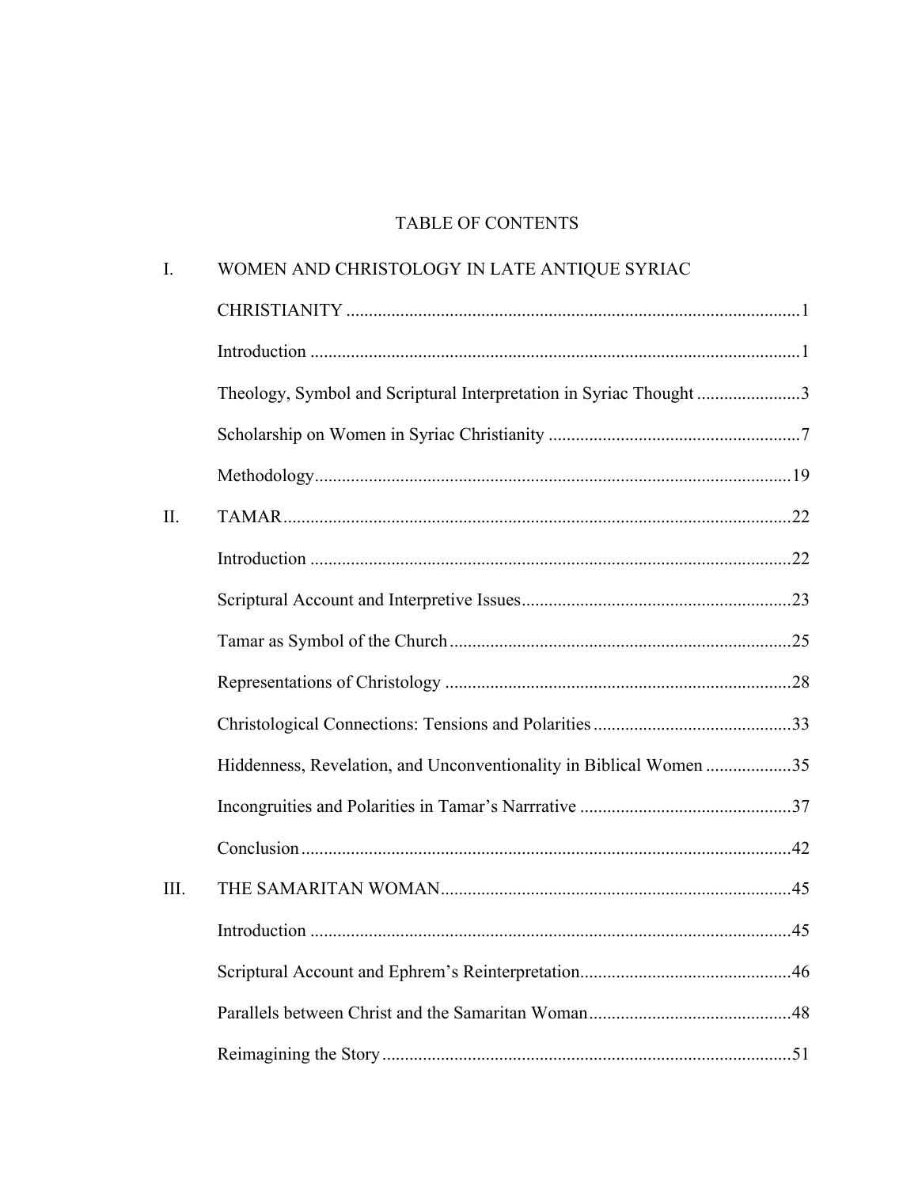# TABLE OF CONTENTS

I. WOMEN AND CHRISTOLOGY IN LATE ANTIQUE SYRIAC CHRISTIANITY ....................1

- Introduction ....................1
- Theology, Symbol and Scriptural Interpretation in Syriac Thought ....................3
- Scholarship on Women in Syriac Christianity ....................7
- Methodology....................19

II. TAMAR....................22

- Introduction ....................22
- Scriptural Account and Interpretive Issues....................23
- Tamar as Symbol of the Church ....................25
- Representations of Christology ....................28
- Christological Connections: Tensions and Polarities ....................33
- Hiddenness, Revelation, and Unconventionality in Biblical Women ....................35
- Incongruities and Polarities in Tamar's Narrrative ....................37
- Conclusion ....................42

III. THE SAMARITAN WOMAN....................45

- Introduction ....................45
- Scriptural Account and Ephrem's Reinterpretation....................46
- Parallels between Christ and the Samaritan Woman....................48
- Reimagining the Story ....................51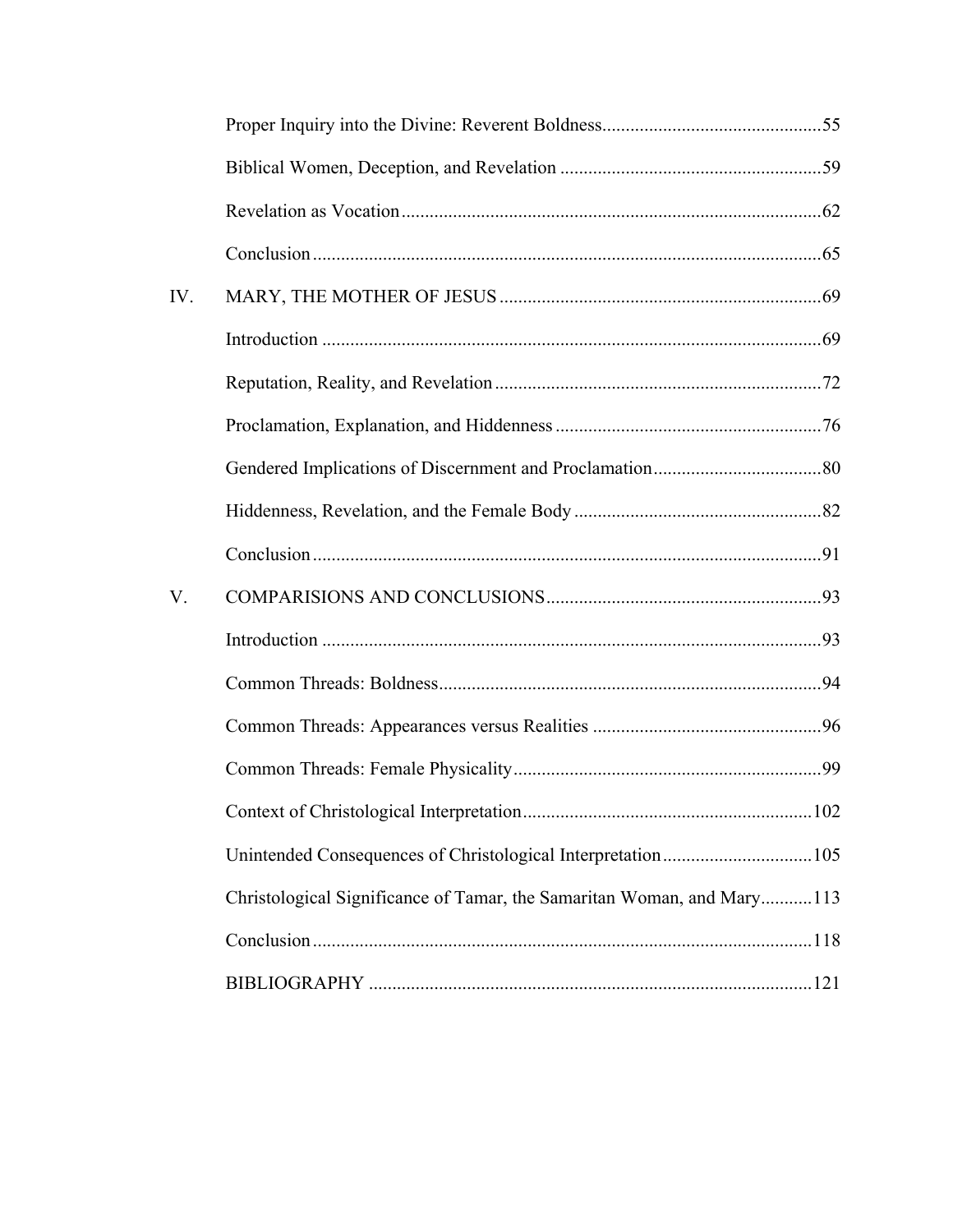| | | |
|---|---|---|
| | Proper Inquiry into the Divine: Reverent Boldness | 55 |
| | Biblical Women, Deception, and Revelation | 59 |
| | Revelation as Vocation | 62 |
| | Conclusion | 65 |
| IV. | MARY, THE MOTHER OF JESUS | 69 |
| | Introduction | 69 |
| | Reputation, Reality, and Revelation | 72 |
| | Proclamation, Explanation, and Hiddenness | 76 |
| | Gendered Implications of Discernment and Proclamation | 80 |
| | Hiddenness, Revelation, and the Female Body | 82 |
| | Conclusion | 91 |
| V. | COMPARISIONS AND CONCLUSIONS | 93 |
| | Introduction | 93 |
| | Common Threads: Boldness | 94 |
| | Common Threads: Appearances versus Realities | 96 |
| | Common Threads: Female Physicality | 99 |
| | Context of Christological Interpretation | 102 |
| | Unintended Consequences of Christological Interpretation | 105 |
| | Christological Significance of Tamar, the Samaritan Woman, and Mary | 113 |
| | Conclusion | 118 |
| | BIBLIOGRAPHY | 121 |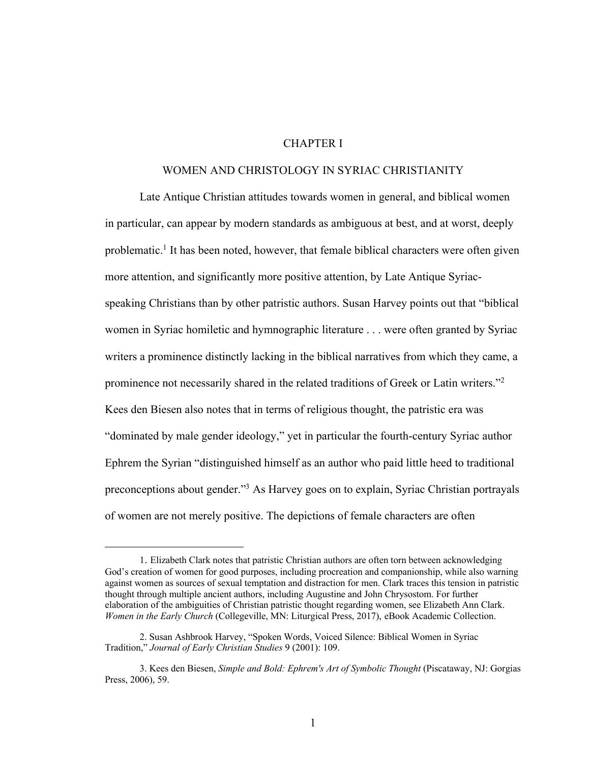# CHAPTER I

## WOMEN AND CHRISTOLOGY IN SYRIAC CHRISTIANITY

Late Antique Christian attitudes towards women in general, and biblical women in particular, can appear by modern standards as ambiguous at best, and at worst, deeply problematic.[1] It has been noted, however, that female biblical characters were often given more attention, and significantly more positive attention, by Late Antique Syriac-speaking Christians than by other patristic authors. Susan Harvey points out that "biblical women in Syriac homiletic and hymnographic literature . . . were often granted by Syriac writers a prominence distinctly lacking in the biblical narratives from which they came, a prominence not necessarily shared in the related traditions of Greek or Latin writers."[2] Kees den Biesen also notes that in terms of religious thought, the patristic era was "dominated by male gender ideology," yet in particular the fourth-century Syriac author Ephrem the Syrian "distinguished himself as an author who paid little heed to traditional preconceptions about gender."[3] As Harvey goes on to explain, Syriac Christian portrayals of women are not merely positive. The depictions of female characters are often

---

1. Elizabeth Clark notes that patristic Christian authors are often torn between acknowledging God's creation of women for good purposes, including procreation and companionship, while also warning against women as sources of sexual temptation and distraction for men. Clark traces this tension in patristic thought through multiple ancient authors, including Augustine and John Chrysostom. For further elaboration of the ambiguities of Christian patristic thought regarding women, see Elizabeth Ann Clark. *Women in the Early Church* (Collegeville, MN: Liturgical Press, 2017), eBook Academic Collection.

2. Susan Ashbrook Harvey, "Spoken Words, Voiced Silence: Biblical Women in Syriac Tradition," *Journal of Early Christian Studies* 9 (2001): 109.

3. Kees den Biesen, *Simple and Bold: Ephrem's Art of Symbolic Thought* (Piscataway, NJ: Gorgias Press, 2006), 59.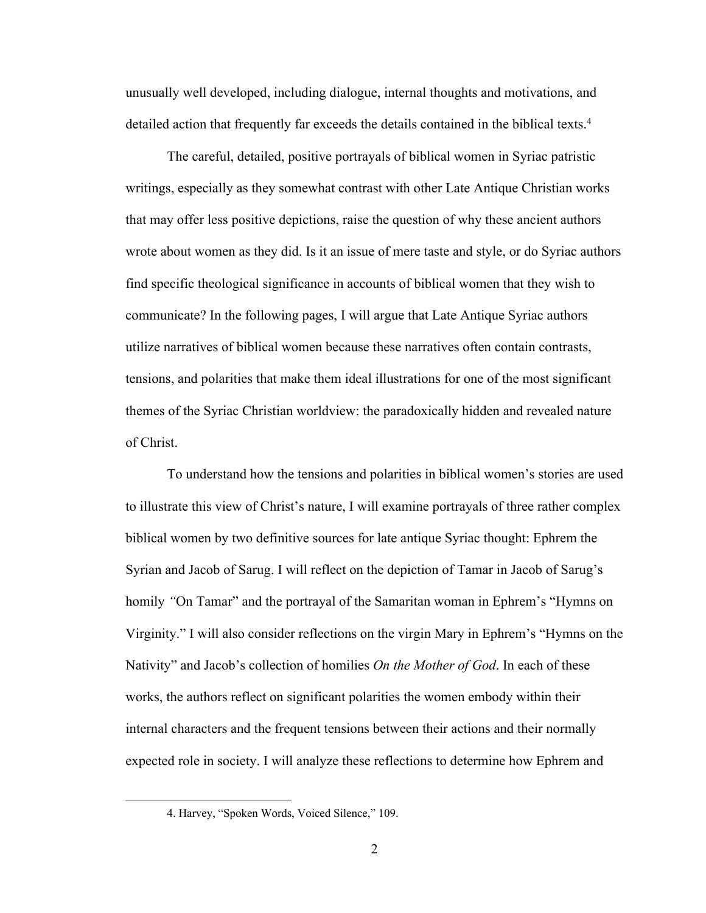unusually well developed, including dialogue, internal thoughts and motivations, and detailed action that frequently far exceeds the details contained in the biblical texts.[4]

The careful, detailed, positive portrayals of biblical women in Syriac patristic writings, especially as they somewhat contrast with other Late Antique Christian works that may offer less positive depictions, raise the question of why these ancient authors wrote about women as they did. Is it an issue of mere taste and style, or do Syriac authors find specific theological significance in accounts of biblical women that they wish to communicate? In the following pages, I will argue that Late Antique Syriac authors utilize narratives of biblical women because these narratives often contain contrasts, tensions, and polarities that make them ideal illustrations for one of the most significant themes of the Syriac Christian worldview: the paradoxically hidden and revealed nature of Christ.

To understand how the tensions and polarities in biblical women's stories are used to illustrate this view of Christ's nature, I will examine portrayals of three rather complex biblical women by two definitive sources for late antique Syriac thought: Ephrem the Syrian and Jacob of Sarug. I will reflect on the depiction of Tamar in Jacob of Sarug's homily *"*On Tamar" and the portrayal of the Samaritan woman in Ephrem's "Hymns on Virginity." I will also consider reflections on the virgin Mary in Ephrem's "Hymns on the Nativity" and Jacob's collection of homilies *On the Mother of God*. In each of these works, the authors reflect on significant polarities the women embody within their internal characters and the frequent tensions between their actions and their normally expected role in society. I will analyze these reflections to determine how Ephrem and

4. Harvey, "Spoken Words, Voiced Silence," 109.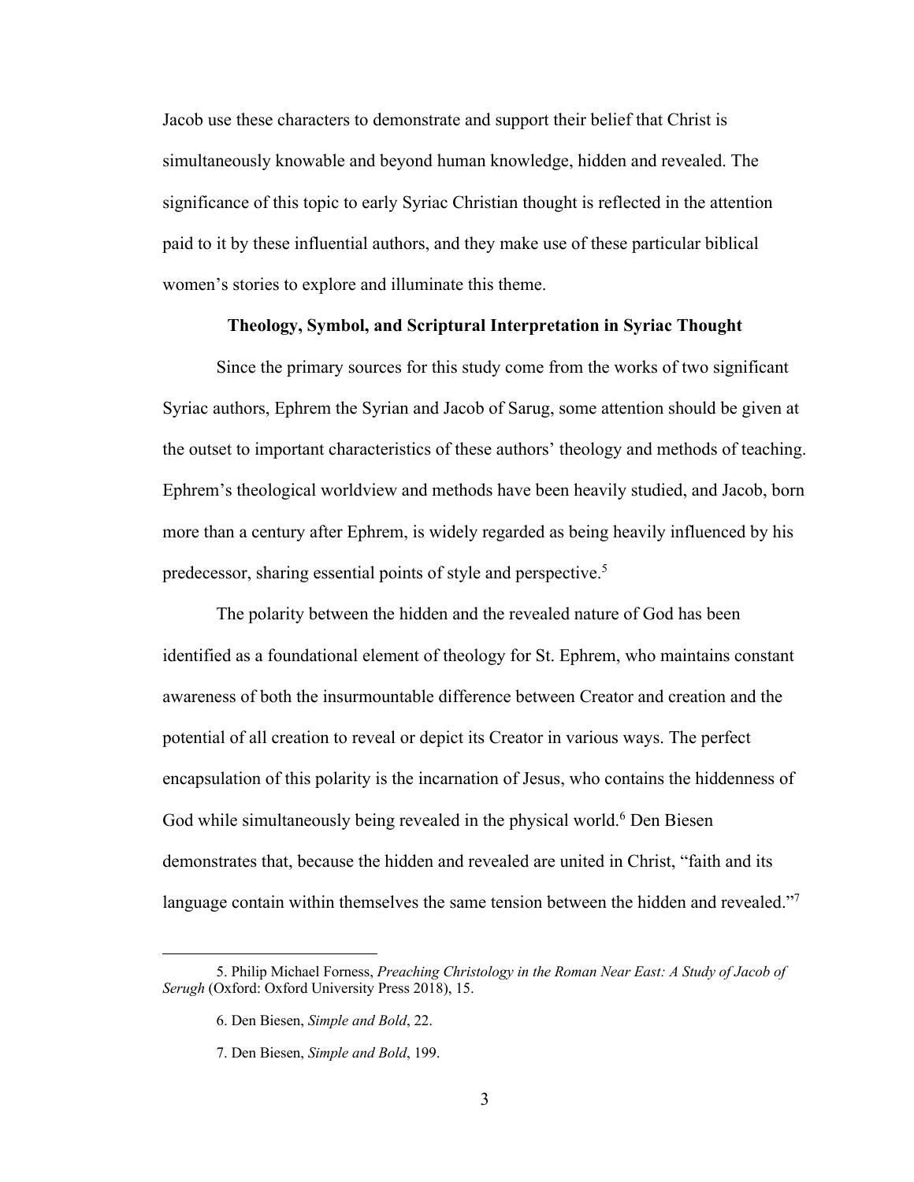Jacob use these characters to demonstrate and support their belief that Christ is simultaneously knowable and beyond human knowledge, hidden and revealed. The significance of this topic to early Syriac Christian thought is reflected in the attention paid to it by these influential authors, and they make use of these particular biblical women's stories to explore and illuminate this theme.

## Theology, Symbol, and Scriptural Interpretation in Syriac Thought

Since the primary sources for this study come from the works of two significant Syriac authors, Ephrem the Syrian and Jacob of Sarug, some attention should be given at the outset to important characteristics of these authors' theology and methods of teaching. Ephrem's theological worldview and methods have been heavily studied, and Jacob, born more than a century after Ephrem, is widely regarded as being heavily influenced by his predecessor, sharing essential points of style and perspective.[5]

The polarity between the hidden and the revealed nature of God has been identified as a foundational element of theology for St. Ephrem, who maintains constant awareness of both the insurmountable difference between Creator and creation and the potential of all creation to reveal or depict its Creator in various ways. The perfect encapsulation of this polarity is the incarnation of Jesus, who contains the hiddenness of God while simultaneously being revealed in the physical world.[6] Den Biesen demonstrates that, because the hidden and revealed are united in Christ, "faith and its language contain within themselves the same tension between the hidden and revealed."[7]

---

5. Philip Michael Forness, *Preaching Christology in the Roman Near East: A Study of Jacob of Serugh* (Oxford: Oxford University Press 2018), 15.

6. Den Biesen, *Simple and Bold*, 22.

7. Den Biesen, *Simple and Bold*, 199.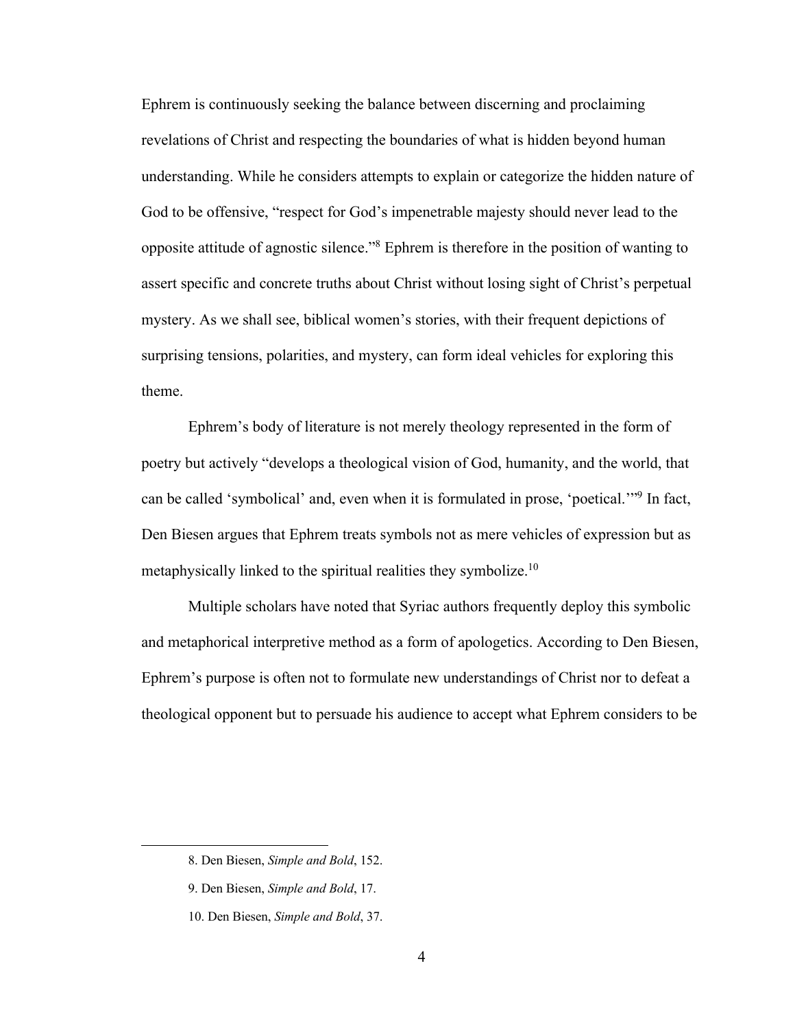Ephrem is continuously seeking the balance between discerning and proclaiming revelations of Christ and respecting the boundaries of what is hidden beyond human understanding. While he considers attempts to explain or categorize the hidden nature of God to be offensive, "respect for God's impenetrable majesty should never lead to the opposite attitude of agnostic silence."[8] Ephrem is therefore in the position of wanting to assert specific and concrete truths about Christ without losing sight of Christ's perpetual mystery. As we shall see, biblical women's stories, with their frequent depictions of surprising tensions, polarities, and mystery, can form ideal vehicles for exploring this theme.

Ephrem's body of literature is not merely theology represented in the form of poetry but actively "develops a theological vision of God, humanity, and the world, that can be called 'symbolical' and, even when it is formulated in prose, 'poetical.'"[9] In fact, Den Biesen argues that Ephrem treats symbols not as mere vehicles of expression but as metaphysically linked to the spiritual realities they symbolize.[10]

Multiple scholars have noted that Syriac authors frequently deploy this symbolic and metaphorical interpretive method as a form of apologetics. According to Den Biesen, Ephrem's purpose is often not to formulate new understandings of Christ nor to defeat a theological opponent but to persuade his audience to accept what Ephrem considers to be

8. Den Biesen, *Simple and Bold*, 152.

9. Den Biesen, *Simple and Bold*, 17.

10. Den Biesen, *Simple and Bold*, 37.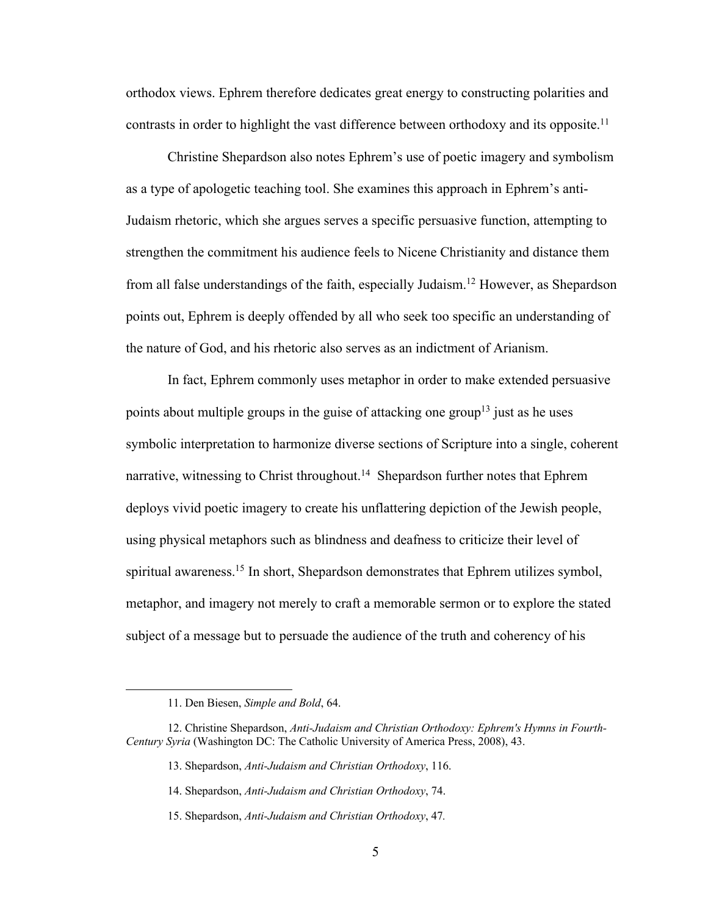orthodox views. Ephrem therefore dedicates great energy to constructing polarities and contrasts in order to highlight the vast difference between orthodoxy and its opposite.[11]

Christine Shepardson also notes Ephrem's use of poetic imagery and symbolism as a type of apologetic teaching tool. She examines this approach in Ephrem's anti-Judaism rhetoric, which she argues serves a specific persuasive function, attempting to strengthen the commitment his audience feels to Nicene Christianity and distance them from all false understandings of the faith, especially Judaism.[12] However, as Shepardson points out, Ephrem is deeply offended by all who seek too specific an understanding of the nature of God, and his rhetoric also serves as an indictment of Arianism.

In fact, Ephrem commonly uses metaphor in order to make extended persuasive points about multiple groups in the guise of attacking one group[13] just as he uses symbolic interpretation to harmonize diverse sections of Scripture into a single, coherent narrative, witnessing to Christ throughout.[14] Shepardson further notes that Ephrem deploys vivid poetic imagery to create his unflattering depiction of the Jewish people, using physical metaphors such as blindness and deafness to criticize their level of spiritual awareness.[15] In short, Shepardson demonstrates that Ephrem utilizes symbol, metaphor, and imagery not merely to craft a memorable sermon or to explore the stated subject of a message but to persuade the audience of the truth and coherency of his

---

11. Den Biesen, *Simple and Bold*, 64.

12. Christine Shepardson, *Anti-Judaism and Christian Orthodoxy: Ephrem's Hymns in Fourth-Century Syria* (Washington DC: The Catholic University of America Press, 2008), 43.

13. Shepardson, *Anti-Judaism and Christian Orthodoxy*, 116.

14. Shepardson, *Anti-Judaism and Christian Orthodoxy*, 74.

15. Shepardson, *Anti-Judaism and Christian Orthodoxy*, 47.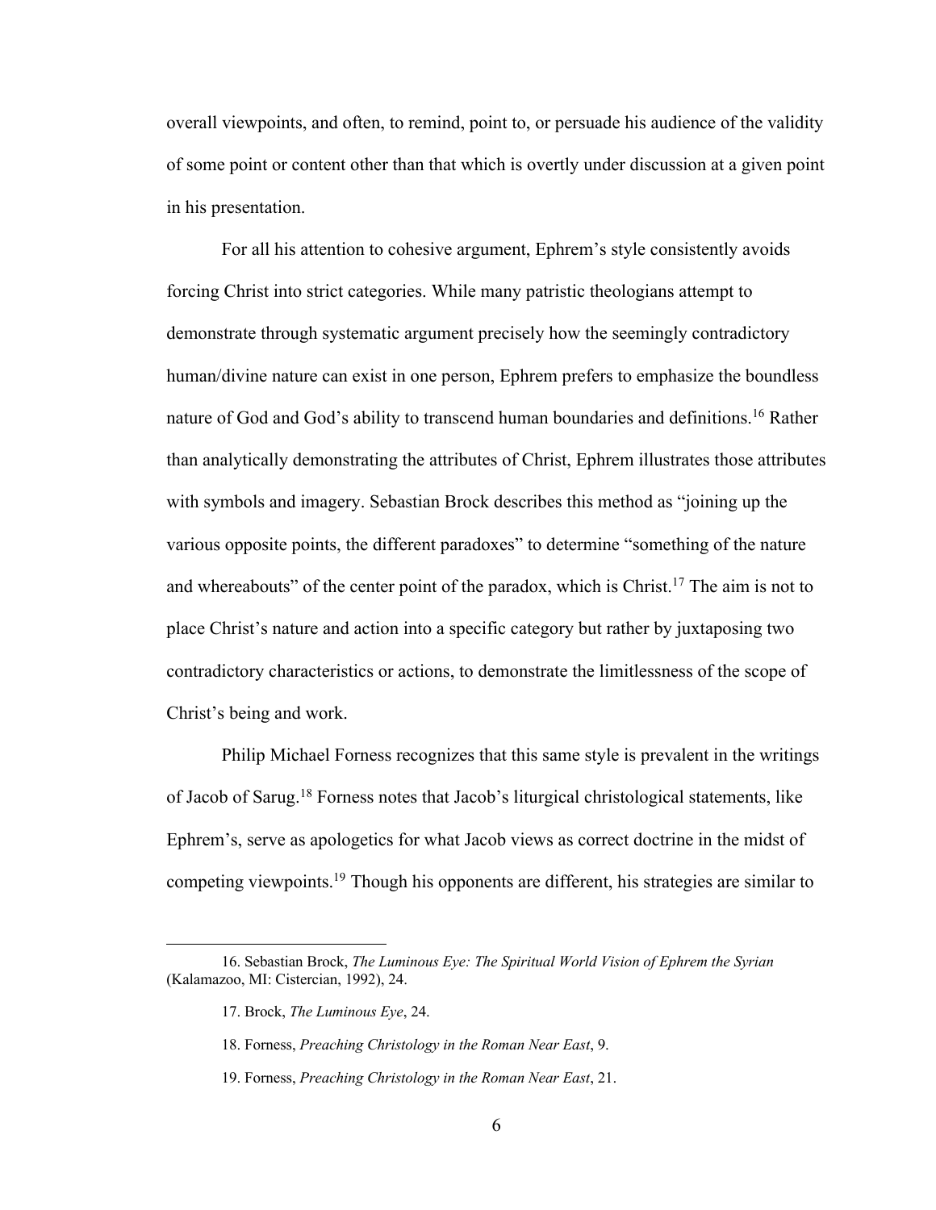overall viewpoints, and often, to remind, point to, or persuade his audience of the validity of some point or content other than that which is overtly under discussion at a given point in his presentation.

For all his attention to cohesive argument, Ephrem's style consistently avoids forcing Christ into strict categories. While many patristic theologians attempt to demonstrate through systematic argument precisely how the seemingly contradictory human/divine nature can exist in one person, Ephrem prefers to emphasize the boundless nature of God and God's ability to transcend human boundaries and definitions.[16] Rather than analytically demonstrating the attributes of Christ, Ephrem illustrates those attributes with symbols and imagery. Sebastian Brock describes this method as "joining up the various opposite points, the different paradoxes" to determine "something of the nature and whereabouts" of the center point of the paradox, which is Christ.[17] The aim is not to place Christ's nature and action into a specific category but rather by juxtaposing two contradictory characteristics or actions, to demonstrate the limitlessness of the scope of Christ's being and work.

Philip Michael Forness recognizes that this same style is prevalent in the writings of Jacob of Sarug.[18] Forness notes that Jacob's liturgical christological statements, like Ephrem's, serve as apologetics for what Jacob views as correct doctrine in the midst of competing viewpoints.[19] Though his opponents are different, his strategies are similar to

---

16. Sebastian Brock, *The Luminous Eye: The Spiritual World Vision of Ephrem the Syrian* (Kalamazoo, MI: Cistercian, 1992), 24.

17. Brock, *The Luminous Eye*, 24.

18. Forness, *Preaching Christology in the Roman Near East*, 9.

19. Forness, *Preaching Christology in the Roman Near East*, 21.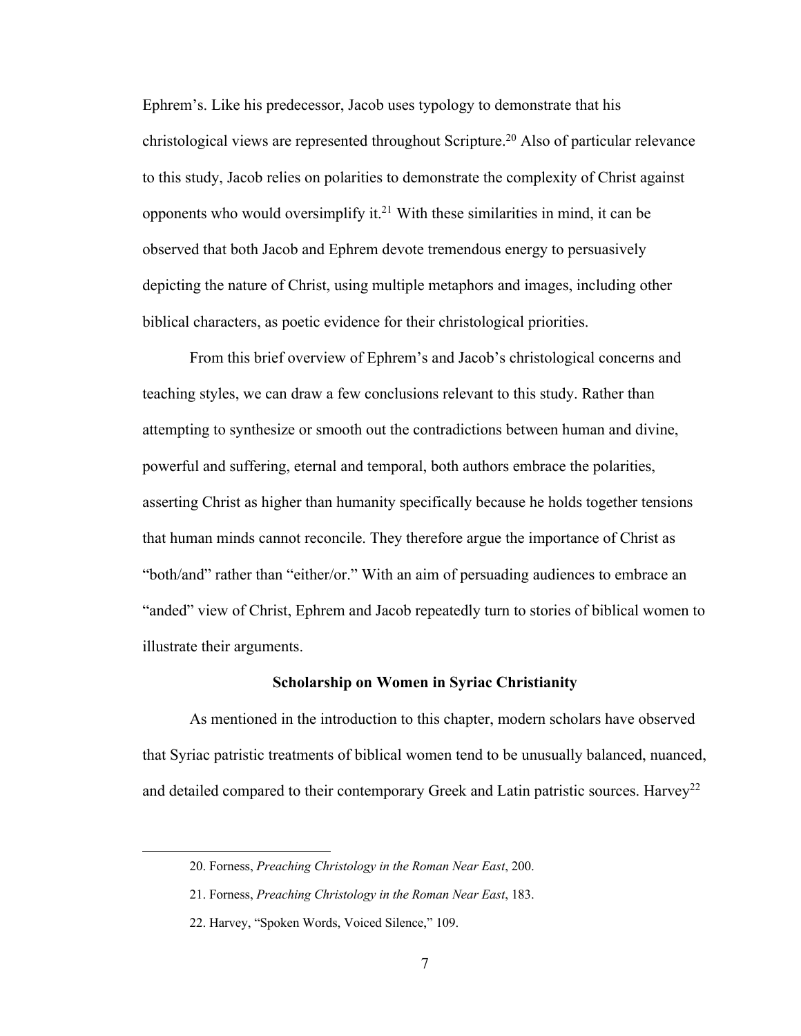Ephrem's. Like his predecessor, Jacob uses typology to demonstrate that his christological views are represented throughout Scripture.[20] Also of particular relevance to this study, Jacob relies on polarities to demonstrate the complexity of Christ against opponents who would oversimplify it.[21] With these similarities in mind, it can be observed that both Jacob and Ephrem devote tremendous energy to persuasively depicting the nature of Christ, using multiple metaphors and images, including other biblical characters, as poetic evidence for their christological priorities.

From this brief overview of Ephrem's and Jacob's christological concerns and teaching styles, we can draw a few conclusions relevant to this study. Rather than attempting to synthesize or smooth out the contradictions between human and divine, powerful and suffering, eternal and temporal, both authors embrace the polarities, asserting Christ as higher than humanity specifically because he holds together tensions that human minds cannot reconcile. They therefore argue the importance of Christ as "both/and" rather than "either/or." With an aim of persuading audiences to embrace an "anded" view of Christ, Ephrem and Jacob repeatedly turn to stories of biblical women to illustrate their arguments.

### Scholarship on Women in Syriac Christianity

As mentioned in the introduction to this chapter, modern scholars have observed that Syriac patristic treatments of biblical women tend to be unusually balanced, nuanced, and detailed compared to their contemporary Greek and Latin patristic sources. Harvey[22]

---

20. Forness, *Preaching Christology in the Roman Near East*, 200.

21. Forness, *Preaching Christology in the Roman Near East*, 183.

22. Harvey, "Spoken Words, Voiced Silence," 109.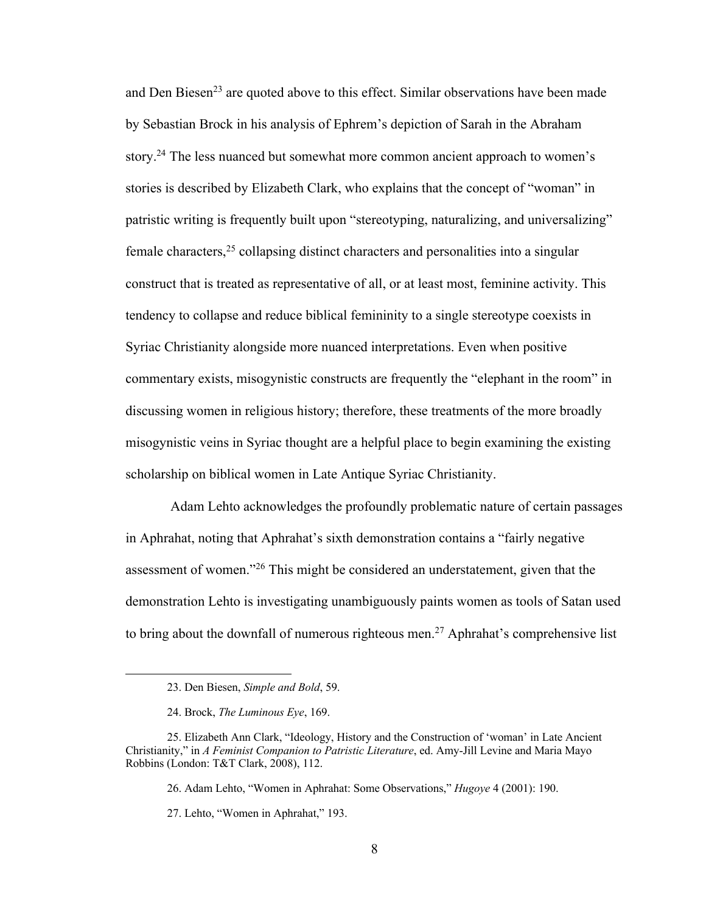and Den Biesen[23] are quoted above to this effect. Similar observations have been made by Sebastian Brock in his analysis of Ephrem's depiction of Sarah in the Abraham story.[24] The less nuanced but somewhat more common ancient approach to women's stories is described by Elizabeth Clark, who explains that the concept of "woman" in patristic writing is frequently built upon "stereotyping, naturalizing, and universalizing" female characters,[25] collapsing distinct characters and personalities into a singular construct that is treated as representative of all, or at least most, feminine activity. This tendency to collapse and reduce biblical femininity to a single stereotype coexists in Syriac Christianity alongside more nuanced interpretations. Even when positive commentary exists, misogynistic constructs are frequently the "elephant in the room" in discussing women in religious history; therefore, these treatments of the more broadly misogynistic veins in Syriac thought are a helpful place to begin examining the existing scholarship on biblical women in Late Antique Syriac Christianity.

Adam Lehto acknowledges the profoundly problematic nature of certain passages in Aphrahat, noting that Aphrahat's sixth demonstration contains a "fairly negative assessment of women."[26] This might be considered an understatement, given that the demonstration Lehto is investigating unambiguously paints women as tools of Satan used to bring about the downfall of numerous righteous men.[27] Aphrahat's comprehensive list

---

23. Den Biesen, *Simple and Bold*, 59.

24. Brock, *The Luminous Eye*, 169.

25. Elizabeth Ann Clark, "Ideology, History and the Construction of 'woman' in Late Ancient Christianity," in *A Feminist Companion to Patristic Literature*, ed. Amy-Jill Levine and Maria Mayo Robbins (London: T&T Clark, 2008), 112.

26. Adam Lehto, "Women in Aphrahat: Some Observations," *Hugoye* 4 (2001): 190.

27. Lehto, "Women in Aphrahat," 193.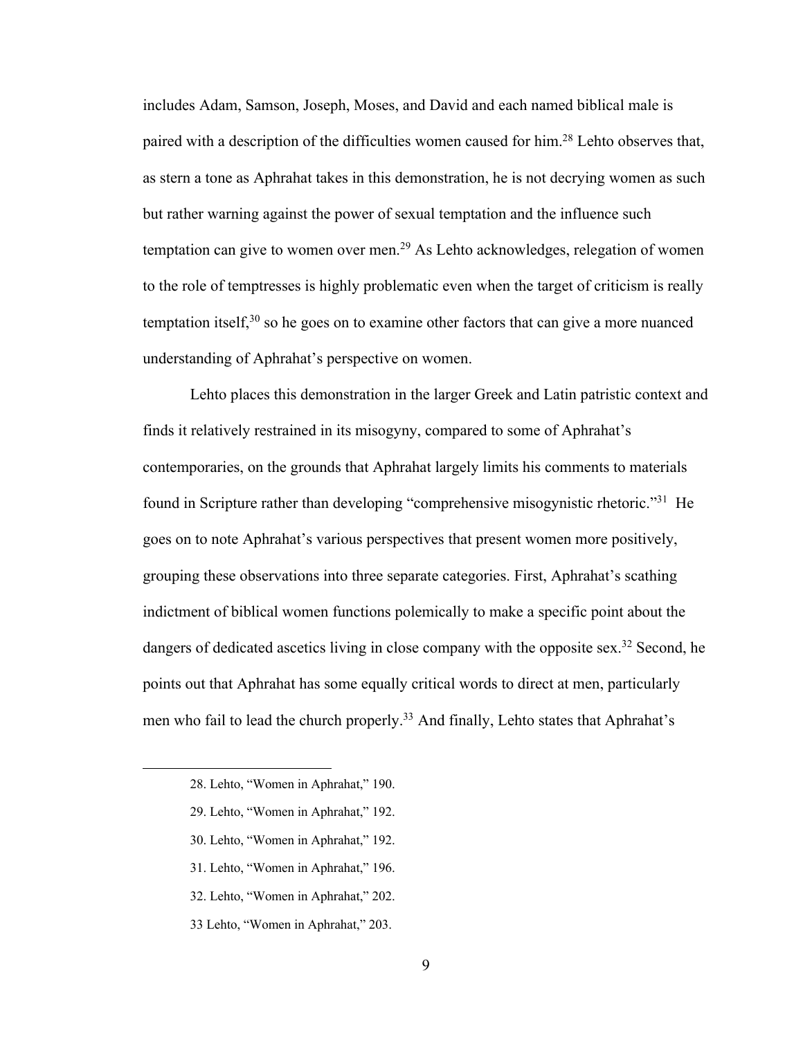includes Adam, Samson, Joseph, Moses, and David and each named biblical male is paired with a description of the difficulties women caused for him.[28] Lehto observes that, as stern a tone as Aphrahat takes in this demonstration, he is not decrying women as such but rather warning against the power of sexual temptation and the influence such temptation can give to women over men.[29] As Lehto acknowledges, relegation of women to the role of temptresses is highly problematic even when the target of criticism is really temptation itself,[30] so he goes on to examine other factors that can give a more nuanced understanding of Aphrahat's perspective on women.

Lehto places this demonstration in the larger Greek and Latin patristic context and finds it relatively restrained in its misogyny, compared to some of Aphrahat's contemporaries, on the grounds that Aphrahat largely limits his comments to materials found in Scripture rather than developing "comprehensive misogynistic rhetoric."[31] He goes on to note Aphrahat's various perspectives that present women more positively, grouping these observations into three separate categories. First, Aphrahat's scathing indictment of biblical women functions polemically to make a specific point about the dangers of dedicated ascetics living in close company with the opposite sex.[32] Second, he points out that Aphrahat has some equally critical words to direct at men, particularly men who fail to lead the church properly.[33] And finally, Lehto states that Aphrahat's

---

28. Lehto, "Women in Aphrahat," 190.

29. Lehto, "Women in Aphrahat," 192.

30. Lehto, "Women in Aphrahat," 192.

31. Lehto, "Women in Aphrahat," 196.

32. Lehto, "Women in Aphrahat," 202.

33 Lehto, "Women in Aphrahat," 203.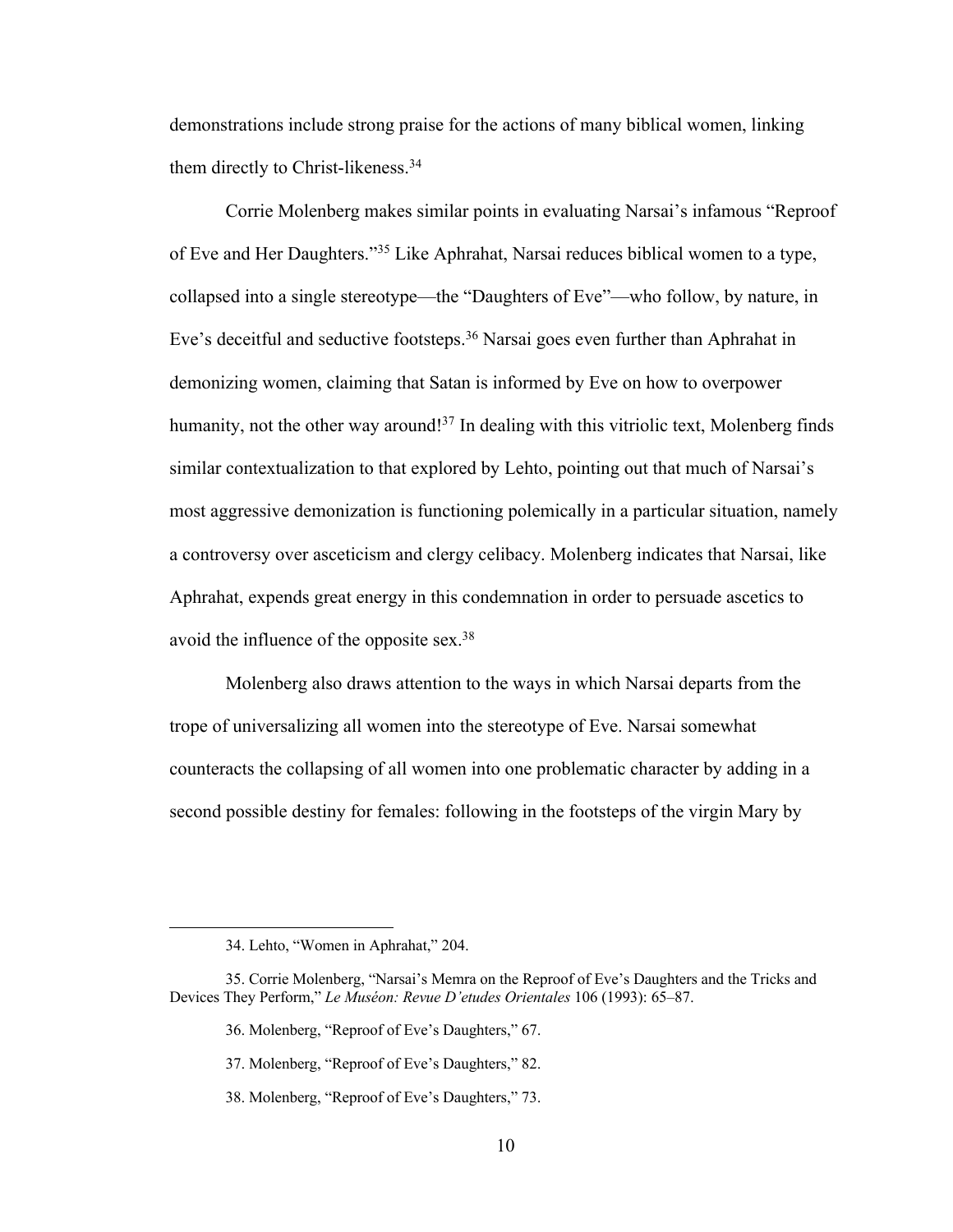demonstrations include strong praise for the actions of many biblical women, linking them directly to Christ-likeness.[34]

Corrie Molenberg makes similar points in evaluating Narsai's infamous "Reproof of Eve and Her Daughters."[35] Like Aphrahat, Narsai reduces biblical women to a type, collapsed into a single stereotype—the "Daughters of Eve"—who follow, by nature, in Eve's deceitful and seductive footsteps.[36] Narsai goes even further than Aphrahat in demonizing women, claiming that Satan is informed by Eve on how to overpower humanity, not the other way around![37] In dealing with this vitriolic text, Molenberg finds similar contextualization to that explored by Lehto, pointing out that much of Narsai's most aggressive demonization is functioning polemically in a particular situation, namely a controversy over asceticism and clergy celibacy. Molenberg indicates that Narsai, like Aphrahat, expends great energy in this condemnation in order to persuade ascetics to avoid the influence of the opposite sex.[38]

Molenberg also draws attention to the ways in which Narsai departs from the trope of universalizing all women into the stereotype of Eve. Narsai somewhat counteracts the collapsing of all women into one problematic character by adding in a second possible destiny for females: following in the footsteps of the virgin Mary by

---

34. Lehto, "Women in Aphrahat," 204.

35. Corrie Molenberg, "Narsai's Memra on the Reproof of Eve's Daughters and the Tricks and Devices They Perform," *Le Muséon: Revue D'etudes Orientales* 106 (1993): 65–87.

36. Molenberg, "Reproof of Eve's Daughters," 67.

37. Molenberg, "Reproof of Eve's Daughters," 82.

38. Molenberg, "Reproof of Eve's Daughters," 73.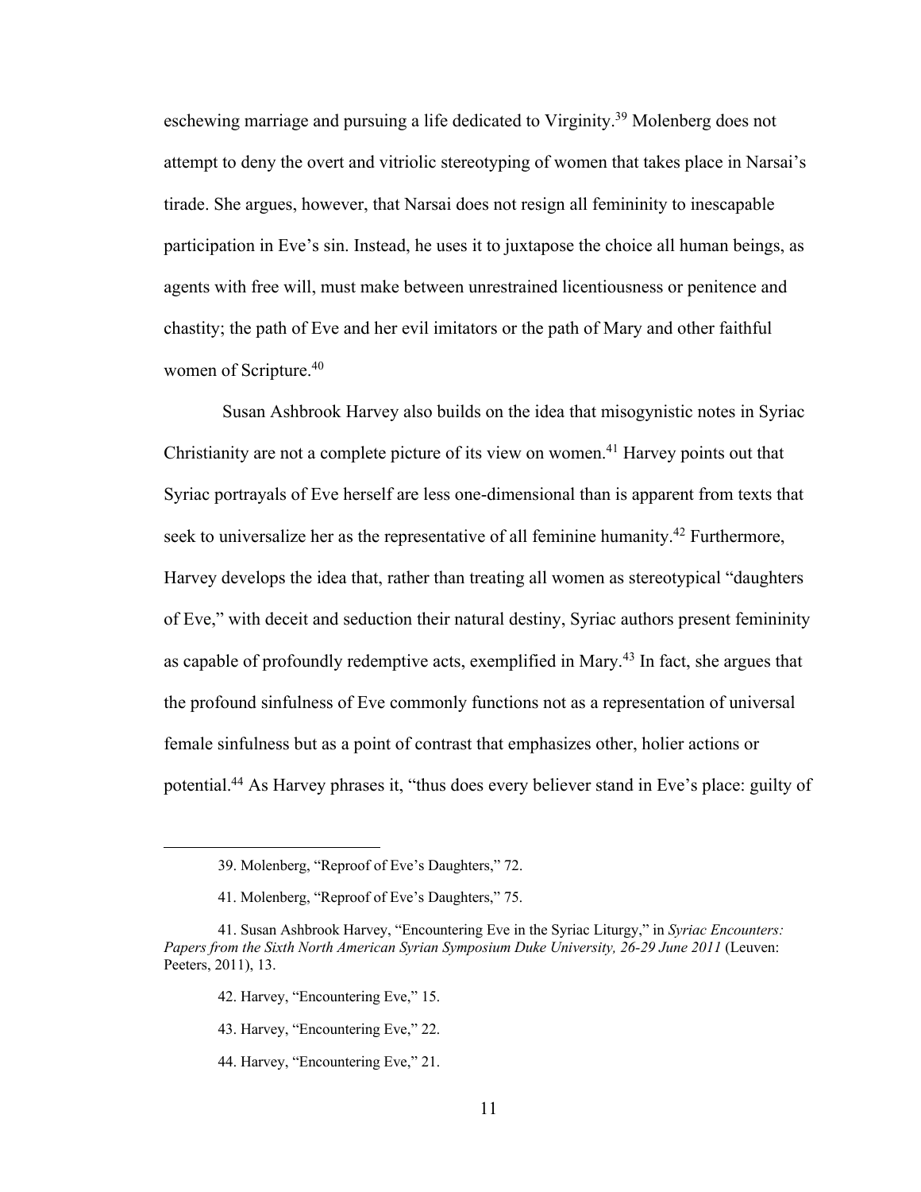eschewing marriage and pursuing a life dedicated to Virginity.[39] Molenberg does not attempt to deny the overt and vitriolic stereotyping of women that takes place in Narsai's tirade. She argues, however, that Narsai does not resign all femininity to inescapable participation in Eve's sin. Instead, he uses it to juxtapose the choice all human beings, as agents with free will, must make between unrestrained licentiousness or penitence and chastity; the path of Eve and her evil imitators or the path of Mary and other faithful women of Scripture.[40]

Susan Ashbrook Harvey also builds on the idea that misogynistic notes in Syriac Christianity are not a complete picture of its view on women.[41] Harvey points out that Syriac portrayals of Eve herself are less one-dimensional than is apparent from texts that seek to universalize her as the representative of all feminine humanity.[42] Furthermore, Harvey develops the idea that, rather than treating all women as stereotypical "daughters of Eve," with deceit and seduction their natural destiny, Syriac authors present femininity as capable of profoundly redemptive acts, exemplified in Mary.[43] In fact, she argues that the profound sinfulness of Eve commonly functions not as a representation of universal female sinfulness but as a point of contrast that emphasizes other, holier actions or potential.[44] As Harvey phrases it, "thus does every believer stand in Eve's place: guilty of

---

39. Molenberg, "Reproof of Eve's Daughters," 72.

41. Molenberg, "Reproof of Eve's Daughters," 75.

41. Susan Ashbrook Harvey, "Encountering Eve in the Syriac Liturgy," in *Syriac Encounters: Papers from the Sixth North American Syrian Symposium Duke University, 26-29 June 2011* (Leuven: Peeters, 2011), 13.

42. Harvey, "Encountering Eve," 15.

43. Harvey, "Encountering Eve," 22.

44. Harvey, "Encountering Eve," 21.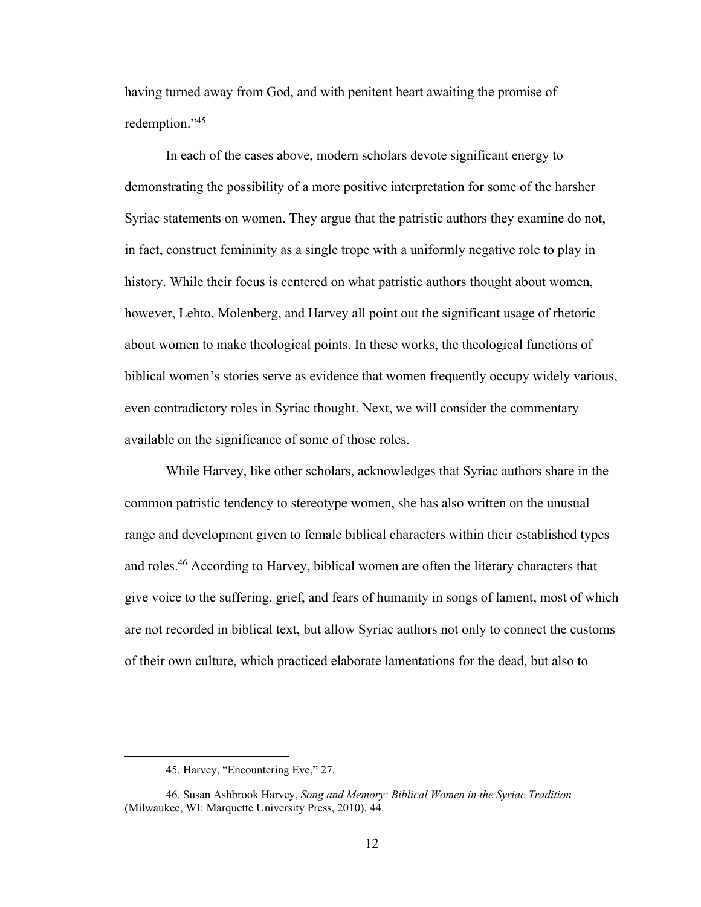having turned away from God, and with penitent heart awaiting the promise of redemption."[45]

In each of the cases above, modern scholars devote significant energy to demonstrating the possibility of a more positive interpretation for some of the harsher Syriac statements on women. They argue that the patristic authors they examine do not, in fact, construct femininity as a single trope with a uniformly negative role to play in history. While their focus is centered on what patristic authors thought about women, however, Lehto, Molenberg, and Harvey all point out the significant usage of rhetoric about women to make theological points. In these works, the theological functions of biblical women's stories serve as evidence that women frequently occupy widely various, even contradictory roles in Syriac thought. Next, we will consider the commentary available on the significance of some of those roles.

While Harvey, like other scholars, acknowledges that Syriac authors share in the common patristic tendency to stereotype women, she has also written on the unusual range and development given to female biblical characters within their established types and roles.[46] According to Harvey, biblical women are often the literary characters that give voice to the suffering, grief, and fears of humanity in songs of lament, most of which are not recorded in biblical text, but allow Syriac authors not only to connect the customs of their own culture, which practiced elaborate lamentations for the dead, but also to

---

45. Harvey, "Encountering Eve," 27.

46. Susan Ashbrook Harvey, *Song and Memory: Biblical Women in the Syriac Tradition* (Milwaukee, WI: Marquette University Press, 2010), 44.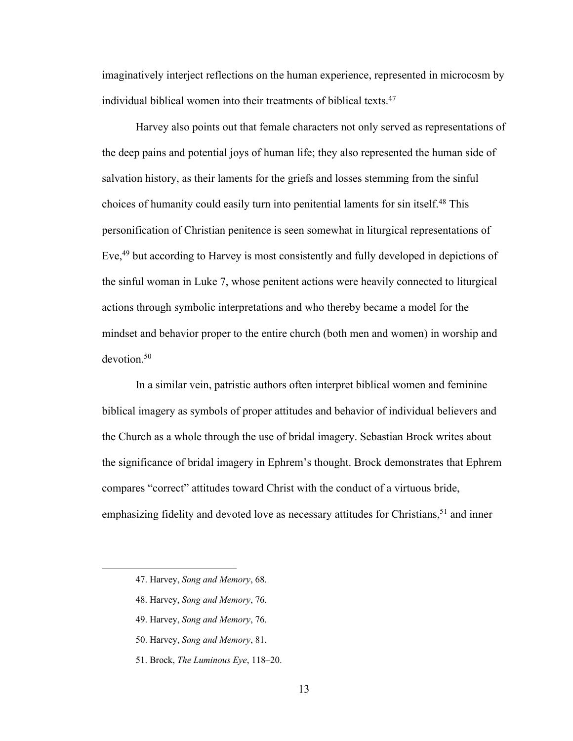imaginatively interject reflections on the human experience, represented in microcosm by individual biblical women into their treatments of biblical texts.[47]

Harvey also points out that female characters not only served as representations of the deep pains and potential joys of human life; they also represented the human side of salvation history, as their laments for the griefs and losses stemming from the sinful choices of humanity could easily turn into penitential laments for sin itself.[48] This personification of Christian penitence is seen somewhat in liturgical representations of Eve,[49] but according to Harvey is most consistently and fully developed in depictions of the sinful woman in Luke 7, whose penitent actions were heavily connected to liturgical actions through symbolic interpretations and who thereby became a model for the mindset and behavior proper to the entire church (both men and women) in worship and devotion.[50]

In a similar vein, patristic authors often interpret biblical women and feminine biblical imagery as symbols of proper attitudes and behavior of individual believers and the Church as a whole through the use of bridal imagery. Sebastian Brock writes about the significance of bridal imagery in Ephrem's thought. Brock demonstrates that Ephrem compares "correct" attitudes toward Christ with the conduct of a virtuous bride, emphasizing fidelity and devoted love as necessary attitudes for Christians,[51] and inner

---

47. Harvey, *Song and Memory*, 68.

48. Harvey, *Song and Memory*, 76.

49. Harvey, *Song and Memory*, 76.

50. Harvey, *Song and Memory*, 81.

51. Brock, *The Luminous Eye*, 118–20.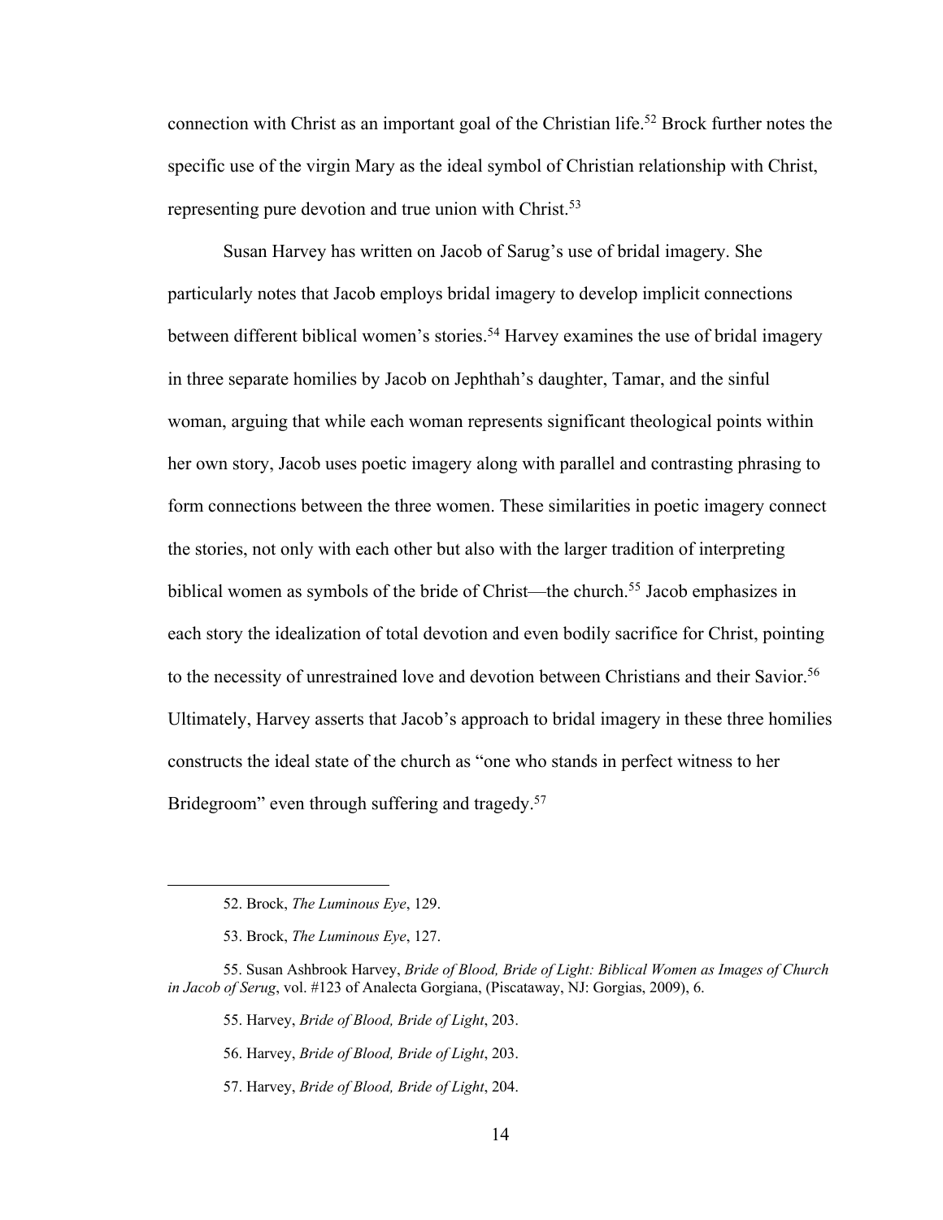connection with Christ as an important goal of the Christian life.[52] Brock further notes the specific use of the virgin Mary as the ideal symbol of Christian relationship with Christ, representing pure devotion and true union with Christ.[53]

Susan Harvey has written on Jacob of Sarug's use of bridal imagery. She particularly notes that Jacob employs bridal imagery to develop implicit connections between different biblical women's stories.[54] Harvey examines the use of bridal imagery in three separate homilies by Jacob on Jephthah's daughter, Tamar, and the sinful woman, arguing that while each woman represents significant theological points within her own story, Jacob uses poetic imagery along with parallel and contrasting phrasing to form connections between the three women. These similarities in poetic imagery connect the stories, not only with each other but also with the larger tradition of interpreting biblical women as symbols of the bride of Christ—the church.[55] Jacob emphasizes in each story the idealization of total devotion and even bodily sacrifice for Christ, pointing to the necessity of unrestrained love and devotion between Christians and their Savior.[56] Ultimately, Harvey asserts that Jacob's approach to bridal imagery in these three homilies constructs the ideal state of the church as "one who stands in perfect witness to her Bridegroom" even through suffering and tragedy.[57]

---

52. Brock, *The Luminous Eye*, 129.

53. Brock, *The Luminous Eye*, 127.

55. Susan Ashbrook Harvey, *Bride of Blood, Bride of Light: Biblical Women as Images of Church in Jacob of Serug*, vol. #123 of Analecta Gorgiana, (Piscataway, NJ: Gorgias, 2009), 6.

55. Harvey, *Bride of Blood, Bride of Light*, 203.

56. Harvey, *Bride of Blood, Bride of Light*, 203.

57. Harvey, *Bride of Blood, Bride of Light*, 204.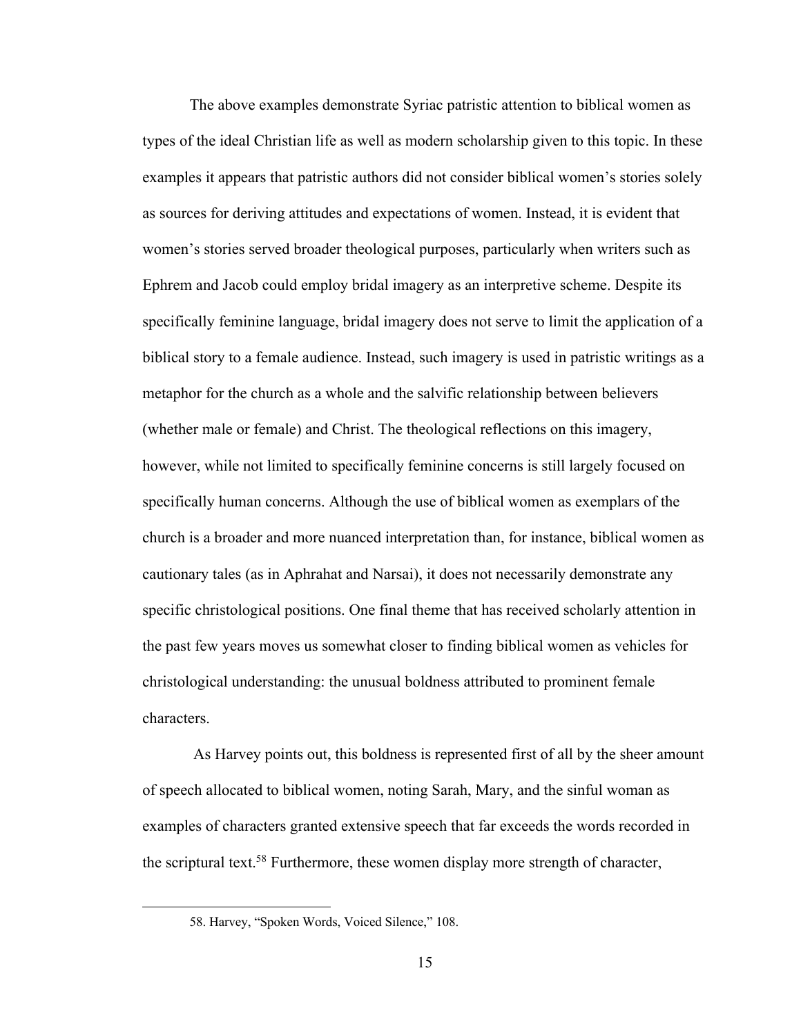The above examples demonstrate Syriac patristic attention to biblical women as types of the ideal Christian life as well as modern scholarship given to this topic. In these examples it appears that patristic authors did not consider biblical women's stories solely as sources for deriving attitudes and expectations of women. Instead, it is evident that women's stories served broader theological purposes, particularly when writers such as Ephrem and Jacob could employ bridal imagery as an interpretive scheme. Despite its specifically feminine language, bridal imagery does not serve to limit the application of a biblical story to a female audience. Instead, such imagery is used in patristic writings as a metaphor for the church as a whole and the salvific relationship between believers (whether male or female) and Christ. The theological reflections on this imagery, however, while not limited to specifically feminine concerns is still largely focused on specifically human concerns. Although the use of biblical women as exemplars of the church is a broader and more nuanced interpretation than, for instance, biblical women as cautionary tales (as in Aphrahat and Narsai), it does not necessarily demonstrate any specific christological positions. One final theme that has received scholarly attention in the past few years moves us somewhat closer to finding biblical women as vehicles for christological understanding: the unusual boldness attributed to prominent female characters.

As Harvey points out, this boldness is represented first of all by the sheer amount of speech allocated to biblical women, noting Sarah, Mary, and the sinful woman as examples of characters granted extensive speech that far exceeds the words recorded in the scriptural text.[58] Furthermore, these women display more strength of character,

58. Harvey, "Spoken Words, Voiced Silence," 108.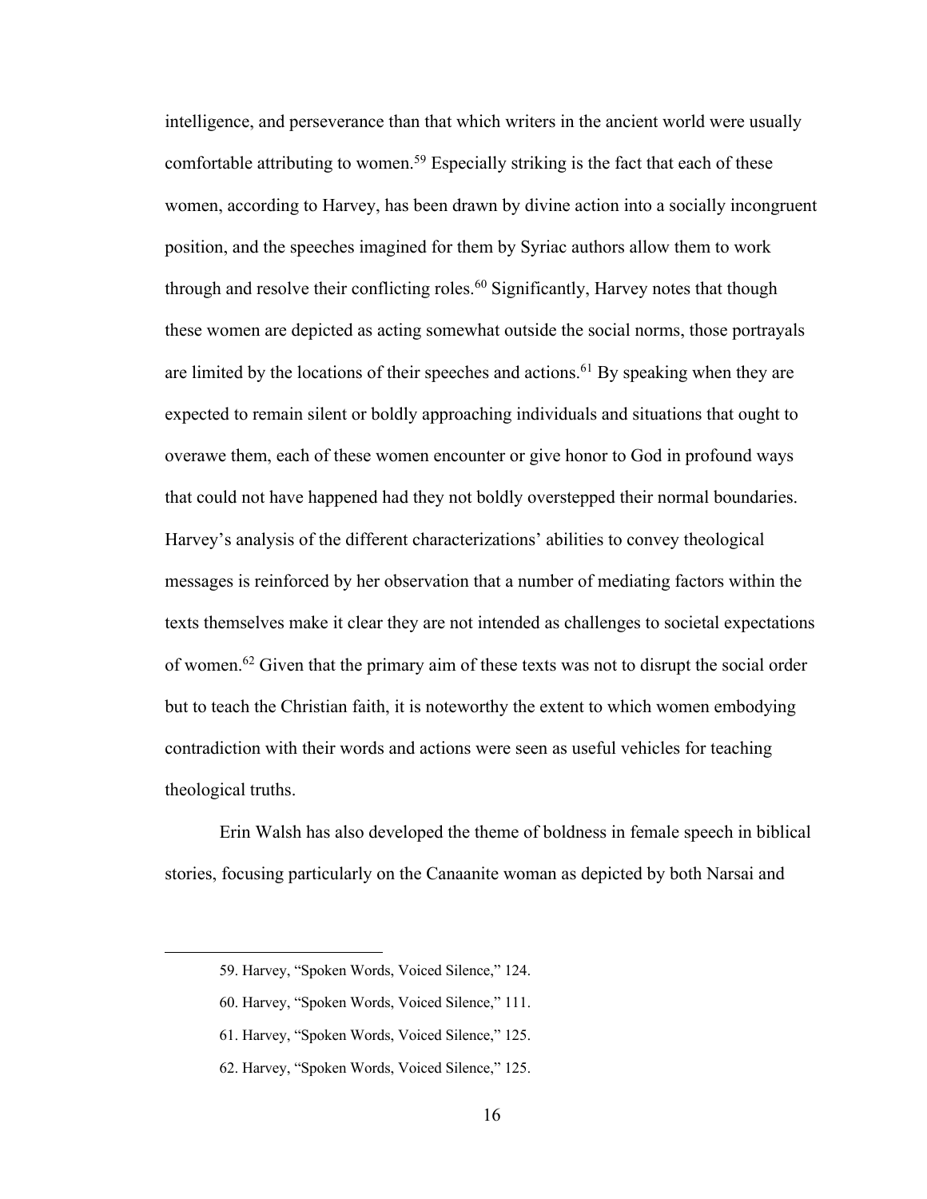intelligence, and perseverance than that which writers in the ancient world were usually comfortable attributing to women.[59] Especially striking is the fact that each of these women, according to Harvey, has been drawn by divine action into a socially incongruent position, and the speeches imagined for them by Syriac authors allow them to work through and resolve their conflicting roles.[60] Significantly, Harvey notes that though these women are depicted as acting somewhat outside the social norms, those portrayals are limited by the locations of their speeches and actions.[61] By speaking when they are expected to remain silent or boldly approaching individuals and situations that ought to overawe them, each of these women encounter or give honor to God in profound ways that could not have happened had they not boldly overstepped their normal boundaries. Harvey's analysis of the different characterizations' abilities to convey theological messages is reinforced by her observation that a number of mediating factors within the texts themselves make it clear they are not intended as challenges to societal expectations of women.[62] Given that the primary aim of these texts was not to disrupt the social order but to teach the Christian faith, it is noteworthy the extent to which women embodying contradiction with their words and actions were seen as useful vehicles for teaching theological truths.

Erin Walsh has also developed the theme of boldness in female speech in biblical stories, focusing particularly on the Canaanite woman as depicted by both Narsai and

---

59. Harvey, "Spoken Words, Voiced Silence," 124.

60. Harvey, "Spoken Words, Voiced Silence," 111.

61. Harvey, "Spoken Words, Voiced Silence," 125.

62. Harvey, "Spoken Words, Voiced Silence," 125.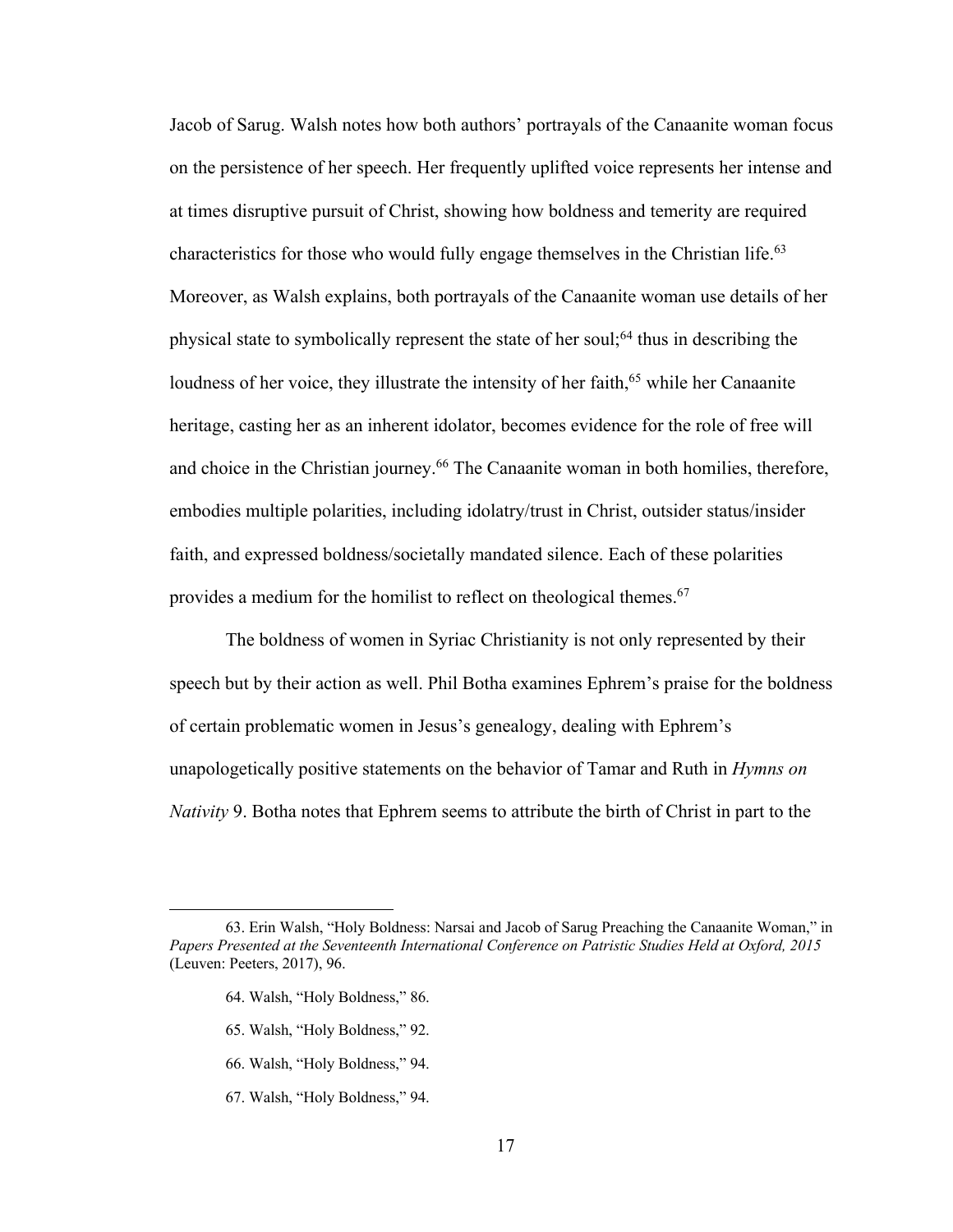Jacob of Sarug. Walsh notes how both authors' portrayals of the Canaanite woman focus on the persistence of her speech. Her frequently uplifted voice represents her intense and at times disruptive pursuit of Christ, showing how boldness and temerity are required characteristics for those who would fully engage themselves in the Christian life.[63] Moreover, as Walsh explains, both portrayals of the Canaanite woman use details of her physical state to symbolically represent the state of her soul;[64] thus in describing the loudness of her voice, they illustrate the intensity of her faith,[65] while her Canaanite heritage, casting her as an inherent idolator, becomes evidence for the role of free will and choice in the Christian journey.[66] The Canaanite woman in both homilies, therefore, embodies multiple polarities, including idolatry/trust in Christ, outsider status/insider faith, and expressed boldness/societally mandated silence. Each of these polarities provides a medium for the homilist to reflect on theological themes.[67]

The boldness of women in Syriac Christianity is not only represented by their speech but by their action as well. Phil Botha examines Ephrem's praise for the boldness of certain problematic women in Jesus's genealogy, dealing with Ephrem's unapologetically positive statements on the behavior of Tamar and Ruth in *Hymns on Nativity* 9. Botha notes that Ephrem seems to attribute the birth of Christ in part to the

---

63. Erin Walsh, "Holy Boldness: Narsai and Jacob of Sarug Preaching the Canaanite Woman," in *Papers Presented at the Seventeenth International Conference on Patristic Studies Held at Oxford, 2015* (Leuven: Peeters, 2017), 96.

64. Walsh, "Holy Boldness," 86.

65. Walsh, "Holy Boldness," 92.

66. Walsh, "Holy Boldness," 94.

67. Walsh, "Holy Boldness," 94.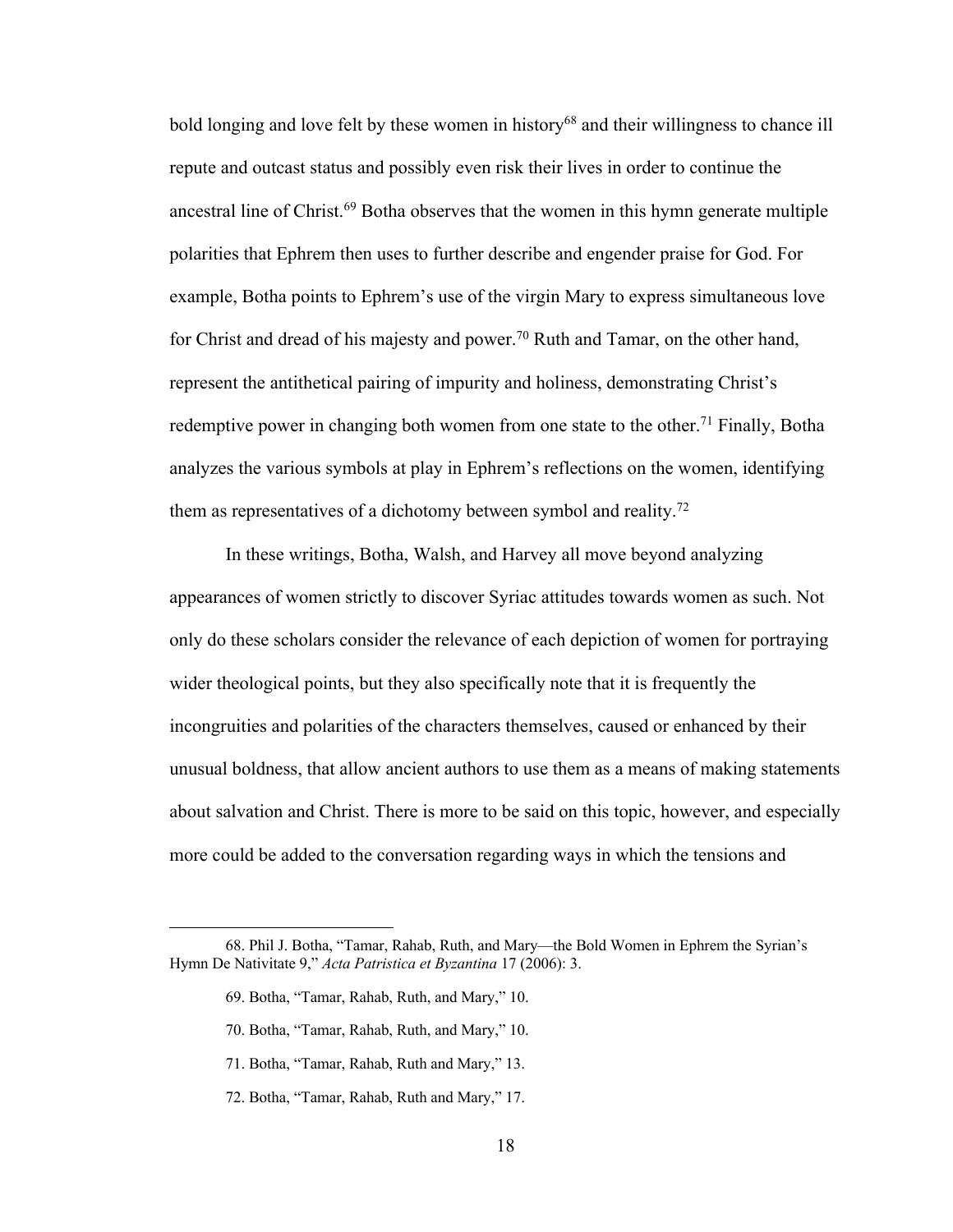bold longing and love felt by these women in history[68] and their willingness to chance ill repute and outcast status and possibly even risk their lives in order to continue the ancestral line of Christ.[69] Botha observes that the women in this hymn generate multiple polarities that Ephrem then uses to further describe and engender praise for God. For example, Botha points to Ephrem's use of the virgin Mary to express simultaneous love for Christ and dread of his majesty and power.[70] Ruth and Tamar, on the other hand, represent the antithetical pairing of impurity and holiness, demonstrating Christ's redemptive power in changing both women from one state to the other.[71] Finally, Botha analyzes the various symbols at play in Ephrem's reflections on the women, identifying them as representatives of a dichotomy between symbol and reality.[72]

In these writings, Botha, Walsh, and Harvey all move beyond analyzing appearances of women strictly to discover Syriac attitudes towards women as such. Not only do these scholars consider the relevance of each depiction of women for portraying wider theological points, but they also specifically note that it is frequently the incongruities and polarities of the characters themselves, caused or enhanced by their unusual boldness, that allow ancient authors to use them as a means of making statements about salvation and Christ. There is more to be said on this topic, however, and especially more could be added to the conversation regarding ways in which the tensions and

---

68. Phil J. Botha, "Tamar, Rahab, Ruth, and Mary—the Bold Women in Ephrem the Syrian's Hymn De Nativitate 9," *Acta Patristica et Byzantina* 17 (2006): 3.

69. Botha, "Tamar, Rahab, Ruth, and Mary," 10.

70. Botha, "Tamar, Rahab, Ruth, and Mary," 10.

71. Botha, "Tamar, Rahab, Ruth and Mary," 13.

72. Botha, "Tamar, Rahab, Ruth and Mary," 17.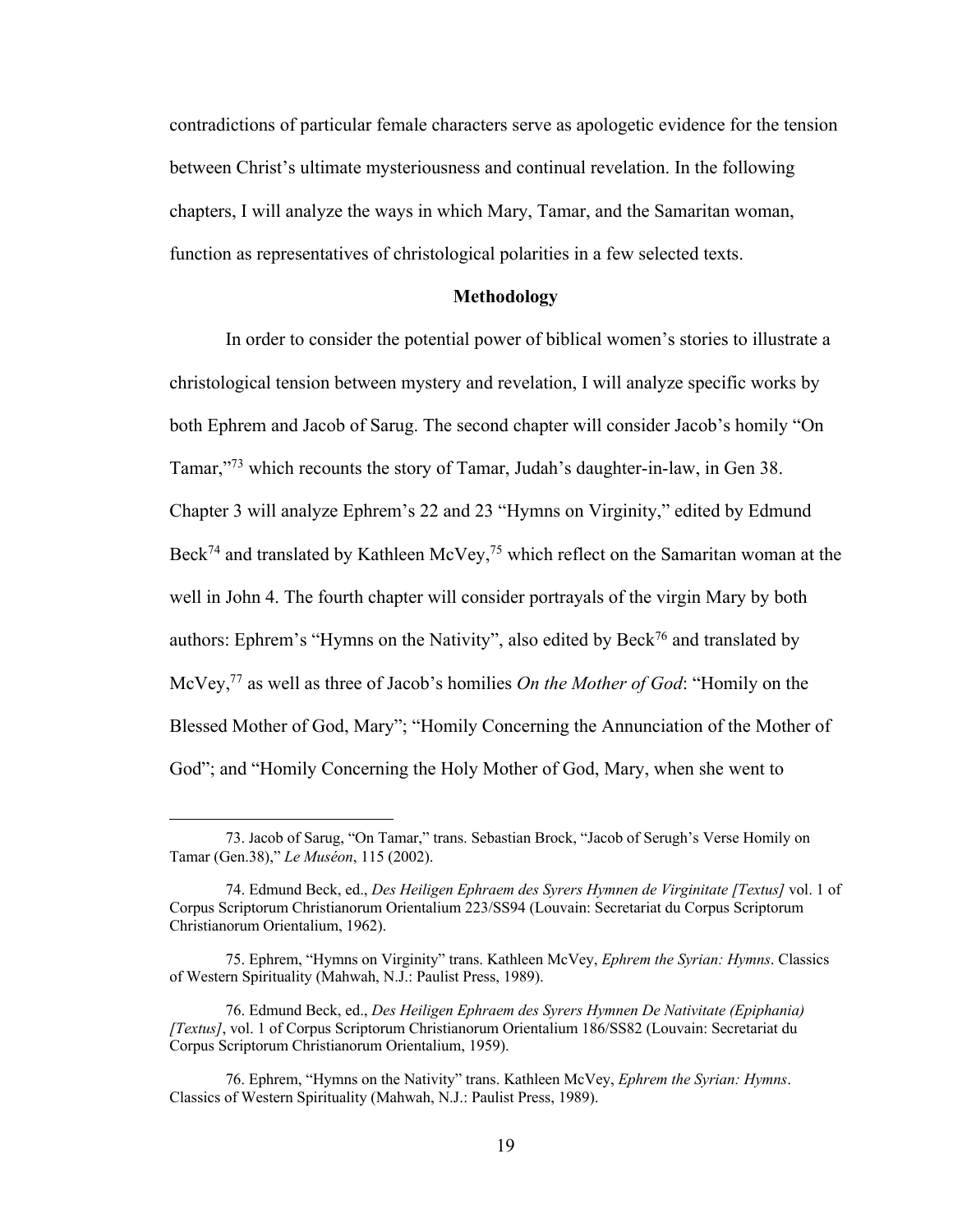contradictions of particular female characters serve as apologetic evidence for the tension between Christ's ultimate mysteriousness and continual revelation. In the following chapters, I will analyze the ways in which Mary, Tamar, and the Samaritan woman, function as representatives of christological polarities in a few selected texts.

### Methodology

In order to consider the potential power of biblical women's stories to illustrate a christological tension between mystery and revelation, I will analyze specific works by both Ephrem and Jacob of Sarug. The second chapter will consider Jacob's homily "On Tamar,"[73] which recounts the story of Tamar, Judah's daughter-in-law, in Gen 38. Chapter 3 will analyze Ephrem's 22 and 23 "Hymns on Virginity," edited by Edmund Beck[74] and translated by Kathleen McVey,[75] which reflect on the Samaritan woman at the well in John 4. The fourth chapter will consider portrayals of the virgin Mary by both authors: Ephrem's "Hymns on the Nativity", also edited by Beck[76] and translated by McVey,[77] as well as three of Jacob's homilies *On the Mother of God*: "Homily on the Blessed Mother of God, Mary"; "Homily Concerning the Annunciation of the Mother of God"; and "Homily Concerning the Holy Mother of God, Mary, when she went to

---

73. Jacob of Sarug, "On Tamar," trans. Sebastian Brock, "Jacob of Serugh's Verse Homily on Tamar (Gen.38)," *Le Muséon*, 115 (2002).

74. Edmund Beck, ed., *Des Heiligen Ephraem des Syrers Hymnen de Virginitate [Textus]* vol. 1 of Corpus Scriptorum Christianorum Orientalium 223/SS94 (Louvain: Secretariat du Corpus Scriptorum Christianorum Orientalium, 1962).

75. Ephrem, "Hymns on Virginity" trans. Kathleen McVey, *Ephrem the Syrian: Hymns*. Classics of Western Spirituality (Mahwah, N.J.: Paulist Press, 1989).

76. Edmund Beck, ed., *Des Heiligen Ephraem des Syrers Hymnen De Nativitate (Epiphania) [Textus]*, vol. 1 of Corpus Scriptorum Christianorum Orientalium 186/SS82 (Louvain: Secretariat du Corpus Scriptorum Christianorum Orientalium, 1959).

76. Ephrem, "Hymns on the Nativity" trans. Kathleen McVey, *Ephrem the Syrian: Hymns*. Classics of Western Spirituality (Mahwah, N.J.: Paulist Press, 1989).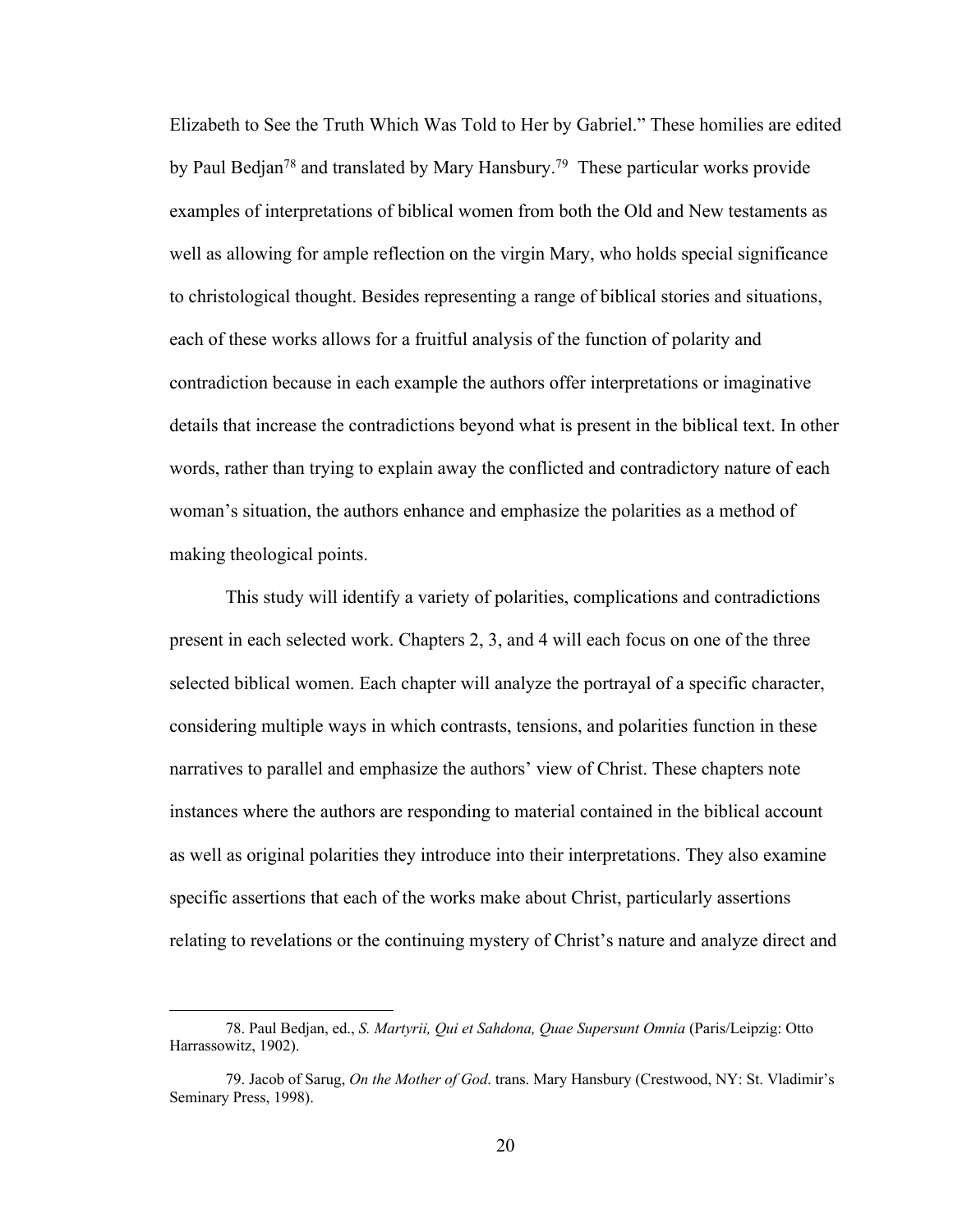Elizabeth to See the Truth Which Was Told to Her by Gabriel." These homilies are edited by Paul Bedjan[78] and translated by Mary Hansbury.[79] These particular works provide examples of interpretations of biblical women from both the Old and New testaments as well as allowing for ample reflection on the virgin Mary, who holds special significance to christological thought. Besides representing a range of biblical stories and situations, each of these works allows for a fruitful analysis of the function of polarity and contradiction because in each example the authors offer interpretations or imaginative details that increase the contradictions beyond what is present in the biblical text. In other words, rather than trying to explain away the conflicted and contradictory nature of each woman's situation, the authors enhance and emphasize the polarities as a method of making theological points.

This study will identify a variety of polarities, complications and contradictions present in each selected work. Chapters 2, 3, and 4 will each focus on one of the three selected biblical women. Each chapter will analyze the portrayal of a specific character, considering multiple ways in which contrasts, tensions, and polarities function in these narratives to parallel and emphasize the authors' view of Christ. These chapters note instances where the authors are responding to material contained in the biblical account as well as original polarities they introduce into their interpretations. They also examine specific assertions that each of the works make about Christ, particularly assertions relating to revelations or the continuing mystery of Christ's nature and analyze direct and

---

78. Paul Bedjan, ed., *S. Martyrii, Qui et Sahdona, Quae Supersunt Omnia* (Paris/Leipzig: Otto Harrassowitz, 1902).

79. Jacob of Sarug, *On the Mother of God*. trans. Mary Hansbury (Crestwood, NY: St. Vladimir's Seminary Press, 1998).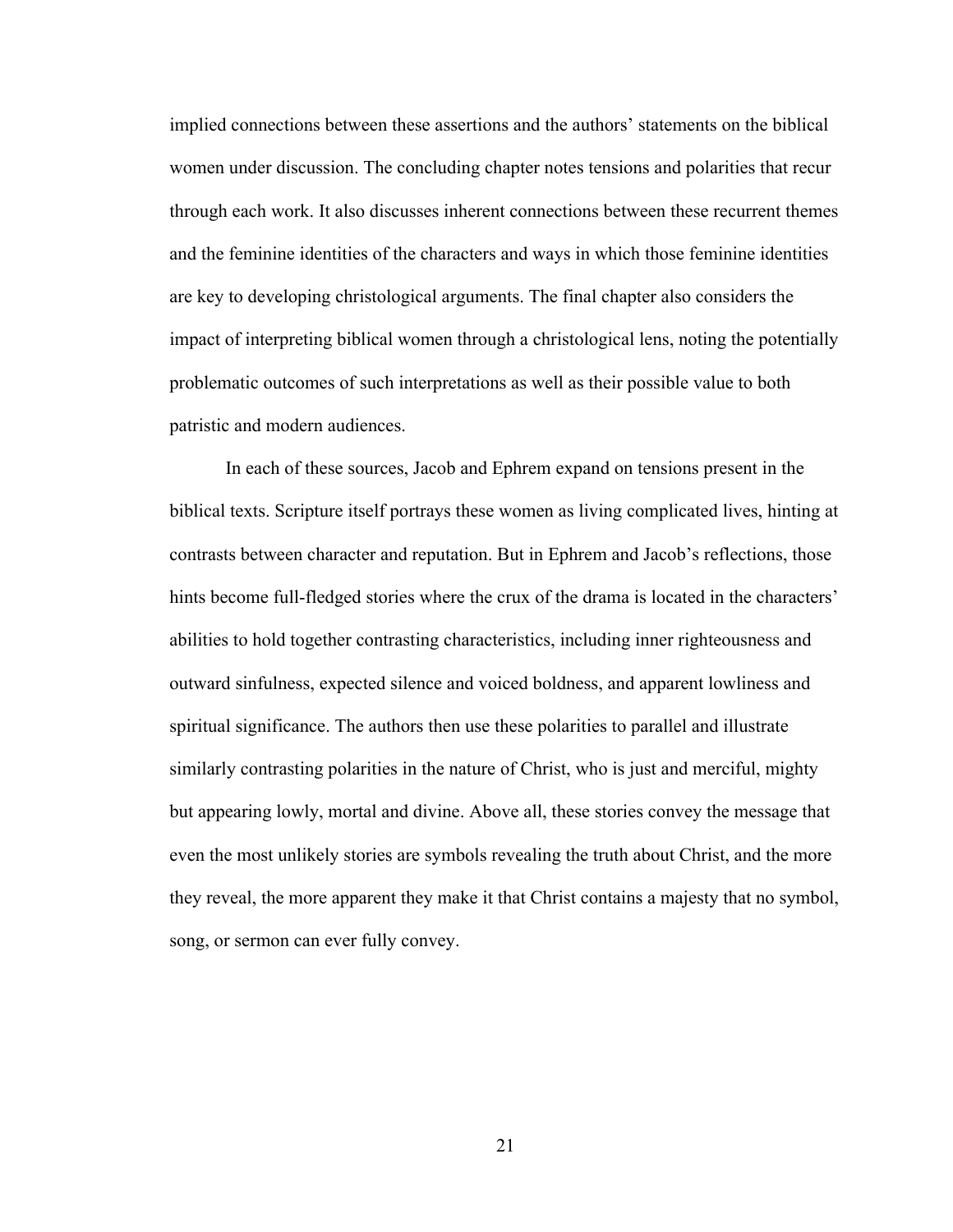implied connections between these assertions and the authors' statements on the biblical women under discussion. The concluding chapter notes tensions and polarities that recur through each work. It also discusses inherent connections between these recurrent themes and the feminine identities of the characters and ways in which those feminine identities are key to developing christological arguments. The final chapter also considers the impact of interpreting biblical women through a christological lens, noting the potentially problematic outcomes of such interpretations as well as their possible value to both patristic and modern audiences.

In each of these sources, Jacob and Ephrem expand on tensions present in the biblical texts. Scripture itself portrays these women as living complicated lives, hinting at contrasts between character and reputation. But in Ephrem and Jacob's reflections, those hints become full-fledged stories where the crux of the drama is located in the characters' abilities to hold together contrasting characteristics, including inner righteousness and outward sinfulness, expected silence and voiced boldness, and apparent lowliness and spiritual significance. The authors then use these polarities to parallel and illustrate similarly contrasting polarities in the nature of Christ, who is just and merciful, mighty but appearing lowly, mortal and divine. Above all, these stories convey the message that even the most unlikely stories are symbols revealing the truth about Christ, and the more they reveal, the more apparent they make it that Christ contains a majesty that no symbol, song, or sermon can ever fully convey.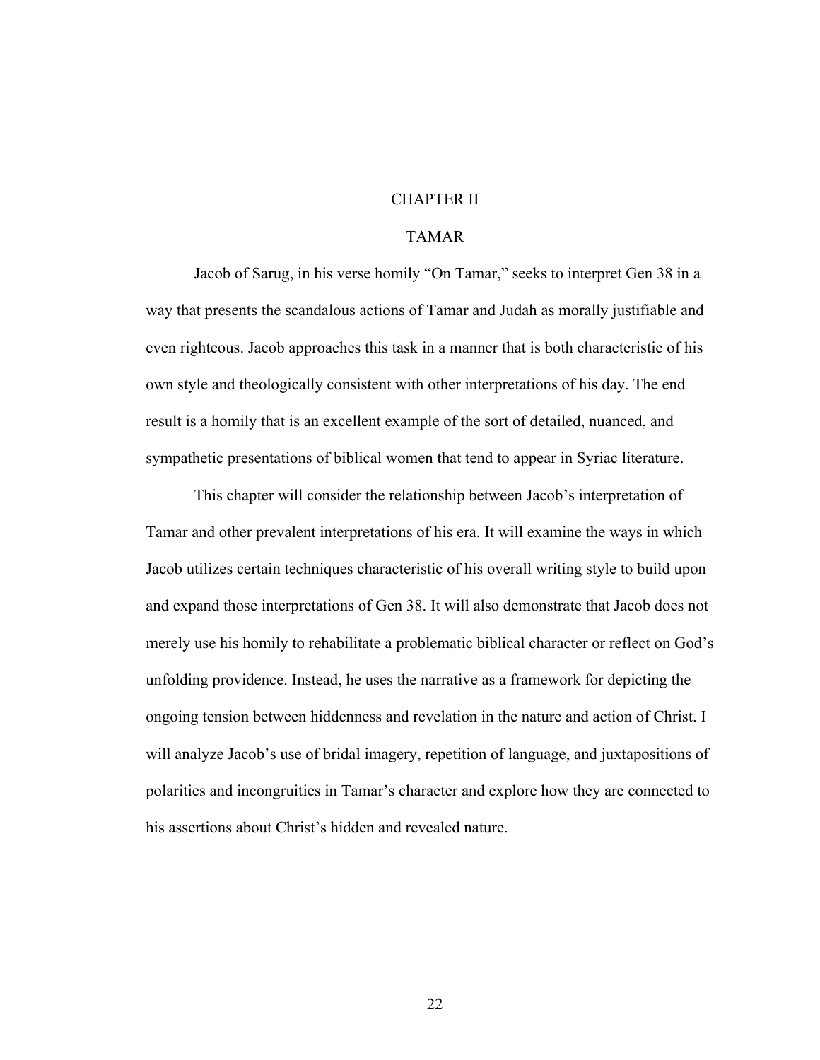# CHAPTER II

# TAMAR

Jacob of Sarug, in his verse homily "On Tamar," seeks to interpret Gen 38 in a way that presents the scandalous actions of Tamar and Judah as morally justifiable and even righteous. Jacob approaches this task in a manner that is both characteristic of his own style and theologically consistent with other interpretations of his day. The end result is a homily that is an excellent example of the sort of detailed, nuanced, and sympathetic presentations of biblical women that tend to appear in Syriac literature.

This chapter will consider the relationship between Jacob's interpretation of Tamar and other prevalent interpretations of his era. It will examine the ways in which Jacob utilizes certain techniques characteristic of his overall writing style to build upon and expand those interpretations of Gen 38. It will also demonstrate that Jacob does not merely use his homily to rehabilitate a problematic biblical character or reflect on God's unfolding providence. Instead, he uses the narrative as a framework for depicting the ongoing tension between hiddenness and revelation in the nature and action of Christ. I will analyze Jacob's use of bridal imagery, repetition of language, and juxtapositions of polarities and incongruities in Tamar's character and explore how they are connected to his assertions about Christ's hidden and revealed nature.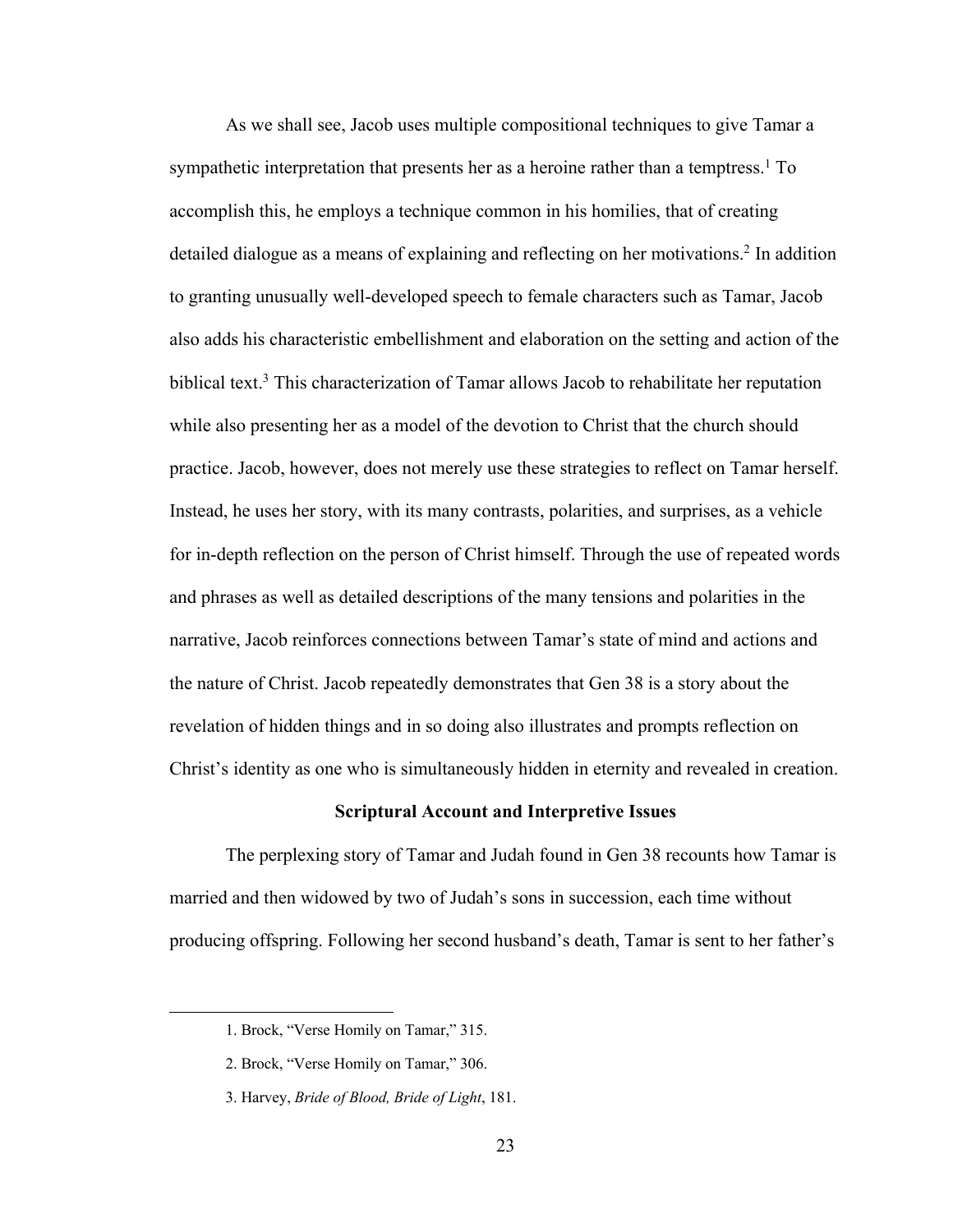As we shall see, Jacob uses multiple compositional techniques to give Tamar a sympathetic interpretation that presents her as a heroine rather than a temptress.[1] To accomplish this, he employs a technique common in his homilies, that of creating detailed dialogue as a means of explaining and reflecting on her motivations.[2] In addition to granting unusually well-developed speech to female characters such as Tamar, Jacob also adds his characteristic embellishment and elaboration on the setting and action of the biblical text.[3] This characterization of Tamar allows Jacob to rehabilitate her reputation while also presenting her as a model of the devotion to Christ that the church should practice. Jacob, however, does not merely use these strategies to reflect on Tamar herself. Instead, he uses her story, with its many contrasts, polarities, and surprises, as a vehicle for in-depth reflection on the person of Christ himself. Through the use of repeated words and phrases as well as detailed descriptions of the many tensions and polarities in the narrative, Jacob reinforces connections between Tamar's state of mind and actions and the nature of Christ. Jacob repeatedly demonstrates that Gen 38 is a story about the revelation of hidden things and in so doing also illustrates and prompts reflection on Christ's identity as one who is simultaneously hidden in eternity and revealed in creation.

### Scriptural Account and Interpretive Issues

The perplexing story of Tamar and Judah found in Gen 38 recounts how Tamar is married and then widowed by two of Judah's sons in succession, each time without producing offspring. Following her second husband's death, Tamar is sent to her father's

---

1. Brock, "Verse Homily on Tamar," 315.

2. Brock, "Verse Homily on Tamar," 306.

3. Harvey, *Bride of Blood, Bride of Light*, 181.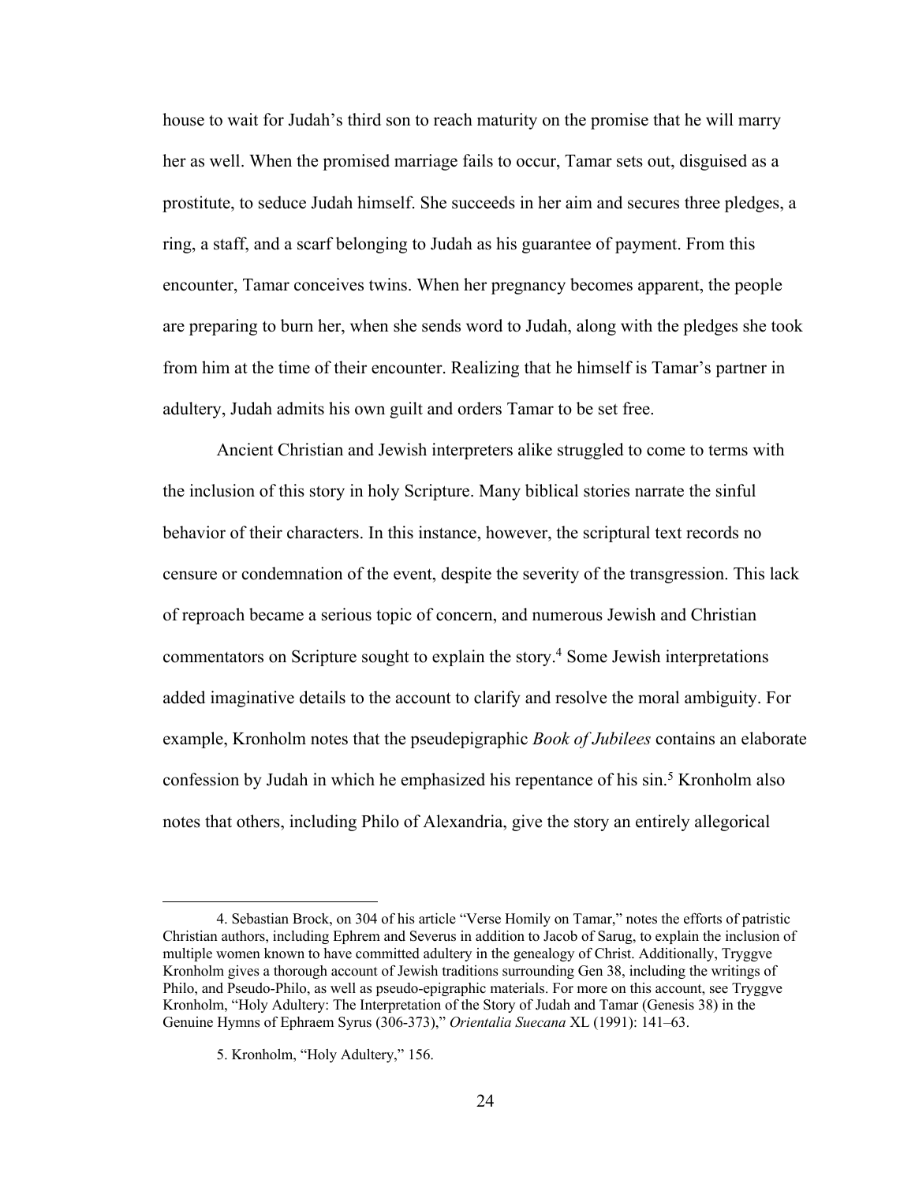house to wait for Judah's third son to reach maturity on the promise that he will marry her as well. When the promised marriage fails to occur, Tamar sets out, disguised as a prostitute, to seduce Judah himself. She succeeds in her aim and secures three pledges, a ring, a staff, and a scarf belonging to Judah as his guarantee of payment. From this encounter, Tamar conceives twins. When her pregnancy becomes apparent, the people are preparing to burn her, when she sends word to Judah, along with the pledges she took from him at the time of their encounter. Realizing that he himself is Tamar's partner in adultery, Judah admits his own guilt and orders Tamar to be set free.

Ancient Christian and Jewish interpreters alike struggled to come to terms with the inclusion of this story in holy Scripture. Many biblical stories narrate the sinful behavior of their characters. In this instance, however, the scriptural text records no censure or condemnation of the event, despite the severity of the transgression. This lack of reproach became a serious topic of concern, and numerous Jewish and Christian commentators on Scripture sought to explain the story.[4] Some Jewish interpretations added imaginative details to the account to clarify and resolve the moral ambiguity. For example, Kronholm notes that the pseudepigraphic *Book of Jubilees* contains an elaborate confession by Judah in which he emphasized his repentance of his sin.[5] Kronholm also notes that others, including Philo of Alexandria, give the story an entirely allegorical

---

4. Sebastian Brock, on 304 of his article "Verse Homily on Tamar," notes the efforts of patristic Christian authors, including Ephrem and Severus in addition to Jacob of Sarug, to explain the inclusion of multiple women known to have committed adultery in the genealogy of Christ. Additionally, Tryggve Kronholm gives a thorough account of Jewish traditions surrounding Gen 38, including the writings of Philo, and Pseudo-Philo, as well as pseudo-epigraphic materials. For more on this account, see Tryggve Kronholm, "Holy Adultery: The Interpretation of the Story of Judah and Tamar (Genesis 38) in the Genuine Hymns of Ephraem Syrus (306-373)," *Orientalia Suecana* XL (1991): 141–63.

5. Kronholm, "Holy Adultery," 156.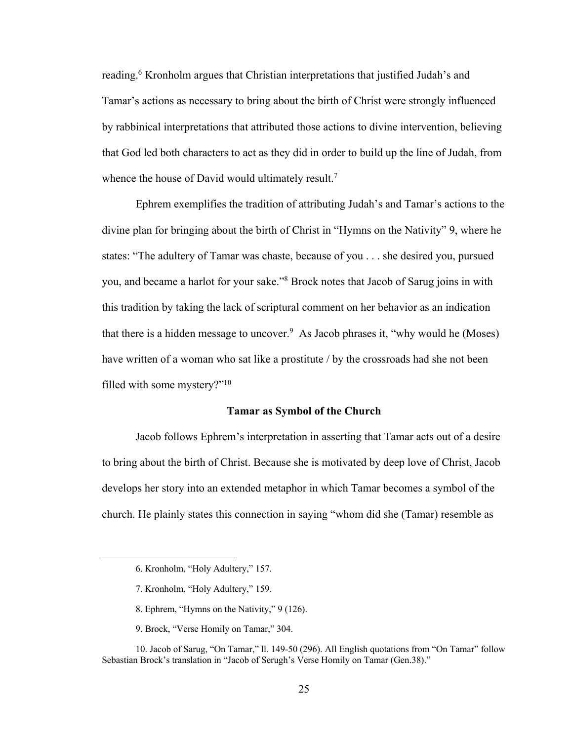reading.[6] Kronholm argues that Christian interpretations that justified Judah's and Tamar's actions as necessary to bring about the birth of Christ were strongly influenced by rabbinical interpretations that attributed those actions to divine intervention, believing that God led both characters to act as they did in order to build up the line of Judah, from whence the house of David would ultimately result.[7]

Ephrem exemplifies the tradition of attributing Judah's and Tamar's actions to the divine plan for bringing about the birth of Christ in "Hymns on the Nativity" 9, where he states: "The adultery of Tamar was chaste, because of you . . . she desired you, pursued you, and became a harlot for your sake."[8] Brock notes that Jacob of Sarug joins in with this tradition by taking the lack of scriptural comment on her behavior as an indication that there is a hidden message to uncover.[9] As Jacob phrases it, "why would he (Moses) have written of a woman who sat like a prostitute / by the crossroads had she not been filled with some mystery?"[10]

### Tamar as Symbol of the Church

Jacob follows Ephrem's interpretation in asserting that Tamar acts out of a desire to bring about the birth of Christ. Because she is motivated by deep love of Christ, Jacob develops her story into an extended metaphor in which Tamar becomes a symbol of the church. He plainly states this connection in saying "whom did she (Tamar) resemble as

---

6. Kronholm, "Holy Adultery," 157.

7. Kronholm, "Holy Adultery," 159.

8. Ephrem, "Hymns on the Nativity," 9 (126).

9. Brock, "Verse Homily on Tamar," 304.

10. Jacob of Sarug, "On Tamar," ll. 149-50 (296). All English quotations from "On Tamar" follow Sebastian Brock's translation in "Jacob of Serugh's Verse Homily on Tamar (Gen.38)."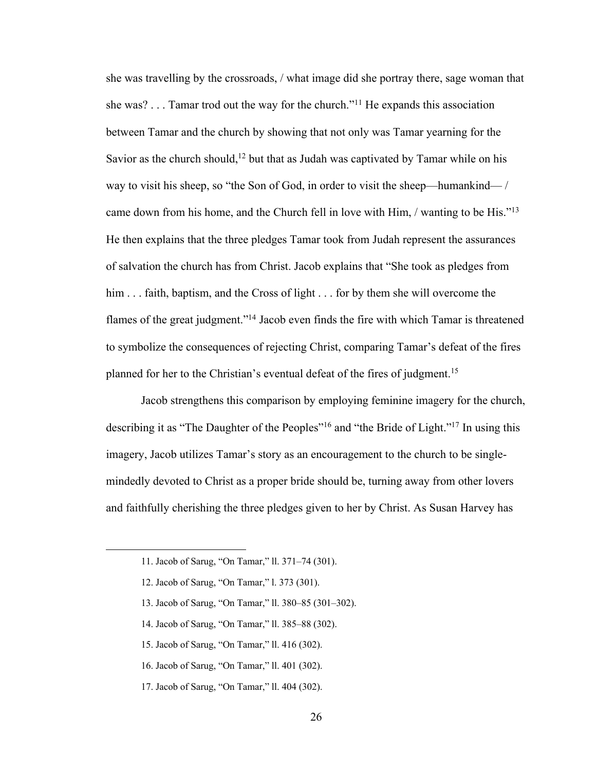she was travelling by the crossroads, / what image did she portray there, sage woman that she was? . . . Tamar trod out the way for the church."[11] He expands this association between Tamar and the church by showing that not only was Tamar yearning for the Savior as the church should,[12] but that as Judah was captivated by Tamar while on his way to visit his sheep, so "the Son of God, in order to visit the sheep—humankind— / came down from his home, and the Church fell in love with Him, / wanting to be His."[13] He then explains that the three pledges Tamar took from Judah represent the assurances of salvation the church has from Christ. Jacob explains that "She took as pledges from him . . . faith, baptism, and the Cross of light . . . for by them she will overcome the flames of the great judgment."[14] Jacob even finds the fire with which Tamar is threatened to symbolize the consequences of rejecting Christ, comparing Tamar's defeat of the fires planned for her to the Christian's eventual defeat of the fires of judgment.[15]

Jacob strengthens this comparison by employing feminine imagery for the church, describing it as "The Daughter of the Peoples"[16] and "the Bride of Light."[17] In using this imagery, Jacob utilizes Tamar's story as an encouragement to the church to be single-mindedly devoted to Christ as a proper bride should be, turning away from other lovers and faithfully cherishing the three pledges given to her by Christ. As Susan Harvey has

---

11. Jacob of Sarug, "On Tamar," ll. 371–74 (301).

12. Jacob of Sarug, "On Tamar," l. 373 (301).

13. Jacob of Sarug, "On Tamar," ll. 380–85 (301–302).

14. Jacob of Sarug, "On Tamar," ll. 385–88 (302).

15. Jacob of Sarug, "On Tamar," ll. 416 (302).

16. Jacob of Sarug, "On Tamar," ll. 401 (302).

17. Jacob of Sarug, "On Tamar," ll. 404 (302).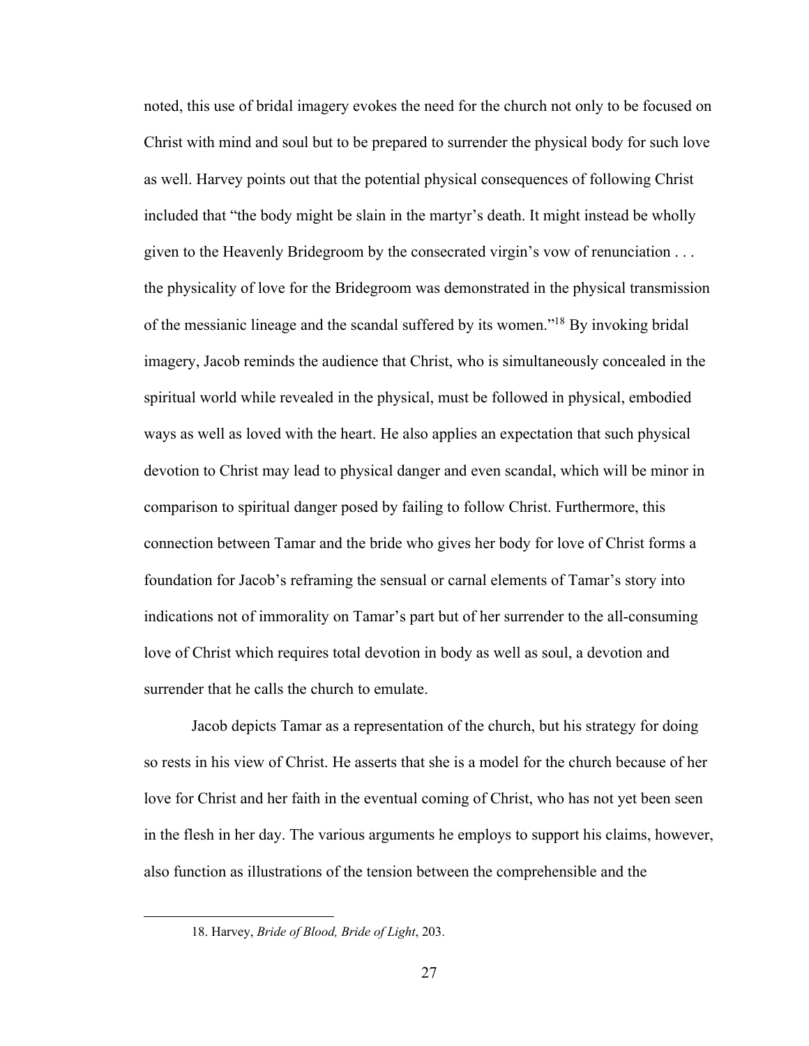noted, this use of bridal imagery evokes the need for the church not only to be focused on Christ with mind and soul but to be prepared to surrender the physical body for such love as well. Harvey points out that the potential physical consequences of following Christ included that "the body might be slain in the martyr's death. It might instead be wholly given to the Heavenly Bridegroom by the consecrated virgin's vow of renunciation . . . the physicality of love for the Bridegroom was demonstrated in the physical transmission of the messianic lineage and the scandal suffered by its women."[18] By invoking bridal imagery, Jacob reminds the audience that Christ, who is simultaneously concealed in the spiritual world while revealed in the physical, must be followed in physical, embodied ways as well as loved with the heart. He also applies an expectation that such physical devotion to Christ may lead to physical danger and even scandal, which will be minor in comparison to spiritual danger posed by failing to follow Christ. Furthermore, this connection between Tamar and the bride who gives her body for love of Christ forms a foundation for Jacob's reframing the sensual or carnal elements of Tamar's story into indications not of immorality on Tamar's part but of her surrender to the all-consuming love of Christ which requires total devotion in body as well as soul, a devotion and surrender that he calls the church to emulate.

Jacob depicts Tamar as a representation of the church, but his strategy for doing so rests in his view of Christ. He asserts that she is a model for the church because of her love for Christ and her faith in the eventual coming of Christ, who has not yet been seen in the flesh in her day. The various arguments he employs to support his claims, however, also function as illustrations of the tension between the comprehensible and the

18. Harvey, *Bride of Blood, Bride of Light*, 203.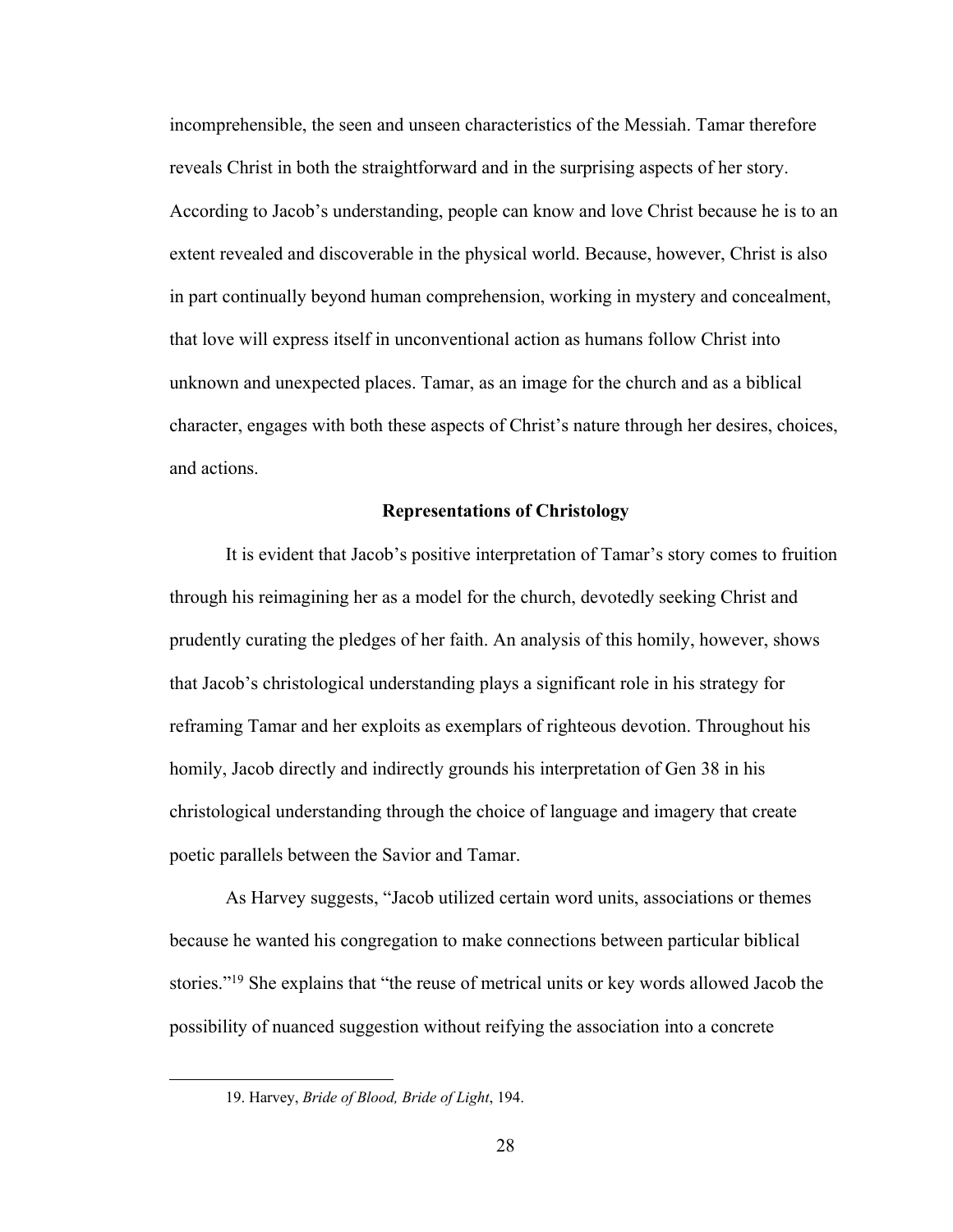incomprehensible, the seen and unseen characteristics of the Messiah. Tamar therefore reveals Christ in both the straightforward and in the surprising aspects of her story. According to Jacob's understanding, people can know and love Christ because he is to an extent revealed and discoverable in the physical world. Because, however, Christ is also in part continually beyond human comprehension, working in mystery and concealment, that love will express itself in unconventional action as humans follow Christ into unknown and unexpected places. Tamar, as an image for the church and as a biblical character, engages with both these aspects of Christ's nature through her desires, choices, and actions.

## Representations of Christology

It is evident that Jacob's positive interpretation of Tamar's story comes to fruition through his reimagining her as a model for the church, devotedly seeking Christ and prudently curating the pledges of her faith. An analysis of this homily, however, shows that Jacob's christological understanding plays a significant role in his strategy for reframing Tamar and her exploits as exemplars of righteous devotion. Throughout his homily, Jacob directly and indirectly grounds his interpretation of Gen 38 in his christological understanding through the choice of language and imagery that create poetic parallels between the Savior and Tamar.

As Harvey suggests, "Jacob utilized certain word units, associations or themes because he wanted his congregation to make connections between particular biblical stories."[19] She explains that "the reuse of metrical units or key words allowed Jacob the possibility of nuanced suggestion without reifying the association into a concrete

19. Harvey, *Bride of Blood, Bride of Light*, 194.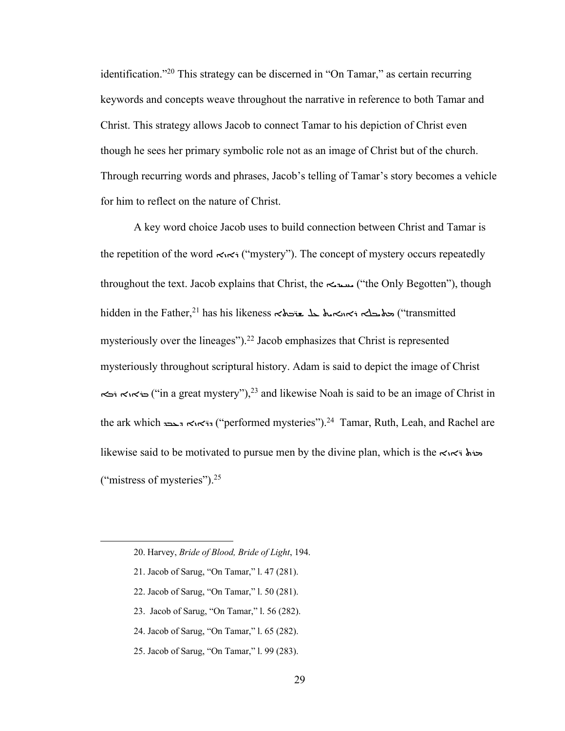identification."[20] This strategy can be discerned in "On Tamar," as certain recurring keywords and concepts weave throughout the narrative in reference to both Tamar and Christ. This strategy allows Jacob to connect Tamar to his depiction of Christ even though he sees her primary symbolic role not as an image of Christ but of the church. Through recurring words and phrases, Jacob's telling of Tamar's story becomes a vehicle for him to reflect on the nature of Christ.

A key word choice Jacob uses to build connection between Christ and Tamar is the repetition of the word ܐܪܙܐ ("mystery"). The concept of mystery occurs repeatedly throughout the text. Jacob explains that Christ, the ܝܚܝܕܝܐ ("the Only Begotten"), though hidden in the Father,[21] has his likeness ܡܫܬܠܡܐ ܐܪܙܐܝܬ ܥܠ ܫܪ̈ܒܬܐ ("transmitted mysteriously over the lineages").[22] Jacob emphasizes that Christ is represented mysteriously throughout scriptural history. Adam is said to depict the image of Christ ܒܐܪܙܐ ܪܒܐ ("in a great mystery"),[23] and likewise Noah is said to be an image of Christ in the ark which ܕܐܪ̈ܙܐ ܡܥܒܕ ("performed mysteries").[24] Tamar, Ruth, Leah, and Rachel are likewise said to be motivated to pursue men by the divine plan, which is the ܡܪܬ ܐܪ̈ܙܐ ("mistress of mysteries").[25]

---

20. Harvey, *Bride of Blood, Bride of Light*, 194.

21. Jacob of Sarug, "On Tamar," l. 47 (281).

22. Jacob of Sarug, "On Tamar," l. 50 (281).

23. Jacob of Sarug, "On Tamar," l. 56 (282).

24. Jacob of Sarug, "On Tamar," l. 65 (282).

25. Jacob of Sarug, "On Tamar," l. 99 (283).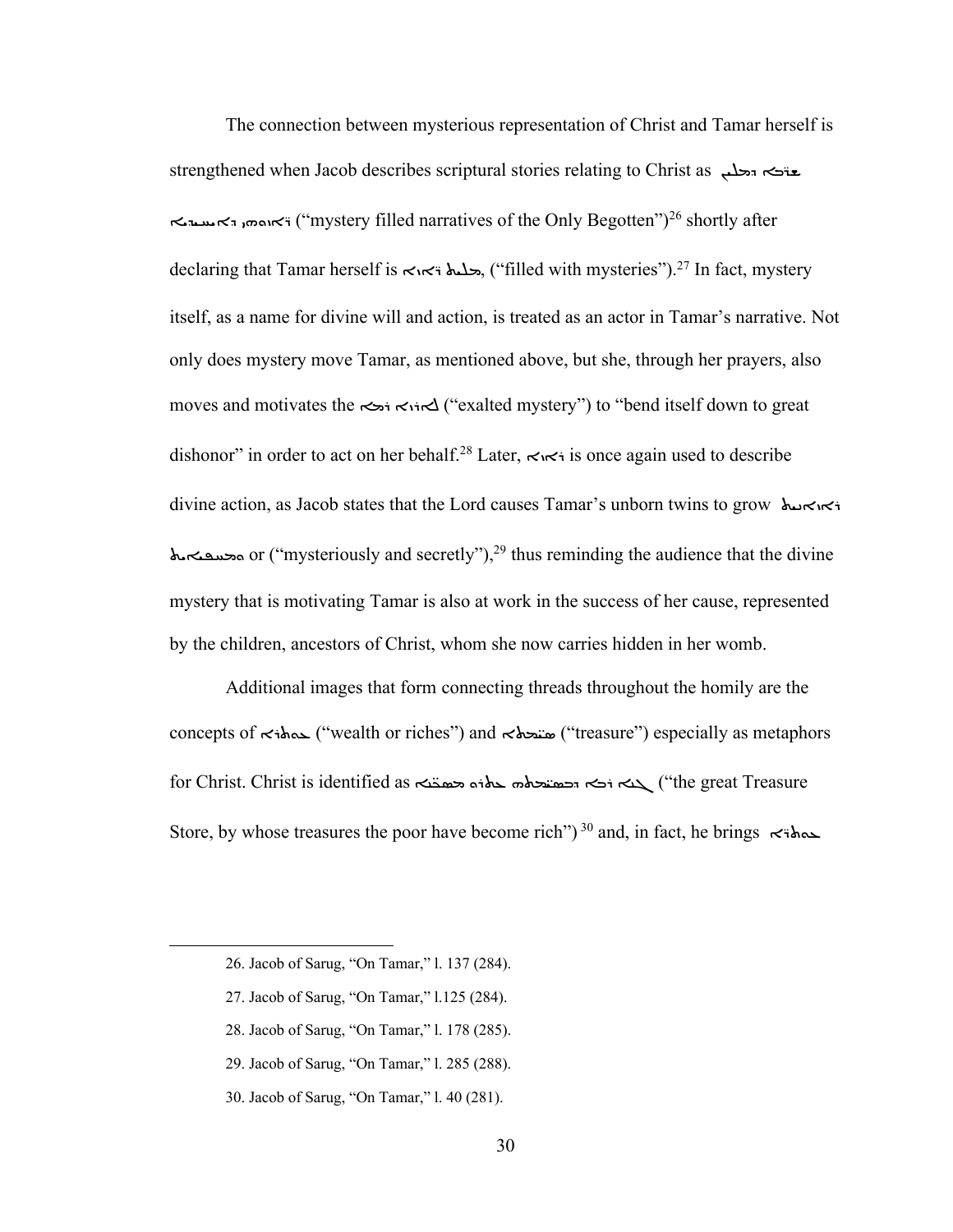The connection between mysterious representation of Christ and Tamar herself is strengthened when Jacob describes scriptural stories relating to Christ as ܫܪ̈ܒܐ ܕܡܠܝܢ ܐܪ̈ܙܘܗܝ ܕܝܚܝܕܝܐ ("mystery filled narratives of the Only Begotten")[26] shortly after declaring that Tamar herself is ܡܠܝܬ ܐܪ̈ܙܐ, ("filled with mysteries").[27] In fact, mystery itself, as a name for divine will and action, is treated as an actor in Tamar's narrative. Not only does mystery move Tamar, as mentioned above, but she, through her prayers, also moves and motivates the ܠܐܪܙܐ ܪܡܐ ("exalted mystery") to "bend itself down to great dishonor" in order to act on her behalf.[28] Later, ܐܪܙܐ is once again used to describe divine action, as Jacob states that the Lord causes Tamar's unborn twins to grow ܐܪܙܢܐܝܬ ܘܟܣܝܐܝܬ or ("mysteriously and secretly"),[29] thus reminding the audience that the divine mystery that is motivating Tamar is also at work in the success of her cause, represented by the children, ancestors of Christ, whom she now carries hidden in her womb.

Additional images that form connecting threads throughout the homily are the concepts of ܥܘܬܪܐ ("wealth or riches") and ܣܝܡܬܐ ("treasure") especially as metaphors for Christ. Christ is identified as ܠܓܙܐ ܪܒܐ ܕܒܣܝ̈ܡܬܗ ܥܬܪܘ ܡܣܟ̈ܢܐ ("the great Treasure Store, by whose treasures the poor have become rich")[30] and, in fact, he brings ܥܘܬܪܐ

---

26. Jacob of Sarug, "On Tamar," l. 137 (284).

27. Jacob of Sarug, "On Tamar," l.125 (284).

28. Jacob of Sarug, "On Tamar," l. 178 (285).

29. Jacob of Sarug, "On Tamar," l. 285 (288).

30. Jacob of Sarug, "On Tamar," l. 40 (281).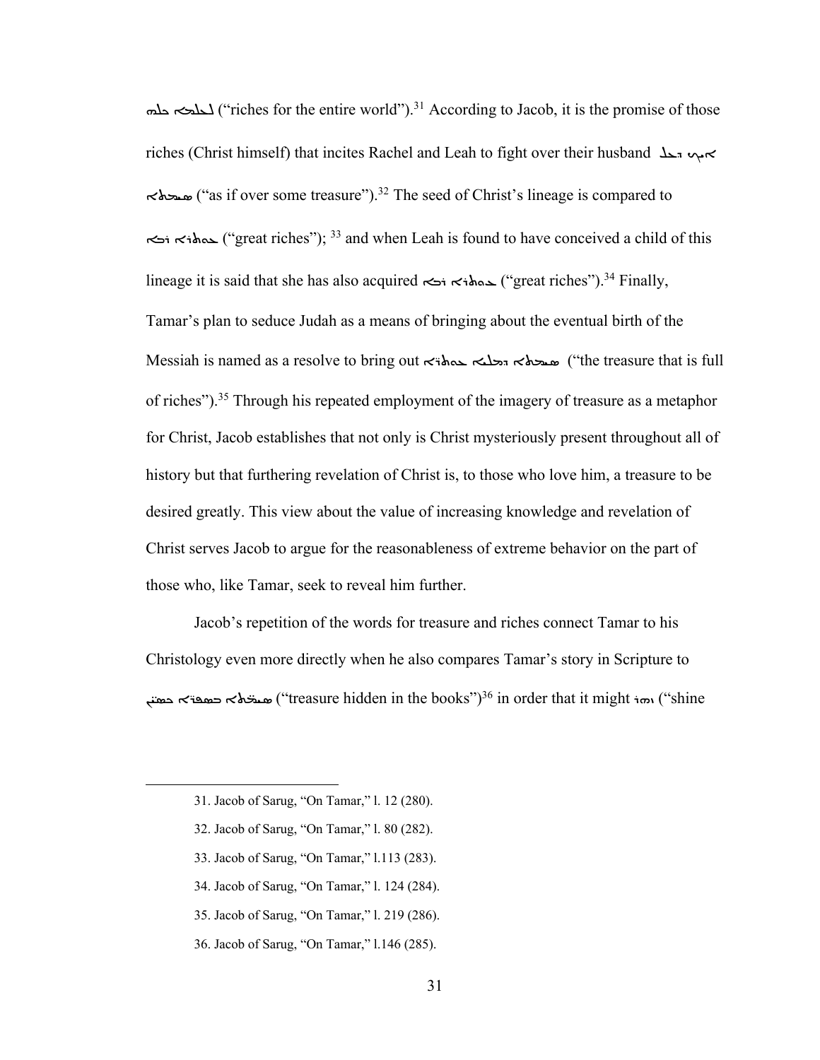ܠܥܠܡܐ ܟܠܗ ("riches for the entire world").[31] According to Jacob, it is the promise of those riches (Christ himself) that incites Rachel and Leah to fight over their husband ܐܝܟ ܕܥܠ ܣܝܡܬܐ ("as if over some treasure").[32] The seed of Christ's lineage is compared to ܥܘܬܪܐ ܪܒܐ ("great riches"); [33] and when Leah is found to have conceived a child of this lineage it is said that she has also acquired ܥܘܬܪܐ ܪܒܐ ("great riches").[34] Finally, Tamar's plan to seduce Judah as a means of bringing about the eventual birth of the Messiah is named as a resolve to bring out ܣܝܡܬܐ ܕܡܠܝܐ ܥܘܬܪܐ ("the treasure that is full of riches").[35] Through his repeated employment of the imagery of treasure as a metaphor for Christ, Jacob establishes that not only is Christ mysteriously present throughout all of history but that furthering revelation of Christ is, to those who love him, a treasure to be desired greatly. This view about the value of increasing knowledge and revelation of Christ serves Jacob to argue for the reasonableness of extreme behavior on the part of those who, like Tamar, seek to reveal him further.

Jacob's repetition of the words for treasure and riches connect Tamar to his Christology even more directly when he also compares Tamar's story in Scripture to ܣܝܡܬܐ ܕܒܣܦܪܐ ܟܣܝܐ ("treasure hidden in the books")[36] in order that it might ܢܗܪ ("shine

31. Jacob of Sarug, "On Tamar," l. 12 (280).

32. Jacob of Sarug, "On Tamar," l. 80 (282).

33. Jacob of Sarug, "On Tamar," l.113 (283).

34. Jacob of Sarug, "On Tamar," l. 124 (284).

35. Jacob of Sarug, "On Tamar," l. 219 (286).

36. Jacob of Sarug, "On Tamar," l.146 (285).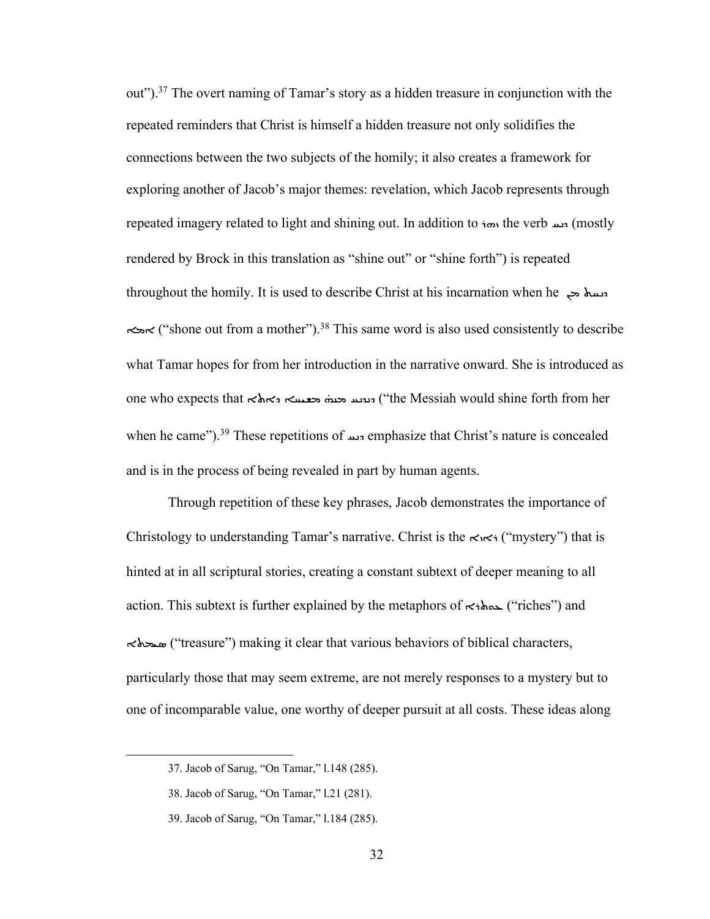out").[37] The overt naming of Tamar's story as a hidden treasure in conjunction with the repeated reminders that Christ is himself a hidden treasure not only solidifies the connections between the two subjects of the homily; it also creates a framework for exploring another of Jacob's major themes: revelation, which Jacob represents through repeated imagery related to light and shining out. In addition to ܙܗܪ the verb ܕܢܚ (mostly rendered by Brock in this translation as "shine out" or "shine forth") is repeated throughout the homily. It is used to describe Christ at his incarnation when he ܕܢܚܬ ܡܢ ܐܡܐ ("shone out from a mother").[38] This same word is also used consistently to describe what Tamar hopes for from her introduction in the narrative onward. She is introduced as one who expects that ܕܕܢܚ ܡܢܗ̇ ܡܫܝܚܐ ܕܐܬܐ ("the Messiah would shine forth from her when he came").[39] These repetitions of ܕܢܚ emphasize that Christ's nature is concealed and is in the process of being revealed in part by human agents.

Through repetition of these key phrases, Jacob demonstrates the importance of Christology to understanding Tamar's narrative. Christ is the ܐܪܙܐ ("mystery") that is hinted at in all scriptural stories, creating a constant subtext of deeper meaning to all action. This subtext is further explained by the metaphors of ܥܘܬܪܐ ("riches") and ܣܝܡܬܐ ("treasure") making it clear that various behaviors of biblical characters, particularly those that may seem extreme, are not merely responses to a mystery but to one of incomparable value, one worthy of deeper pursuit at all costs. These ideas along

37. Jacob of Sarug, "On Tamar," l.148 (285).

38. Jacob of Sarug, "On Tamar," l.21 (281).

39. Jacob of Sarug, "On Tamar," l.184 (285).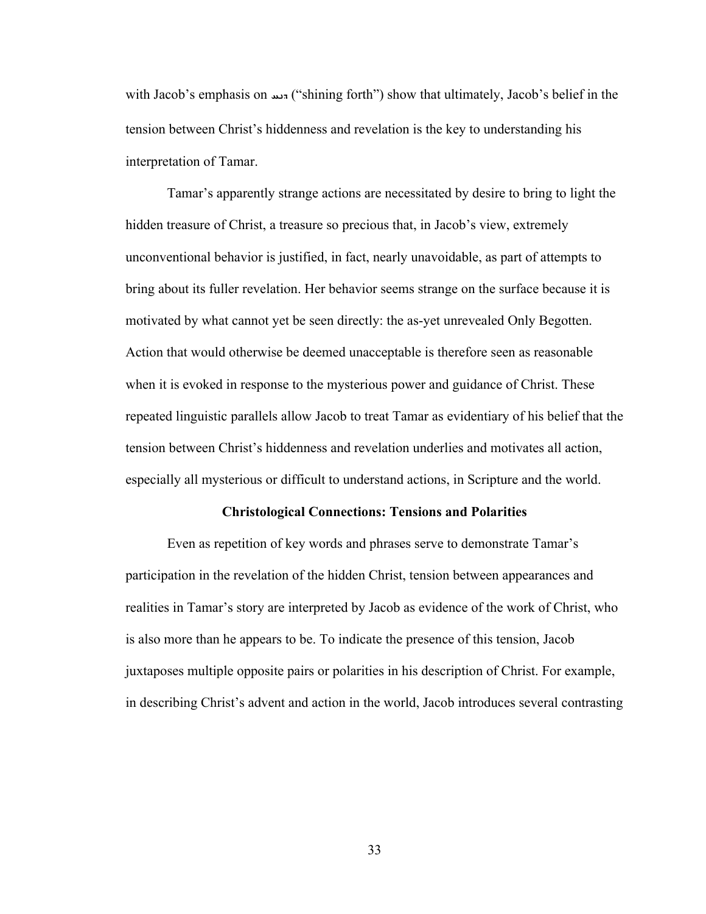with Jacob's emphasis on ܕܢܚ ("shining forth") show that ultimately, Jacob's belief in the tension between Christ's hiddenness and revelation is the key to understanding his interpretation of Tamar.

Tamar's apparently strange actions are necessitated by desire to bring to light the hidden treasure of Christ, a treasure so precious that, in Jacob's view, extremely unconventional behavior is justified, in fact, nearly unavoidable, as part of attempts to bring about its fuller revelation. Her behavior seems strange on the surface because it is motivated by what cannot yet be seen directly: the as-yet unrevealed Only Begotten. Action that would otherwise be deemed unacceptable is therefore seen as reasonable when it is evoked in response to the mysterious power and guidance of Christ. These repeated linguistic parallels allow Jacob to treat Tamar as evidentiary of his belief that the tension between Christ's hiddenness and revelation underlies and motivates all action, especially all mysterious or difficult to understand actions, in Scripture and the world.

### Christological Connections: Tensions and Polarities

Even as repetition of key words and phrases serve to demonstrate Tamar's participation in the revelation of the hidden Christ, tension between appearances and realities in Tamar's story are interpreted by Jacob as evidence of the work of Christ, who is also more than he appears to be. To indicate the presence of this tension, Jacob juxtaposes multiple opposite pairs or polarities in his description of Christ. For example, in describing Christ's advent and action in the world, Jacob introduces several contrasting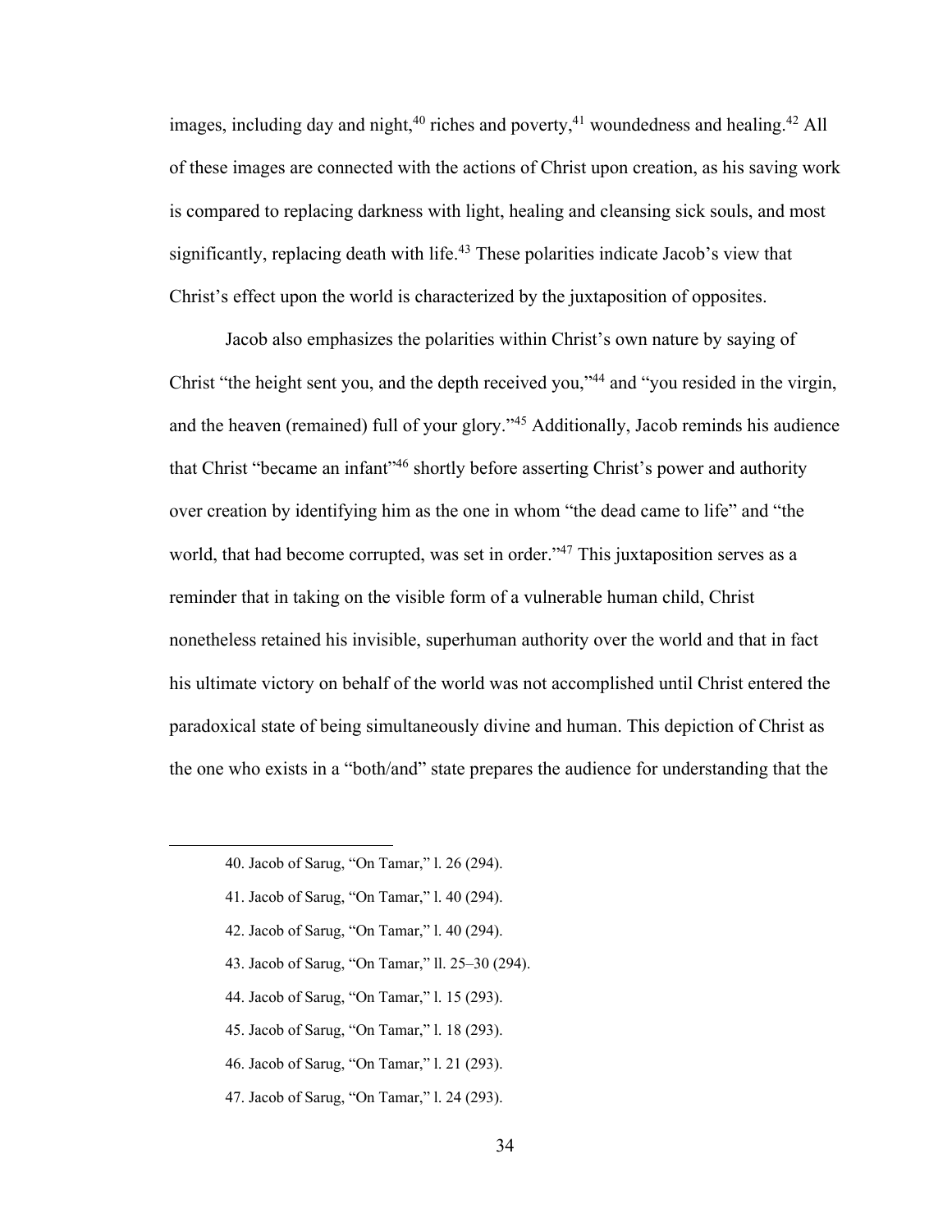images, including day and night,[40] riches and poverty,[41] woundedness and healing.[42] All of these images are connected with the actions of Christ upon creation, as his saving work is compared to replacing darkness with light, healing and cleansing sick souls, and most significantly, replacing death with life.[43] These polarities indicate Jacob's view that Christ's effect upon the world is characterized by the juxtaposition of opposites.

Jacob also emphasizes the polarities within Christ's own nature by saying of Christ "the height sent you, and the depth received you,"[44] and "you resided in the virgin, and the heaven (remained) full of your glory."[45] Additionally, Jacob reminds his audience that Christ "became an infant"[46] shortly before asserting Christ's power and authority over creation by identifying him as the one in whom "the dead came to life" and "the world, that had become corrupted, was set in order."[47] This juxtaposition serves as a reminder that in taking on the visible form of a vulnerable human child, Christ nonetheless retained his invisible, superhuman authority over the world and that in fact his ultimate victory on behalf of the world was not accomplished until Christ entered the paradoxical state of being simultaneously divine and human. This depiction of Christ as the one who exists in a "both/and" state prepares the audience for understanding that the

---

40. Jacob of Sarug, "On Tamar," l. 26 (294).

41. Jacob of Sarug, "On Tamar," l. 40 (294).

42. Jacob of Sarug, "On Tamar," l. 40 (294).

43. Jacob of Sarug, "On Tamar," ll. 25–30 (294).

44. Jacob of Sarug, "On Tamar," l. 15 (293).

45. Jacob of Sarug, "On Tamar," l. 18 (293).

46. Jacob of Sarug, "On Tamar," l. 21 (293).

47. Jacob of Sarug, "On Tamar," l. 24 (293).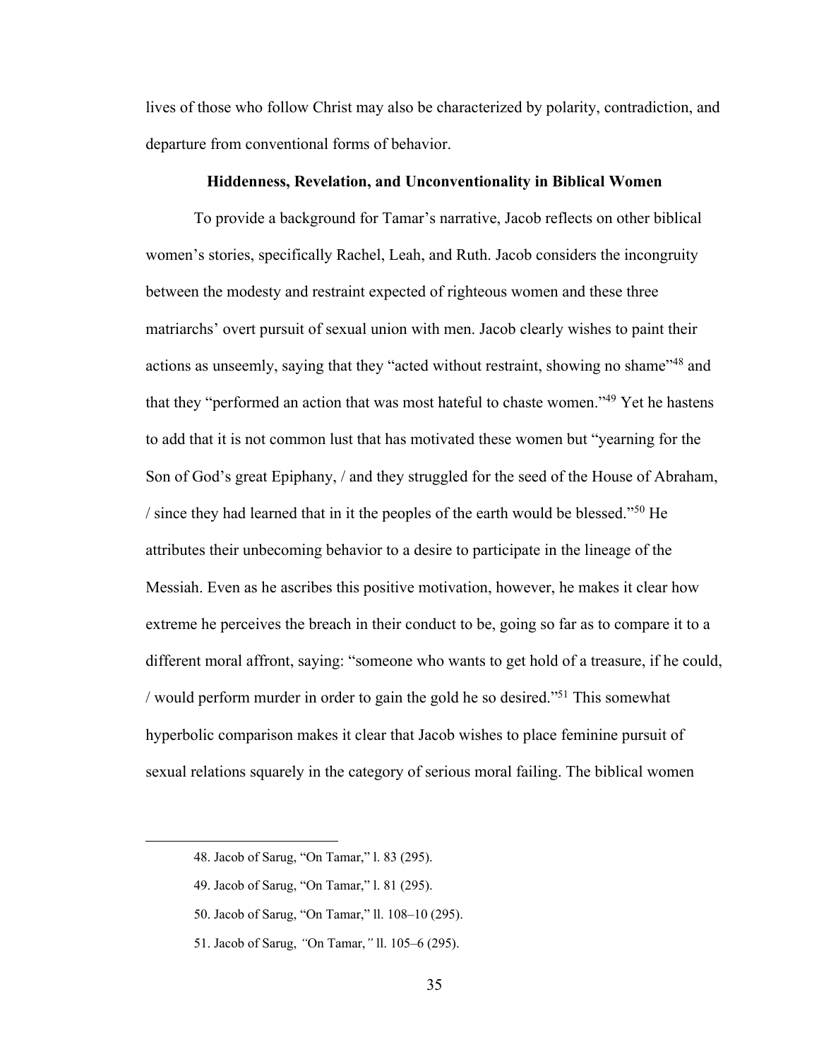lives of those who follow Christ may also be characterized by polarity, contradiction, and departure from conventional forms of behavior.

### Hiddenness, Revelation, and Unconventionality in Biblical Women

To provide a background for Tamar's narrative, Jacob reflects on other biblical women's stories, specifically Rachel, Leah, and Ruth. Jacob considers the incongruity between the modesty and restraint expected of righteous women and these three matriarchs' overt pursuit of sexual union with men. Jacob clearly wishes to paint their actions as unseemly, saying that they "acted without restraint, showing no shame"[48] and that they "performed an action that was most hateful to chaste women."[49] Yet he hastens to add that it is not common lust that has motivated these women but "yearning for the Son of God's great Epiphany, / and they struggled for the seed of the House of Abraham, / since they had learned that in it the peoples of the earth would be blessed."[50] He attributes their unbecoming behavior to a desire to participate in the lineage of the Messiah. Even as he ascribes this positive motivation, however, he makes it clear how extreme he perceives the breach in their conduct to be, going so far as to compare it to a different moral affront, saying: "someone who wants to get hold of a treasure, if he could, / would perform murder in order to gain the gold he so desired."[51] This somewhat hyperbolic comparison makes it clear that Jacob wishes to place feminine pursuit of sexual relations squarely in the category of serious moral failing. The biblical women

48. Jacob of Sarug, "On Tamar," l. 83 (295).

49. Jacob of Sarug, "On Tamar," l. 81 (295).

50. Jacob of Sarug, "On Tamar," ll. 108–10 (295).

51. Jacob of Sarug, "On Tamar," ll. 105–6 (295).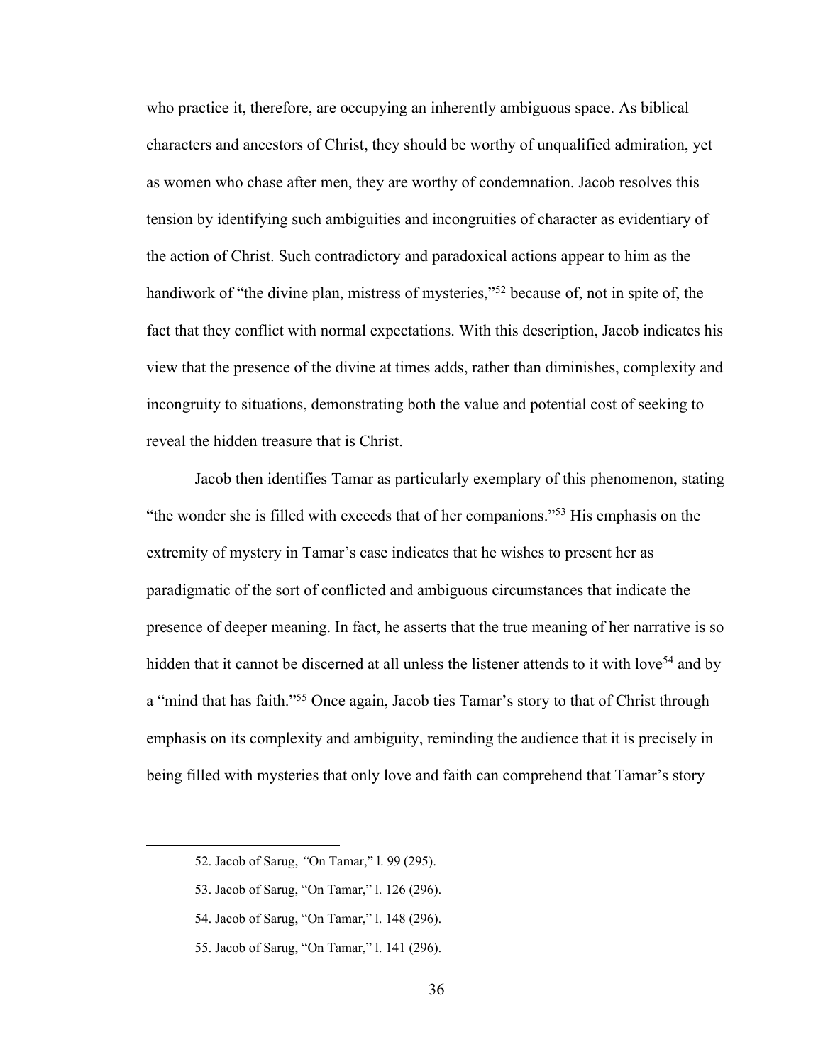who practice it, therefore, are occupying an inherently ambiguous space. As biblical characters and ancestors of Christ, they should be worthy of unqualified admiration, yet as women who chase after men, they are worthy of condemnation. Jacob resolves this tension by identifying such ambiguities and incongruities of character as evidentiary of the action of Christ. Such contradictory and paradoxical actions appear to him as the handiwork of "the divine plan, mistress of mysteries,"[52] because of, not in spite of, the fact that they conflict with normal expectations. With this description, Jacob indicates his view that the presence of the divine at times adds, rather than diminishes, complexity and incongruity to situations, demonstrating both the value and potential cost of seeking to reveal the hidden treasure that is Christ.

Jacob then identifies Tamar as particularly exemplary of this phenomenon, stating "the wonder she is filled with exceeds that of her companions."[53] His emphasis on the extremity of mystery in Tamar's case indicates that he wishes to present her as paradigmatic of the sort of conflicted and ambiguous circumstances that indicate the presence of deeper meaning. In fact, he asserts that the true meaning of her narrative is so hidden that it cannot be discerned at all unless the listener attends to it with love[54] and by a "mind that has faith."[55] Once again, Jacob ties Tamar's story to that of Christ through emphasis on its complexity and ambiguity, reminding the audience that it is precisely in being filled with mysteries that only love and faith can comprehend that Tamar's story

52. Jacob of Sarug, "On Tamar," l. 99 (295).

53. Jacob of Sarug, "On Tamar," l. 126 (296).

54. Jacob of Sarug, "On Tamar," l. 148 (296).

55. Jacob of Sarug, "On Tamar," l. 141 (296).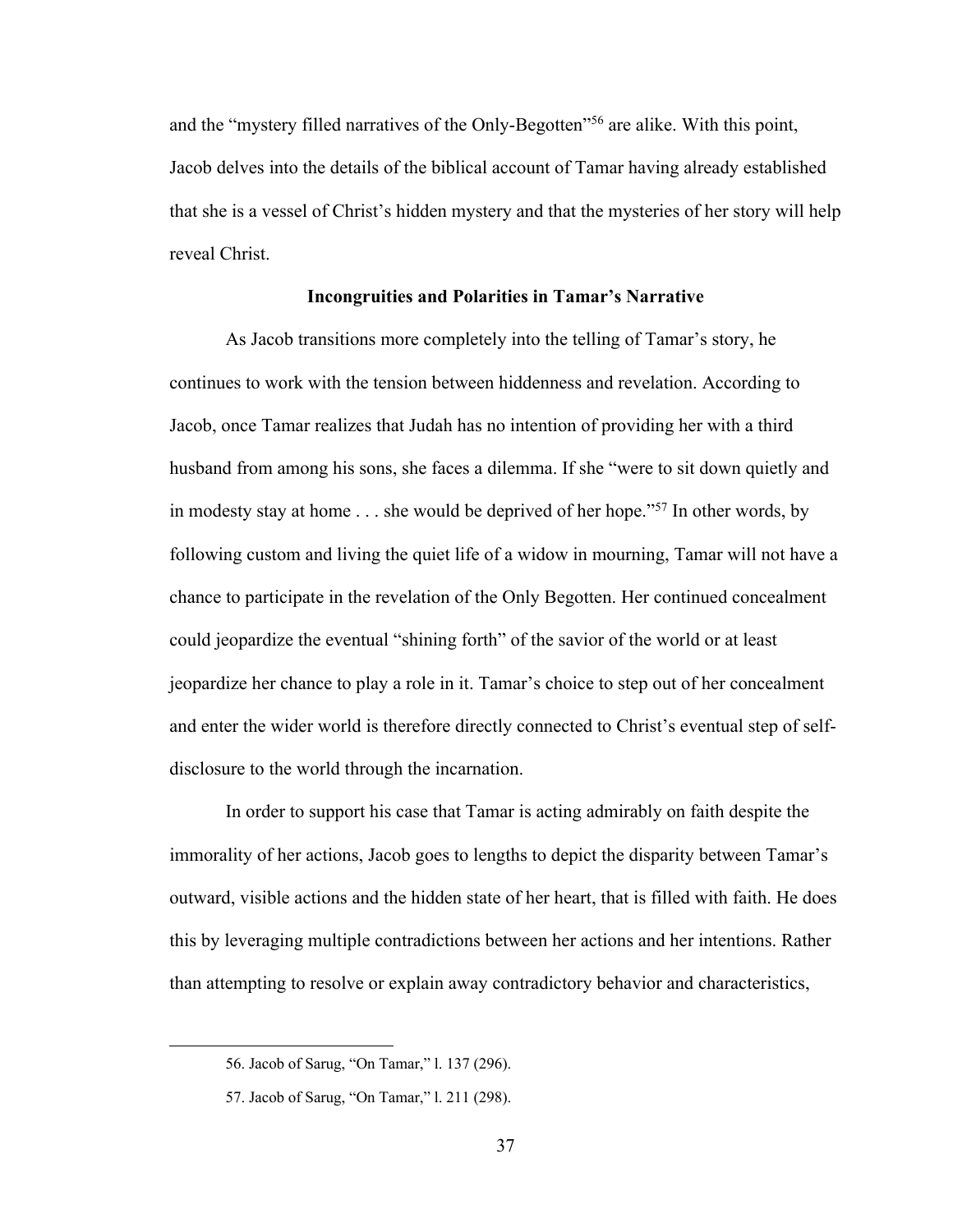and the "mystery filled narratives of the Only-Begotten"[56] are alike. With this point, Jacob delves into the details of the biblical account of Tamar having already established that she is a vessel of Christ's hidden mystery and that the mysteries of her story will help reveal Christ.

### Incongruities and Polarities in Tamar's Narrative

As Jacob transitions more completely into the telling of Tamar's story, he continues to work with the tension between hiddenness and revelation. According to Jacob, once Tamar realizes that Judah has no intention of providing her with a third husband from among his sons, she faces a dilemma. If she "were to sit down quietly and in modesty stay at home . . . she would be deprived of her hope."[57] In other words, by following custom and living the quiet life of a widow in mourning, Tamar will not have a chance to participate in the revelation of the Only Begotten. Her continued concealment could jeopardize the eventual "shining forth" of the savior of the world or at least jeopardize her chance to play a role in it. Tamar's choice to step out of her concealment and enter the wider world is therefore directly connected to Christ's eventual step of self-disclosure to the world through the incarnation.

In order to support his case that Tamar is acting admirably on faith despite the immorality of her actions, Jacob goes to lengths to depict the disparity between Tamar's outward, visible actions and the hidden state of her heart, that is filled with faith. He does this by leveraging multiple contradictions between her actions and her intentions. Rather than attempting to resolve or explain away contradictory behavior and characteristics,

---

56. Jacob of Sarug, "On Tamar," l. 137 (296).

57. Jacob of Sarug, "On Tamar," l. 211 (298).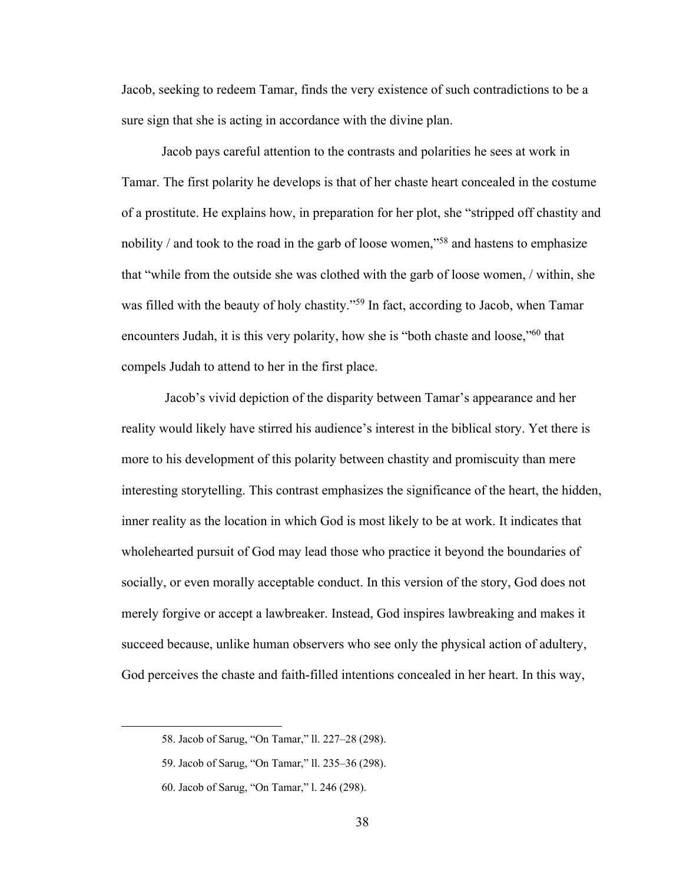Jacob, seeking to redeem Tamar, finds the very existence of such contradictions to be a sure sign that she is acting in accordance with the divine plan.

Jacob pays careful attention to the contrasts and polarities he sees at work in Tamar. The first polarity he develops is that of her chaste heart concealed in the costume of a prostitute. He explains how, in preparation for her plot, she "stripped off chastity and nobility / and took to the road in the garb of loose women,"[58] and hastens to emphasize that "while from the outside she was clothed with the garb of loose women, / within, she was filled with the beauty of holy chastity."[59] In fact, according to Jacob, when Tamar encounters Judah, it is this very polarity, how she is "both chaste and loose,"[60] that compels Judah to attend to her in the first place.

Jacob's vivid depiction of the disparity between Tamar's appearance and her reality would likely have stirred his audience's interest in the biblical story. Yet there is more to his development of this polarity between chastity and promiscuity than mere interesting storytelling. This contrast emphasizes the significance of the heart, the hidden, inner reality as the location in which God is most likely to be at work. It indicates that wholehearted pursuit of God may lead those who practice it beyond the boundaries of socially, or even morally acceptable conduct. In this version of the story, God does not merely forgive or accept a lawbreaker. Instead, God inspires lawbreaking and makes it succeed because, unlike human observers who see only the physical action of adultery, God perceives the chaste and faith-filled intentions concealed in her heart. In this way,

---

58. Jacob of Sarug, "On Tamar," ll. 227–28 (298).

59. Jacob of Sarug, "On Tamar," ll. 235–36 (298).

60. Jacob of Sarug, "On Tamar," l. 246 (298).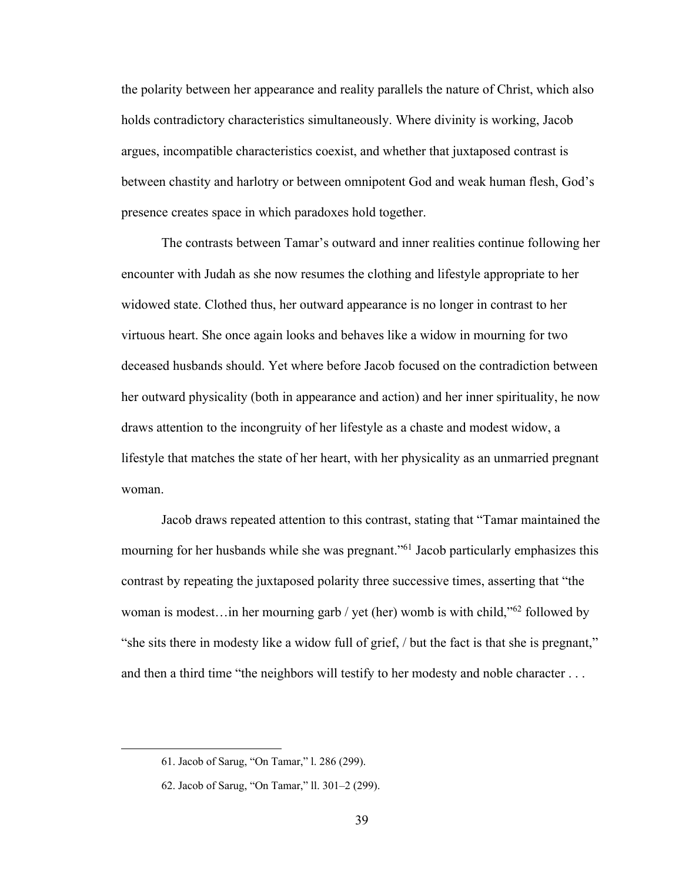the polarity between her appearance and reality parallels the nature of Christ, which also holds contradictory characteristics simultaneously. Where divinity is working, Jacob argues, incompatible characteristics coexist, and whether that juxtaposed contrast is between chastity and harlotry or between omnipotent God and weak human flesh, God's presence creates space in which paradoxes hold together.

The contrasts between Tamar's outward and inner realities continue following her encounter with Judah as she now resumes the clothing and lifestyle appropriate to her widowed state. Clothed thus, her outward appearance is no longer in contrast to her virtuous heart. She once again looks and behaves like a widow in mourning for two deceased husbands should. Yet where before Jacob focused on the contradiction between her outward physicality (both in appearance and action) and her inner spirituality, he now draws attention to the incongruity of her lifestyle as a chaste and modest widow, a lifestyle that matches the state of her heart, with her physicality as an unmarried pregnant woman.

Jacob draws repeated attention to this contrast, stating that "Tamar maintained the mourning for her husbands while she was pregnant."[61] Jacob particularly emphasizes this contrast by repeating the juxtaposed polarity three successive times, asserting that "the woman is modest…in her mourning garb / yet (her) womb is with child,"[62] followed by "she sits there in modesty like a widow full of grief, / but the fact is that she is pregnant," and then a third time "the neighbors will testify to her modesty and noble character . . .

---

61. Jacob of Sarug, "On Tamar," l. 286 (299).

62. Jacob of Sarug, "On Tamar," ll. 301–2 (299).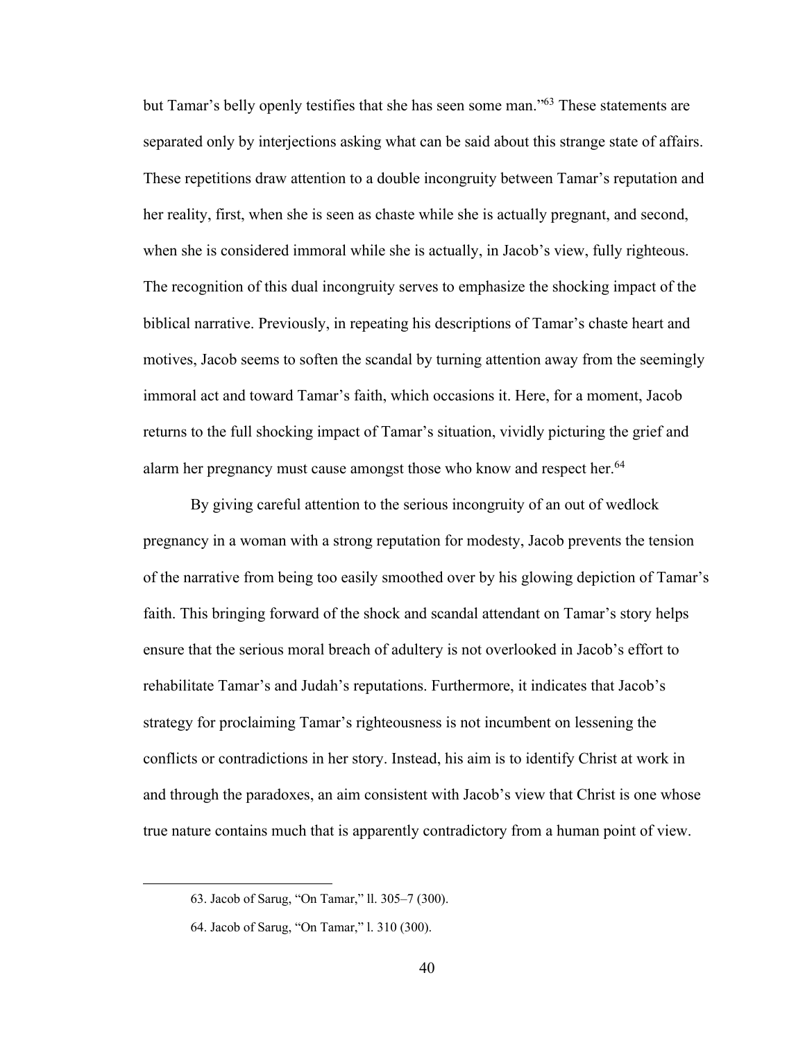but Tamar's belly openly testifies that she has seen some man."[63] These statements are separated only by interjections asking what can be said about this strange state of affairs. These repetitions draw attention to a double incongruity between Tamar's reputation and her reality, first, when she is seen as chaste while she is actually pregnant, and second, when she is considered immoral while she is actually, in Jacob's view, fully righteous. The recognition of this dual incongruity serves to emphasize the shocking impact of the biblical narrative. Previously, in repeating his descriptions of Tamar's chaste heart and motives, Jacob seems to soften the scandal by turning attention away from the seemingly immoral act and toward Tamar's faith, which occasions it. Here, for a moment, Jacob returns to the full shocking impact of Tamar's situation, vividly picturing the grief and alarm her pregnancy must cause amongst those who know and respect her.[64]

By giving careful attention to the serious incongruity of an out of wedlock pregnancy in a woman with a strong reputation for modesty, Jacob prevents the tension of the narrative from being too easily smoothed over by his glowing depiction of Tamar's faith. This bringing forward of the shock and scandal attendant on Tamar's story helps ensure that the serious moral breach of adultery is not overlooked in Jacob's effort to rehabilitate Tamar's and Judah's reputations. Furthermore, it indicates that Jacob's strategy for proclaiming Tamar's righteousness is not incumbent on lessening the conflicts or contradictions in her story. Instead, his aim is to identify Christ at work in and through the paradoxes, an aim consistent with Jacob's view that Christ is one whose true nature contains much that is apparently contradictory from a human point of view.

---

63. Jacob of Sarug, "On Tamar," ll. 305–7 (300).

64. Jacob of Sarug, "On Tamar," l. 310 (300).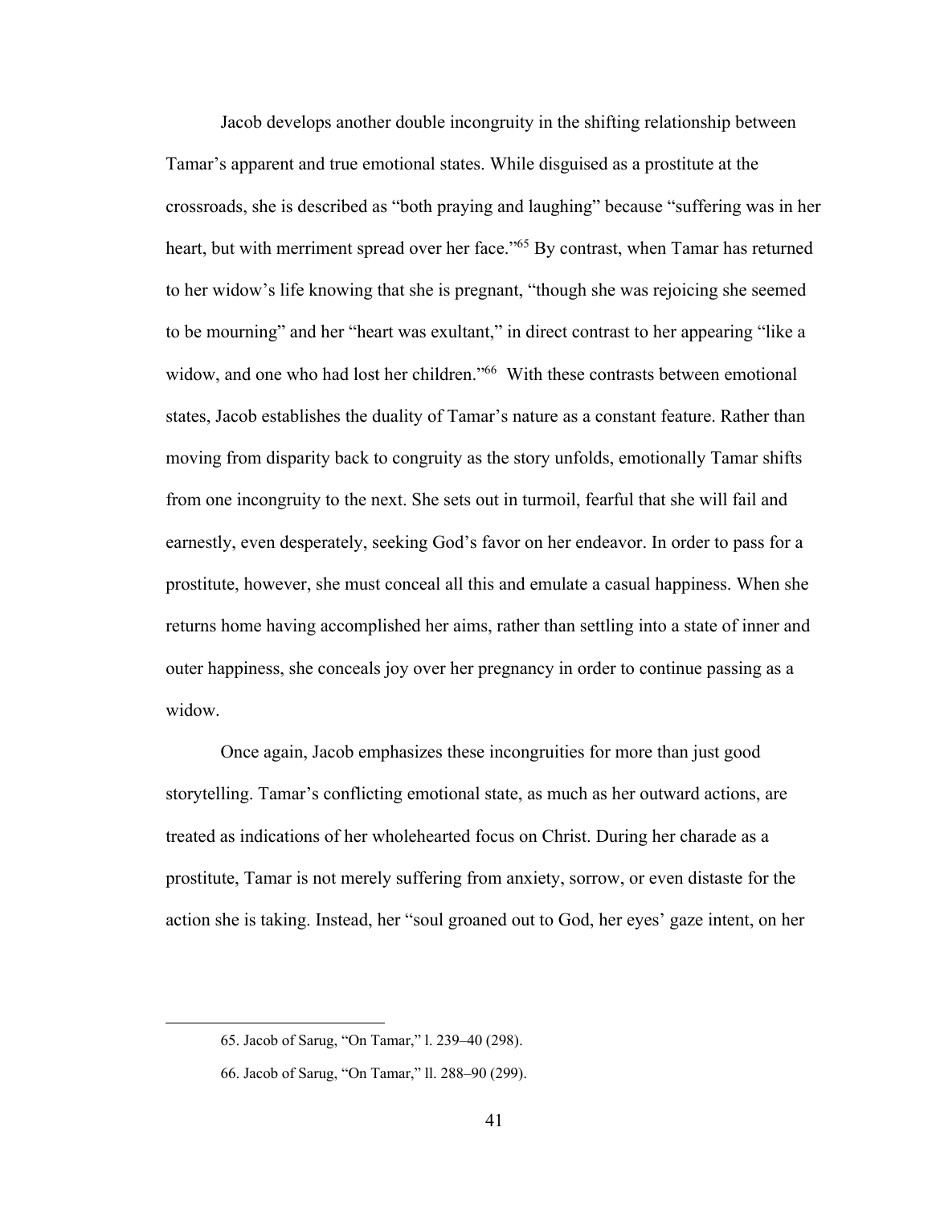Jacob develops another double incongruity in the shifting relationship between Tamar's apparent and true emotional states. While disguised as a prostitute at the crossroads, she is described as "both praying and laughing" because "suffering was in her heart, but with merriment spread over her face."[65] By contrast, when Tamar has returned to her widow's life knowing that she is pregnant, "though she was rejoicing she seemed to be mourning" and her "heart was exultant," in direct contrast to her appearing "like a widow, and one who had lost her children."[66] With these contrasts between emotional states, Jacob establishes the duality of Tamar's nature as a constant feature. Rather than moving from disparity back to congruity as the story unfolds, emotionally Tamar shifts from one incongruity to the next. She sets out in turmoil, fearful that she will fail and earnestly, even desperately, seeking God's favor on her endeavor. In order to pass for a prostitute, however, she must conceal all this and emulate a casual happiness. When she returns home having accomplished her aims, rather than settling into a state of inner and outer happiness, she conceals joy over her pregnancy in order to continue passing as a widow.

Once again, Jacob emphasizes these incongruities for more than just good storytelling. Tamar's conflicting emotional state, as much as her outward actions, are treated as indications of her wholehearted focus on Christ. During her charade as a prostitute, Tamar is not merely suffering from anxiety, sorrow, or even distaste for the action she is taking. Instead, her "soul groaned out to God, her eyes' gaze intent, on her

---

65. Jacob of Sarug, "On Tamar," l. 239–40 (298).

66. Jacob of Sarug, "On Tamar," ll. 288–90 (299).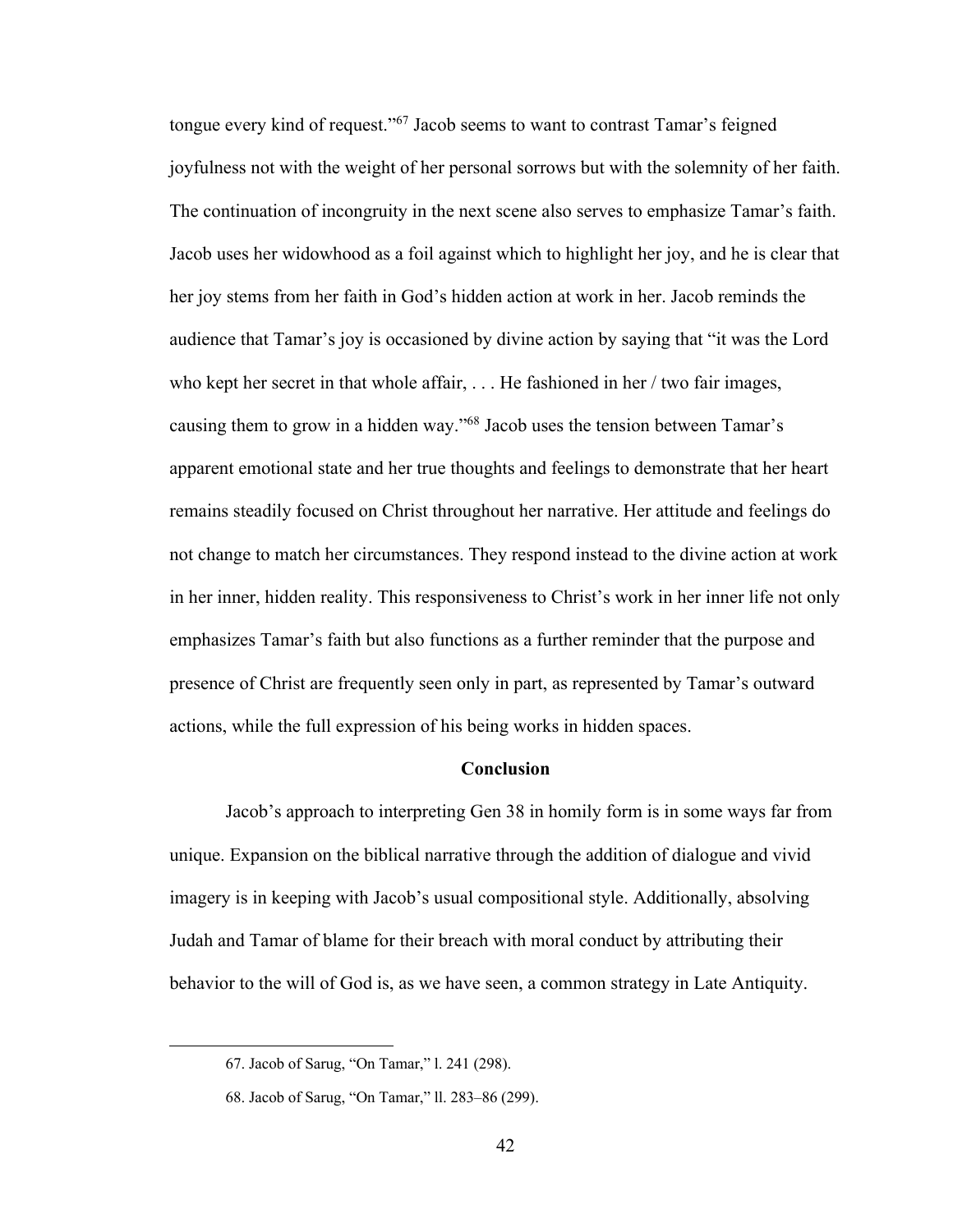tongue every kind of request."[67] Jacob seems to want to contrast Tamar's feigned joyfulness not with the weight of her personal sorrows but with the solemnity of her faith. The continuation of incongruity in the next scene also serves to emphasize Tamar's faith. Jacob uses her widowhood as a foil against which to highlight her joy, and he is clear that her joy stems from her faith in God's hidden action at work in her. Jacob reminds the audience that Tamar's joy is occasioned by divine action by saying that "it was the Lord who kept her secret in that whole affair, . . . He fashioned in her / two fair images, causing them to grow in a hidden way."[68] Jacob uses the tension between Tamar's apparent emotional state and her true thoughts and feelings to demonstrate that her heart remains steadily focused on Christ throughout her narrative. Her attitude and feelings do not change to match her circumstances. They respond instead to the divine action at work in her inner, hidden reality. This responsiveness to Christ's work in her inner life not only emphasizes Tamar's faith but also functions as a further reminder that the purpose and presence of Christ are frequently seen only in part, as represented by Tamar's outward actions, while the full expression of his being works in hidden spaces.

## Conclusion

Jacob's approach to interpreting Gen 38 in homily form is in some ways far from unique. Expansion on the biblical narrative through the addition of dialogue and vivid imagery is in keeping with Jacob's usual compositional style. Additionally, absolving Judah and Tamar of blame for their breach with moral conduct by attributing their behavior to the will of God is, as we have seen, a common strategy in Late Antiquity.

---

67. Jacob of Sarug, "On Tamar," l. 241 (298).

68. Jacob of Sarug, "On Tamar," ll. 283–86 (299).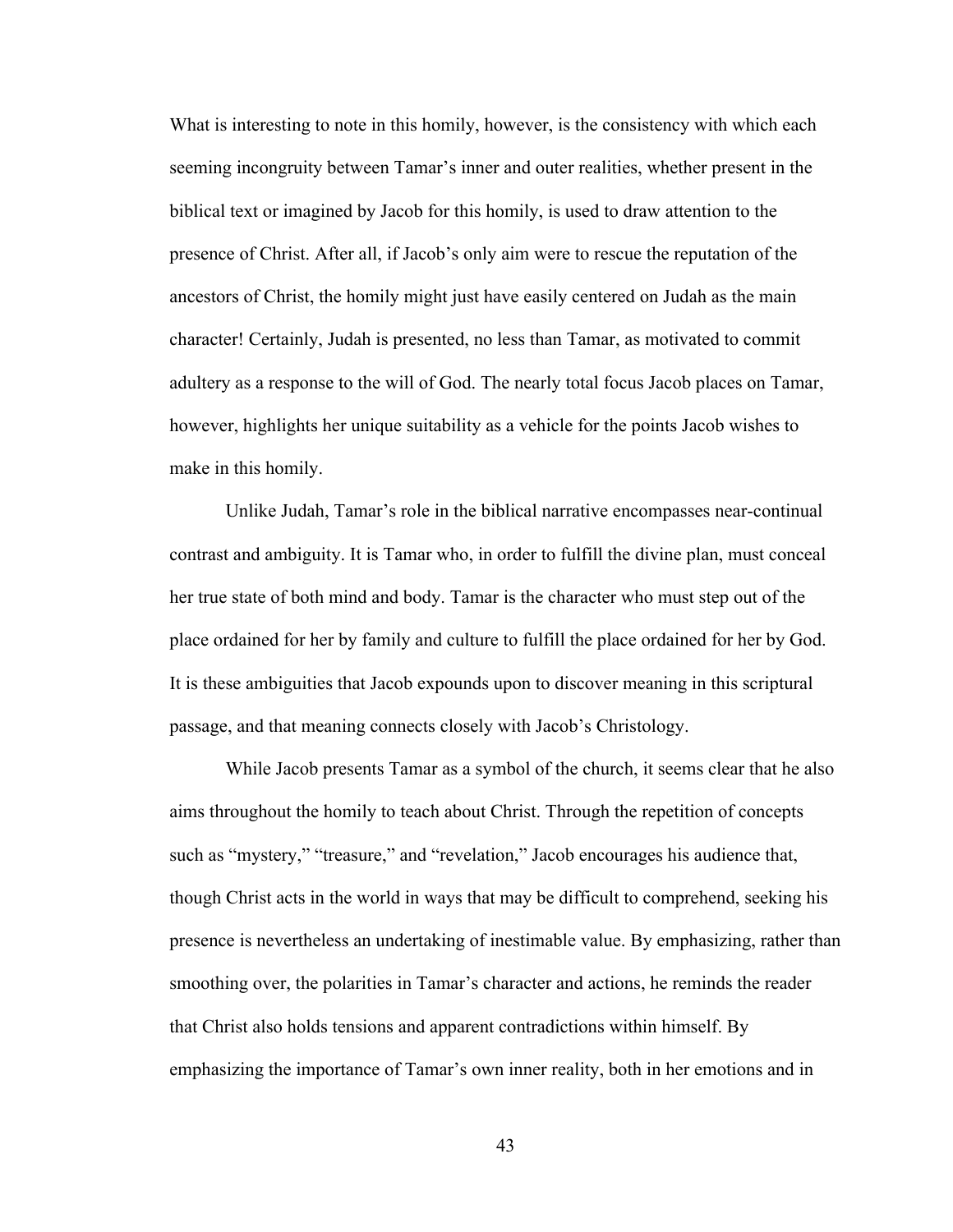What is interesting to note in this homily, however, is the consistency with which each seeming incongruity between Tamar's inner and outer realities, whether present in the biblical text or imagined by Jacob for this homily, is used to draw attention to the presence of Christ. After all, if Jacob's only aim were to rescue the reputation of the ancestors of Christ, the homily might just have easily centered on Judah as the main character! Certainly, Judah is presented, no less than Tamar, as motivated to commit adultery as a response to the will of God. The nearly total focus Jacob places on Tamar, however, highlights her unique suitability as a vehicle for the points Jacob wishes to make in this homily.

Unlike Judah, Tamar's role in the biblical narrative encompasses near-continual contrast and ambiguity. It is Tamar who, in order to fulfill the divine plan, must conceal her true state of both mind and body. Tamar is the character who must step out of the place ordained for her by family and culture to fulfill the place ordained for her by God. It is these ambiguities that Jacob expounds upon to discover meaning in this scriptural passage, and that meaning connects closely with Jacob's Christology.

While Jacob presents Tamar as a symbol of the church, it seems clear that he also aims throughout the homily to teach about Christ. Through the repetition of concepts such as "mystery," "treasure," and "revelation," Jacob encourages his audience that, though Christ acts in the world in ways that may be difficult to comprehend, seeking his presence is nevertheless an undertaking of inestimable value. By emphasizing, rather than smoothing over, the polarities in Tamar's character and actions, he reminds the reader that Christ also holds tensions and apparent contradictions within himself. By emphasizing the importance of Tamar's own inner reality, both in her emotions and in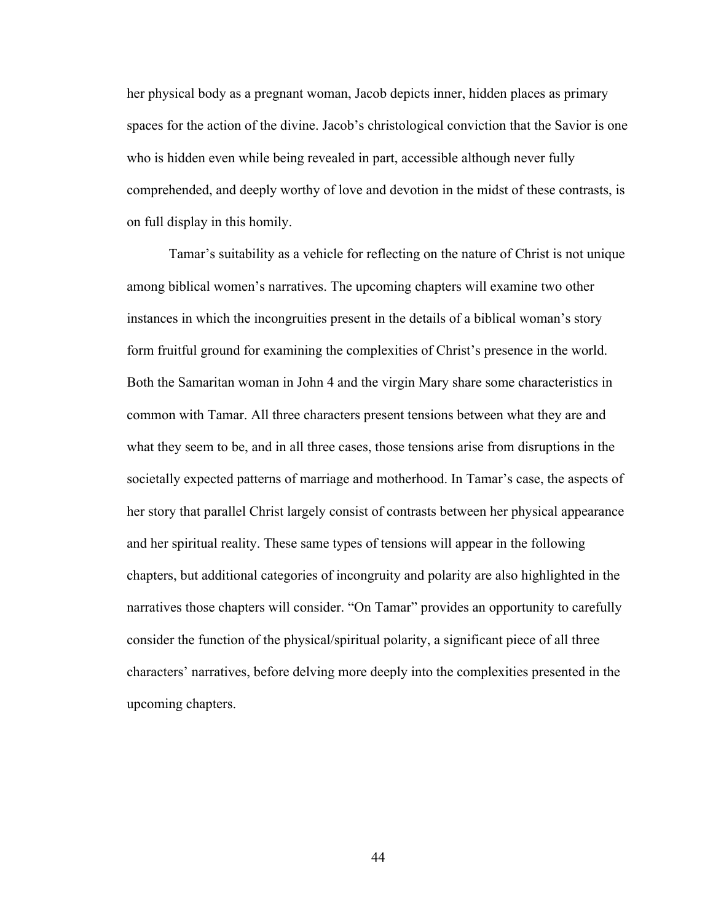her physical body as a pregnant woman, Jacob depicts inner, hidden places as primary spaces for the action of the divine. Jacob's christological conviction that the Savior is one who is hidden even while being revealed in part, accessible although never fully comprehended, and deeply worthy of love and devotion in the midst of these contrasts, is on full display in this homily.

Tamar's suitability as a vehicle for reflecting on the nature of Christ is not unique among biblical women's narratives. The upcoming chapters will examine two other instances in which the incongruities present in the details of a biblical woman's story form fruitful ground for examining the complexities of Christ's presence in the world. Both the Samaritan woman in John 4 and the virgin Mary share some characteristics in common with Tamar. All three characters present tensions between what they are and what they seem to be, and in all three cases, those tensions arise from disruptions in the societally expected patterns of marriage and motherhood. In Tamar's case, the aspects of her story that parallel Christ largely consist of contrasts between her physical appearance and her spiritual reality. These same types of tensions will appear in the following chapters, but additional categories of incongruity and polarity are also highlighted in the narratives those chapters will consider. "On Tamar" provides an opportunity to carefully consider the function of the physical/spiritual polarity, a significant piece of all three characters' narratives, before delving more deeply into the complexities presented in the upcoming chapters.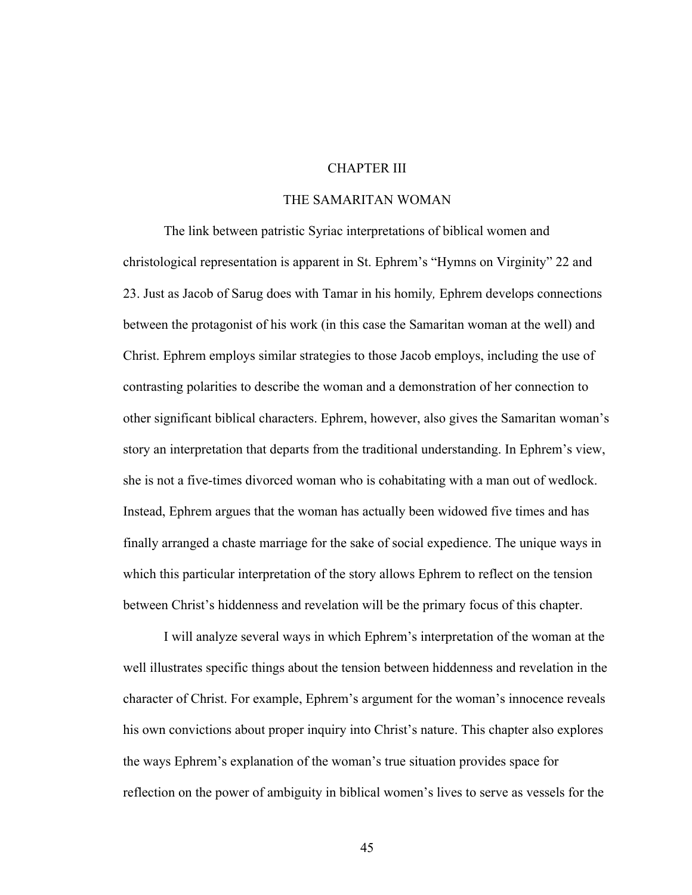# CHAPTER III

# THE SAMARITAN WOMAN

The link between patristic Syriac interpretations of biblical women and christological representation is apparent in St. Ephrem's "Hymns on Virginity" 22 and 23. Just as Jacob of Sarug does with Tamar in his homily*,* Ephrem develops connections between the protagonist of his work (in this case the Samaritan woman at the well) and Christ. Ephrem employs similar strategies to those Jacob employs, including the use of contrasting polarities to describe the woman and a demonstration of her connection to other significant biblical characters. Ephrem, however, also gives the Samaritan woman's story an interpretation that departs from the traditional understanding. In Ephrem's view, she is not a five-times divorced woman who is cohabitating with a man out of wedlock. Instead, Ephrem argues that the woman has actually been widowed five times and has finally arranged a chaste marriage for the sake of social expedience. The unique ways in which this particular interpretation of the story allows Ephrem to reflect on the tension between Christ's hiddenness and revelation will be the primary focus of this chapter.

I will analyze several ways in which Ephrem's interpretation of the woman at the well illustrates specific things about the tension between hiddenness and revelation in the character of Christ. For example, Ephrem's argument for the woman's innocence reveals his own convictions about proper inquiry into Christ's nature. This chapter also explores the ways Ephrem's explanation of the woman's true situation provides space for reflection on the power of ambiguity in biblical women's lives to serve as vessels for the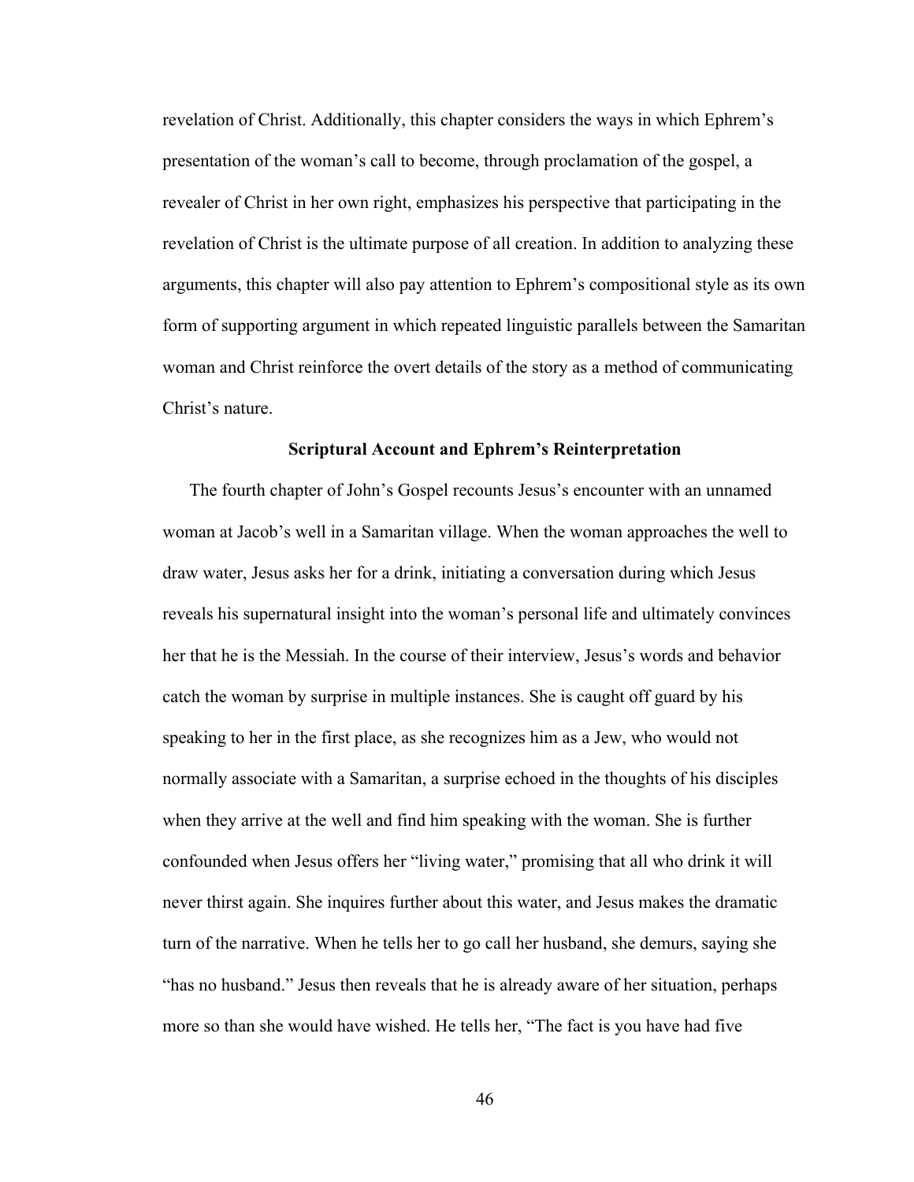revelation of Christ. Additionally, this chapter considers the ways in which Ephrem's presentation of the woman's call to become, through proclamation of the gospel, a revealer of Christ in her own right, emphasizes his perspective that participating in the revelation of Christ is the ultimate purpose of all creation. In addition to analyzing these arguments, this chapter will also pay attention to Ephrem's compositional style as its own form of supporting argument in which repeated linguistic parallels between the Samaritan woman and Christ reinforce the overt details of the story as a method of communicating Christ's nature.

### Scriptural Account and Ephrem's Reinterpretation

The fourth chapter of John's Gospel recounts Jesus's encounter with an unnamed woman at Jacob's well in a Samaritan village. When the woman approaches the well to draw water, Jesus asks her for a drink, initiating a conversation during which Jesus reveals his supernatural insight into the woman's personal life and ultimately convinces her that he is the Messiah. In the course of their interview, Jesus's words and behavior catch the woman by surprise in multiple instances. She is caught off guard by his speaking to her in the first place, as she recognizes him as a Jew, who would not normally associate with a Samaritan, a surprise echoed in the thoughts of his disciples when they arrive at the well and find him speaking with the woman. She is further confounded when Jesus offers her "living water," promising that all who drink it will never thirst again. She inquires further about this water, and Jesus makes the dramatic turn of the narrative. When he tells her to go call her husband, she demurs, saying she "has no husband." Jesus then reveals that he is already aware of her situation, perhaps more so than she would have wished. He tells her, "The fact is you have had five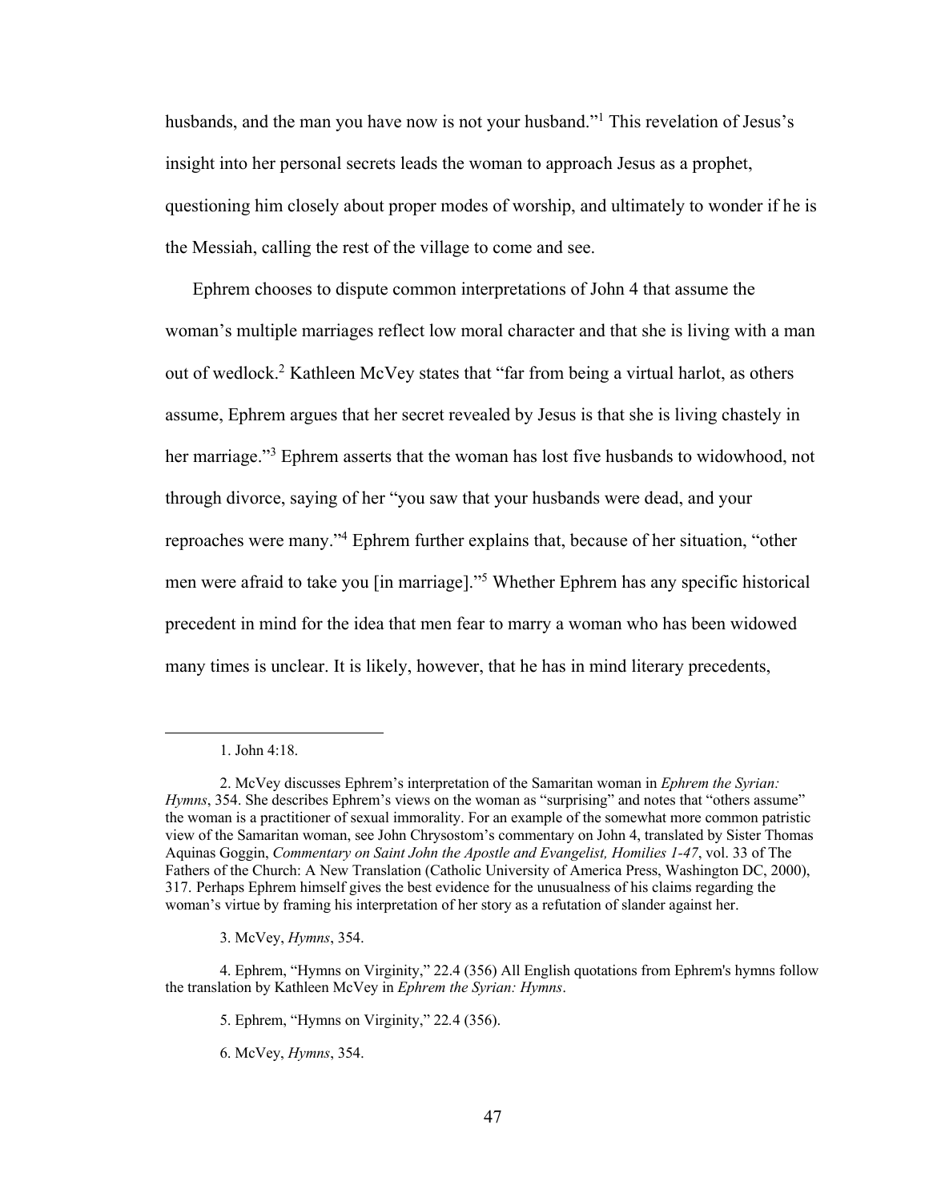husbands, and the man you have now is not your husband."[1] This revelation of Jesus's insight into her personal secrets leads the woman to approach Jesus as a prophet, questioning him closely about proper modes of worship, and ultimately to wonder if he is the Messiah, calling the rest of the village to come and see.

Ephrem chooses to dispute common interpretations of John 4 that assume the woman's multiple marriages reflect low moral character and that she is living with a man out of wedlock.[2] Kathleen McVey states that "far from being a virtual harlot, as others assume, Ephrem argues that her secret revealed by Jesus is that she is living chastely in her marriage."[3] Ephrem asserts that the woman has lost five husbands to widowhood, not through divorce, saying of her "you saw that your husbands were dead, and your reproaches were many."[4] Ephrem further explains that, because of her situation, "other men were afraid to take you [in marriage]."[5] Whether Ephrem has any specific historical precedent in mind for the idea that men fear to marry a woman who has been widowed many times is unclear. It is likely, however, that he has in mind literary precedents,

---

1. John 4:18.

2. McVey discusses Ephrem's interpretation of the Samaritan woman in *Ephrem the Syrian: Hymns*, 354. She describes Ephrem's views on the woman as "surprising" and notes that "others assume" the woman is a practitioner of sexual immorality. For an example of the somewhat more common patristic view of the Samaritan woman, see John Chrysostom's commentary on John 4, translated by Sister Thomas Aquinas Goggin, *Commentary on Saint John the Apostle and Evangelist, Homilies 1-47*, vol. 33 of The Fathers of the Church: A New Translation (Catholic University of America Press, Washington DC, 2000), 317. Perhaps Ephrem himself gives the best evidence for the unusualness of his claims regarding the woman's virtue by framing his interpretation of her story as a refutation of slander against her.

3. McVey, *Hymns*, 354.

4. Ephrem, "Hymns on Virginity," 22.4 (356) All English quotations from Ephrem's hymns follow the translation by Kathleen McVey in *Ephrem the Syrian: Hymns*.

5. Ephrem, "Hymns on Virginity," 22.4 (356).

6. McVey, *Hymns*, 354.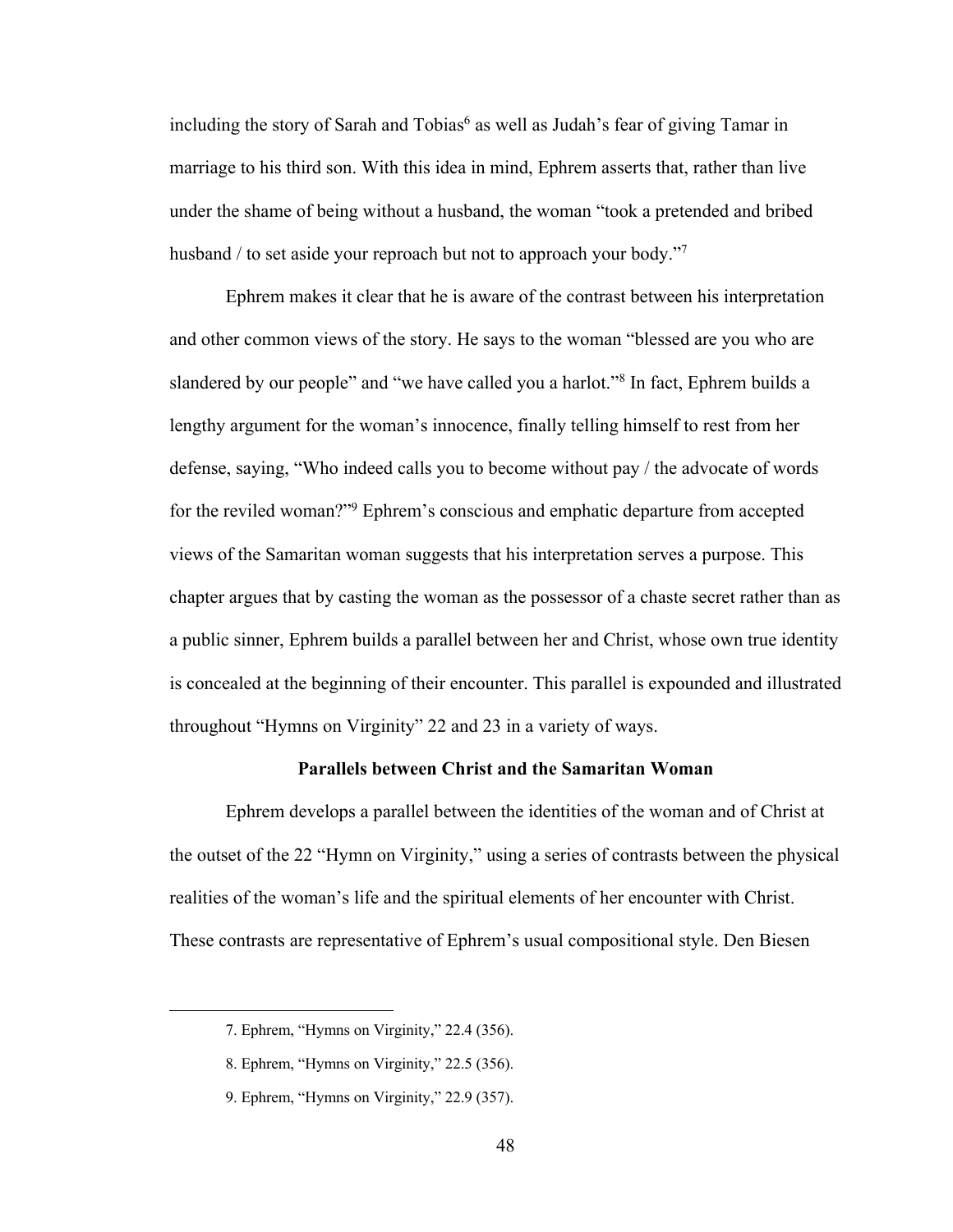including the story of Sarah and Tobias[6] as well as Judah's fear of giving Tamar in marriage to his third son. With this idea in mind, Ephrem asserts that, rather than live under the shame of being without a husband, the woman "took a pretended and bribed husband / to set aside your reproach but not to approach your body."[7]

Ephrem makes it clear that he is aware of the contrast between his interpretation and other common views of the story. He says to the woman "blessed are you who are slandered by our people" and "we have called you a harlot."[8] In fact, Ephrem builds a lengthy argument for the woman's innocence, finally telling himself to rest from her defense, saying, "Who indeed calls you to become without pay / the advocate of words for the reviled woman?"[9] Ephrem's conscious and emphatic departure from accepted views of the Samaritan woman suggests that his interpretation serves a purpose. This chapter argues that by casting the woman as the possessor of a chaste secret rather than as a public sinner, Ephrem builds a parallel between her and Christ, whose own true identity is concealed at the beginning of their encounter. This parallel is expounded and illustrated throughout "Hymns on Virginity" 22 and 23 in a variety of ways.

### Parallels between Christ and the Samaritan Woman

Ephrem develops a parallel between the identities of the woman and of Christ at the outset of the 22 "Hymn on Virginity," using a series of contrasts between the physical realities of the woman's life and the spiritual elements of her encounter with Christ. These contrasts are representative of Ephrem's usual compositional style. Den Biesen

---

7. Ephrem, "Hymns on Virginity," 22.4 (356).

8. Ephrem, "Hymns on Virginity," 22.5 (356).

9. Ephrem, "Hymns on Virginity," 22.9 (357).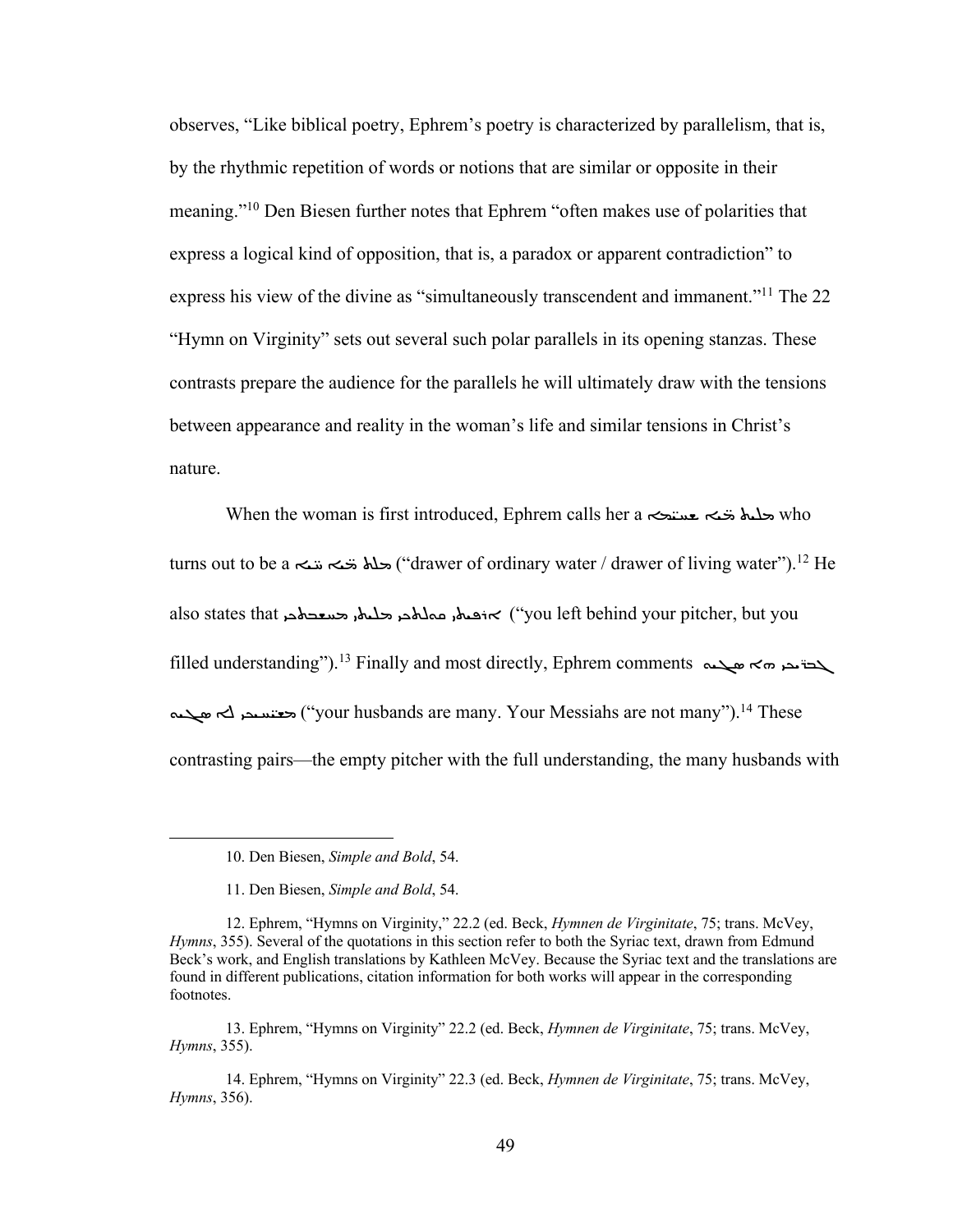observes, "Like biblical poetry, Ephrem's poetry is characterized by parallelism, that is, by the rhythmic repetition of words or notions that are similar or opposite in their meaning."[10] Den Biesen further notes that Ephrem "often makes use of polarities that express a logical kind of opposition, that is, a paradox or apparent contradiction" to express his view of the divine as "simultaneously transcendent and immanent."[11] The 22 "Hymn on Virginity" sets out several such polar parallels in its opening stanzas. These contrasts prepare the audience for the parallels he will ultimately draw with the tensions between appearance and reality in the woman's life and similar tensions in Christ's nature.

When the woman is first introduced, Ephrem calls her a ܡܠܝܬ ܡ̈ܝܐ ܫܚܝܡܐ who turns out to be a ܡܠܝܬ ܡ̈ܝܐ ܚ̈ܝܐ ("drawer of ordinary water / drawer of living water").[12] He also states that ܐܪܦܝܬܝ ܩܘܠܬܟܝ ܡܠܝܬܝ ܒܚܟܡܬܟܝ ("you left behind your pitcher, but you filled understanding").[13] Finally and most directly, Ephrem comments ܠܒܥ̈ܠܝܟܝ ܗܘܐ ܣܓܝܘ ܡܫܝ̈ܚܝܟܝ ܠܐ ܣܓܝܘ ("your husbands are many. Your Messiahs are not many").[14] These contrasting pairs—the empty pitcher with the full understanding, the many husbands with

---

10. Den Biesen, *Simple and Bold*, 54.

11. Den Biesen, *Simple and Bold*, 54.

12. Ephrem, "Hymns on Virginity," 22.2 (ed. Beck, *Hymnen de Virginitate*, 75; trans. McVey, *Hymns*, 355). Several of the quotations in this section refer to both the Syriac text, drawn from Edmund Beck's work, and English translations by Kathleen McVey. Because the Syriac text and the translations are found in different publications, citation information for both works will appear in the corresponding footnotes.

13. Ephrem, "Hymns on Virginity" 22.2 (ed. Beck, *Hymnen de Virginitate*, 75; trans. McVey, *Hymns*, 355).

14. Ephrem, "Hymns on Virginity" 22.3 (ed. Beck, *Hymnen de Virginitate*, 75; trans. McVey, *Hymns*, 356).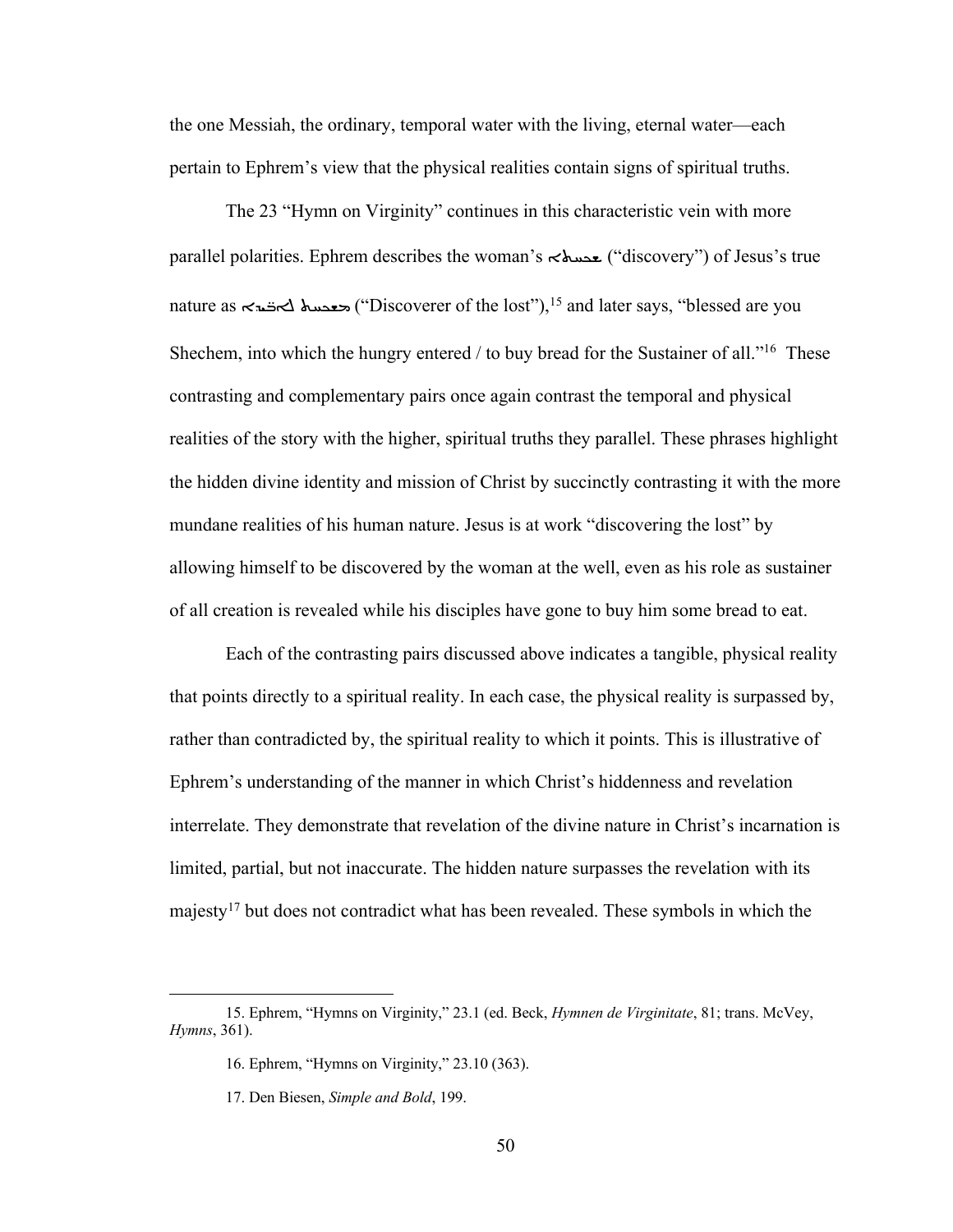the one Messiah, the ordinary, temporal water with the living, eternal water—each pertain to Ephrem's view that the physical realities contain signs of spiritual truths.

The 23 "Hymn on Virginity" continues in this characteristic vein with more parallel polarities. Ephrem describes the woman's ܫܟܚܬܐ ("discovery") of Jesus's true nature as ܡܫܟܚܢܬ ܠܐܒ̈ܝܕܐ ("Discoverer of the lost"),[15] and later says, "blessed are you Shechem, into which the hungry entered / to buy bread for the Sustainer of all."[16] These contrasting and complementary pairs once again contrast the temporal and physical realities of the story with the higher, spiritual truths they parallel. These phrases highlight the hidden divine identity and mission of Christ by succinctly contrasting it with the more mundane realities of his human nature. Jesus is at work "discovering the lost" by allowing himself to be discovered by the woman at the well, even as his role as sustainer of all creation is revealed while his disciples have gone to buy him some bread to eat.

Each of the contrasting pairs discussed above indicates a tangible, physical reality that points directly to a spiritual reality. In each case, the physical reality is surpassed by, rather than contradicted by, the spiritual reality to which it points. This is illustrative of Ephrem's understanding of the manner in which Christ's hiddenness and revelation interrelate. They demonstrate that revelation of the divine nature in Christ's incarnation is limited, partial, but not inaccurate. The hidden nature surpasses the revelation with its majesty[17] but does not contradict what has been revealed. These symbols in which the

---

15. Ephrem, "Hymns on Virginity," 23.1 (ed. Beck, *Hymnen de Virginitate*, 81; trans. McVey, *Hymns*, 361).

16. Ephrem, "Hymns on Virginity," 23.10 (363).

17. Den Biesen, *Simple and Bold*, 199.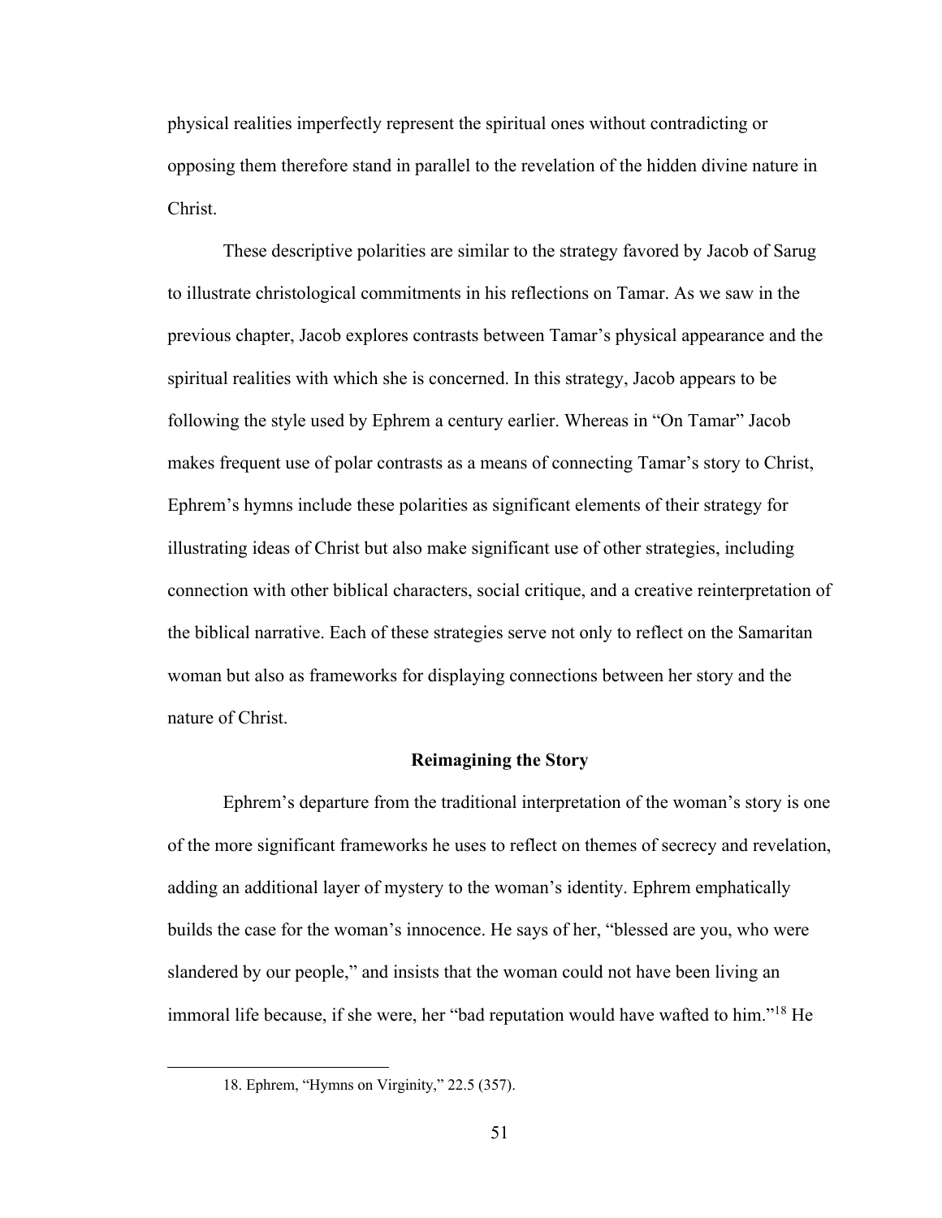physical realities imperfectly represent the spiritual ones without contradicting or opposing them therefore stand in parallel to the revelation of the hidden divine nature in Christ.

These descriptive polarities are similar to the strategy favored by Jacob of Sarug to illustrate christological commitments in his reflections on Tamar. As we saw in the previous chapter, Jacob explores contrasts between Tamar's physical appearance and the spiritual realities with which she is concerned. In this strategy, Jacob appears to be following the style used by Ephrem a century earlier. Whereas in "On Tamar" Jacob makes frequent use of polar contrasts as a means of connecting Tamar's story to Christ, Ephrem's hymns include these polarities as significant elements of their strategy for illustrating ideas of Christ but also make significant use of other strategies, including connection with other biblical characters, social critique, and a creative reinterpretation of the biblical narrative. Each of these strategies serve not only to reflect on the Samaritan woman but also as frameworks for displaying connections between her story and the nature of Christ.

## Reimagining the Story

Ephrem's departure from the traditional interpretation of the woman's story is one of the more significant frameworks he uses to reflect on themes of secrecy and revelation, adding an additional layer of mystery to the woman's identity. Ephrem emphatically builds the case for the woman's innocence. He says of her, "blessed are you, who were slandered by our people," and insists that the woman could not have been living an immoral life because, if she were, her "bad reputation would have wafted to him."[18] He

18. Ephrem, "Hymns on Virginity," 22.5 (357).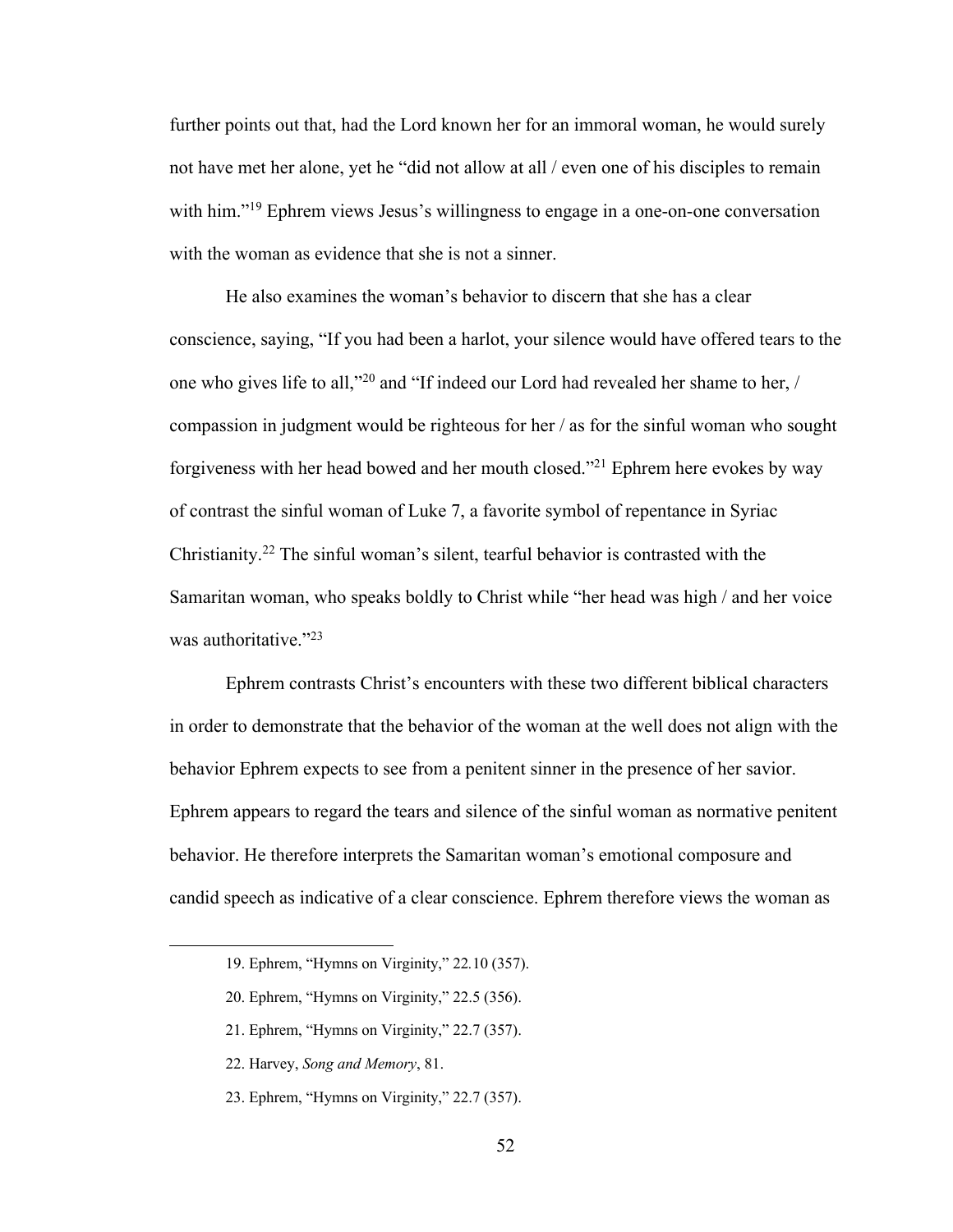further points out that, had the Lord known her for an immoral woman, he would surely not have met her alone, yet he "did not allow at all / even one of his disciples to remain with him."[19] Ephrem views Jesus's willingness to engage in a one-on-one conversation with the woman as evidence that she is not a sinner.

He also examines the woman's behavior to discern that she has a clear conscience, saying, "If you had been a harlot, your silence would have offered tears to the one who gives life to all,"[20] and "If indeed our Lord had revealed her shame to her, / compassion in judgment would be righteous for her / as for the sinful woman who sought forgiveness with her head bowed and her mouth closed."[21] Ephrem here evokes by way of contrast the sinful woman of Luke 7, a favorite symbol of repentance in Syriac Christianity.[22] The sinful woman's silent, tearful behavior is contrasted with the Samaritan woman, who speaks boldly to Christ while "her head was high / and her voice was authoritative."[23]

Ephrem contrasts Christ's encounters with these two different biblical characters in order to demonstrate that the behavior of the woman at the well does not align with the behavior Ephrem expects to see from a penitent sinner in the presence of her savior. Ephrem appears to regard the tears and silence of the sinful woman as normative penitent behavior. He therefore interprets the Samaritan woman's emotional composure and candid speech as indicative of a clear conscience. Ephrem therefore views the woman as

---

19. Ephrem, "Hymns on Virginity," 22.10 (357).

20. Ephrem, "Hymns on Virginity," 22.5 (356).

21. Ephrem, "Hymns on Virginity," 22.7 (357).

22. Harvey, *Song and Memory*, 81.

23. Ephrem, "Hymns on Virginity," 22.7 (357).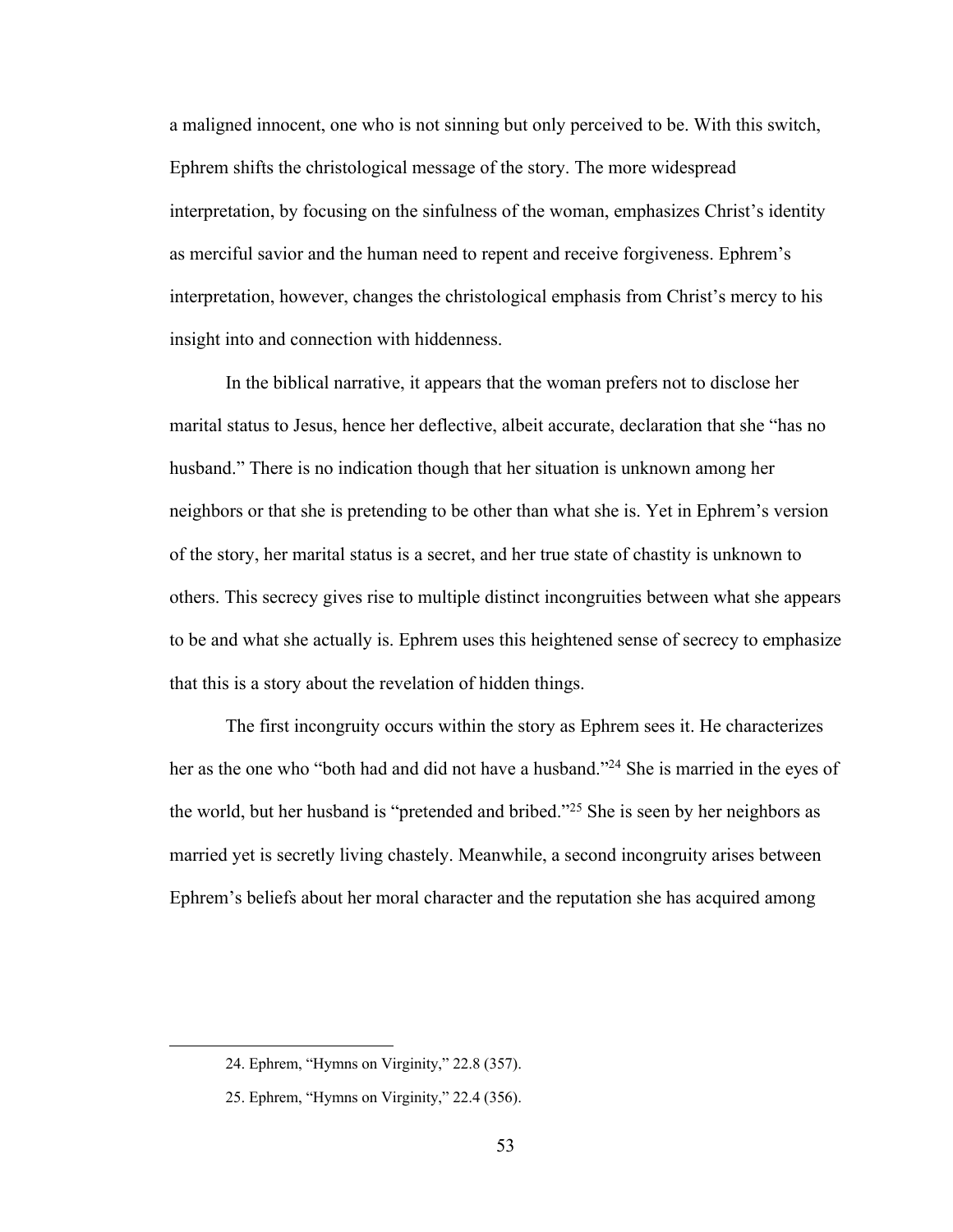a maligned innocent, one who is not sinning but only perceived to be. With this switch, Ephrem shifts the christological message of the story. The more widespread interpretation, by focusing on the sinfulness of the woman, emphasizes Christ's identity as merciful savior and the human need to repent and receive forgiveness. Ephrem's interpretation, however, changes the christological emphasis from Christ's mercy to his insight into and connection with hiddenness.

In the biblical narrative, it appears that the woman prefers not to disclose her marital status to Jesus, hence her deflective, albeit accurate, declaration that she "has no husband." There is no indication though that her situation is unknown among her neighbors or that she is pretending to be other than what she is. Yet in Ephrem's version of the story, her marital status is a secret, and her true state of chastity is unknown to others. This secrecy gives rise to multiple distinct incongruities between what she appears to be and what she actually is. Ephrem uses this heightened sense of secrecy to emphasize that this is a story about the revelation of hidden things.

The first incongruity occurs within the story as Ephrem sees it. He characterizes her as the one who "both had and did not have a husband."[24] She is married in the eyes of the world, but her husband is "pretended and bribed."[25] She is seen by her neighbors as married yet is secretly living chastely. Meanwhile, a second incongruity arises between Ephrem's beliefs about her moral character and the reputation she has acquired among

24. Ephrem, "Hymns on Virginity," 22.8 (357).

25. Ephrem, "Hymns on Virginity," 22.4 (356).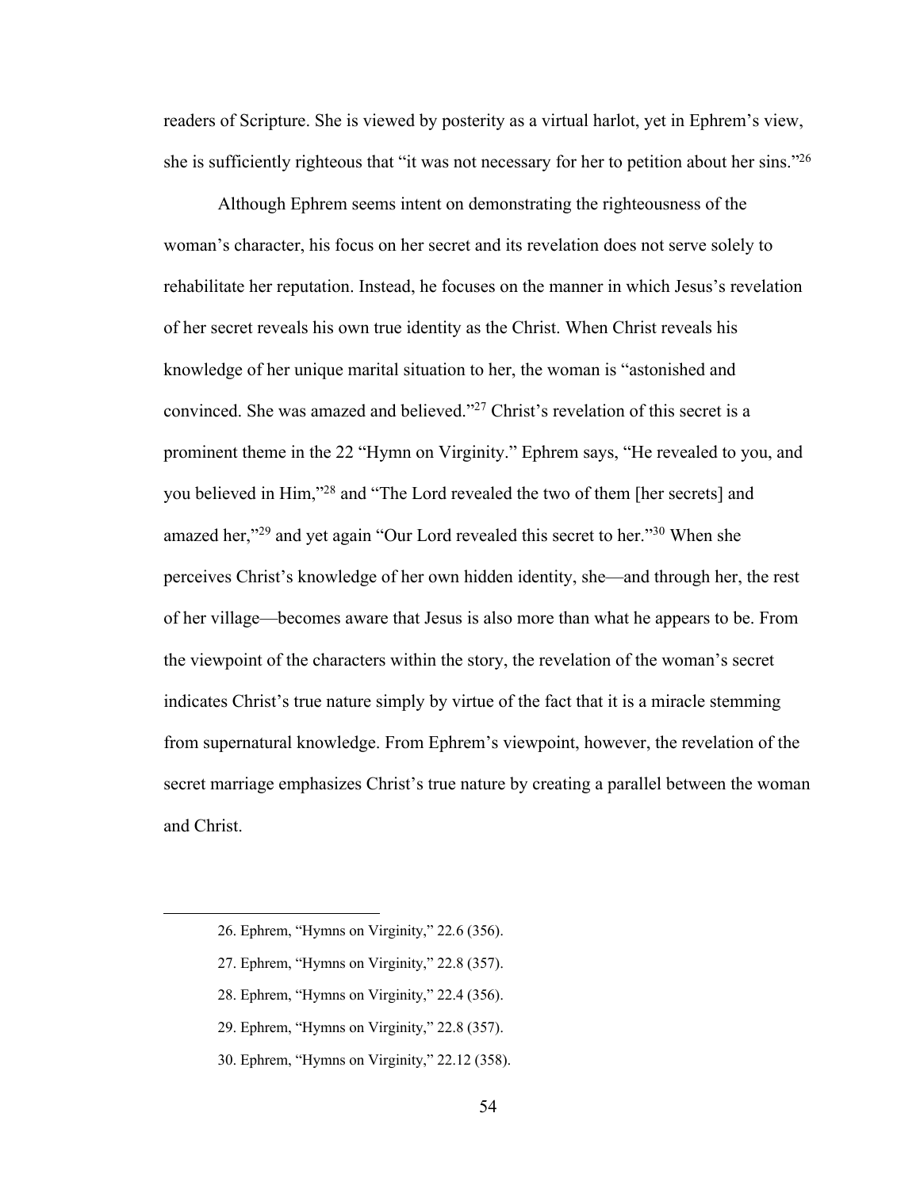readers of Scripture. She is viewed by posterity as a virtual harlot, yet in Ephrem's view, she is sufficiently righteous that "it was not necessary for her to petition about her sins."[26]

Although Ephrem seems intent on demonstrating the righteousness of the woman's character, his focus on her secret and its revelation does not serve solely to rehabilitate her reputation. Instead, he focuses on the manner in which Jesus's revelation of her secret reveals his own true identity as the Christ. When Christ reveals his knowledge of her unique marital situation to her, the woman is "astonished and convinced. She was amazed and believed."[27] Christ's revelation of this secret is a prominent theme in the 22 "Hymn on Virginity." Ephrem says, "He revealed to you, and you believed in Him,"[28] and "The Lord revealed the two of them [her secrets] and amazed her,"[29] and yet again "Our Lord revealed this secret to her."[30] When she perceives Christ's knowledge of her own hidden identity, she—and through her, the rest of her village—becomes aware that Jesus is also more than what he appears to be. From the viewpoint of the characters within the story, the revelation of the woman's secret indicates Christ's true nature simply by virtue of the fact that it is a miracle stemming from supernatural knowledge. From Ephrem's viewpoint, however, the revelation of the secret marriage emphasizes Christ's true nature by creating a parallel between the woman and Christ.

---

26. Ephrem, "Hymns on Virginity," 22.6 (356).

27. Ephrem, "Hymns on Virginity," 22.8 (357).

28. Ephrem, "Hymns on Virginity," 22.4 (356).

29. Ephrem, "Hymns on Virginity," 22.8 (357).

30. Ephrem, "Hymns on Virginity," 22.12 (358).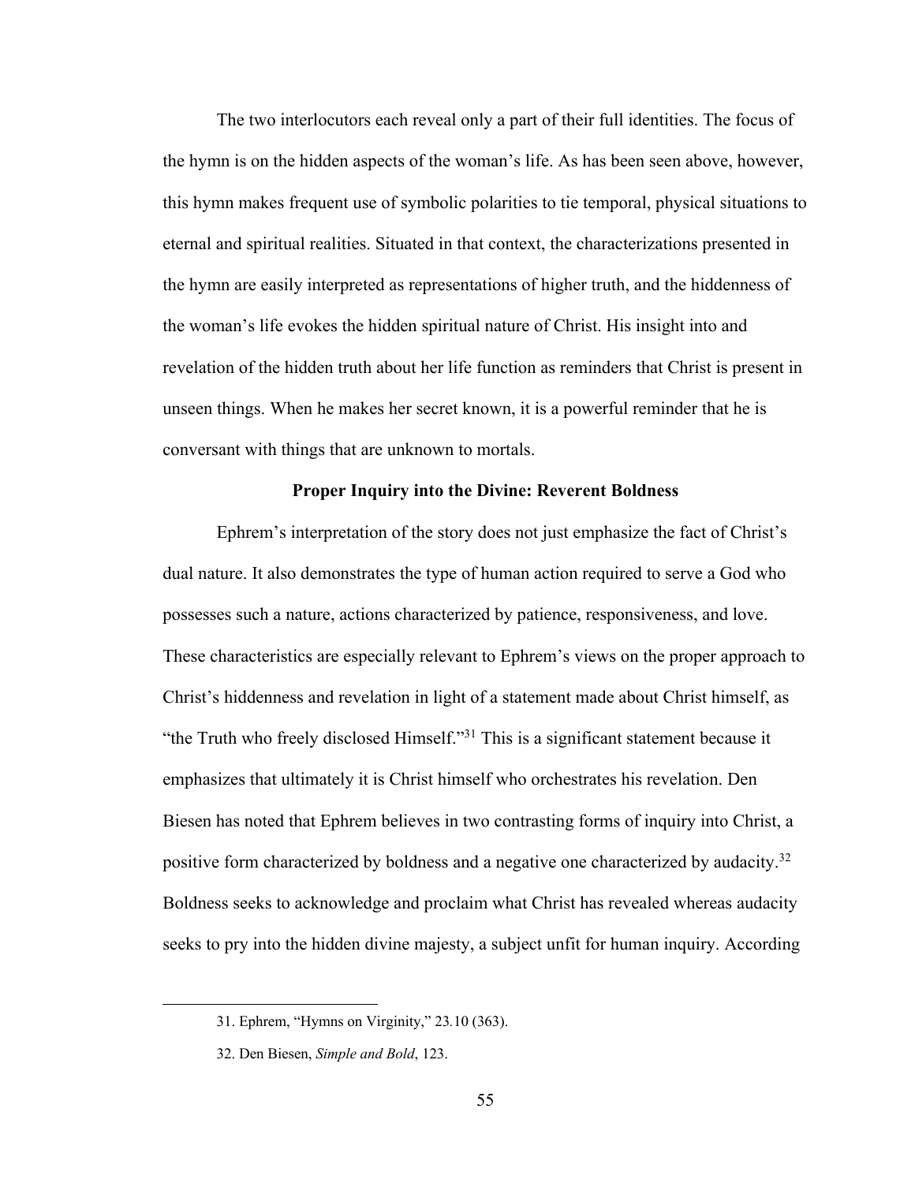The two interlocutors each reveal only a part of their full identities. The focus of the hymn is on the hidden aspects of the woman's life. As has been seen above, however, this hymn makes frequent use of symbolic polarities to tie temporal, physical situations to eternal and spiritual realities. Situated in that context, the characterizations presented in the hymn are easily interpreted as representations of higher truth, and the hiddenness of the woman's life evokes the hidden spiritual nature of Christ. His insight into and revelation of the hidden truth about her life function as reminders that Christ is present in unseen things. When he makes her secret known, it is a powerful reminder that he is conversant with things that are unknown to mortals.

### Proper Inquiry into the Divine: Reverent Boldness

Ephrem's interpretation of the story does not just emphasize the fact of Christ's dual nature. It also demonstrates the type of human action required to serve a God who possesses such a nature, actions characterized by patience, responsiveness, and love. These characteristics are especially relevant to Ephrem's views on the proper approach to Christ's hiddenness and revelation in light of a statement made about Christ himself, as "the Truth who freely disclosed Himself."[31] This is a significant statement because it emphasizes that ultimately it is Christ himself who orchestrates his revelation. Den Biesen has noted that Ephrem believes in two contrasting forms of inquiry into Christ, a positive form characterized by boldness and a negative one characterized by audacity.[32] Boldness seeks to acknowledge and proclaim what Christ has revealed whereas audacity seeks to pry into the hidden divine majesty, a subject unfit for human inquiry. According

---

31. Ephrem, "Hymns on Virginity," 23.10 (363).

32. Den Biesen, *Simple and Bold*, 123.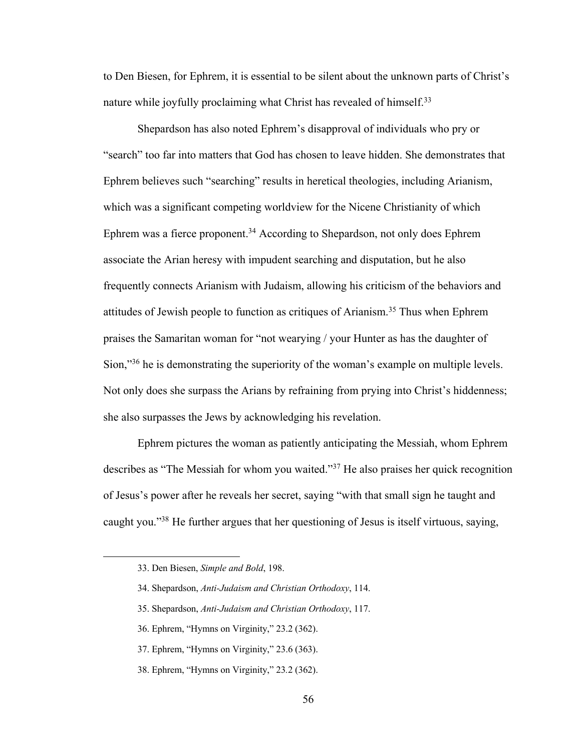to Den Biesen, for Ephrem, it is essential to be silent about the unknown parts of Christ's nature while joyfully proclaiming what Christ has revealed of himself.[33]

Shepardson has also noted Ephrem's disapproval of individuals who pry or "search" too far into matters that God has chosen to leave hidden. She demonstrates that Ephrem believes such "searching" results in heretical theologies, including Arianism, which was a significant competing worldview for the Nicene Christianity of which Ephrem was a fierce proponent.[34] According to Shepardson, not only does Ephrem associate the Arian heresy with impudent searching and disputation, but he also frequently connects Arianism with Judaism, allowing his criticism of the behaviors and attitudes of Jewish people to function as critiques of Arianism.[35] Thus when Ephrem praises the Samaritan woman for "not wearying / your Hunter as has the daughter of Sion,"[36] he is demonstrating the superiority of the woman's example on multiple levels. Not only does she surpass the Arians by refraining from prying into Christ's hiddenness; she also surpasses the Jews by acknowledging his revelation.

Ephrem pictures the woman as patiently anticipating the Messiah, whom Ephrem describes as "The Messiah for whom you waited."[37] He also praises her quick recognition of Jesus's power after he reveals her secret, saying "with that small sign he taught and caught you."[38] He further argues that her questioning of Jesus is itself virtuous, saying,

33. Den Biesen, *Simple and Bold*, 198.

34. Shepardson, *Anti-Judaism and Christian Orthodoxy*, 114.

35. Shepardson, *Anti-Judaism and Christian Orthodoxy*, 117.

36. Ephrem, "Hymns on Virginity," 23.2 (362).

37. Ephrem, "Hymns on Virginity," 23.6 (363).

38. Ephrem, "Hymns on Virginity," 23.2 (362).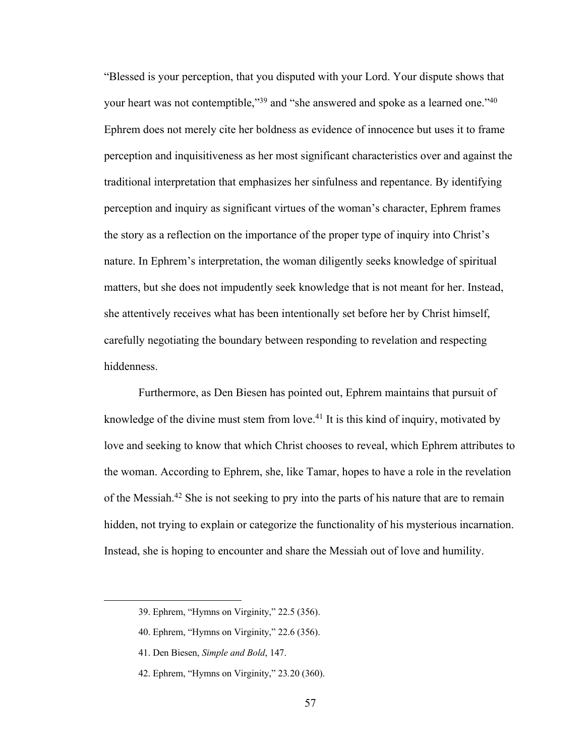"Blessed is your perception, that you disputed with your Lord. Your dispute shows that your heart was not contemptible,"[39] and "she answered and spoke as a learned one."[40] Ephrem does not merely cite her boldness as evidence of innocence but uses it to frame perception and inquisitiveness as her most significant characteristics over and against the traditional interpretation that emphasizes her sinfulness and repentance. By identifying perception and inquiry as significant virtues of the woman's character, Ephrem frames the story as a reflection on the importance of the proper type of inquiry into Christ's nature. In Ephrem's interpretation, the woman diligently seeks knowledge of spiritual matters, but she does not impudently seek knowledge that is not meant for her. Instead, she attentively receives what has been intentionally set before her by Christ himself, carefully negotiating the boundary between responding to revelation and respecting hiddenness.

Furthermore, as Den Biesen has pointed out, Ephrem maintains that pursuit of knowledge of the divine must stem from love.[41] It is this kind of inquiry, motivated by love and seeking to know that which Christ chooses to reveal, which Ephrem attributes to the woman. According to Ephrem, she, like Tamar, hopes to have a role in the revelation of the Messiah.[42] She is not seeking to pry into the parts of his nature that are to remain hidden, not trying to explain or categorize the functionality of his mysterious incarnation. Instead, she is hoping to encounter and share the Messiah out of love and humility.

---

39. Ephrem, "Hymns on Virginity," 22.5 (356).

40. Ephrem, "Hymns on Virginity," 22.6 (356).

41. Den Biesen, *Simple and Bold*, 147.

42. Ephrem, "Hymns on Virginity," 23.20 (360).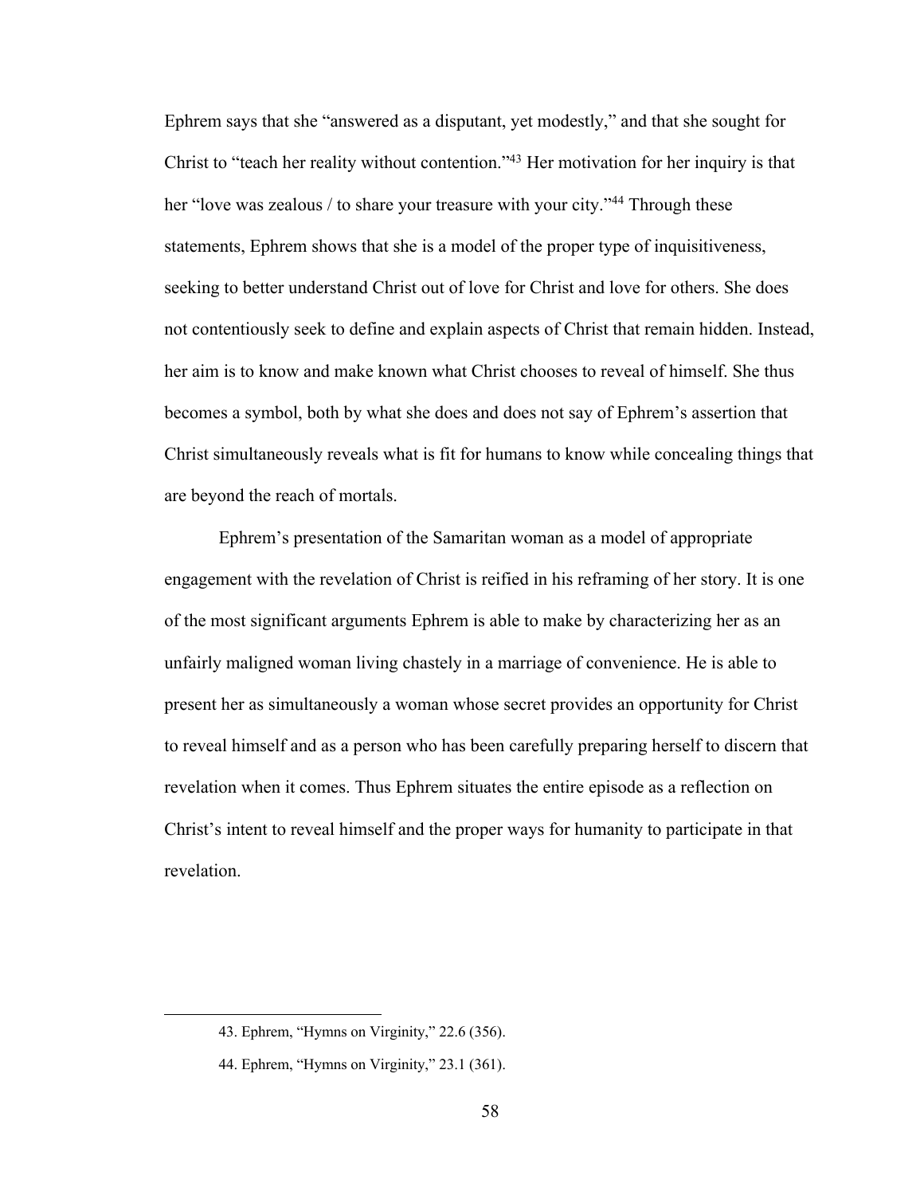Ephrem says that she "answered as a disputant, yet modestly," and that she sought for Christ to "teach her reality without contention."[43] Her motivation for her inquiry is that her "love was zealous / to share your treasure with your city."[44] Through these statements, Ephrem shows that she is a model of the proper type of inquisitiveness, seeking to better understand Christ out of love for Christ and love for others. She does not contentiously seek to define and explain aspects of Christ that remain hidden. Instead, her aim is to know and make known what Christ chooses to reveal of himself. She thus becomes a symbol, both by what she does and does not say of Ephrem's assertion that Christ simultaneously reveals what is fit for humans to know while concealing things that are beyond the reach of mortals.

Ephrem's presentation of the Samaritan woman as a model of appropriate engagement with the revelation of Christ is reified in his reframing of her story. It is one of the most significant arguments Ephrem is able to make by characterizing her as an unfairly maligned woman living chastely in a marriage of convenience. He is able to present her as simultaneously a woman whose secret provides an opportunity for Christ to reveal himself and as a person who has been carefully preparing herself to discern that revelation when it comes. Thus Ephrem situates the entire episode as a reflection on Christ's intent to reveal himself and the proper ways for humanity to participate in that revelation.

---

43. Ephrem, "Hymns on Virginity," 22.6 (356).

44. Ephrem, "Hymns on Virginity," 23.1 (361).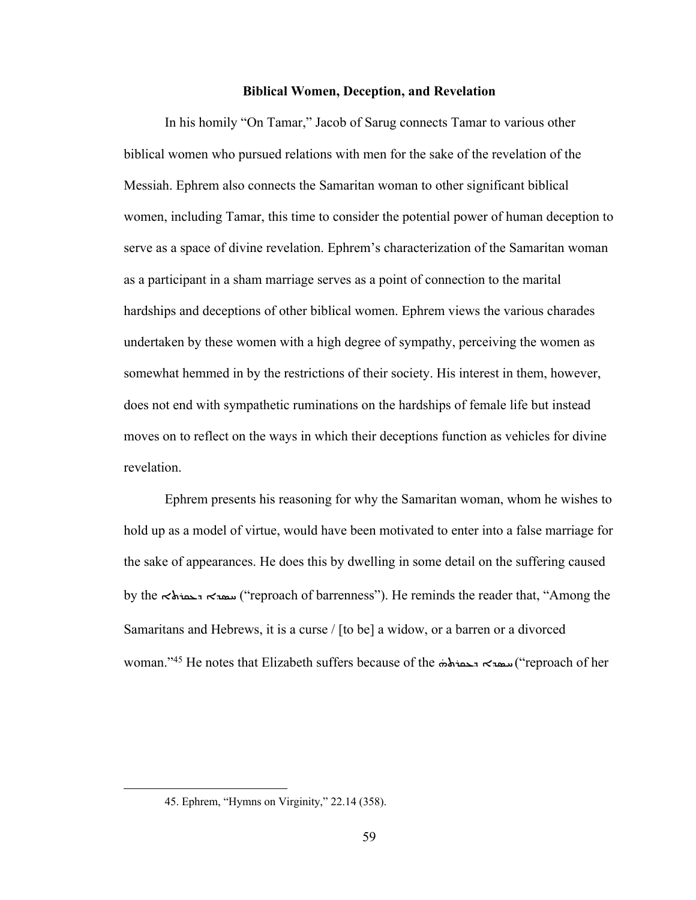### Biblical Women, Deception, and Revelation

In his homily "On Tamar," Jacob of Sarug connects Tamar to various other biblical women who pursued relations with men for the sake of the revelation of the Messiah. Ephrem also connects the Samaritan woman to other significant biblical women, including Tamar, this time to consider the potential power of human deception to serve as a space of divine revelation. Ephrem's characterization of the Samaritan woman as a participant in a sham marriage serves as a point of connection to the marital hardships and deceptions of other biblical women. Ephrem views the various charades undertaken by these women with a high degree of sympathy, perceiving the women as somewhat hemmed in by the restrictions of their society. His interest in them, however, does not end with sympathetic ruminations on the hardships of female life but instead moves on to reflect on the ways in which their deceptions function as vehicles for divine revelation.

Ephrem presents his reasoning for why the Samaritan woman, whom he wishes to hold up as a model of virtue, would have been motivated to enter into a false marriage for the sake of appearances. He does this by dwelling in some detail on the suffering caused by the ܚܣܕܐ ܕܥܩܪܘܬܐ ("reproach of barrenness"). He reminds the reader that, "Among the Samaritans and Hebrews, it is a curse / [to be] a widow, or a barren or a divorced woman."[45] He notes that Elizabeth suffers because of the ܚܣܕܐ ܕܥܩܪܘܬܗ ("reproach of her

45. Ephrem, "Hymns on Virginity," 22.14 (358).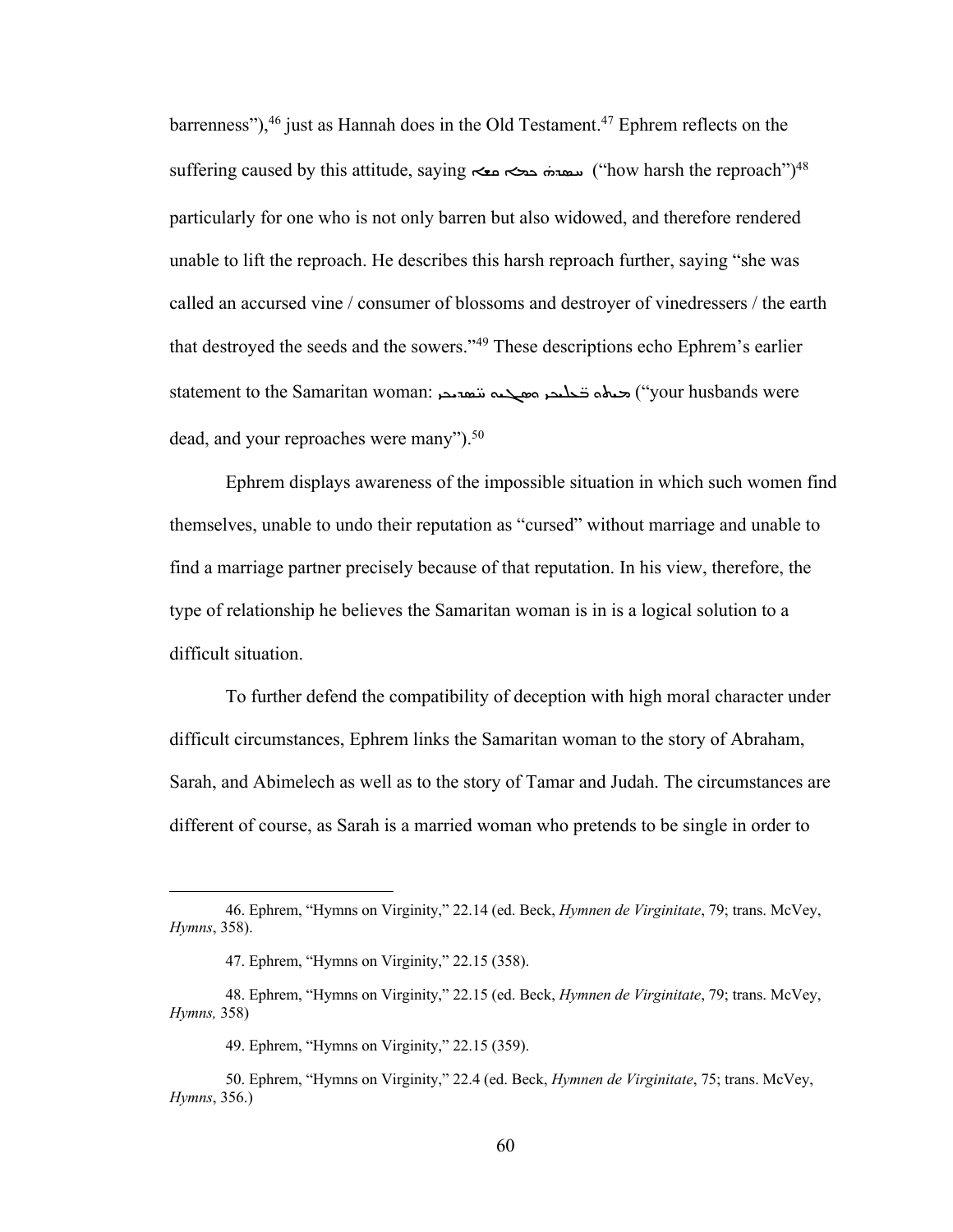barrenness"),[46] just as Hannah does in the Old Testament.[47] Ephrem reflects on the suffering caused by this attitude, saying ܣܢܝܐ̇ ܚܣܕܐ ܗܟܐ ("how harsh the reproach")[48] particularly for one who is not only barren but also widowed, and therefore rendered unable to lift the reproach. He describes this harsh reproach further, saying "she was called an accursed vine / consumer of blossoms and destroyer of vinedressers / the earth that destroyed the seeds and the sowers."[49] These descriptions echo Ephrem's earlier statement to the Samaritan woman: ܡܝܬܘ ܒ̈ܥܠܝܟܝ ܘܣܓܝܘ ܚ̈ܣܕܝܟܝ ("your husbands were dead, and your reproaches were many").[50]

Ephrem displays awareness of the impossible situation in which such women find themselves, unable to undo their reputation as "cursed" without marriage and unable to find a marriage partner precisely because of that reputation. In his view, therefore, the type of relationship he believes the Samaritan woman is in is a logical solution to a difficult situation.

To further defend the compatibility of deception with high moral character under difficult circumstances, Ephrem links the Samaritan woman to the story of Abraham, Sarah, and Abimelech as well as to the story of Tamar and Judah. The circumstances are different of course, as Sarah is a married woman who pretends to be single in order to

---

46. Ephrem, "Hymns on Virginity," 22.14 (ed. Beck, *Hymnen de Virginitate*, 79; trans. McVey, *Hymns*, 358).

47. Ephrem, "Hymns on Virginity," 22.15 (358).

48. Ephrem, "Hymns on Virginity," 22.15 (ed. Beck, *Hymnen de Virginitate*, 79; trans. McVey, *Hymns,* 358)

49. Ephrem, "Hymns on Virginity," 22.15 (359).

50. Ephrem, "Hymns on Virginity," 22.4 (ed. Beck, *Hymnen de Virginitate*, 75; trans. McVey, *Hymns*, 356.)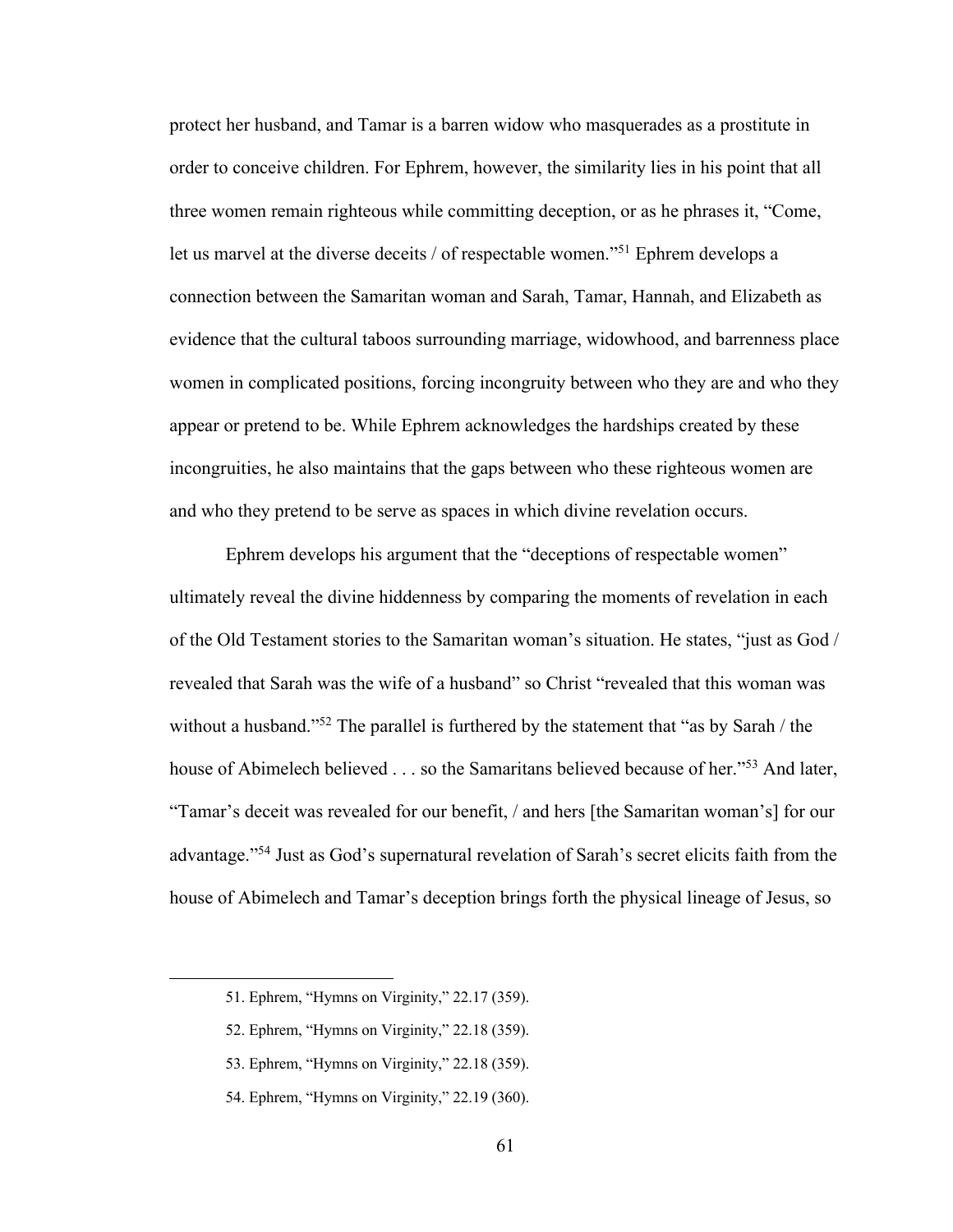protect her husband, and Tamar is a barren widow who masquerades as a prostitute in order to conceive children. For Ephrem, however, the similarity lies in his point that all three women remain righteous while committing deception, or as he phrases it, "Come, let us marvel at the diverse deceits / of respectable women."[51] Ephrem develops a connection between the Samaritan woman and Sarah, Tamar, Hannah, and Elizabeth as evidence that the cultural taboos surrounding marriage, widowhood, and barrenness place women in complicated positions, forcing incongruity between who they are and who they appear or pretend to be. While Ephrem acknowledges the hardships created by these incongruities, he also maintains that the gaps between who these righteous women are and who they pretend to be serve as spaces in which divine revelation occurs.

Ephrem develops his argument that the "deceptions of respectable women" ultimately reveal the divine hiddenness by comparing the moments of revelation in each of the Old Testament stories to the Samaritan woman's situation. He states, "just as God / revealed that Sarah was the wife of a husband" so Christ "revealed that this woman was without a husband."[52] The parallel is furthered by the statement that "as by Sarah / the house of Abimelech believed . . . so the Samaritans believed because of her."[53] And later, "Tamar's deceit was revealed for our benefit, / and hers [the Samaritan woman's] for our advantage."[54] Just as God's supernatural revelation of Sarah's secret elicits faith from the house of Abimelech and Tamar's deception brings forth the physical lineage of Jesus, so

---

51. Ephrem, "Hymns on Virginity," 22.17 (359).

52. Ephrem, "Hymns on Virginity," 22.18 (359).

53. Ephrem, "Hymns on Virginity," 22.18 (359).

54. Ephrem, "Hymns on Virginity," 22.19 (360).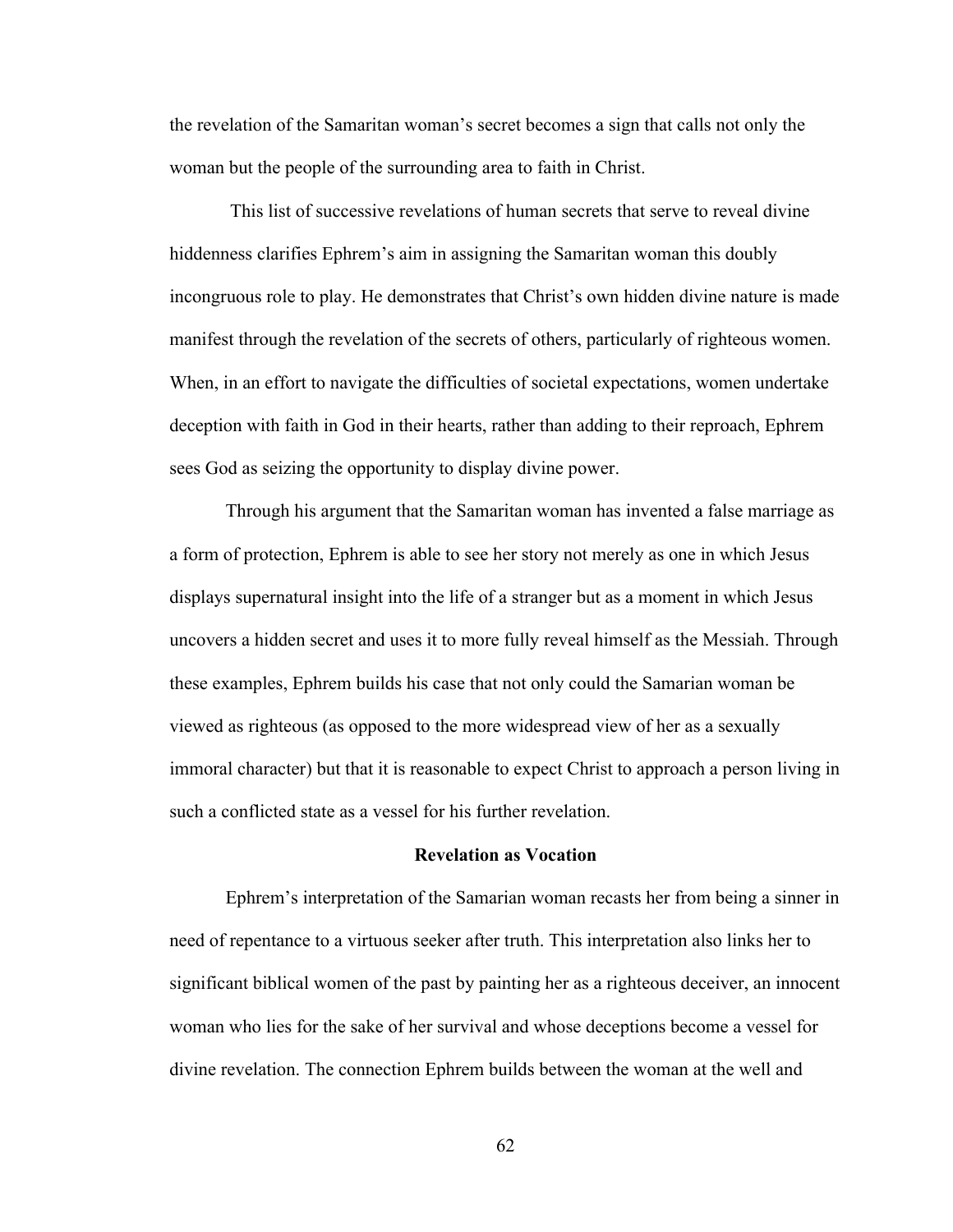the revelation of the Samaritan woman's secret becomes a sign that calls not only the woman but the people of the surrounding area to faith in Christ.

This list of successive revelations of human secrets that serve to reveal divine hiddenness clarifies Ephrem's aim in assigning the Samaritan woman this doubly incongruous role to play. He demonstrates that Christ's own hidden divine nature is made manifest through the revelation of the secrets of others, particularly of righteous women. When, in an effort to navigate the difficulties of societal expectations, women undertake deception with faith in God in their hearts, rather than adding to their reproach, Ephrem sees God as seizing the opportunity to display divine power.

Through his argument that the Samaritan woman has invented a false marriage as a form of protection, Ephrem is able to see her story not merely as one in which Jesus displays supernatural insight into the life of a stranger but as a moment in which Jesus uncovers a hidden secret and uses it to more fully reveal himself as the Messiah. Through these examples, Ephrem builds his case that not only could the Samarian woman be viewed as righteous (as opposed to the more widespread view of her as a sexually immoral character) but that it is reasonable to expect Christ to approach a person living in such a conflicted state as a vessel for his further revelation.

## Revelation as Vocation

Ephrem's interpretation of the Samarian woman recasts her from being a sinner in need of repentance to a virtuous seeker after truth. This interpretation also links her to significant biblical women of the past by painting her as a righteous deceiver, an innocent woman who lies for the sake of her survival and whose deceptions become a vessel for divine revelation. The connection Ephrem builds between the woman at the well and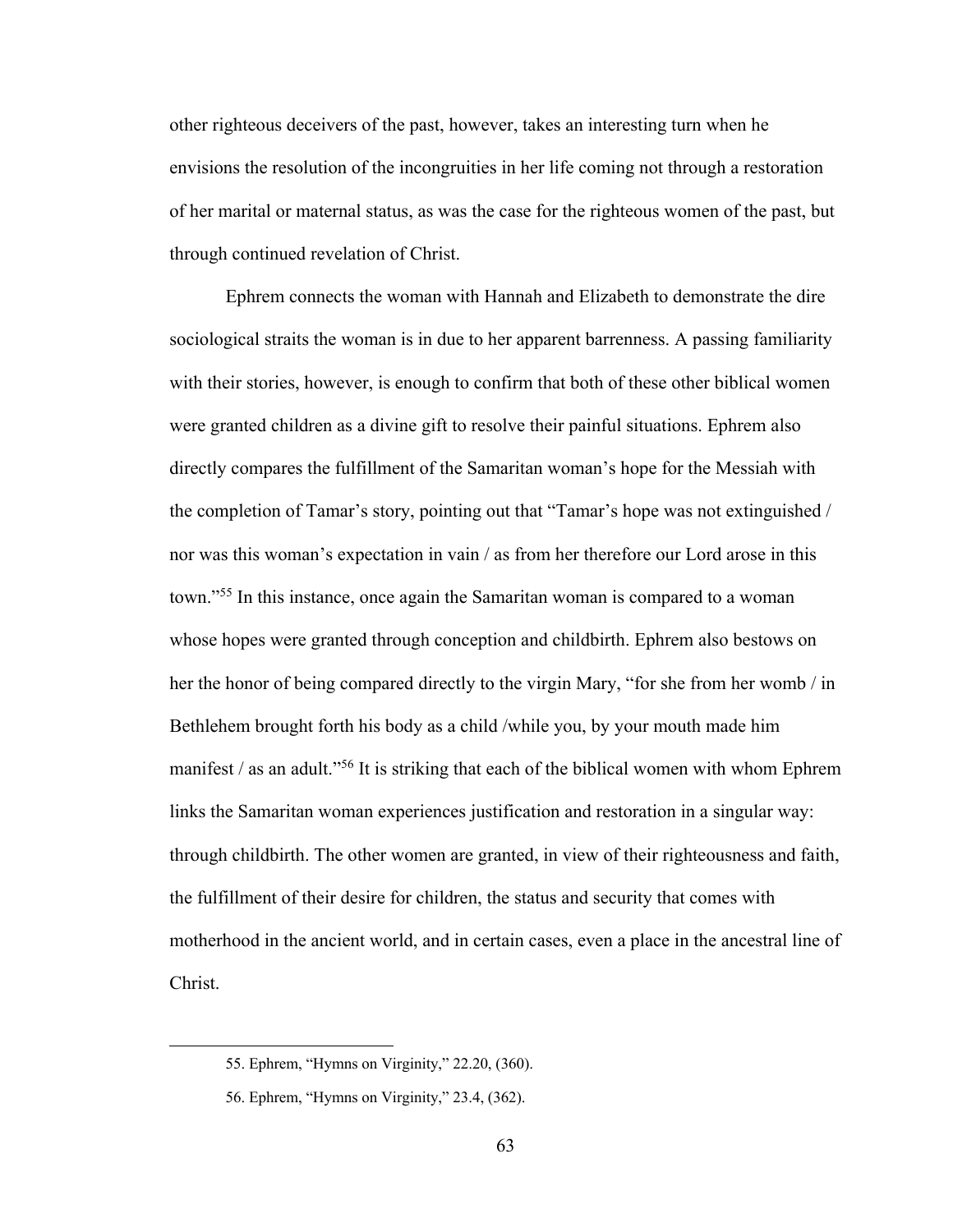other righteous deceivers of the past, however, takes an interesting turn when he envisions the resolution of the incongruities in her life coming not through a restoration of her marital or maternal status, as was the case for the righteous women of the past, but through continued revelation of Christ.

Ephrem connects the woman with Hannah and Elizabeth to demonstrate the dire sociological straits the woman is in due to her apparent barrenness. A passing familiarity with their stories, however, is enough to confirm that both of these other biblical women were granted children as a divine gift to resolve their painful situations. Ephrem also directly compares the fulfillment of the Samaritan woman's hope for the Messiah with the completion of Tamar's story, pointing out that "Tamar's hope was not extinguished / nor was this woman's expectation in vain / as from her therefore our Lord arose in this town."[55] In this instance, once again the Samaritan woman is compared to a woman whose hopes were granted through conception and childbirth. Ephrem also bestows on her the honor of being compared directly to the virgin Mary, "for she from her womb / in Bethlehem brought forth his body as a child /while you, by your mouth made him manifest / as an adult."[56] It is striking that each of the biblical women with whom Ephrem links the Samaritan woman experiences justification and restoration in a singular way: through childbirth. The other women are granted, in view of their righteousness and faith, the fulfillment of their desire for children, the status and security that comes with motherhood in the ancient world, and in certain cases, even a place in the ancestral line of Christ.

---

55. Ephrem, "Hymns on Virginity," 22.20, (360).

56. Ephrem, "Hymns on Virginity," 23.4, (362).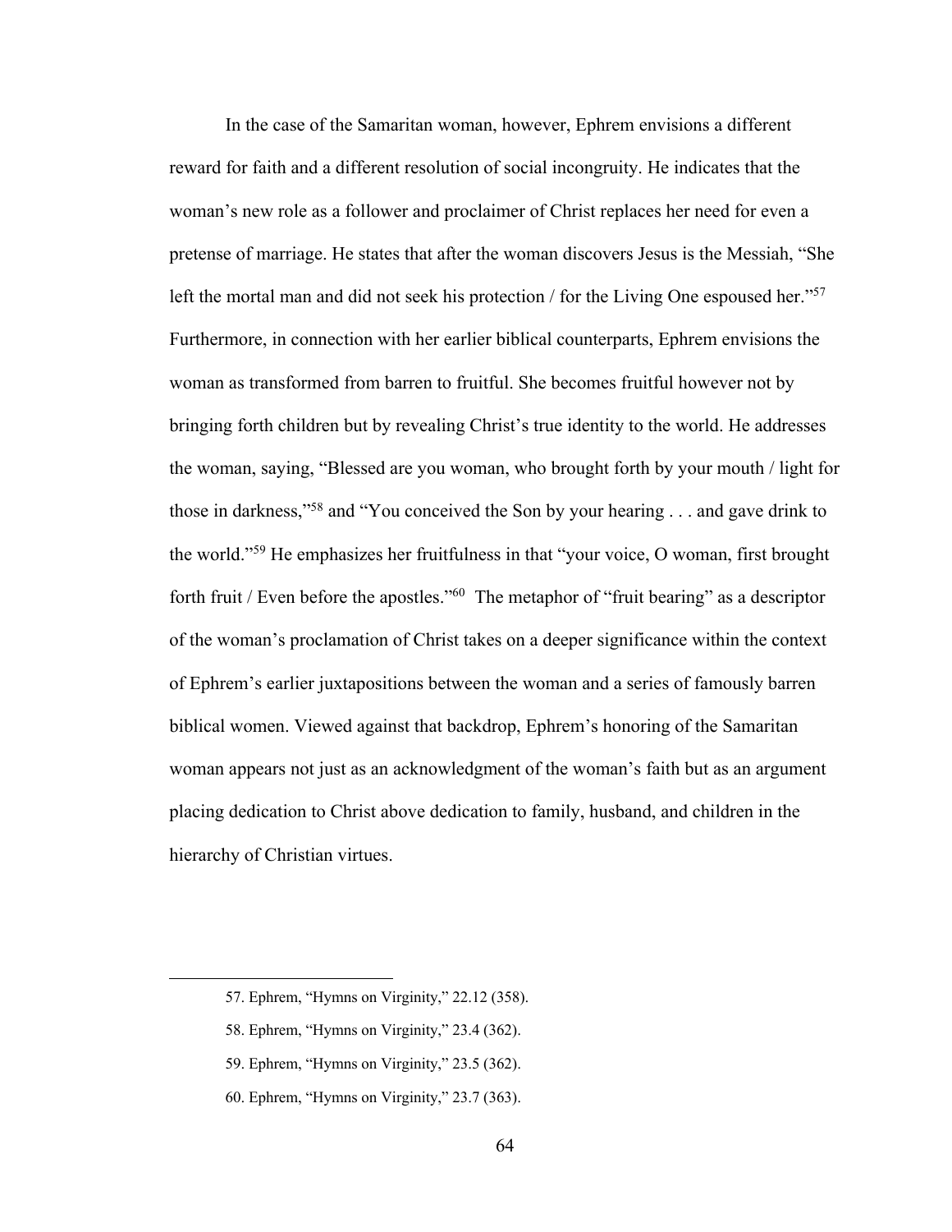In the case of the Samaritan woman, however, Ephrem envisions a different reward for faith and a different resolution of social incongruity. He indicates that the woman's new role as a follower and proclaimer of Christ replaces her need for even a pretense of marriage. He states that after the woman discovers Jesus is the Messiah, "She left the mortal man and did not seek his protection / for the Living One espoused her."[57] Furthermore, in connection with her earlier biblical counterparts, Ephrem envisions the woman as transformed from barren to fruitful. She becomes fruitful however not by bringing forth children but by revealing Christ's true identity to the world. He addresses the woman, saying, "Blessed are you woman, who brought forth by your mouth / light for those in darkness,"[58] and "You conceived the Son by your hearing . . . and gave drink to the world."[59] He emphasizes her fruitfulness in that "your voice, O woman, first brought forth fruit / Even before the apostles."[60] The metaphor of "fruit bearing" as a descriptor of the woman's proclamation of Christ takes on a deeper significance within the context of Ephrem's earlier juxtapositions between the woman and a series of famously barren biblical women. Viewed against that backdrop, Ephrem's honoring of the Samaritan woman appears not just as an acknowledgment of the woman's faith but as an argument placing dedication to Christ above dedication to family, husband, and children in the hierarchy of Christian virtues.

---

57. Ephrem, "Hymns on Virginity," 22.12 (358).

58. Ephrem, "Hymns on Virginity," 23.4 (362).

59. Ephrem, "Hymns on Virginity," 23.5 (362).

60. Ephrem, "Hymns on Virginity," 23.7 (363).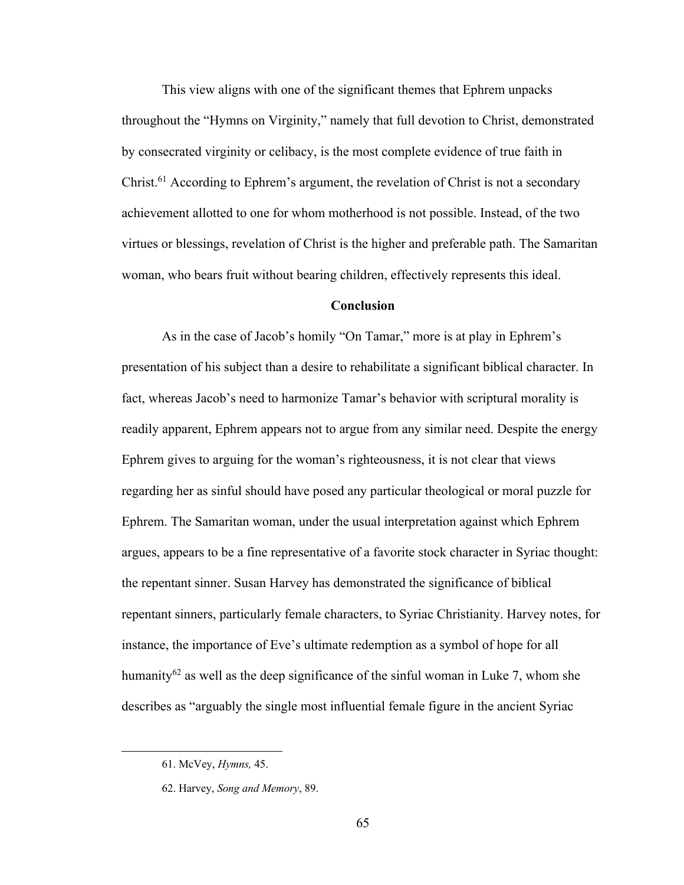This view aligns with one of the significant themes that Ephrem unpacks throughout the "Hymns on Virginity," namely that full devotion to Christ, demonstrated by consecrated virginity or celibacy, is the most complete evidence of true faith in Christ.[61] According to Ephrem's argument, the revelation of Christ is not a secondary achievement allotted to one for whom motherhood is not possible. Instead, of the two virtues or blessings, revelation of Christ is the higher and preferable path. The Samaritan woman, who bears fruit without bearing children, effectively represents this ideal.

## Conclusion

As in the case of Jacob's homily "On Tamar," more is at play in Ephrem's presentation of his subject than a desire to rehabilitate a significant biblical character. In fact, whereas Jacob's need to harmonize Tamar's behavior with scriptural morality is readily apparent, Ephrem appears not to argue from any similar need. Despite the energy Ephrem gives to arguing for the woman's righteousness, it is not clear that views regarding her as sinful should have posed any particular theological or moral puzzle for Ephrem. The Samaritan woman, under the usual interpretation against which Ephrem argues, appears to be a fine representative of a favorite stock character in Syriac thought: the repentant sinner. Susan Harvey has demonstrated the significance of biblical repentant sinners, particularly female characters, to Syriac Christianity. Harvey notes, for instance, the importance of Eve's ultimate redemption as a symbol of hope for all humanity[62] as well as the deep significance of the sinful woman in Luke 7, whom she describes as "arguably the single most influential female figure in the ancient Syriac

---

61. McVey, *Hymns,* 45.

62. Harvey, *Song and Memory*, 89.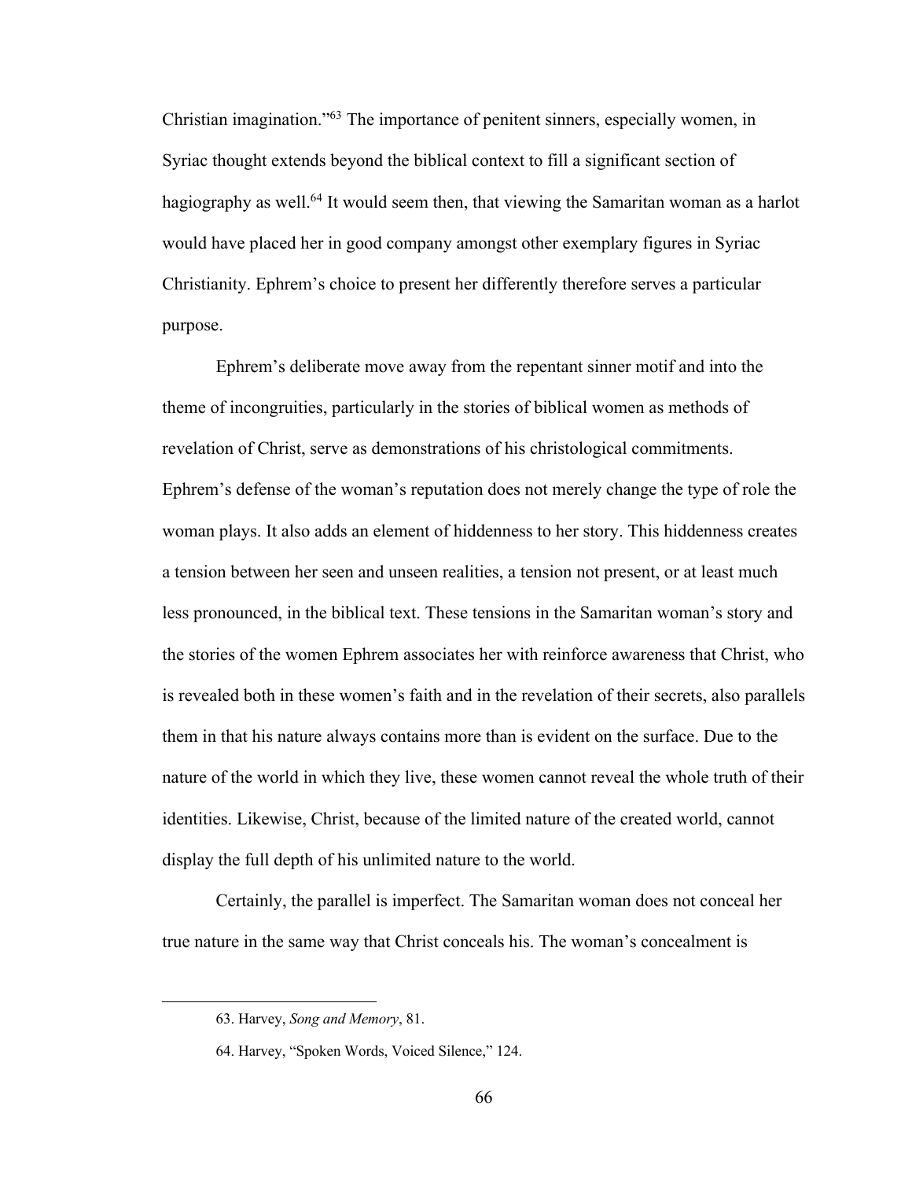Christian imagination."[63] The importance of penitent sinners, especially women, in Syriac thought extends beyond the biblical context to fill a significant section of hagiography as well.[64] It would seem then, that viewing the Samaritan woman as a harlot would have placed her in good company amongst other exemplary figures in Syriac Christianity. Ephrem's choice to present her differently therefore serves a particular purpose.

Ephrem's deliberate move away from the repentant sinner motif and into the theme of incongruities, particularly in the stories of biblical women as methods of revelation of Christ, serve as demonstrations of his christological commitments. Ephrem's defense of the woman's reputation does not merely change the type of role the woman plays. It also adds an element of hiddenness to her story. This hiddenness creates a tension between her seen and unseen realities, a tension not present, or at least much less pronounced, in the biblical text. These tensions in the Samaritan woman's story and the stories of the women Ephrem associates her with reinforce awareness that Christ, who is revealed both in these women's faith and in the revelation of their secrets, also parallels them in that his nature always contains more than is evident on the surface. Due to the nature of the world in which they live, these women cannot reveal the whole truth of their identities. Likewise, Christ, because of the limited nature of the created world, cannot display the full depth of his unlimited nature to the world.

Certainly, the parallel is imperfect. The Samaritan woman does not conceal her true nature in the same way that Christ conceals his. The woman's concealment is

---

63. Harvey, *Song and Memory*, 81.

64. Harvey, "Spoken Words, Voiced Silence," 124.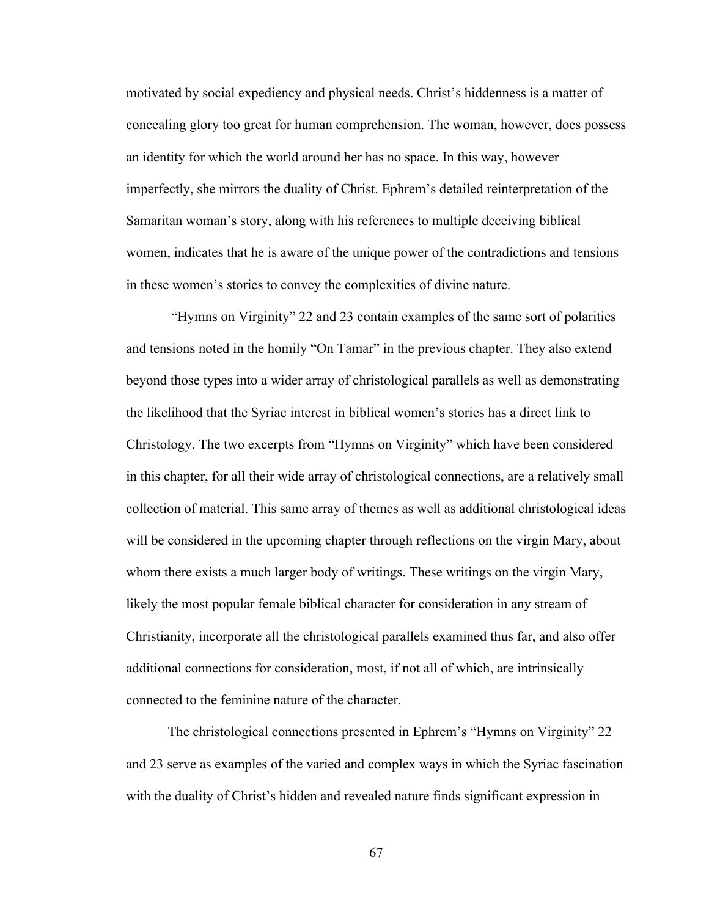motivated by social expediency and physical needs. Christ's hiddenness is a matter of concealing glory too great for human comprehension. The woman, however, does possess an identity for which the world around her has no space. In this way, however imperfectly, she mirrors the duality of Christ. Ephrem's detailed reinterpretation of the Samaritan woman's story, along with his references to multiple deceiving biblical women, indicates that he is aware of the unique power of the contradictions and tensions in these women's stories to convey the complexities of divine nature.

"Hymns on Virginity" 22 and 23 contain examples of the same sort of polarities and tensions noted in the homily "On Tamar" in the previous chapter. They also extend beyond those types into a wider array of christological parallels as well as demonstrating the likelihood that the Syriac interest in biblical women's stories has a direct link to Christology. The two excerpts from "Hymns on Virginity" which have been considered in this chapter, for all their wide array of christological connections, are a relatively small collection of material. This same array of themes as well as additional christological ideas will be considered in the upcoming chapter through reflections on the virgin Mary, about whom there exists a much larger body of writings. These writings on the virgin Mary, likely the most popular female biblical character for consideration in any stream of Christianity, incorporate all the christological parallels examined thus far, and also offer additional connections for consideration, most, if not all of which, are intrinsically connected to the feminine nature of the character.

The christological connections presented in Ephrem's "Hymns on Virginity" 22 and 23 serve as examples of the varied and complex ways in which the Syriac fascination with the duality of Christ's hidden and revealed nature finds significant expression in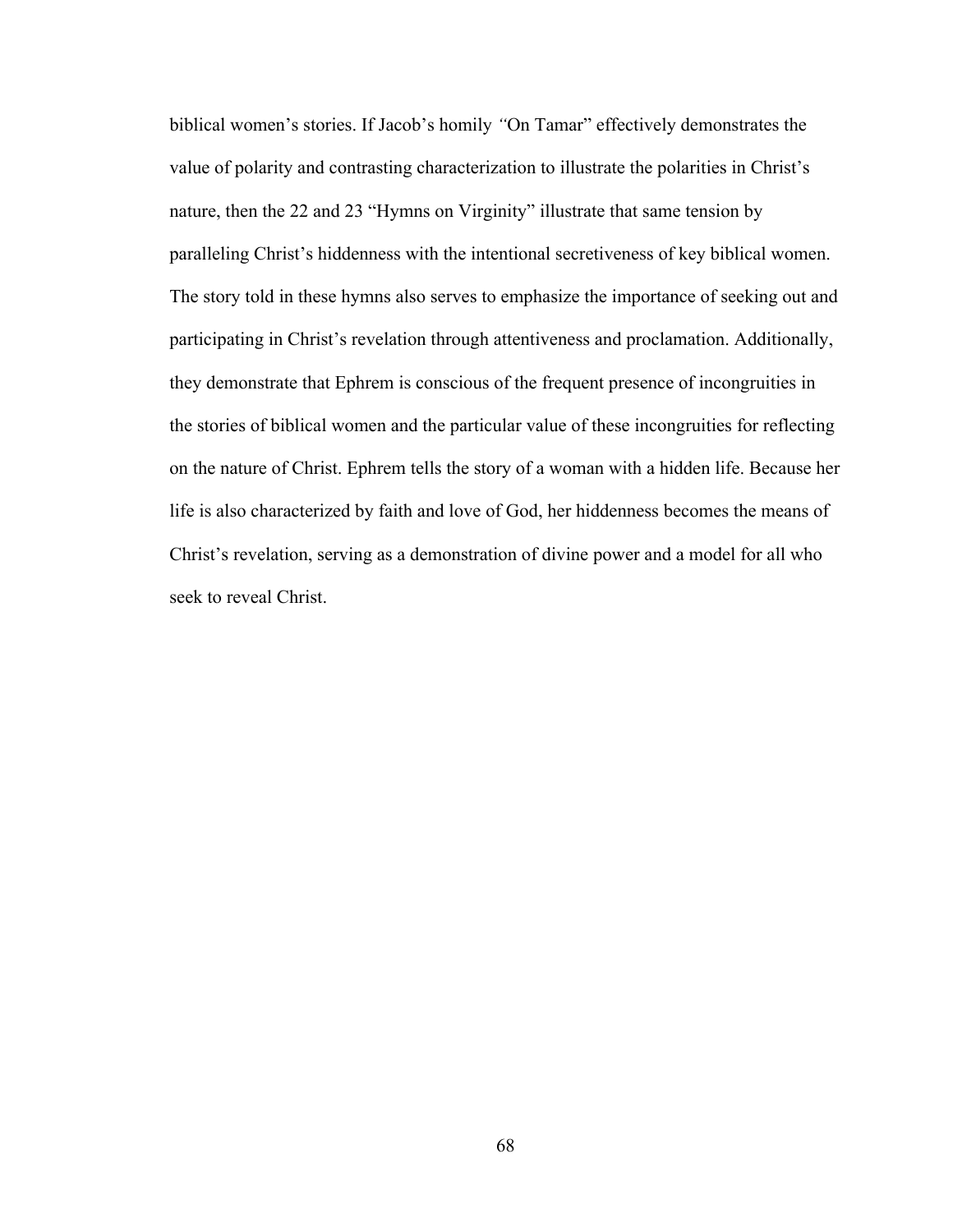biblical women's stories. If Jacob's homily "On Tamar" effectively demonstrates the value of polarity and contrasting characterization to illustrate the polarities in Christ's nature, then the 22 and 23 "Hymns on Virginity" illustrate that same tension by paralleling Christ's hiddenness with the intentional secretiveness of key biblical women. The story told in these hymns also serves to emphasize the importance of seeking out and participating in Christ's revelation through attentiveness and proclamation. Additionally, they demonstrate that Ephrem is conscious of the frequent presence of incongruities in the stories of biblical women and the particular value of these incongruities for reflecting on the nature of Christ. Ephrem tells the story of a woman with a hidden life. Because her life is also characterized by faith and love of God, her hiddenness becomes the means of Christ's revelation, serving as a demonstration of divine power and a model for all who seek to reveal Christ.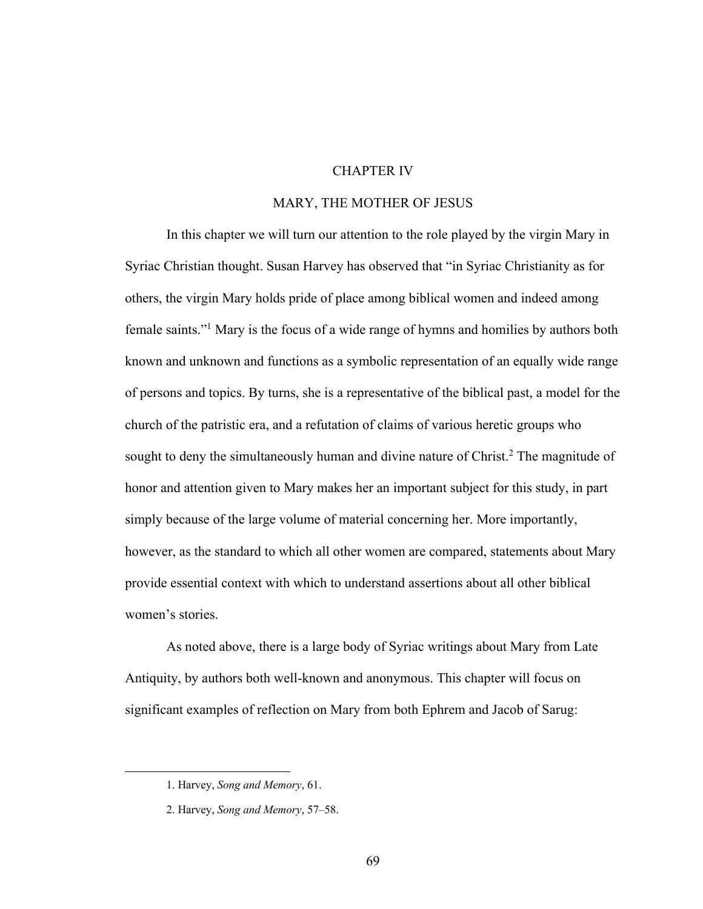# CHAPTER IV

## MARY, THE MOTHER OF JESUS

In this chapter we will turn our attention to the role played by the virgin Mary in Syriac Christian thought. Susan Harvey has observed that "in Syriac Christianity as for others, the virgin Mary holds pride of place among biblical women and indeed among female saints."[1] Mary is the focus of a wide range of hymns and homilies by authors both known and unknown and functions as a symbolic representation of an equally wide range of persons and topics. By turns, she is a representative of the biblical past, a model for the church of the patristic era, and a refutation of claims of various heretic groups who sought to deny the simultaneously human and divine nature of Christ.[2] The magnitude of honor and attention given to Mary makes her an important subject for this study, in part simply because of the large volume of material concerning her. More importantly, however, as the standard to which all other women are compared, statements about Mary provide essential context with which to understand assertions about all other biblical women's stories.

As noted above, there is a large body of Syriac writings about Mary from Late Antiquity, by authors both well-known and anonymous. This chapter will focus on significant examples of reflection on Mary from both Ephrem and Jacob of Sarug:

---

1. Harvey, *Song and Memory*, 61.

2. Harvey, *Song and Memory*, 57–58.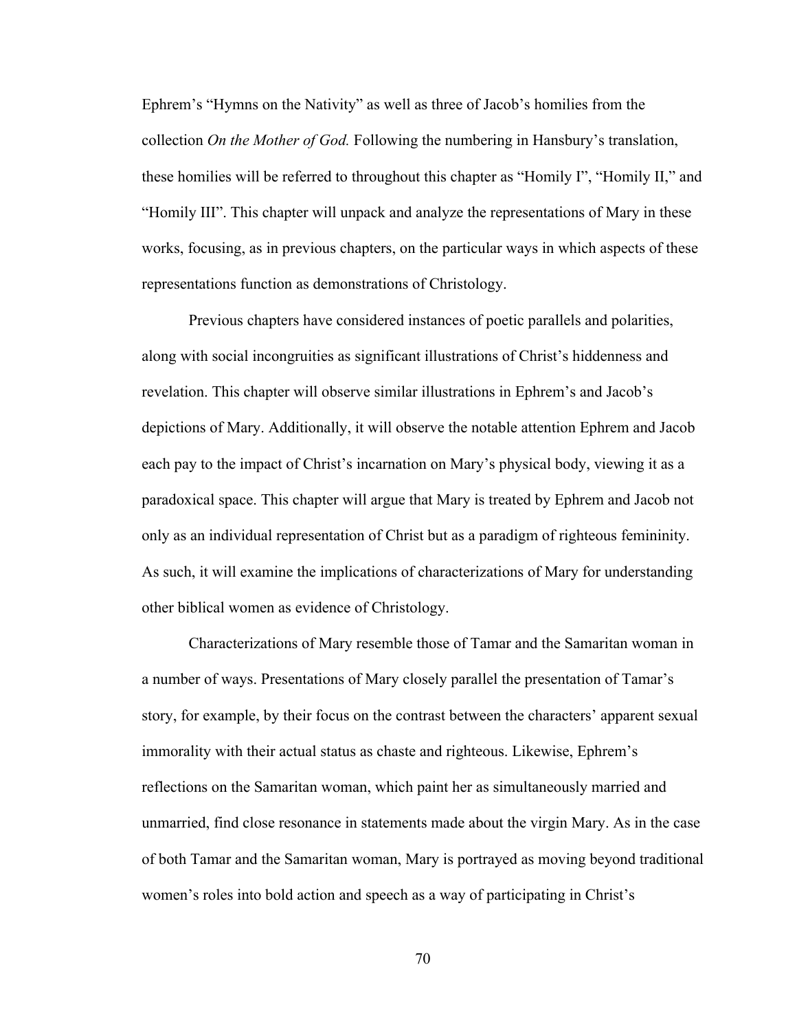Ephrem's "Hymns on the Nativity" as well as three of Jacob's homilies from the collection *On the Mother of God.* Following the numbering in Hansbury's translation, these homilies will be referred to throughout this chapter as "Homily I", "Homily II," and "Homily III". This chapter will unpack and analyze the representations of Mary in these works, focusing, as in previous chapters, on the particular ways in which aspects of these representations function as demonstrations of Christology.

Previous chapters have considered instances of poetic parallels and polarities, along with social incongruities as significant illustrations of Christ's hiddenness and revelation. This chapter will observe similar illustrations in Ephrem's and Jacob's depictions of Mary. Additionally, it will observe the notable attention Ephrem and Jacob each pay to the impact of Christ's incarnation on Mary's physical body, viewing it as a paradoxical space. This chapter will argue that Mary is treated by Ephrem and Jacob not only as an individual representation of Christ but as a paradigm of righteous femininity. As such, it will examine the implications of characterizations of Mary for understanding other biblical women as evidence of Christology.

Characterizations of Mary resemble those of Tamar and the Samaritan woman in a number of ways. Presentations of Mary closely parallel the presentation of Tamar's story, for example, by their focus on the contrast between the characters' apparent sexual immorality with their actual status as chaste and righteous. Likewise, Ephrem's reflections on the Samaritan woman, which paint her as simultaneously married and unmarried, find close resonance in statements made about the virgin Mary. As in the case of both Tamar and the Samaritan woman, Mary is portrayed as moving beyond traditional women's roles into bold action and speech as a way of participating in Christ's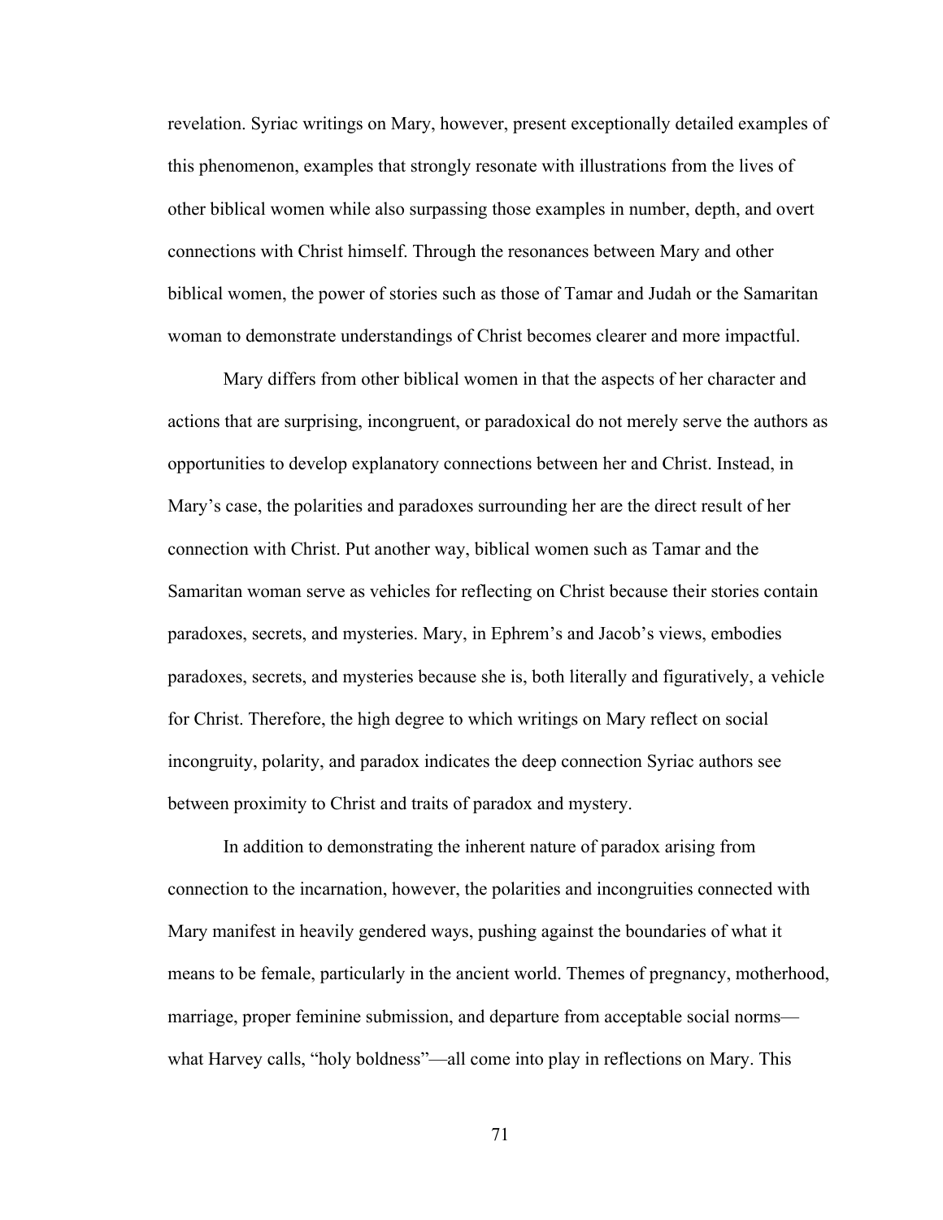revelation. Syriac writings on Mary, however, present exceptionally detailed examples of this phenomenon, examples that strongly resonate with illustrations from the lives of other biblical women while also surpassing those examples in number, depth, and overt connections with Christ himself. Through the resonances between Mary and other biblical women, the power of stories such as those of Tamar and Judah or the Samaritan woman to demonstrate understandings of Christ becomes clearer and more impactful.

Mary differs from other biblical women in that the aspects of her character and actions that are surprising, incongruent, or paradoxical do not merely serve the authors as opportunities to develop explanatory connections between her and Christ. Instead, in Mary's case, the polarities and paradoxes surrounding her are the direct result of her connection with Christ. Put another way, biblical women such as Tamar and the Samaritan woman serve as vehicles for reflecting on Christ because their stories contain paradoxes, secrets, and mysteries. Mary, in Ephrem's and Jacob's views, embodies paradoxes, secrets, and mysteries because she is, both literally and figuratively, a vehicle for Christ. Therefore, the high degree to which writings on Mary reflect on social incongruity, polarity, and paradox indicates the deep connection Syriac authors see between proximity to Christ and traits of paradox and mystery.

In addition to demonstrating the inherent nature of paradox arising from connection to the incarnation, however, the polarities and incongruities connected with Mary manifest in heavily gendered ways, pushing against the boundaries of what it means to be female, particularly in the ancient world. Themes of pregnancy, motherhood, marriage, proper feminine submission, and departure from acceptable social norms—what Harvey calls, "holy boldness"—all come into play in reflections on Mary. This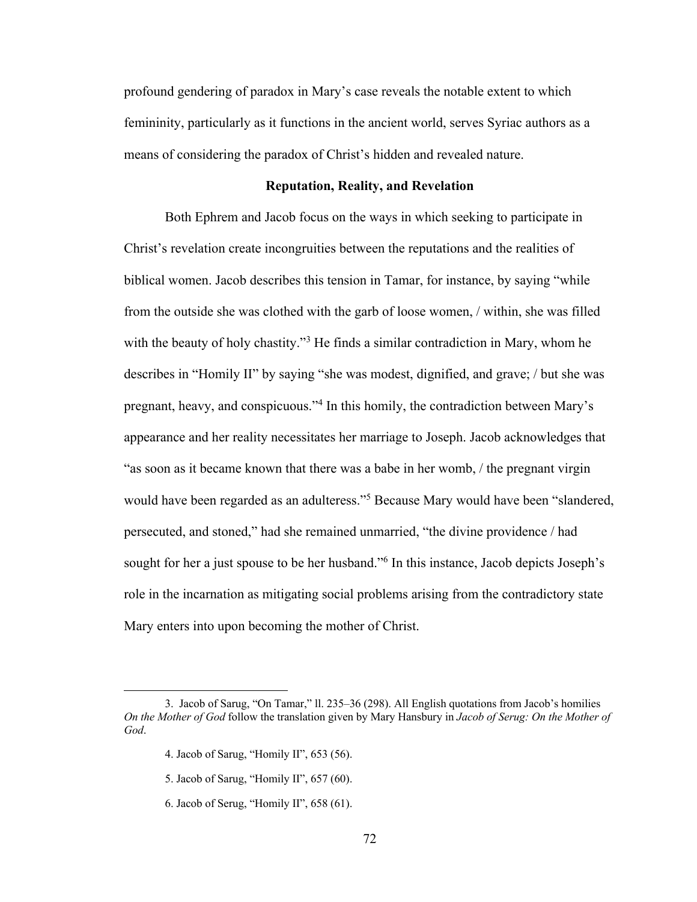profound gendering of paradox in Mary's case reveals the notable extent to which femininity, particularly as it functions in the ancient world, serves Syriac authors as a means of considering the paradox of Christ's hidden and revealed nature.

### Reputation, Reality, and Revelation

Both Ephrem and Jacob focus on the ways in which seeking to participate in Christ's revelation create incongruities between the reputations and the realities of biblical women. Jacob describes this tension in Tamar, for instance, by saying "while from the outside she was clothed with the garb of loose women, / within, she was filled with the beauty of holy chastity."[3] He finds a similar contradiction in Mary, whom he describes in "Homily II" by saying "she was modest, dignified, and grave; / but she was pregnant, heavy, and conspicuous."[4] In this homily, the contradiction between Mary's appearance and her reality necessitates her marriage to Joseph. Jacob acknowledges that "as soon as it became known that there was a babe in her womb, / the pregnant virgin would have been regarded as an adulteress."[5] Because Mary would have been "slandered, persecuted, and stoned," had she remained unmarried, "the divine providence / had sought for her a just spouse to be her husband."[6] In this instance, Jacob depicts Joseph's role in the incarnation as mitigating social problems arising from the contradictory state Mary enters into upon becoming the mother of Christ.

---

3. Jacob of Sarug, "On Tamar," ll. 235–36 (298). All English quotations from Jacob's homilies *On the Mother of God* follow the translation given by Mary Hansbury in *Jacob of Serug: On the Mother of God*.

4. Jacob of Sarug, "Homily II", 653 (56).

5. Jacob of Sarug, "Homily II", 657 (60).

6. Jacob of Serug, "Homily II", 658 (61).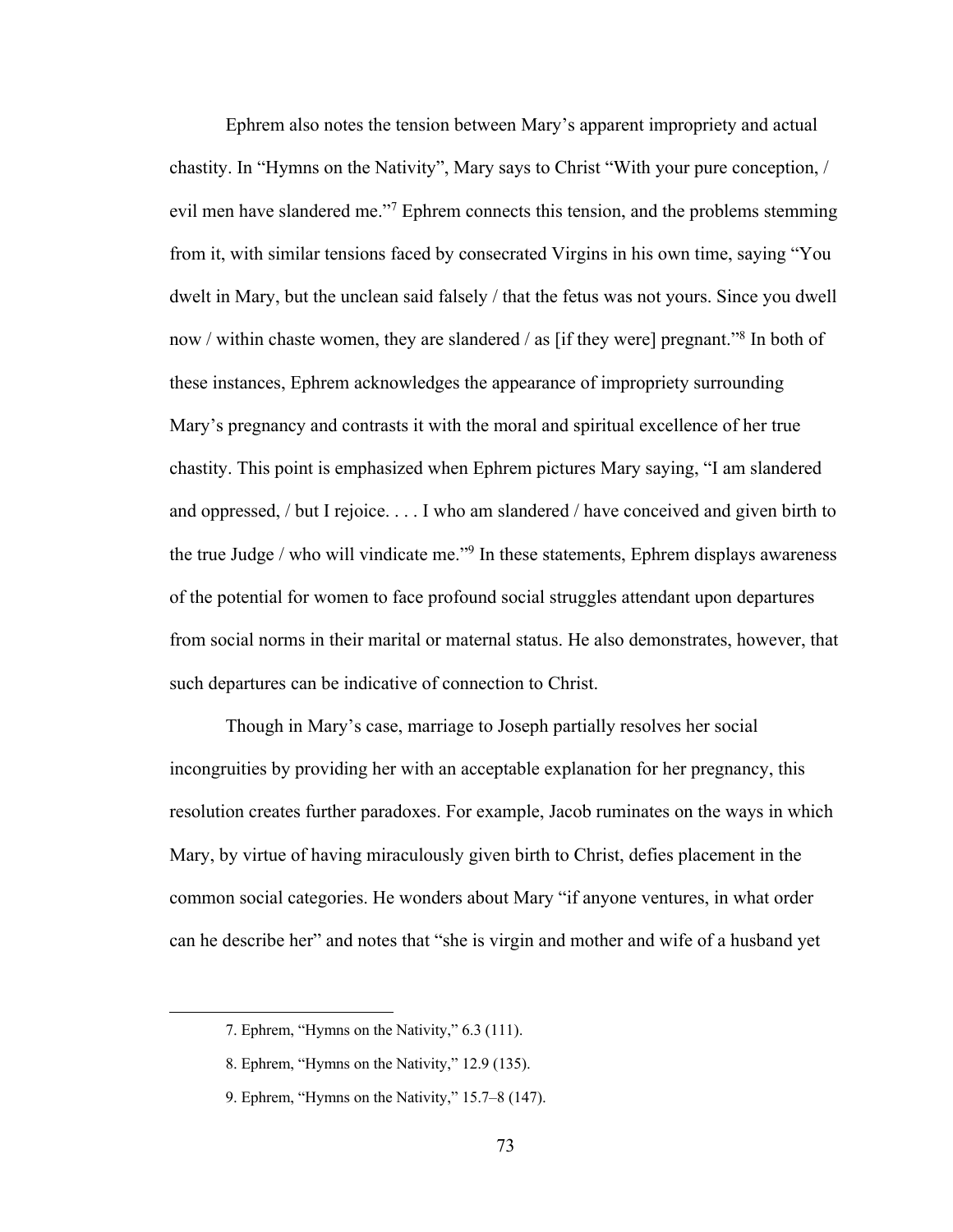Ephrem also notes the tension between Mary's apparent impropriety and actual chastity. In "Hymns on the Nativity", Mary says to Christ "With your pure conception, / evil men have slandered me."[7] Ephrem connects this tension, and the problems stemming from it, with similar tensions faced by consecrated Virgins in his own time, saying "You dwelt in Mary, but the unclean said falsely / that the fetus was not yours. Since you dwell now / within chaste women, they are slandered / as [if they were] pregnant."[8] In both of these instances, Ephrem acknowledges the appearance of impropriety surrounding Mary's pregnancy and contrasts it with the moral and spiritual excellence of her true chastity. This point is emphasized when Ephrem pictures Mary saying, "I am slandered and oppressed, / but I rejoice. . . . I who am slandered / have conceived and given birth to the true Judge / who will vindicate me."[9] In these statements, Ephrem displays awareness of the potential for women to face profound social struggles attendant upon departures from social norms in their marital or maternal status. He also demonstrates, however, that such departures can be indicative of connection to Christ.

Though in Mary's case, marriage to Joseph partially resolves her social incongruities by providing her with an acceptable explanation for her pregnancy, this resolution creates further paradoxes. For example, Jacob ruminates on the ways in which Mary, by virtue of having miraculously given birth to Christ, defies placement in the common social categories. He wonders about Mary "if anyone ventures, in what order can he describe her" and notes that "she is virgin and mother and wife of a husband yet

---

7. Ephrem, "Hymns on the Nativity," 6.3 (111).

8. Ephrem, "Hymns on the Nativity," 12.9 (135).

9. Ephrem, "Hymns on the Nativity," 15.7–8 (147).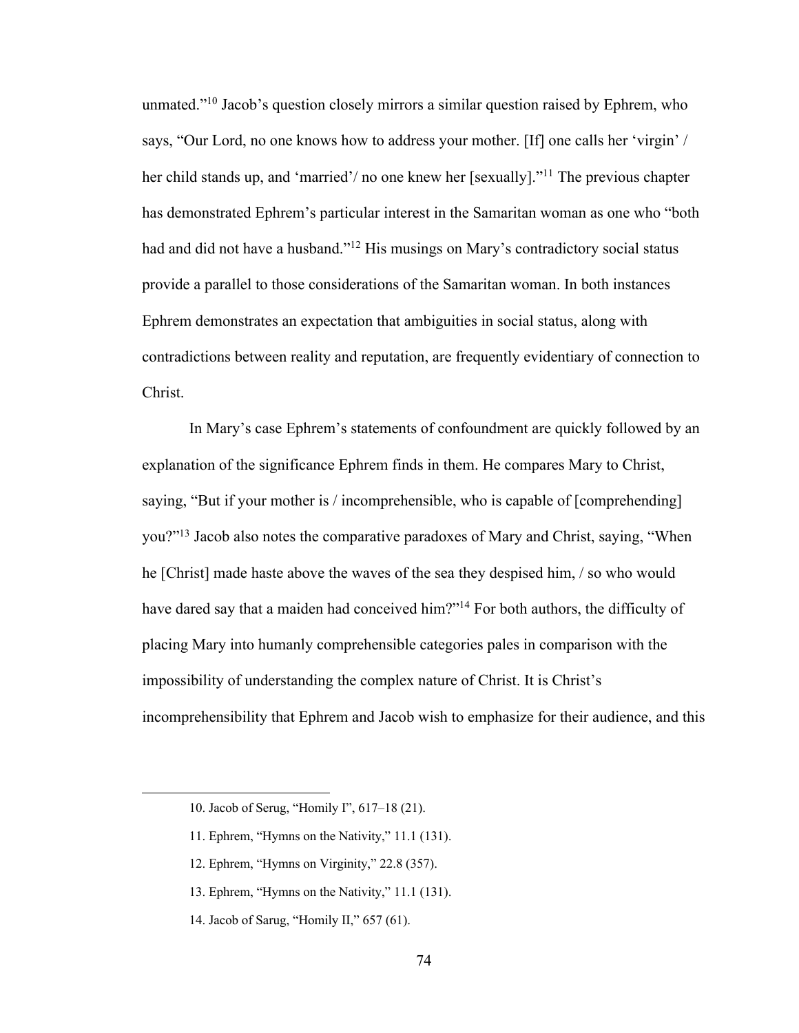unmated."[10] Jacob's question closely mirrors a similar question raised by Ephrem, who says, "Our Lord, no one knows how to address your mother. [If] one calls her 'virgin' / her child stands up, and 'married'/ no one knew her [sexually]."[11] The previous chapter has demonstrated Ephrem's particular interest in the Samaritan woman as one who "both had and did not have a husband."[12] His musings on Mary's contradictory social status provide a parallel to those considerations of the Samaritan woman. In both instances Ephrem demonstrates an expectation that ambiguities in social status, along with contradictions between reality and reputation, are frequently evidentiary of connection to Christ.

In Mary's case Ephrem's statements of confoundment are quickly followed by an explanation of the significance Ephrem finds in them. He compares Mary to Christ, saying, "But if your mother is / incomprehensible, who is capable of [comprehending] you?"[13] Jacob also notes the comparative paradoxes of Mary and Christ, saying, "When he [Christ] made haste above the waves of the sea they despised him, / so who would have dared say that a maiden had conceived him?"[14] For both authors, the difficulty of placing Mary into humanly comprehensible categories pales in comparison with the impossibility of understanding the complex nature of Christ. It is Christ's incomprehensibility that Ephrem and Jacob wish to emphasize for their audience, and this

---

10. Jacob of Serug, "Homily I", 617–18 (21).

11. Ephrem, "Hymns on the Nativity," 11.1 (131).

12. Ephrem, "Hymns on Virginity," 22.8 (357).

13. Ephrem, "Hymns on the Nativity," 11.1 (131).

14. Jacob of Sarug, "Homily II," 657 (61).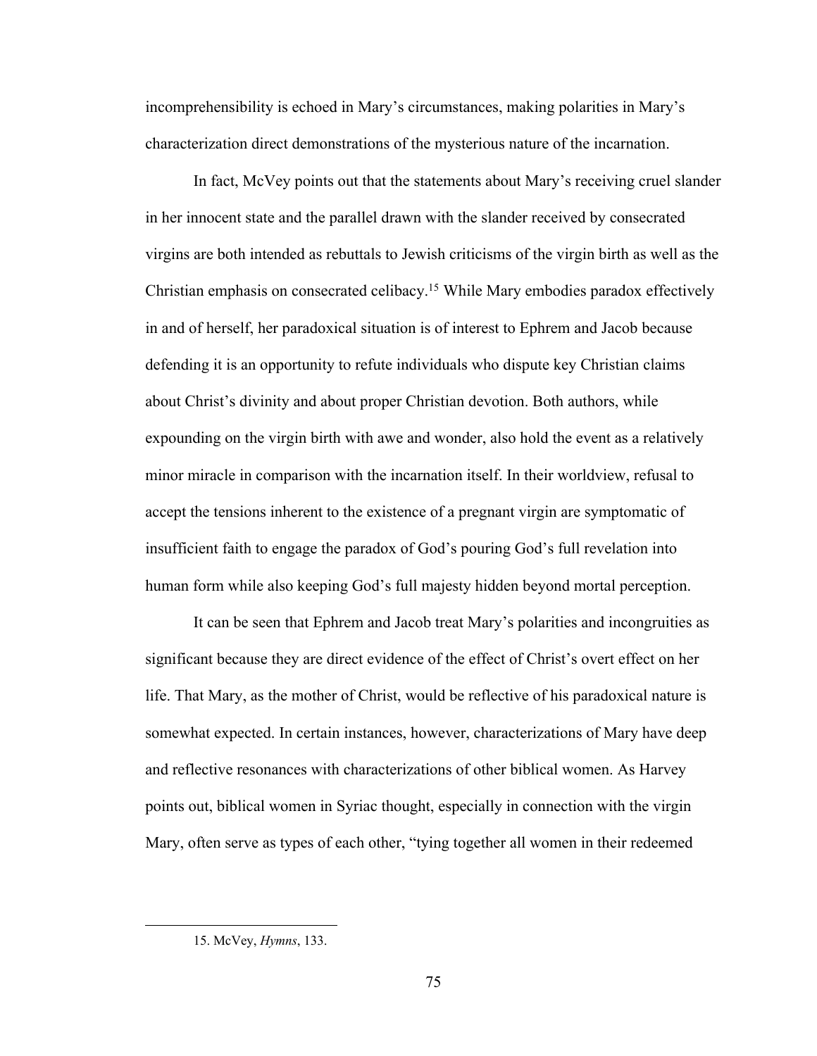incomprehensibility is echoed in Mary's circumstances, making polarities in Mary's characterization direct demonstrations of the mysterious nature of the incarnation.

In fact, McVey points out that the statements about Mary's receiving cruel slander in her innocent state and the parallel drawn with the slander received by consecrated virgins are both intended as rebuttals to Jewish criticisms of the virgin birth as well as the Christian emphasis on consecrated celibacy.[15] While Mary embodies paradox effectively in and of herself, her paradoxical situation is of interest to Ephrem and Jacob because defending it is an opportunity to refute individuals who dispute key Christian claims about Christ's divinity and about proper Christian devotion. Both authors, while expounding on the virgin birth with awe and wonder, also hold the event as a relatively minor miracle in comparison with the incarnation itself. In their worldview, refusal to accept the tensions inherent to the existence of a pregnant virgin are symptomatic of insufficient faith to engage the paradox of God's pouring God's full revelation into human form while also keeping God's full majesty hidden beyond mortal perception.

It can be seen that Ephrem and Jacob treat Mary's polarities and incongruities as significant because they are direct evidence of the effect of Christ's overt effect on her life. That Mary, as the mother of Christ, would be reflective of his paradoxical nature is somewhat expected. In certain instances, however, characterizations of Mary have deep and reflective resonances with characterizations of other biblical women. As Harvey points out, biblical women in Syriac thought, especially in connection with the virgin Mary, often serve as types of each other, "tying together all women in their redeemed

---

15. McVey, *Hymns*, 133.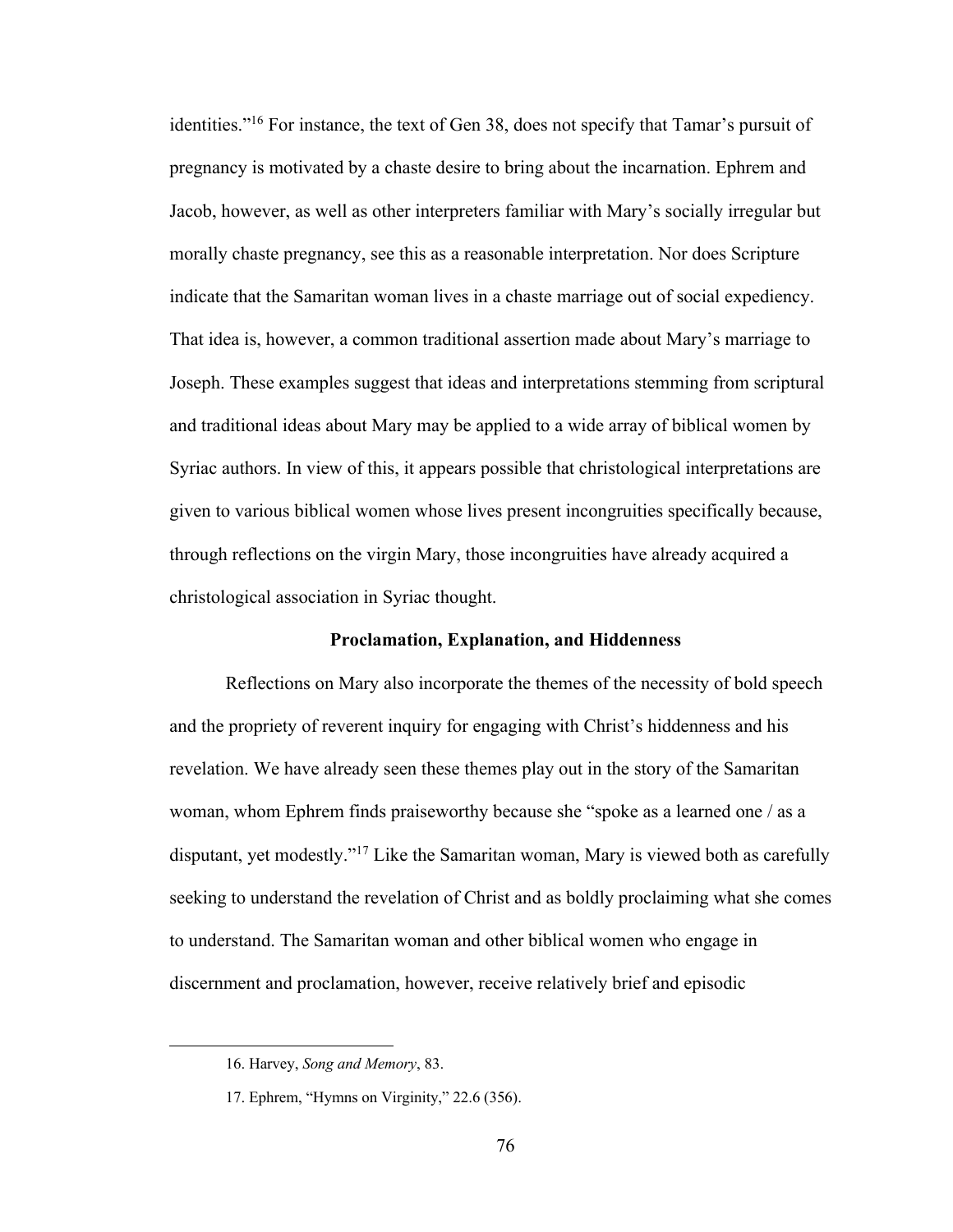identities."[16] For instance, the text of Gen 38, does not specify that Tamar's pursuit of pregnancy is motivated by a chaste desire to bring about the incarnation. Ephrem and Jacob, however, as well as other interpreters familiar with Mary's socially irregular but morally chaste pregnancy, see this as a reasonable interpretation. Nor does Scripture indicate that the Samaritan woman lives in a chaste marriage out of social expediency. That idea is, however, a common traditional assertion made about Mary's marriage to Joseph. These examples suggest that ideas and interpretations stemming from scriptural and traditional ideas about Mary may be applied to a wide array of biblical women by Syriac authors. In view of this, it appears possible that christological interpretations are given to various biblical women whose lives present incongruities specifically because, through reflections on the virgin Mary, those incongruities have already acquired a christological association in Syriac thought.

### Proclamation, Explanation, and Hiddenness

Reflections on Mary also incorporate the themes of the necessity of bold speech and the propriety of reverent inquiry for engaging with Christ's hiddenness and his revelation. We have already seen these themes play out in the story of the Samaritan woman, whom Ephrem finds praiseworthy because she "spoke as a learned one / as a disputant, yet modestly."[17] Like the Samaritan woman, Mary is viewed both as carefully seeking to understand the revelation of Christ and as boldly proclaiming what she comes to understand. The Samaritan woman and other biblical women who engage in discernment and proclamation, however, receive relatively brief and episodic

16. Harvey, *Song and Memory*, 83.

17. Ephrem, "Hymns on Virginity," 22.6 (356).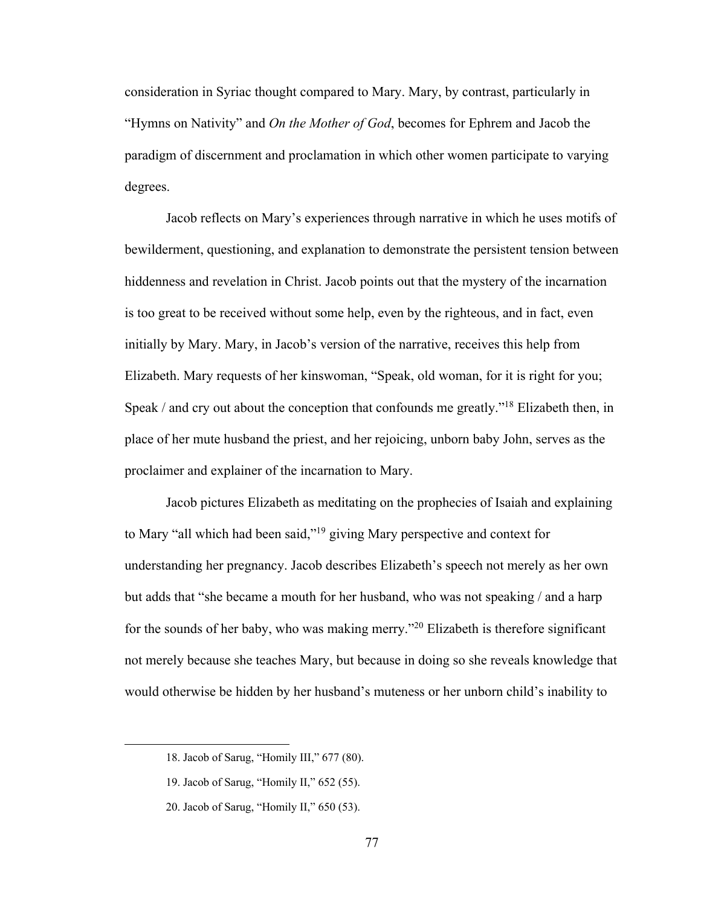consideration in Syriac thought compared to Mary. Mary, by contrast, particularly in "Hymns on Nativity" and *On the Mother of God*, becomes for Ephrem and Jacob the paradigm of discernment and proclamation in which other women participate to varying degrees.

Jacob reflects on Mary's experiences through narrative in which he uses motifs of bewilderment, questioning, and explanation to demonstrate the persistent tension between hiddenness and revelation in Christ. Jacob points out that the mystery of the incarnation is too great to be received without some help, even by the righteous, and in fact, even initially by Mary. Mary, in Jacob's version of the narrative, receives this help from Elizabeth. Mary requests of her kinswoman, "Speak, old woman, for it is right for you; Speak / and cry out about the conception that confounds me greatly."[18] Elizabeth then, in place of her mute husband the priest, and her rejoicing, unborn baby John, serves as the proclaimer and explainer of the incarnation to Mary.

Jacob pictures Elizabeth as meditating on the prophecies of Isaiah and explaining to Mary "all which had been said,"[19] giving Mary perspective and context for understanding her pregnancy. Jacob describes Elizabeth's speech not merely as her own but adds that "she became a mouth for her husband, who was not speaking / and a harp for the sounds of her baby, who was making merry."[20] Elizabeth is therefore significant not merely because she teaches Mary, but because in doing so she reveals knowledge that would otherwise be hidden by her husband's muteness or her unborn child's inability to

18. Jacob of Sarug, "Homily III," 677 (80).

19. Jacob of Sarug, "Homily II," 652 (55).

20. Jacob of Sarug, "Homily II," 650 (53).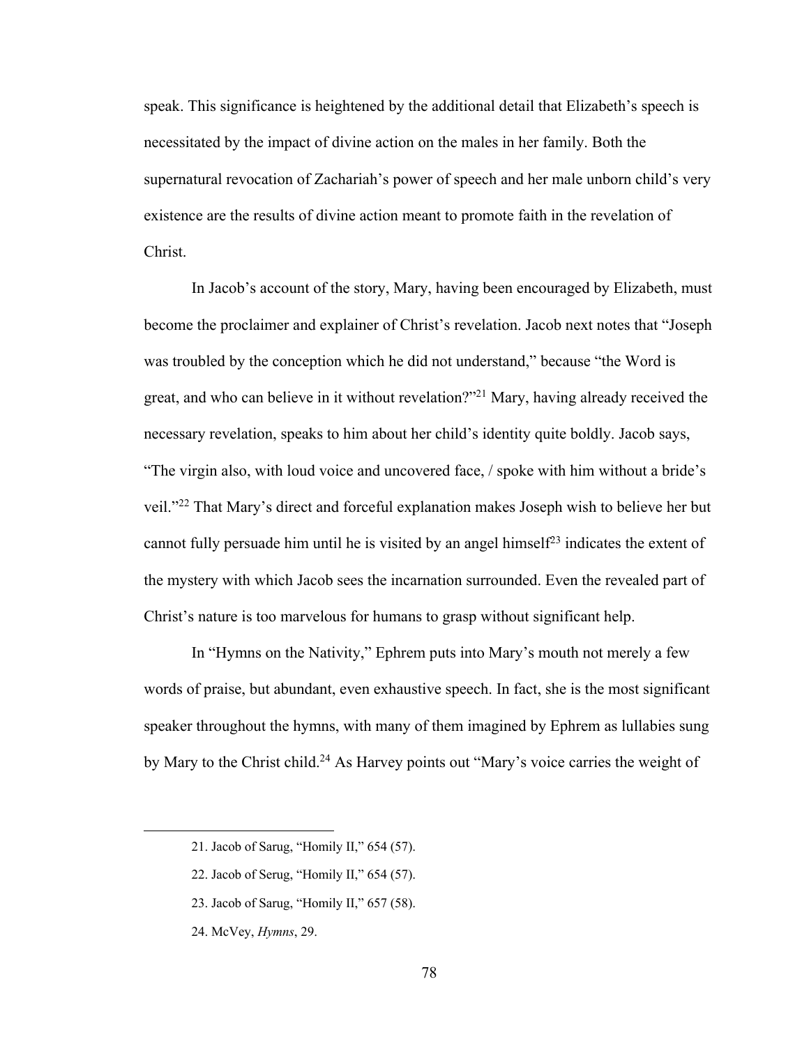speak. This significance is heightened by the additional detail that Elizabeth's speech is necessitated by the impact of divine action on the males in her family. Both the supernatural revocation of Zachariah's power of speech and her male unborn child's very existence are the results of divine action meant to promote faith in the revelation of Christ.

In Jacob's account of the story, Mary, having been encouraged by Elizabeth, must become the proclaimer and explainer of Christ's revelation. Jacob next notes that "Joseph was troubled by the conception which he did not understand," because "the Word is great, and who can believe in it without revelation?"[21] Mary, having already received the necessary revelation, speaks to him about her child's identity quite boldly. Jacob says, "The virgin also, with loud voice and uncovered face, / spoke with him without a bride's veil."[22] That Mary's direct and forceful explanation makes Joseph wish to believe her but cannot fully persuade him until he is visited by an angel himself[23] indicates the extent of the mystery with which Jacob sees the incarnation surrounded. Even the revealed part of Christ's nature is too marvelous for humans to grasp without significant help.

In "Hymns on the Nativity," Ephrem puts into Mary's mouth not merely a few words of praise, but abundant, even exhaustive speech. In fact, she is the most significant speaker throughout the hymns, with many of them imagined by Ephrem as lullabies sung by Mary to the Christ child.[24] As Harvey points out "Mary's voice carries the weight of

---

21. Jacob of Sarug, "Homily II," 654 (57).

22. Jacob of Serug, "Homily II," 654 (57).

23. Jacob of Sarug, "Homily II," 657 (58).

24. McVey, *Hymns*, 29.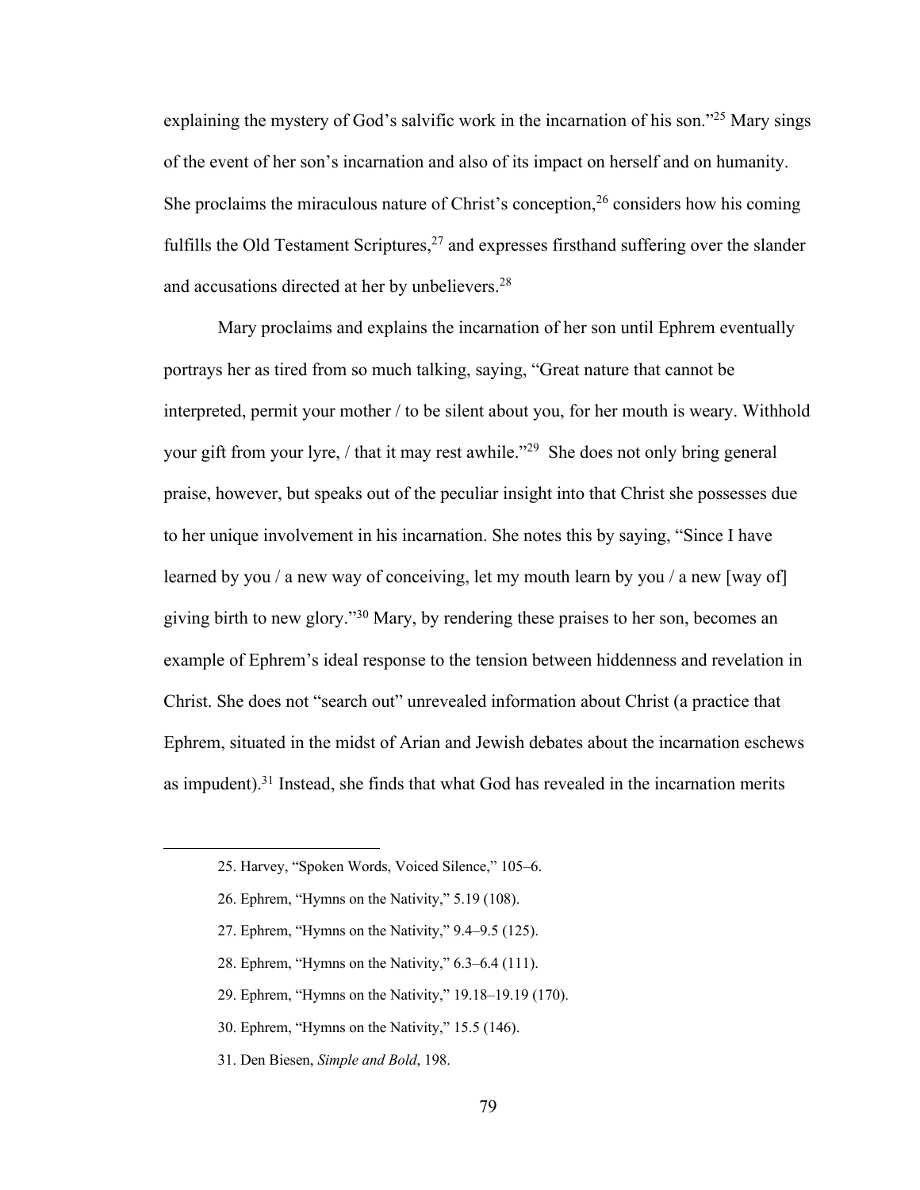explaining the mystery of God's salvific work in the incarnation of his son."[25] Mary sings of the event of her son's incarnation and also of its impact on herself and on humanity. She proclaims the miraculous nature of Christ's conception,[26] considers how his coming fulfills the Old Testament Scriptures,[27] and expresses firsthand suffering over the slander and accusations directed at her by unbelievers.[28]

Mary proclaims and explains the incarnation of her son until Ephrem eventually portrays her as tired from so much talking, saying, "Great nature that cannot be interpreted, permit your mother / to be silent about you, for her mouth is weary. Withhold your gift from your lyre, / that it may rest awhile."[29] She does not only bring general praise, however, but speaks out of the peculiar insight into that Christ she possesses due to her unique involvement in his incarnation. She notes this by saying, "Since I have learned by you / a new way of conceiving, let my mouth learn by you / a new [way of] giving birth to new glory."[30] Mary, by rendering these praises to her son, becomes an example of Ephrem's ideal response to the tension between hiddenness and revelation in Christ. She does not "search out" unrevealed information about Christ (a practice that Ephrem, situated in the midst of Arian and Jewish debates about the incarnation eschews as impudent).[31] Instead, she finds that what God has revealed in the incarnation merits

---

25. Harvey, "Spoken Words, Voiced Silence," 105–6.

26. Ephrem, "Hymns on the Nativity," 5.19 (108).

27. Ephrem, "Hymns on the Nativity," 9.4–9.5 (125).

28. Ephrem, "Hymns on the Nativity," 6.3–6.4 (111).

29. Ephrem, "Hymns on the Nativity," 19.18–19.19 (170).

30. Ephrem, "Hymns on the Nativity," 15.5 (146).

31. Den Biesen, *Simple and Bold*, 198.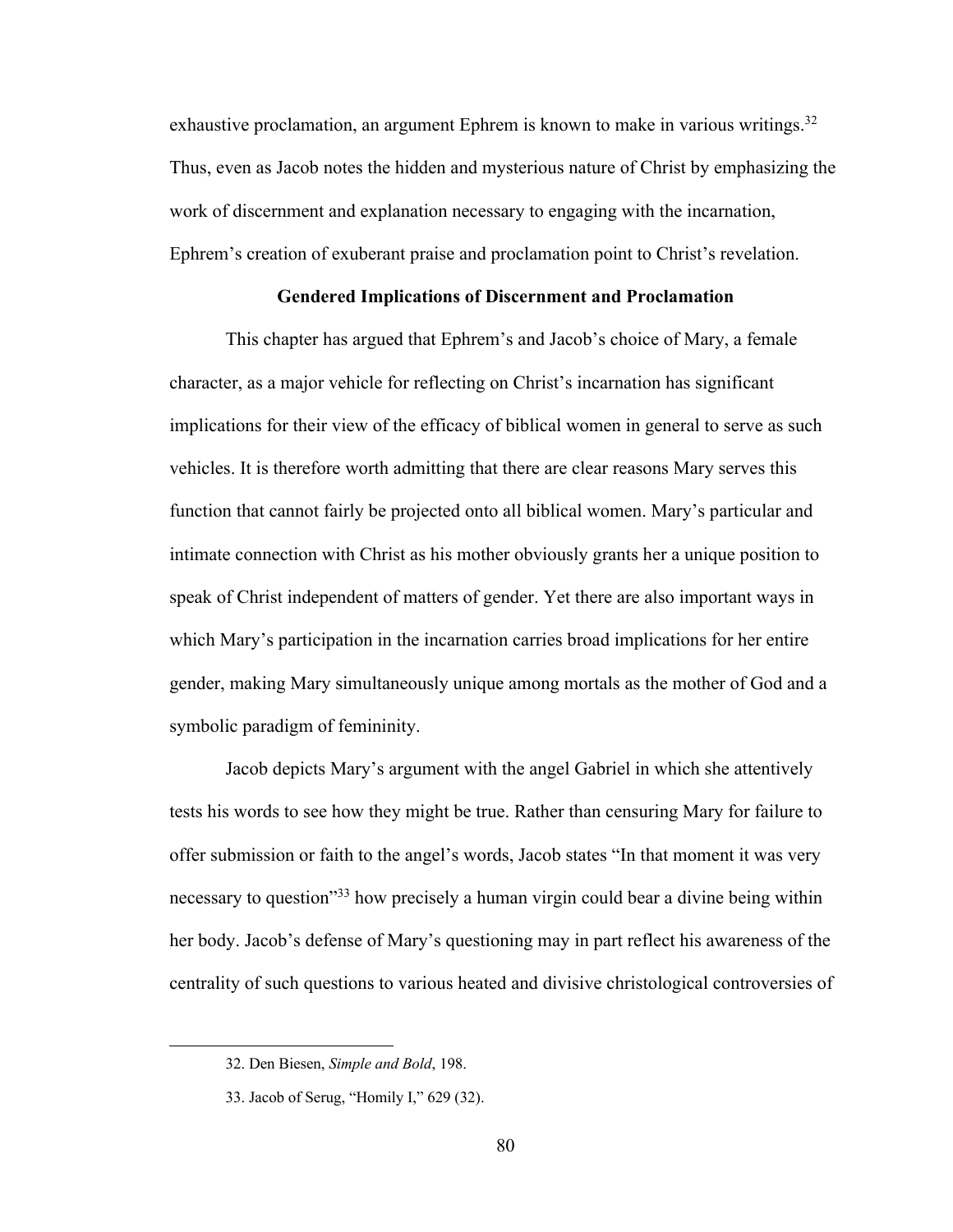exhaustive proclamation, an argument Ephrem is known to make in various writings.[32] Thus, even as Jacob notes the hidden and mysterious nature of Christ by emphasizing the work of discernment and explanation necessary to engaging with the incarnation, Ephrem's creation of exuberant praise and proclamation point to Christ's revelation.

## Gendered Implications of Discernment and Proclamation

This chapter has argued that Ephrem's and Jacob's choice of Mary, a female character, as a major vehicle for reflecting on Christ's incarnation has significant implications for their view of the efficacy of biblical women in general to serve as such vehicles. It is therefore worth admitting that there are clear reasons Mary serves this function that cannot fairly be projected onto all biblical women. Mary's particular and intimate connection with Christ as his mother obviously grants her a unique position to speak of Christ independent of matters of gender. Yet there are also important ways in which Mary's participation in the incarnation carries broad implications for her entire gender, making Mary simultaneously unique among mortals as the mother of God and a symbolic paradigm of femininity.

Jacob depicts Mary's argument with the angel Gabriel in which she attentively tests his words to see how they might be true. Rather than censuring Mary for failure to offer submission or faith to the angel's words, Jacob states "In that moment it was very necessary to question"[33] how precisely a human virgin could bear a divine being within her body. Jacob's defense of Mary's questioning may in part reflect his awareness of the centrality of such questions to various heated and divisive christological controversies of

---

32. Den Biesen, *Simple and Bold*, 198.

33. Jacob of Serug, "Homily I," 629 (32).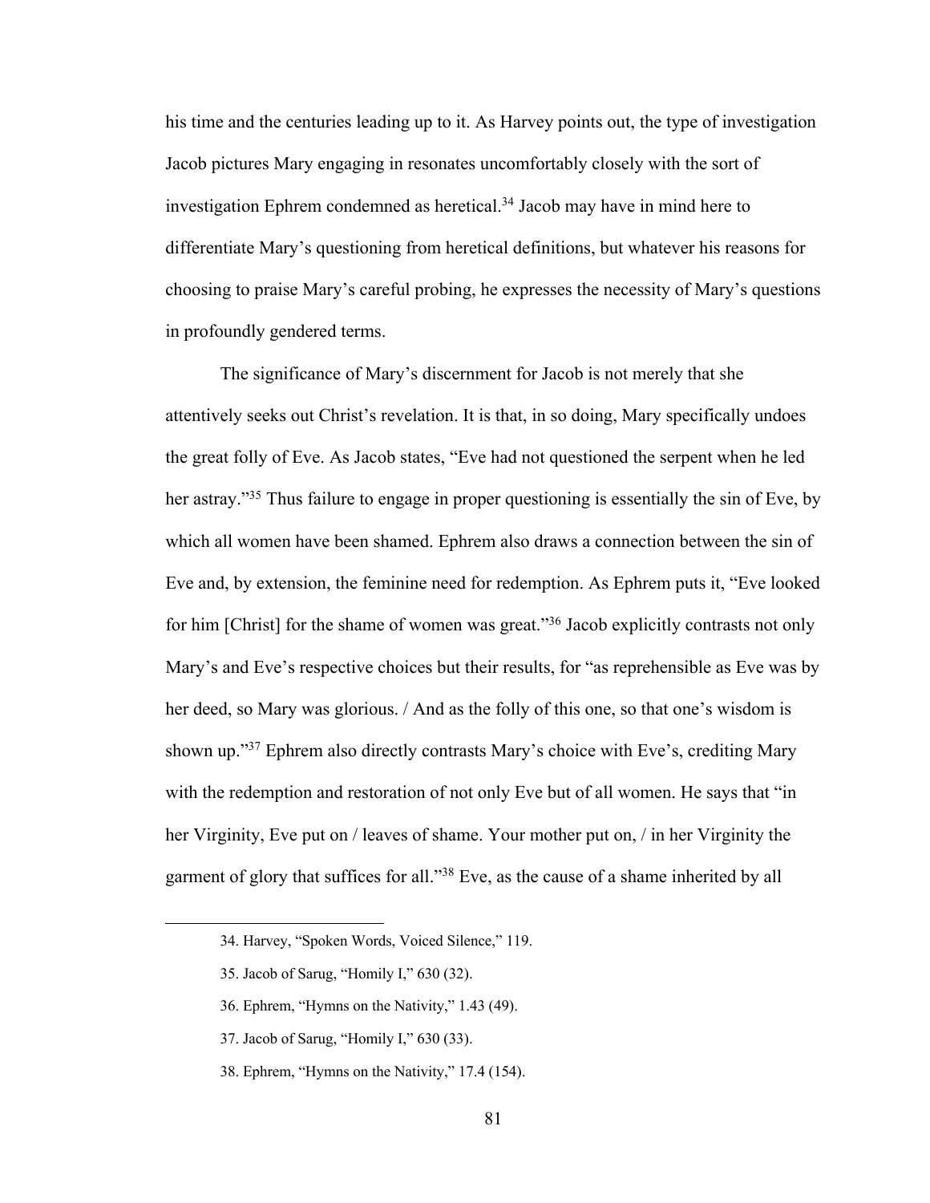his time and the centuries leading up to it. As Harvey points out, the type of investigation Jacob pictures Mary engaging in resonates uncomfortably closely with the sort of investigation Ephrem condemned as heretical.[34] Jacob may have in mind here to differentiate Mary's questioning from heretical definitions, but whatever his reasons for choosing to praise Mary's careful probing, he expresses the necessity of Mary's questions in profoundly gendered terms.

The significance of Mary's discernment for Jacob is not merely that she attentively seeks out Christ's revelation. It is that, in so doing, Mary specifically undoes the great folly of Eve. As Jacob states, "Eve had not questioned the serpent when he led her astray."[35] Thus failure to engage in proper questioning is essentially the sin of Eve, by which all women have been shamed. Ephrem also draws a connection between the sin of Eve and, by extension, the feminine need for redemption. As Ephrem puts it, "Eve looked for him [Christ] for the shame of women was great."[36] Jacob explicitly contrasts not only Mary's and Eve's respective choices but their results, for "as reprehensible as Eve was by her deed, so Mary was glorious. / And as the folly of this one, so that one's wisdom is shown up."[37] Ephrem also directly contrasts Mary's choice with Eve's, crediting Mary with the redemption and restoration of not only Eve but of all women. He says that "in her Virginity, Eve put on / leaves of shame. Your mother put on, / in her Virginity the garment of glory that suffices for all."[38] Eve, as the cause of a shame inherited by all

---

34. Harvey, "Spoken Words, Voiced Silence," 119.

35. Jacob of Sarug, "Homily I," 630 (32).

36. Ephrem, "Hymns on the Nativity," 1.43 (49).

37. Jacob of Sarug, "Homily I," 630 (33).

38. Ephrem, "Hymns on the Nativity," 17.4 (154).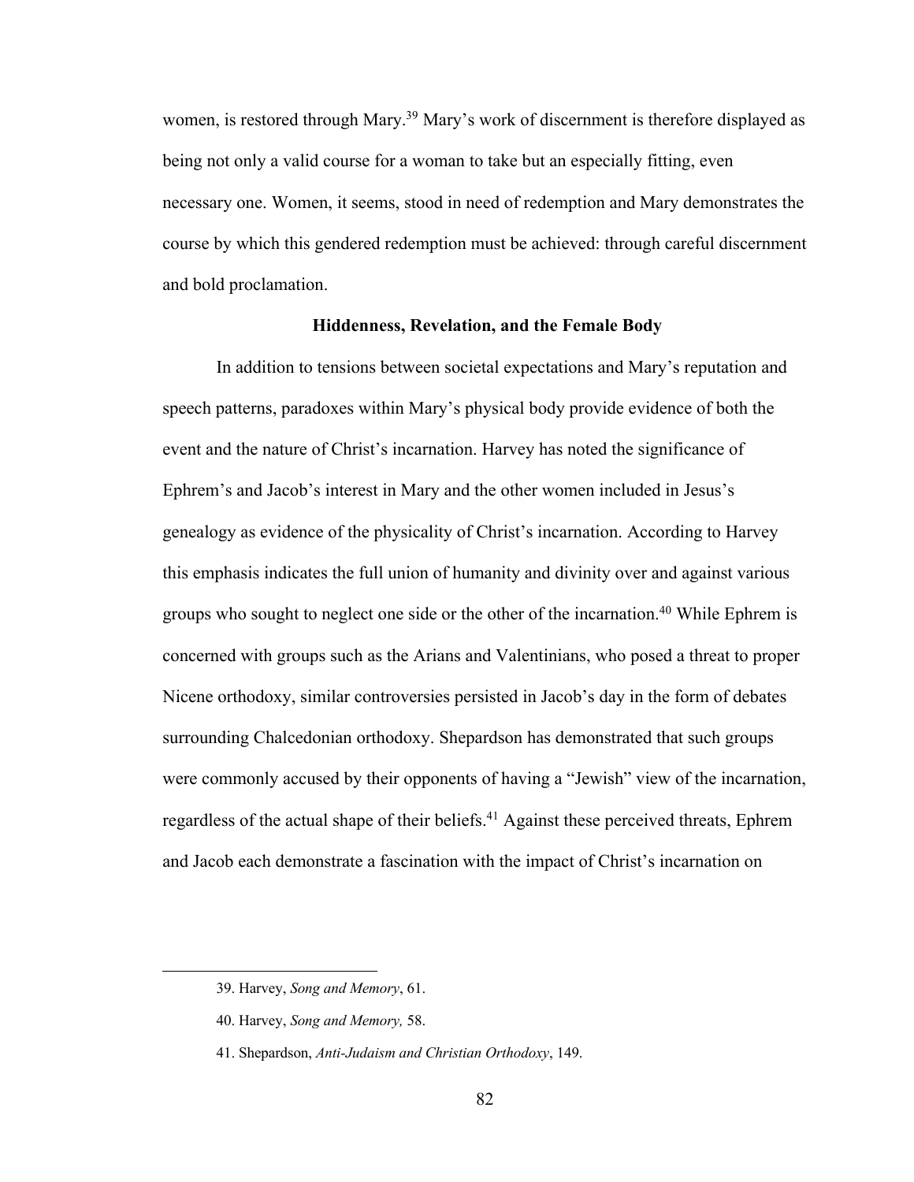women, is restored through Mary.[39] Mary's work of discernment is therefore displayed as being not only a valid course for a woman to take but an especially fitting, even necessary one. Women, it seems, stood in need of redemption and Mary demonstrates the course by which this gendered redemption must be achieved: through careful discernment and bold proclamation.

### Hiddenness, Revelation, and the Female Body

In addition to tensions between societal expectations and Mary's reputation and speech patterns, paradoxes within Mary's physical body provide evidence of both the event and the nature of Christ's incarnation. Harvey has noted the significance of Ephrem's and Jacob's interest in Mary and the other women included in Jesus's genealogy as evidence of the physicality of Christ's incarnation. According to Harvey this emphasis indicates the full union of humanity and divinity over and against various groups who sought to neglect one side or the other of the incarnation.[40] While Ephrem is concerned with groups such as the Arians and Valentinians, who posed a threat to proper Nicene orthodoxy, similar controversies persisted in Jacob's day in the form of debates surrounding Chalcedonian orthodoxy. Shepardson has demonstrated that such groups were commonly accused by their opponents of having a "Jewish" view of the incarnation, regardless of the actual shape of their beliefs.[41] Against these perceived threats, Ephrem and Jacob each demonstrate a fascination with the impact of Christ's incarnation on

---

39. Harvey, *Song and Memory*, 61.

40. Harvey, *Song and Memory,* 58.

41. Shepardson, *Anti-Judaism and Christian Orthodoxy*, 149.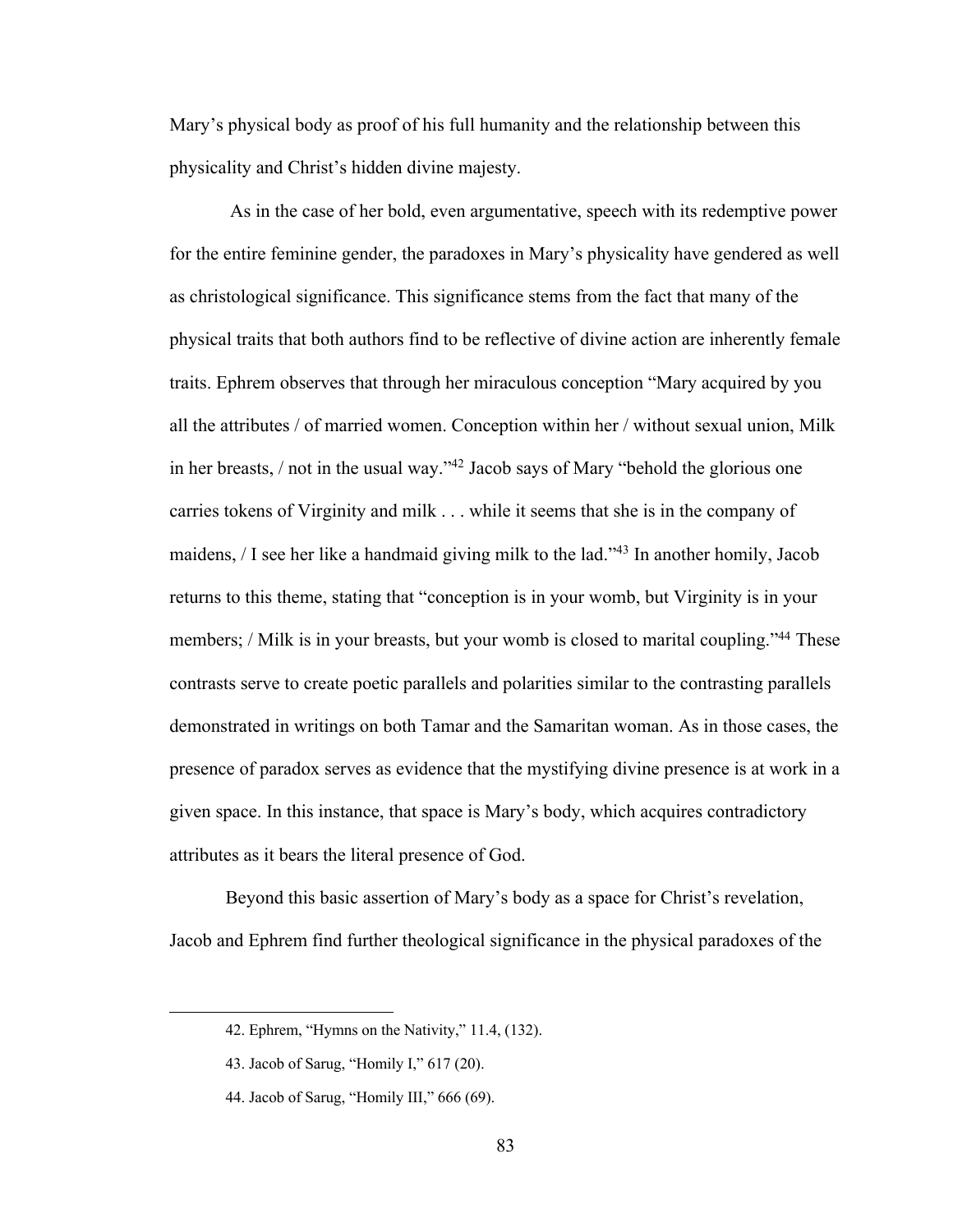Mary's physical body as proof of his full humanity and the relationship between this physicality and Christ's hidden divine majesty.

As in the case of her bold, even argumentative, speech with its redemptive power for the entire feminine gender, the paradoxes in Mary's physicality have gendered as well as christological significance. This significance stems from the fact that many of the physical traits that both authors find to be reflective of divine action are inherently female traits. Ephrem observes that through her miraculous conception "Mary acquired by you all the attributes / of married women. Conception within her / without sexual union, Milk in her breasts, / not in the usual way."[42] Jacob says of Mary "behold the glorious one carries tokens of Virginity and milk . . . while it seems that she is in the company of maidens, / I see her like a handmaid giving milk to the lad."[43] In another homily, Jacob returns to this theme, stating that "conception is in your womb, but Virginity is in your members; / Milk is in your breasts, but your womb is closed to marital coupling."[44] These contrasts serve to create poetic parallels and polarities similar to the contrasting parallels demonstrated in writings on both Tamar and the Samaritan woman. As in those cases, the presence of paradox serves as evidence that the mystifying divine presence is at work in a given space. In this instance, that space is Mary's body, which acquires contradictory attributes as it bears the literal presence of God.

Beyond this basic assertion of Mary's body as a space for Christ's revelation, Jacob and Ephrem find further theological significance in the physical paradoxes of the

---

42. Ephrem, "Hymns on the Nativity," 11.4, (132).

43. Jacob of Sarug, "Homily I," 617 (20).

44. Jacob of Sarug, "Homily III," 666 (69).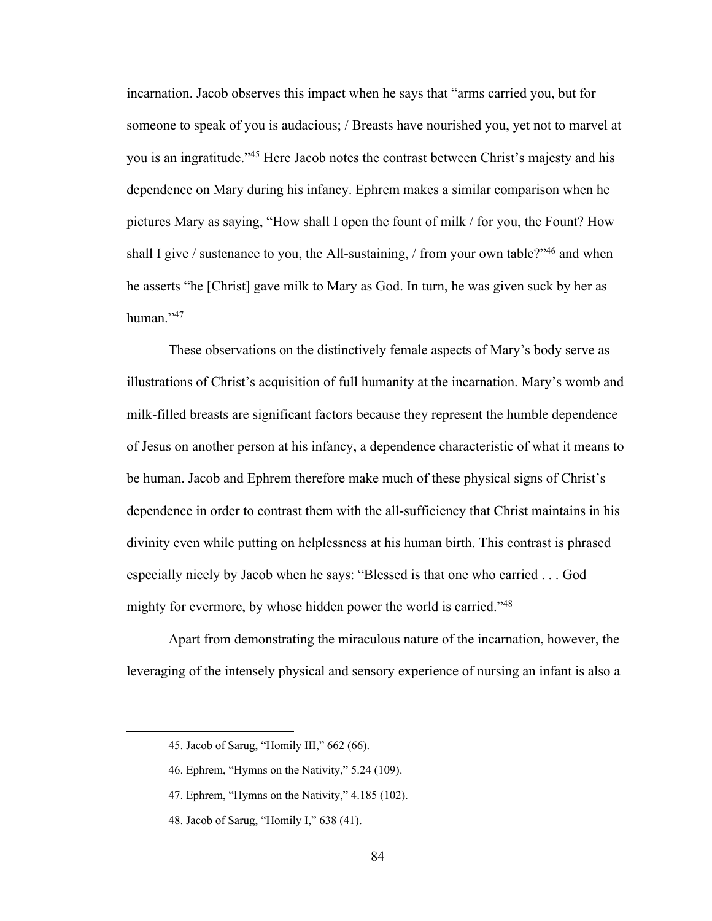incarnation. Jacob observes this impact when he says that "arms carried you, but for someone to speak of you is audacious; / Breasts have nourished you, yet not to marvel at you is an ingratitude."[45] Here Jacob notes the contrast between Christ's majesty and his dependence on Mary during his infancy. Ephrem makes a similar comparison when he pictures Mary as saying, "How shall I open the fount of milk / for you, the Fount? How shall I give / sustenance to you, the All-sustaining, / from your own table?"[46] and when he asserts "he [Christ] gave milk to Mary as God. In turn, he was given suck by her as human."[47]

These observations on the distinctively female aspects of Mary's body serve as illustrations of Christ's acquisition of full humanity at the incarnation. Mary's womb and milk-filled breasts are significant factors because they represent the humble dependence of Jesus on another person at his infancy, a dependence characteristic of what it means to be human. Jacob and Ephrem therefore make much of these physical signs of Christ's dependence in order to contrast them with the all-sufficiency that Christ maintains in his divinity even while putting on helplessness at his human birth. This contrast is phrased especially nicely by Jacob when he says: "Blessed is that one who carried . . . God mighty for evermore, by whose hidden power the world is carried."[48]

Apart from demonstrating the miraculous nature of the incarnation, however, the leveraging of the intensely physical and sensory experience of nursing an infant is also a

---

45. Jacob of Sarug, "Homily III," 662 (66).

46. Ephrem, "Hymns on the Nativity," 5.24 (109).

47. Ephrem, "Hymns on the Nativity," 4.185 (102).

48. Jacob of Sarug, "Homily I," 638 (41).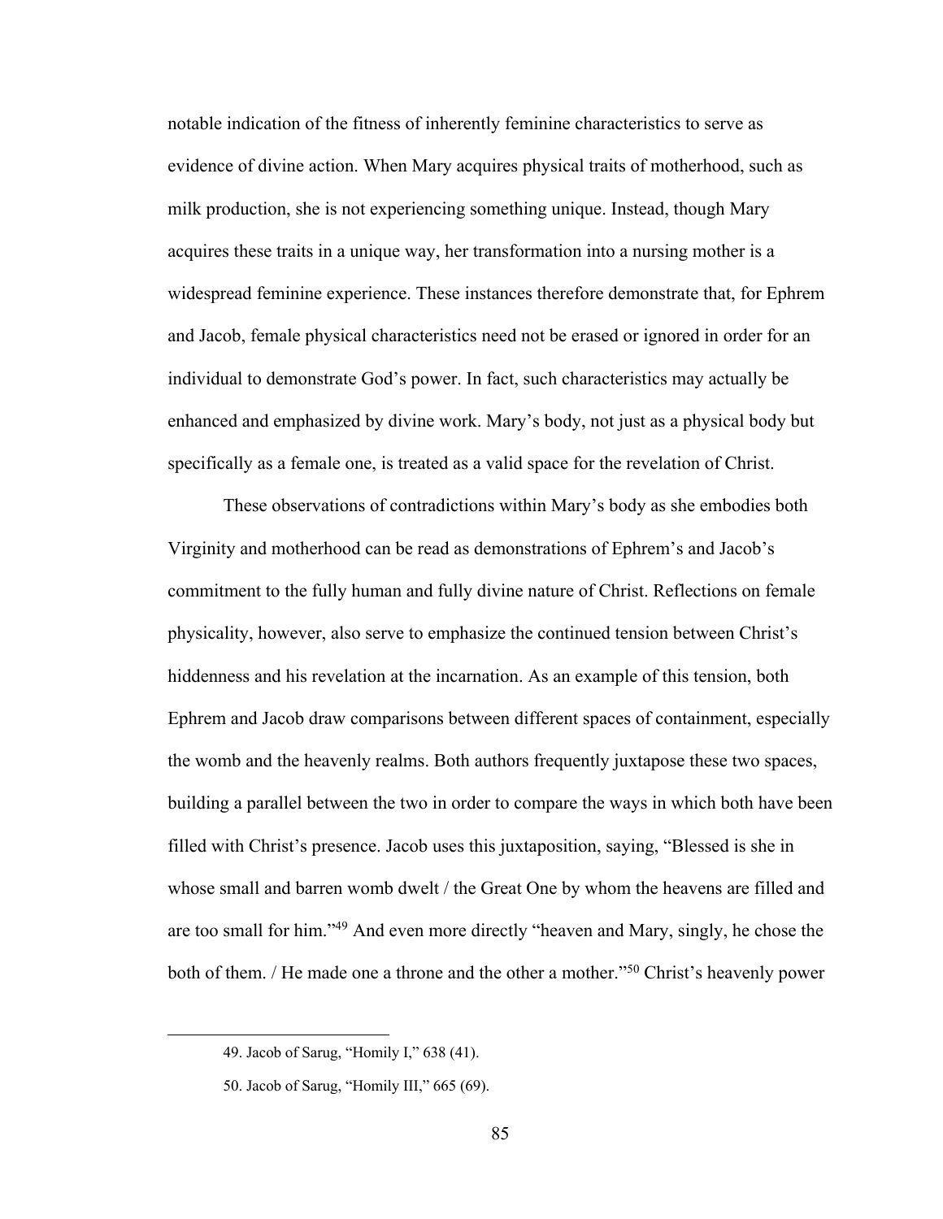notable indication of the fitness of inherently feminine characteristics to serve as evidence of divine action. When Mary acquires physical traits of motherhood, such as milk production, she is not experiencing something unique. Instead, though Mary acquires these traits in a unique way, her transformation into a nursing mother is a widespread feminine experience. These instances therefore demonstrate that, for Ephrem and Jacob, female physical characteristics need not be erased or ignored in order for an individual to demonstrate God's power. In fact, such characteristics may actually be enhanced and emphasized by divine work. Mary's body, not just as a physical body but specifically as a female one, is treated as a valid space for the revelation of Christ.

These observations of contradictions within Mary's body as she embodies both Virginity and motherhood can be read as demonstrations of Ephrem's and Jacob's commitment to the fully human and fully divine nature of Christ. Reflections on female physicality, however, also serve to emphasize the continued tension between Christ's hiddenness and his revelation at the incarnation. As an example of this tension, both Ephrem and Jacob draw comparisons between different spaces of containment, especially the womb and the heavenly realms. Both authors frequently juxtapose these two spaces, building a parallel between the two in order to compare the ways in which both have been filled with Christ's presence. Jacob uses this juxtaposition, saying, "Blessed is she in whose small and barren womb dwelt / the Great One by whom the heavens are filled and are too small for him."[49] And even more directly "heaven and Mary, singly, he chose the both of them. / He made one a throne and the other a mother."[50] Christ's heavenly power

---

49. Jacob of Sarug, "Homily I," 638 (41).

50. Jacob of Sarug, "Homily III," 665 (69).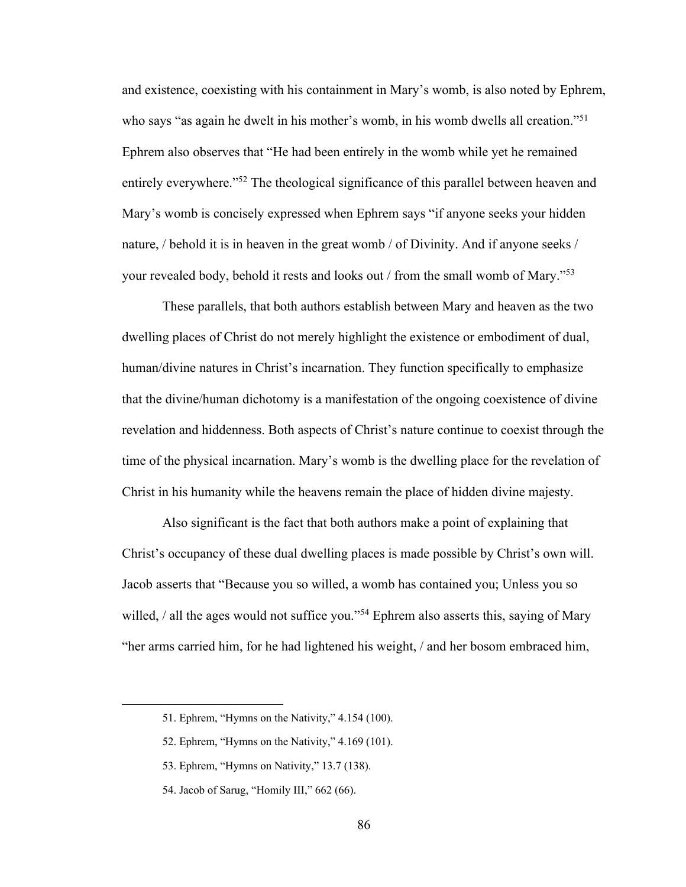and existence, coexisting with his containment in Mary's womb, is also noted by Ephrem, who says "as again he dwelt in his mother's womb, in his womb dwells all creation."[51] Ephrem also observes that "He had been entirely in the womb while yet he remained entirely everywhere."[52] The theological significance of this parallel between heaven and Mary's womb is concisely expressed when Ephrem says "if anyone seeks your hidden nature, / behold it is in heaven in the great womb / of Divinity. And if anyone seeks / your revealed body, behold it rests and looks out / from the small womb of Mary."[53]

These parallels, that both authors establish between Mary and heaven as the two dwelling places of Christ do not merely highlight the existence or embodiment of dual, human/divine natures in Christ's incarnation. They function specifically to emphasize that the divine/human dichotomy is a manifestation of the ongoing coexistence of divine revelation and hiddenness. Both aspects of Christ's nature continue to coexist through the time of the physical incarnation. Mary's womb is the dwelling place for the revelation of Christ in his humanity while the heavens remain the place of hidden divine majesty.

Also significant is the fact that both authors make a point of explaining that Christ's occupancy of these dual dwelling places is made possible by Christ's own will. Jacob asserts that "Because you so willed, a womb has contained you; Unless you so willed, / all the ages would not suffice you."[54] Ephrem also asserts this, saying of Mary "her arms carried him, for he had lightened his weight, / and her bosom embraced him,

---

51. Ephrem, "Hymns on the Nativity," 4.154 (100).

52. Ephrem, "Hymns on the Nativity," 4.169 (101).

53. Ephrem, "Hymns on Nativity," 13.7 (138).

54. Jacob of Sarug, "Homily III," 662 (66).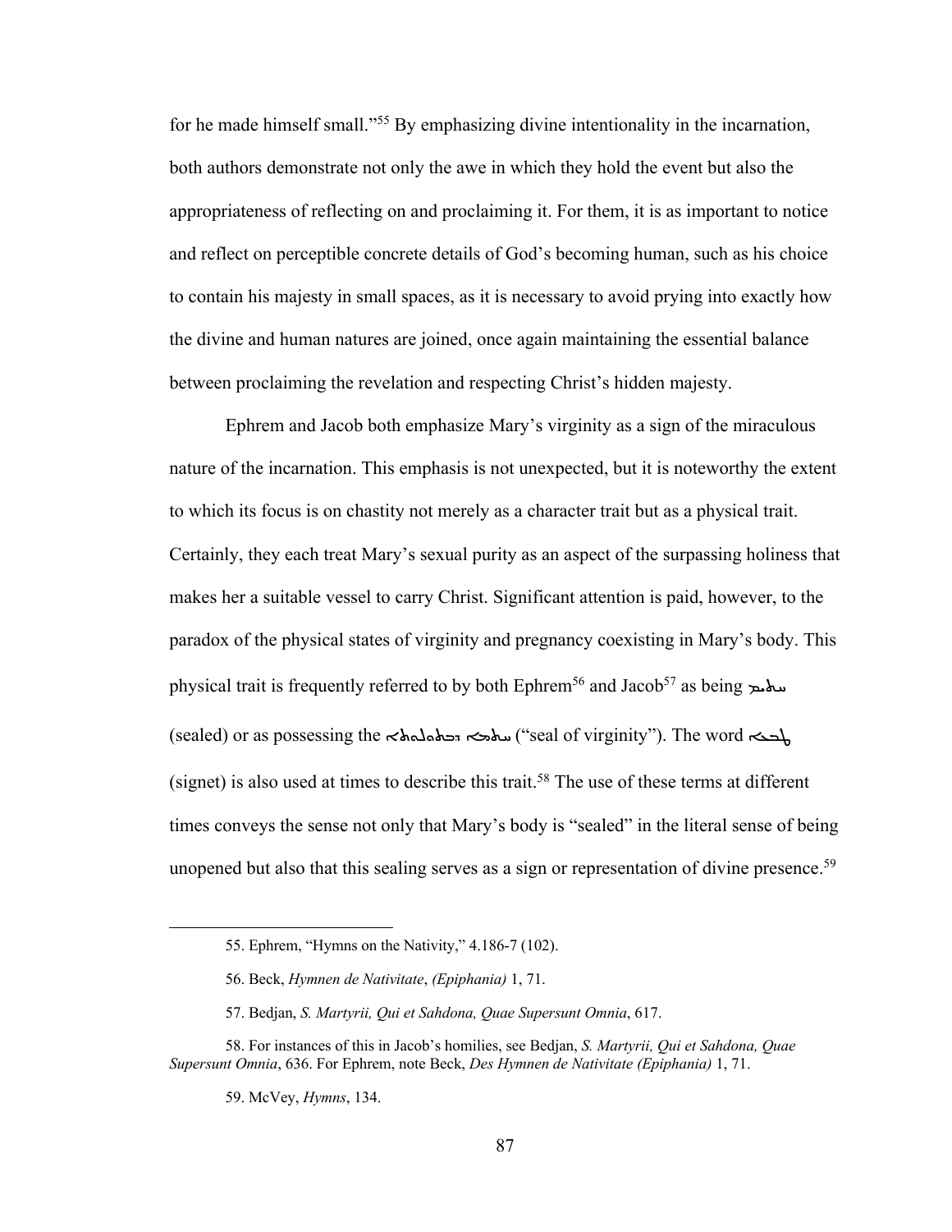for he made himself small."[55] By emphasizing divine intentionality in the incarnation, both authors demonstrate not only the awe in which they hold the event but also the appropriateness of reflecting on and proclaiming it. For them, it is as important to notice and reflect on perceptible concrete details of God's becoming human, such as his choice to contain his majesty in small spaces, as it is necessary to avoid prying into exactly how the divine and human natures are joined, once again maintaining the essential balance between proclaiming the revelation and respecting Christ's hidden majesty.

Ephrem and Jacob both emphasize Mary's virginity as a sign of the miraculous nature of the incarnation. This emphasis is not unexpected, but it is noteworthy the extent to which its focus is on chastity not merely as a character trait but as a physical trait. Certainly, they each treat Mary's sexual purity as an aspect of the surpassing holiness that makes her a suitable vessel to carry Christ. Significant attention is paid, however, to the paradox of the physical states of virginity and pregnancy coexisting in Mary's body. This physical trait is frequently referred to by both Ephrem[56] and Jacob[57] as being ܚܬܝܡ (sealed) or as possessing the ܚܬܡܐ ܕܒܬܘܠܘܬܐ ("seal of virginity"). The word ܛܒܥܐ (signet) is also used at times to describe this trait.[58] The use of these terms at different times conveys the sense not only that Mary's body is "sealed" in the literal sense of being unopened but also that this sealing serves as a sign or representation of divine presence.[59]

---

55. Ephrem, "Hymns on the Nativity," 4.186-7 (102).

56. Beck, *Hymnen de Nativitate*, *(Epiphania)* 1, 71.

57. Bedjan, *S. Martyrii, Qui et Sahdona, Quae Supersunt Omnia*, 617.

58. For instances of this in Jacob's homilies, see Bedjan, *S. Martyrii, Qui et Sahdona, Quae Supersunt Omnia*, 636. For Ephrem, note Beck, *Des Hymnen de Nativitate (Epiphania)* 1, 71.

59. McVey, *Hymns*, 134.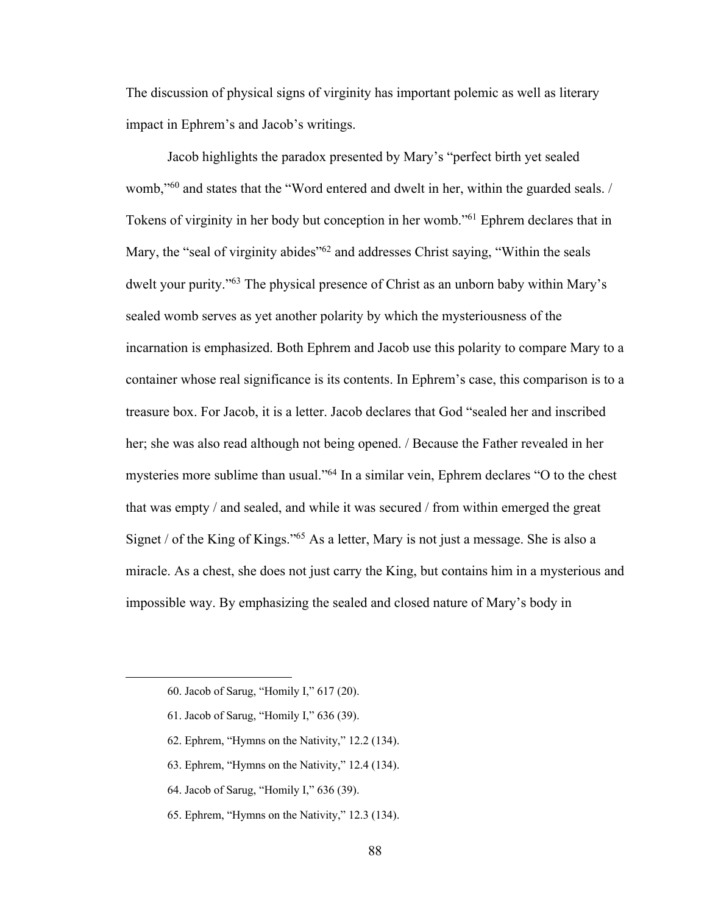The discussion of physical signs of virginity has important polemic as well as literary impact in Ephrem's and Jacob's writings.

Jacob highlights the paradox presented by Mary's "perfect birth yet sealed womb,"[60] and states that the "Word entered and dwelt in her, within the guarded seals. / Tokens of virginity in her body but conception in her womb."[61] Ephrem declares that in Mary, the "seal of virginity abides"[62] and addresses Christ saying, "Within the seals dwelt your purity."[63] The physical presence of Christ as an unborn baby within Mary's sealed womb serves as yet another polarity by which the mysteriousness of the incarnation is emphasized. Both Ephrem and Jacob use this polarity to compare Mary to a container whose real significance is its contents. In Ephrem's case, this comparison is to a treasure box. For Jacob, it is a letter. Jacob declares that God "sealed her and inscribed her; she was also read although not being opened. / Because the Father revealed in her mysteries more sublime than usual."[64] In a similar vein, Ephrem declares "O to the chest that was empty / and sealed, and while it was secured / from within emerged the great Signet / of the King of Kings."[65] As a letter, Mary is not just a message. She is also a miracle. As a chest, she does not just carry the King, but contains him in a mysterious and impossible way. By emphasizing the sealed and closed nature of Mary's body in

---

60. Jacob of Sarug, "Homily I," 617 (20).

61. Jacob of Sarug, "Homily I," 636 (39).

62. Ephrem, "Hymns on the Nativity," 12.2 (134).

63. Ephrem, "Hymns on the Nativity," 12.4 (134).

64. Jacob of Sarug, "Homily I," 636 (39).

65. Ephrem, "Hymns on the Nativity," 12.3 (134).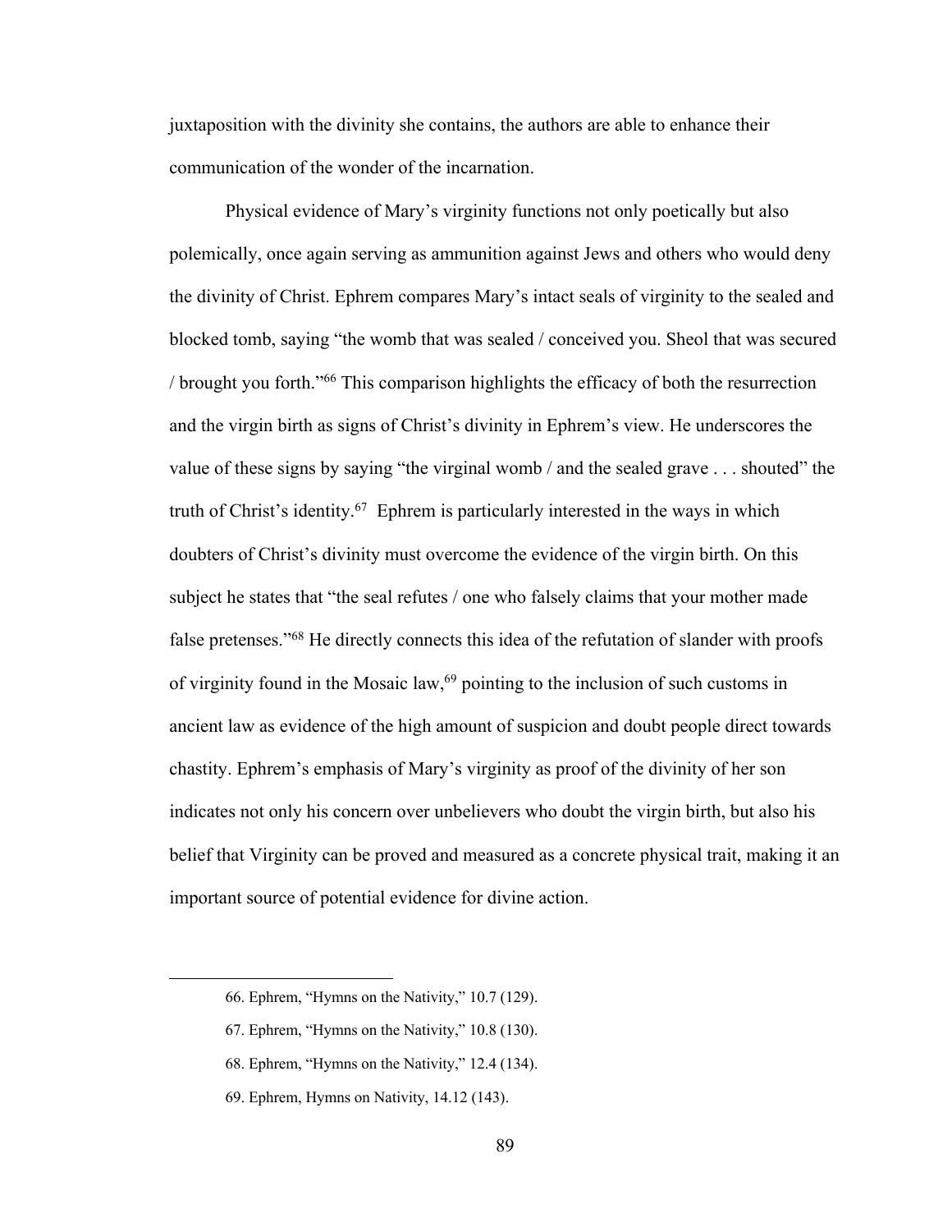juxtaposition with the divinity she contains, the authors are able to enhance their communication of the wonder of the incarnation.

Physical evidence of Mary's virginity functions not only poetically but also polemically, once again serving as ammunition against Jews and others who would deny the divinity of Christ. Ephrem compares Mary's intact seals of virginity to the sealed and blocked tomb, saying "the womb that was sealed / conceived you. Sheol that was secured / brought you forth."[66] This comparison highlights the efficacy of both the resurrection and the virgin birth as signs of Christ's divinity in Ephrem's view. He underscores the value of these signs by saying "the virginal womb / and the sealed grave . . . shouted" the truth of Christ's identity.[67] Ephrem is particularly interested in the ways in which doubters of Christ's divinity must overcome the evidence of the virgin birth. On this subject he states that "the seal refutes / one who falsely claims that your mother made false pretenses."[68] He directly connects this idea of the refutation of slander with proofs of virginity found in the Mosaic law,[69] pointing to the inclusion of such customs in ancient law as evidence of the high amount of suspicion and doubt people direct towards chastity. Ephrem's emphasis of Mary's virginity as proof of the divinity of her son indicates not only his concern over unbelievers who doubt the virgin birth, but also his belief that Virginity can be proved and measured as a concrete physical trait, making it an important source of potential evidence for divine action.

---

66. Ephrem, "Hymns on the Nativity," 10.7 (129).

67. Ephrem, "Hymns on the Nativity," 10.8 (130).

68. Ephrem, "Hymns on the Nativity," 12.4 (134).

69. Ephrem, Hymns on Nativity, 14.12 (143).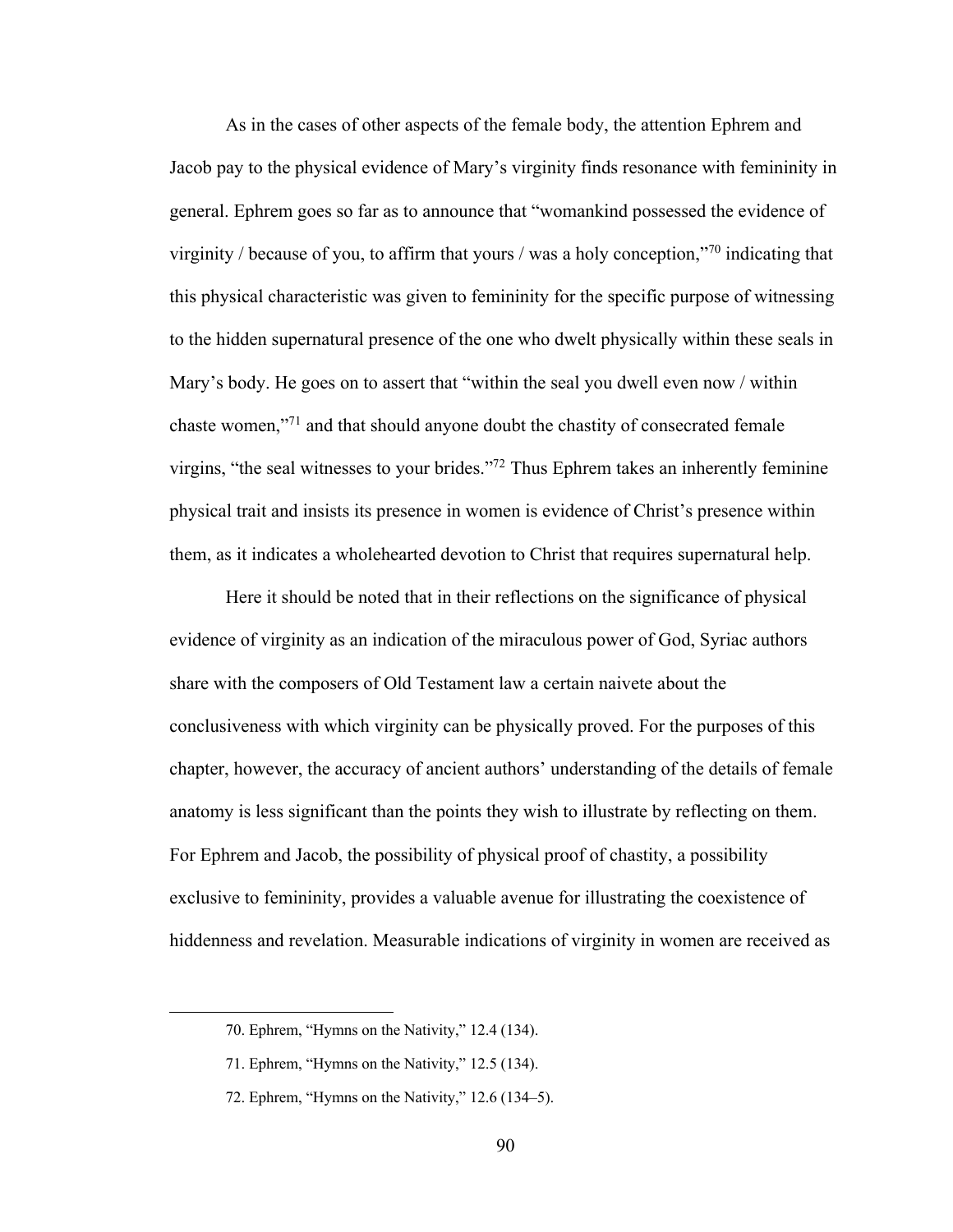As in the cases of other aspects of the female body, the attention Ephrem and Jacob pay to the physical evidence of Mary's virginity finds resonance with femininity in general. Ephrem goes so far as to announce that "womankind possessed the evidence of virginity / because of you, to affirm that yours / was a holy conception,"[70] indicating that this physical characteristic was given to femininity for the specific purpose of witnessing to the hidden supernatural presence of the one who dwelt physically within these seals in Mary's body. He goes on to assert that "within the seal you dwell even now / within chaste women,"[71] and that should anyone doubt the chastity of consecrated female virgins, "the seal witnesses to your brides."[72] Thus Ephrem takes an inherently feminine physical trait and insists its presence in women is evidence of Christ's presence within them, as it indicates a wholehearted devotion to Christ that requires supernatural help.

Here it should be noted that in their reflections on the significance of physical evidence of virginity as an indication of the miraculous power of God, Syriac authors share with the composers of Old Testament law a certain naivete about the conclusiveness with which virginity can be physically proved. For the purposes of this chapter, however, the accuracy of ancient authors' understanding of the details of female anatomy is less significant than the points they wish to illustrate by reflecting on them. For Ephrem and Jacob, the possibility of physical proof of chastity, a possibility exclusive to femininity, provides a valuable avenue for illustrating the coexistence of hiddenness and revelation. Measurable indications of virginity in women are received as

---

70. Ephrem, "Hymns on the Nativity," 12.4 (134).

71. Ephrem, "Hymns on the Nativity," 12.5 (134).

72. Ephrem, "Hymns on the Nativity," 12.6 (134–5).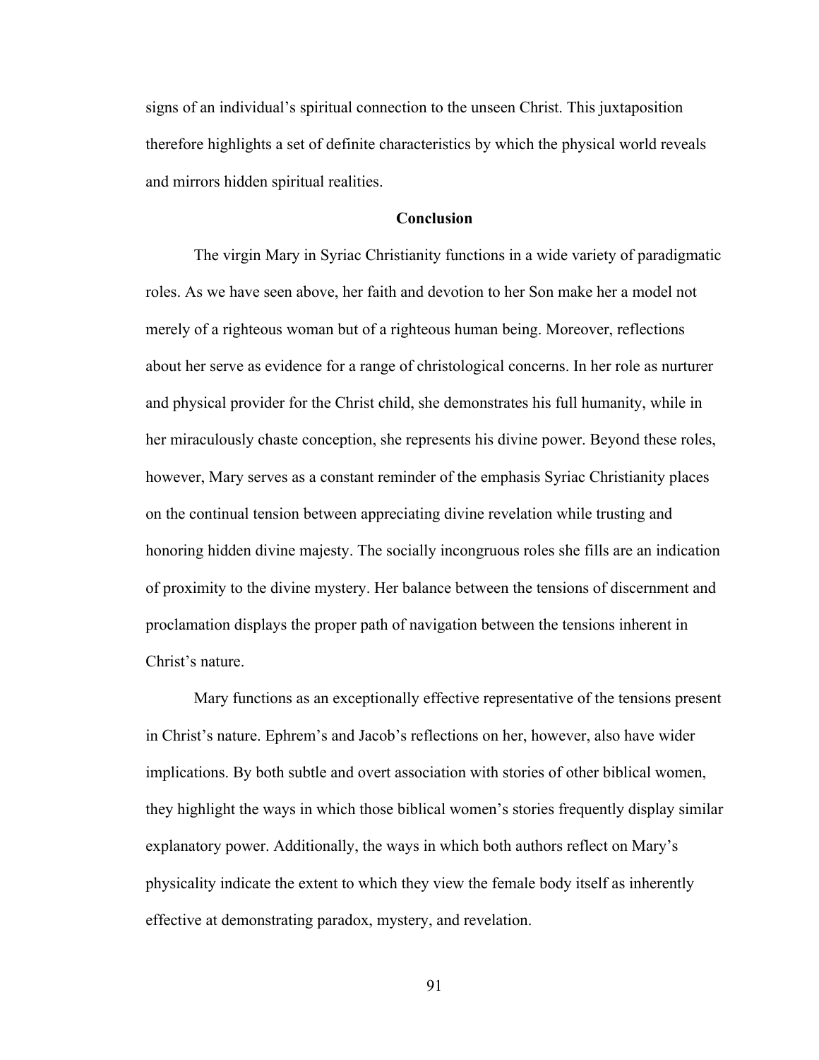signs of an individual's spiritual connection to the unseen Christ. This juxtaposition therefore highlights a set of definite characteristics by which the physical world reveals and mirrors hidden spiritual realities.

## Conclusion

The virgin Mary in Syriac Christianity functions in a wide variety of paradigmatic roles. As we have seen above, her faith and devotion to her Son make her a model not merely of a righteous woman but of a righteous human being. Moreover, reflections about her serve as evidence for a range of christological concerns. In her role as nurturer and physical provider for the Christ child, she demonstrates his full humanity, while in her miraculously chaste conception, she represents his divine power. Beyond these roles, however, Mary serves as a constant reminder of the emphasis Syriac Christianity places on the continual tension between appreciating divine revelation while trusting and honoring hidden divine majesty. The socially incongruous roles she fills are an indication of proximity to the divine mystery. Her balance between the tensions of discernment and proclamation displays the proper path of navigation between the tensions inherent in Christ's nature.

Mary functions as an exceptionally effective representative of the tensions present in Christ's nature. Ephrem's and Jacob's reflections on her, however, also have wider implications. By both subtle and overt association with stories of other biblical women, they highlight the ways in which those biblical women's stories frequently display similar explanatory power. Additionally, the ways in which both authors reflect on Mary's physicality indicate the extent to which they view the female body itself as inherently effective at demonstrating paradox, mystery, and revelation.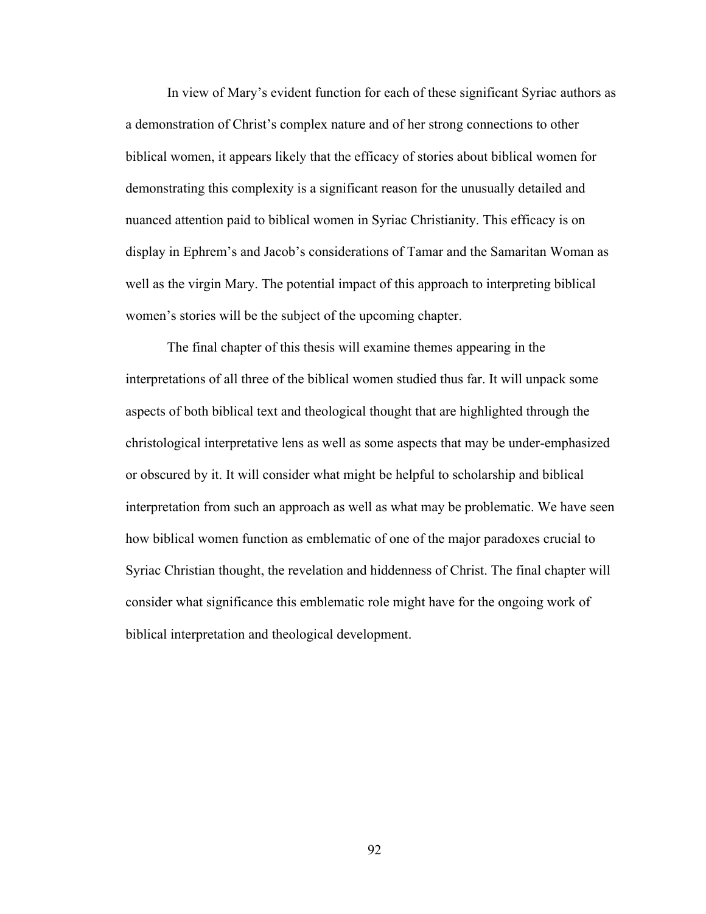In view of Mary's evident function for each of these significant Syriac authors as a demonstration of Christ's complex nature and of her strong connections to other biblical women, it appears likely that the efficacy of stories about biblical women for demonstrating this complexity is a significant reason for the unusually detailed and nuanced attention paid to biblical women in Syriac Christianity. This efficacy is on display in Ephrem's and Jacob's considerations of Tamar and the Samaritan Woman as well as the virgin Mary. The potential impact of this approach to interpreting biblical women's stories will be the subject of the upcoming chapter.

The final chapter of this thesis will examine themes appearing in the interpretations of all three of the biblical women studied thus far. It will unpack some aspects of both biblical text and theological thought that are highlighted through the christological interpretative lens as well as some aspects that may be under-emphasized or obscured by it. It will consider what might be helpful to scholarship and biblical interpretation from such an approach as well as what may be problematic. We have seen how biblical women function as emblematic of one of the major paradoxes crucial to Syriac Christian thought, the revelation and hiddenness of Christ. The final chapter will consider what significance this emblematic role might have for the ongoing work of biblical interpretation and theological development.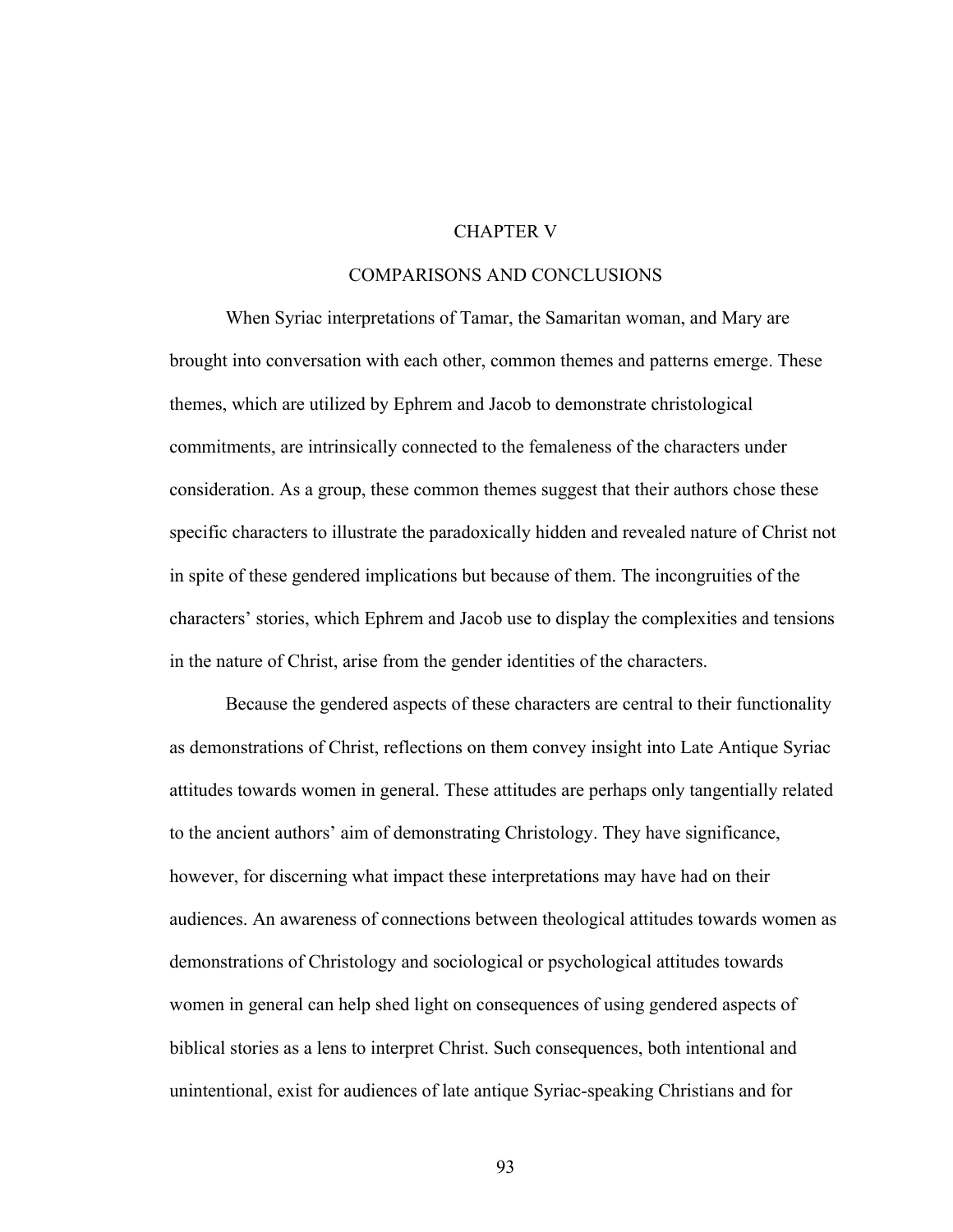# CHAPTER V

# COMPARISONS AND CONCLUSIONS

When Syriac interpretations of Tamar, the Samaritan woman, and Mary are brought into conversation with each other, common themes and patterns emerge. These themes, which are utilized by Ephrem and Jacob to demonstrate christological commitments, are intrinsically connected to the femaleness of the characters under consideration. As a group, these common themes suggest that their authors chose these specific characters to illustrate the paradoxically hidden and revealed nature of Christ not in spite of these gendered implications but because of them. The incongruities of the characters' stories, which Ephrem and Jacob use to display the complexities and tensions in the nature of Christ, arise from the gender identities of the characters.

Because the gendered aspects of these characters are central to their functionality as demonstrations of Christ, reflections on them convey insight into Late Antique Syriac attitudes towards women in general. These attitudes are perhaps only tangentially related to the ancient authors' aim of demonstrating Christology. They have significance, however, for discerning what impact these interpretations may have had on their audiences. An awareness of connections between theological attitudes towards women as demonstrations of Christology and sociological or psychological attitudes towards women in general can help shed light on consequences of using gendered aspects of biblical stories as a lens to interpret Christ. Such consequences, both intentional and unintentional, exist for audiences of late antique Syriac-speaking Christians and for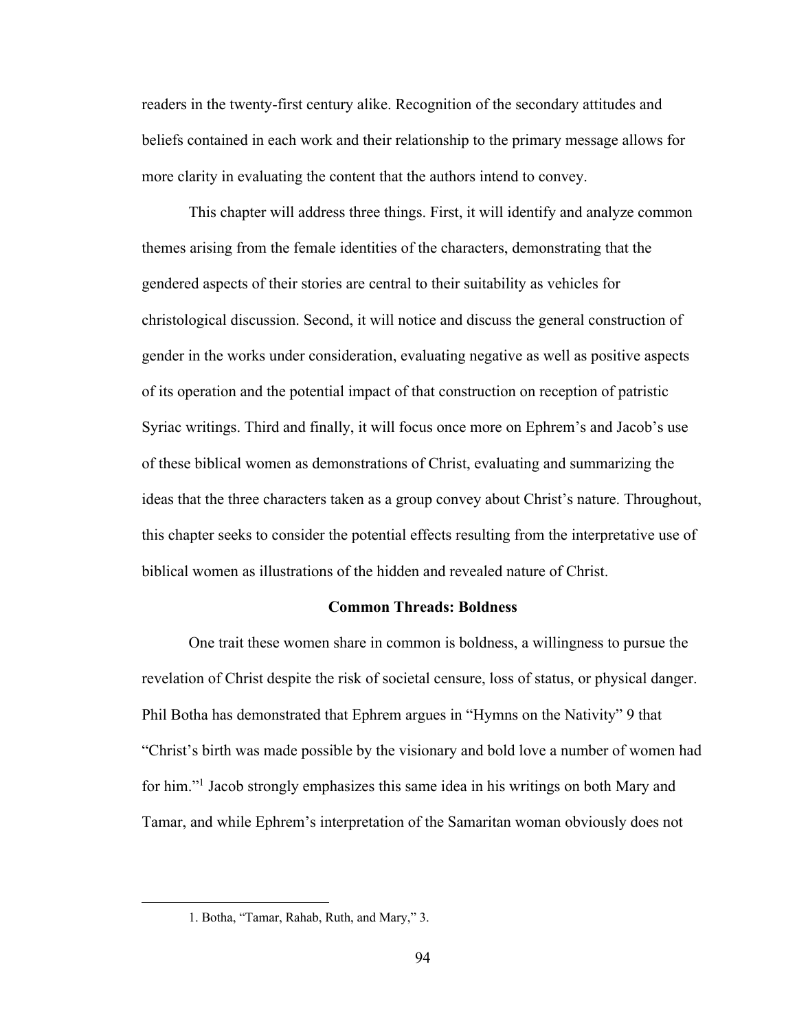readers in the twenty-first century alike. Recognition of the secondary attitudes and beliefs contained in each work and their relationship to the primary message allows for more clarity in evaluating the content that the authors intend to convey.

This chapter will address three things. First, it will identify and analyze common themes arising from the female identities of the characters, demonstrating that the gendered aspects of their stories are central to their suitability as vehicles for christological discussion. Second, it will notice and discuss the general construction of gender in the works under consideration, evaluating negative as well as positive aspects of its operation and the potential impact of that construction on reception of patristic Syriac writings. Third and finally, it will focus once more on Ephrem's and Jacob's use of these biblical women as demonstrations of Christ, evaluating and summarizing the ideas that the three characters taken as a group convey about Christ's nature. Throughout, this chapter seeks to consider the potential effects resulting from the interpretative use of biblical women as illustrations of the hidden and revealed nature of Christ.

### Common Threads: Boldness

One trait these women share in common is boldness, a willingness to pursue the revelation of Christ despite the risk of societal censure, loss of status, or physical danger. Phil Botha has demonstrated that Ephrem argues in "Hymns on the Nativity" 9 that "Christ's birth was made possible by the visionary and bold love a number of women had for him."[1] Jacob strongly emphasizes this same idea in his writings on both Mary and Tamar, and while Ephrem's interpretation of the Samaritan woman obviously does not

---

1. Botha, "Tamar, Rahab, Ruth, and Mary," 3.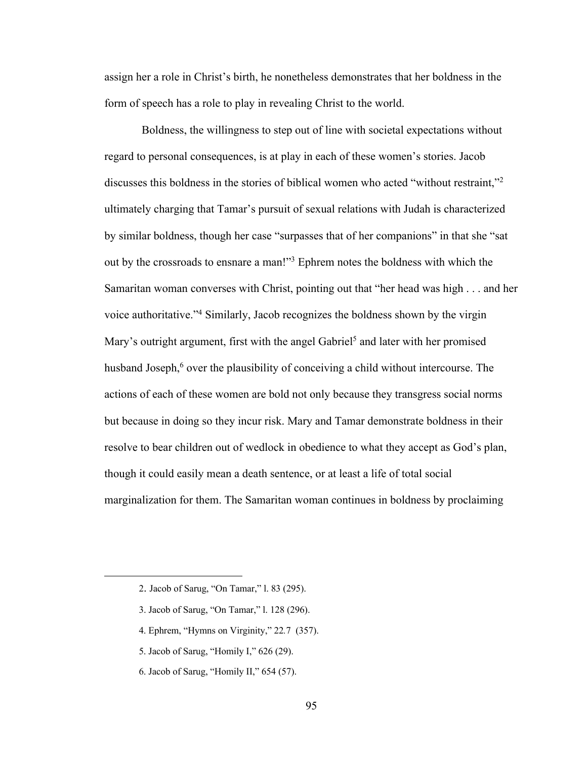assign her a role in Christ's birth, he nonetheless demonstrates that her boldness in the form of speech has a role to play in revealing Christ to the world.

Boldness, the willingness to step out of line with societal expectations without regard to personal consequences, is at play in each of these women's stories. Jacob discusses this boldness in the stories of biblical women who acted "without restraint,"[2] ultimately charging that Tamar's pursuit of sexual relations with Judah is characterized by similar boldness, though her case "surpasses that of her companions" in that she "sat out by the crossroads to ensnare a man!"[3] Ephrem notes the boldness with which the Samaritan woman converses with Christ, pointing out that "her head was high . . . and her voice authoritative."[4] Similarly, Jacob recognizes the boldness shown by the virgin Mary's outright argument, first with the angel Gabriel[5] and later with her promised husband Joseph,[6] over the plausibility of conceiving a child without intercourse. The actions of each of these women are bold not only because they transgress social norms but because in doing so they incur risk. Mary and Tamar demonstrate boldness in their resolve to bear children out of wedlock in obedience to what they accept as God's plan, though it could easily mean a death sentence, or at least a life of total social marginalization for them. The Samaritan woman continues in boldness by proclaiming

---

2. Jacob of Sarug, "On Tamar," l. 83 (295).

3. Jacob of Sarug, "On Tamar," l. 128 (296).

4. Ephrem, "Hymns on Virginity," 22.7 (357).

5. Jacob of Sarug, "Homily I," 626 (29).

6. Jacob of Sarug, "Homily II," 654 (57).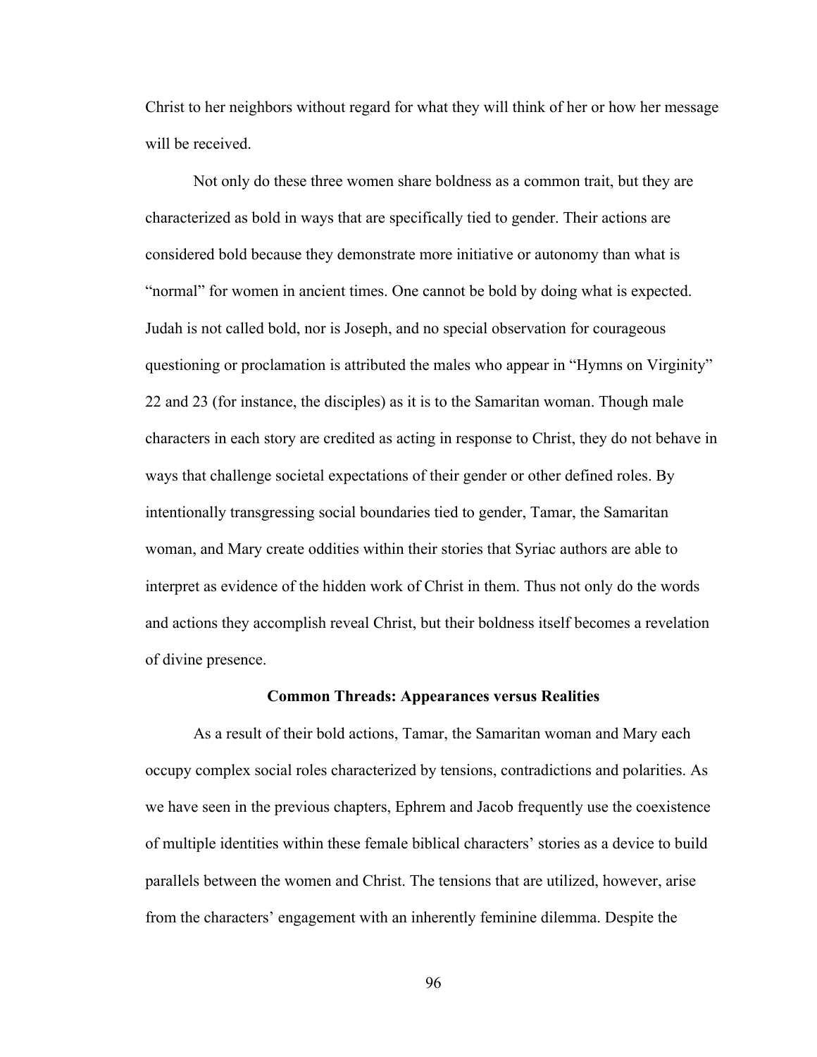Christ to her neighbors without regard for what they will think of her or how her message will be received.

Not only do these three women share boldness as a common trait, but they are characterized as bold in ways that are specifically tied to gender. Their actions are considered bold because they demonstrate more initiative or autonomy than what is "normal" for women in ancient times. One cannot be bold by doing what is expected. Judah is not called bold, nor is Joseph, and no special observation for courageous questioning or proclamation is attributed the males who appear in "Hymns on Virginity" 22 and 23 (for instance, the disciples) as it is to the Samaritan woman. Though male characters in each story are credited as acting in response to Christ, they do not behave in ways that challenge societal expectations of their gender or other defined roles. By intentionally transgressing social boundaries tied to gender, Tamar, the Samaritan woman, and Mary create oddities within their stories that Syriac authors are able to interpret as evidence of the hidden work of Christ in them. Thus not only do the words and actions they accomplish reveal Christ, but their boldness itself becomes a revelation of divine presence.

### Common Threads: Appearances versus Realities

As a result of their bold actions, Tamar, the Samaritan woman and Mary each occupy complex social roles characterized by tensions, contradictions and polarities. As we have seen in the previous chapters, Ephrem and Jacob frequently use the coexistence of multiple identities within these female biblical characters' stories as a device to build parallels between the women and Christ. The tensions that are utilized, however, arise from the characters' engagement with an inherently feminine dilemma. Despite the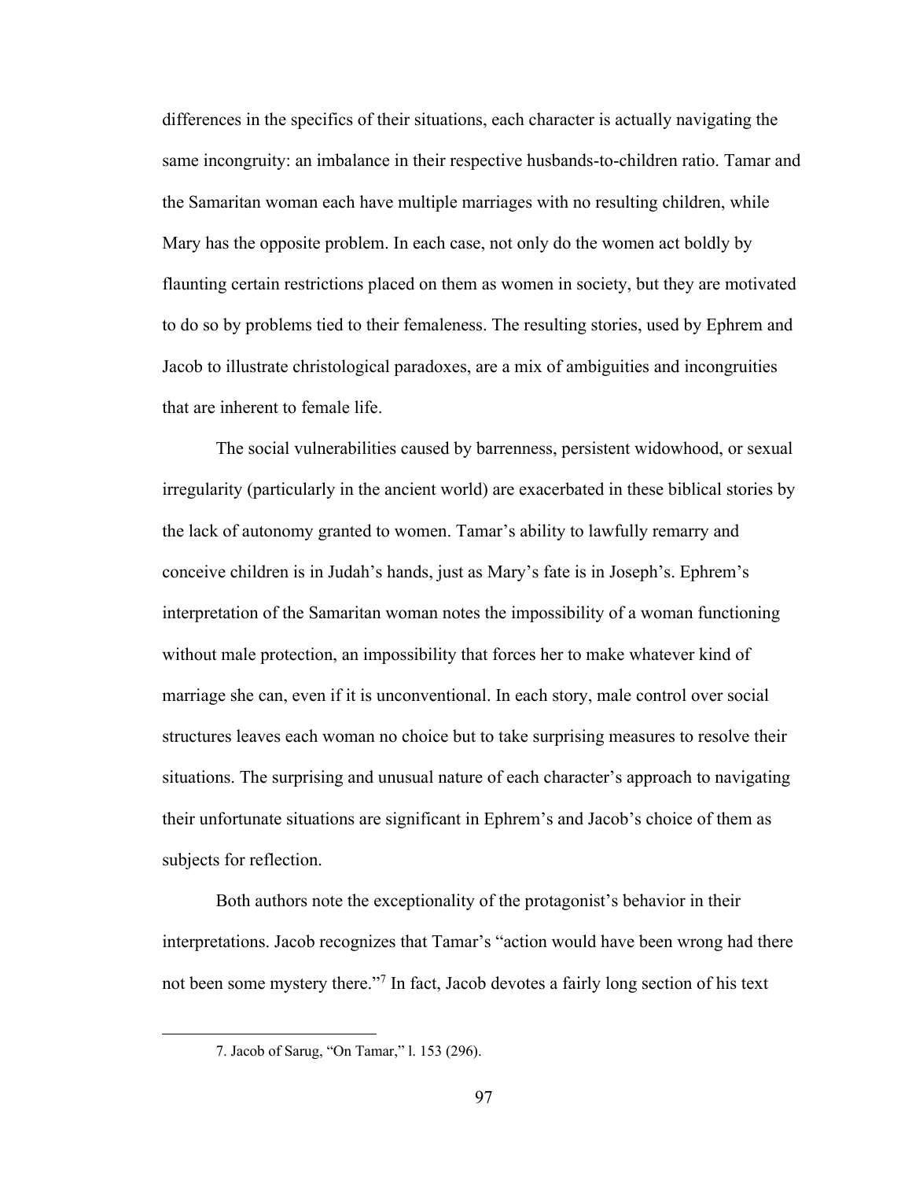differences in the specifics of their situations, each character is actually navigating the same incongruity: an imbalance in their respective husbands-to-children ratio. Tamar and the Samaritan woman each have multiple marriages with no resulting children, while Mary has the opposite problem. In each case, not only do the women act boldly by flaunting certain restrictions placed on them as women in society, but they are motivated to do so by problems tied to their femaleness. The resulting stories, used by Ephrem and Jacob to illustrate christological paradoxes, are a mix of ambiguities and incongruities that are inherent to female life.

The social vulnerabilities caused by barrenness, persistent widowhood, or sexual irregularity (particularly in the ancient world) are exacerbated in these biblical stories by the lack of autonomy granted to women. Tamar's ability to lawfully remarry and conceive children is in Judah's hands, just as Mary's fate is in Joseph's. Ephrem's interpretation of the Samaritan woman notes the impossibility of a woman functioning without male protection, an impossibility that forces her to make whatever kind of marriage she can, even if it is unconventional. In each story, male control over social structures leaves each woman no choice but to take surprising measures to resolve their situations. The surprising and unusual nature of each character's approach to navigating their unfortunate situations are significant in Ephrem's and Jacob's choice of them as subjects for reflection.

Both authors note the exceptionality of the protagonist's behavior in their interpretations. Jacob recognizes that Tamar's "action would have been wrong had there not been some mystery there."[7] In fact, Jacob devotes a fairly long section of his text

7. Jacob of Sarug, "On Tamar," l. 153 (296).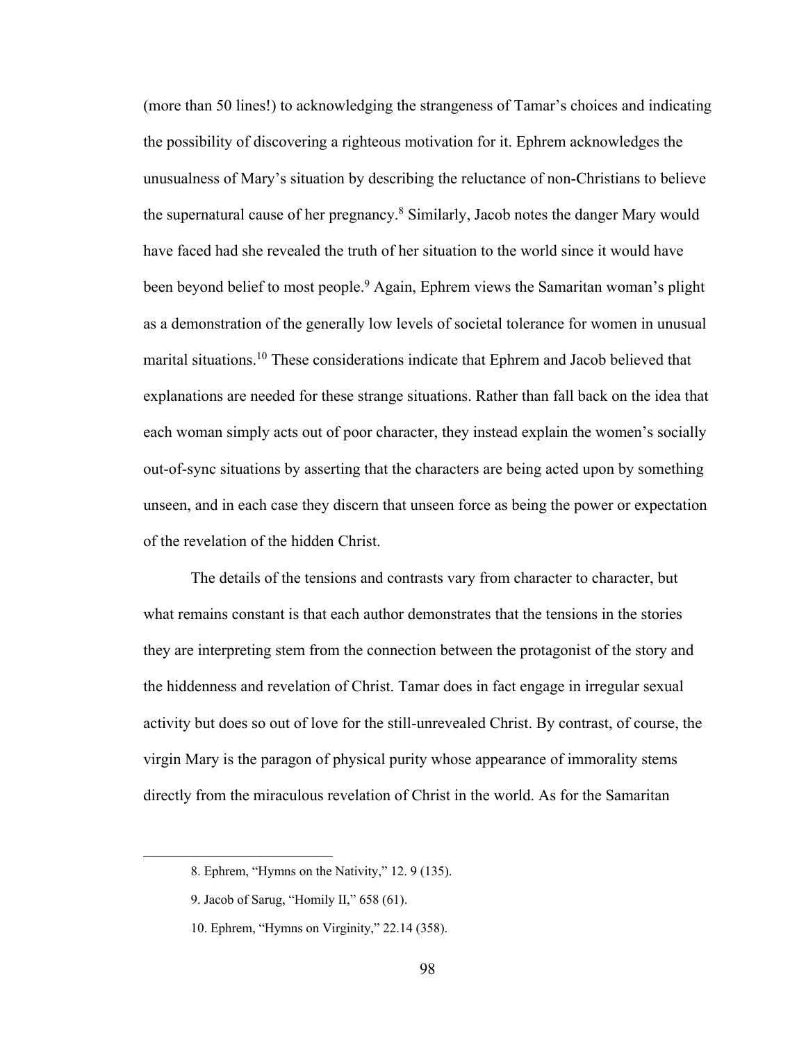(more than 50 lines!) to acknowledging the strangeness of Tamar's choices and indicating the possibility of discovering a righteous motivation for it. Ephrem acknowledges the unusualness of Mary's situation by describing the reluctance of non-Christians to believe the supernatural cause of her pregnancy.[8] Similarly, Jacob notes the danger Mary would have faced had she revealed the truth of her situation to the world since it would have been beyond belief to most people.[9] Again, Ephrem views the Samaritan woman's plight as a demonstration of the generally low levels of societal tolerance for women in unusual marital situations.[10] These considerations indicate that Ephrem and Jacob believed that explanations are needed for these strange situations. Rather than fall back on the idea that each woman simply acts out of poor character, they instead explain the women's socially out-of-sync situations by asserting that the characters are being acted upon by something unseen, and in each case they discern that unseen force as being the power or expectation of the revelation of the hidden Christ.

The details of the tensions and contrasts vary from character to character, but what remains constant is that each author demonstrates that the tensions in the stories they are interpreting stem from the connection between the protagonist of the story and the hiddenness and revelation of Christ. Tamar does in fact engage in irregular sexual activity but does so out of love for the still-unrevealed Christ. By contrast, of course, the virgin Mary is the paragon of physical purity whose appearance of immorality stems directly from the miraculous revelation of Christ in the world. As for the Samaritan

8. Ephrem, "Hymns on the Nativity," 12. 9 (135).

9. Jacob of Sarug, "Homily II," 658 (61).

10. Ephrem, "Hymns on Virginity," 22.14 (358).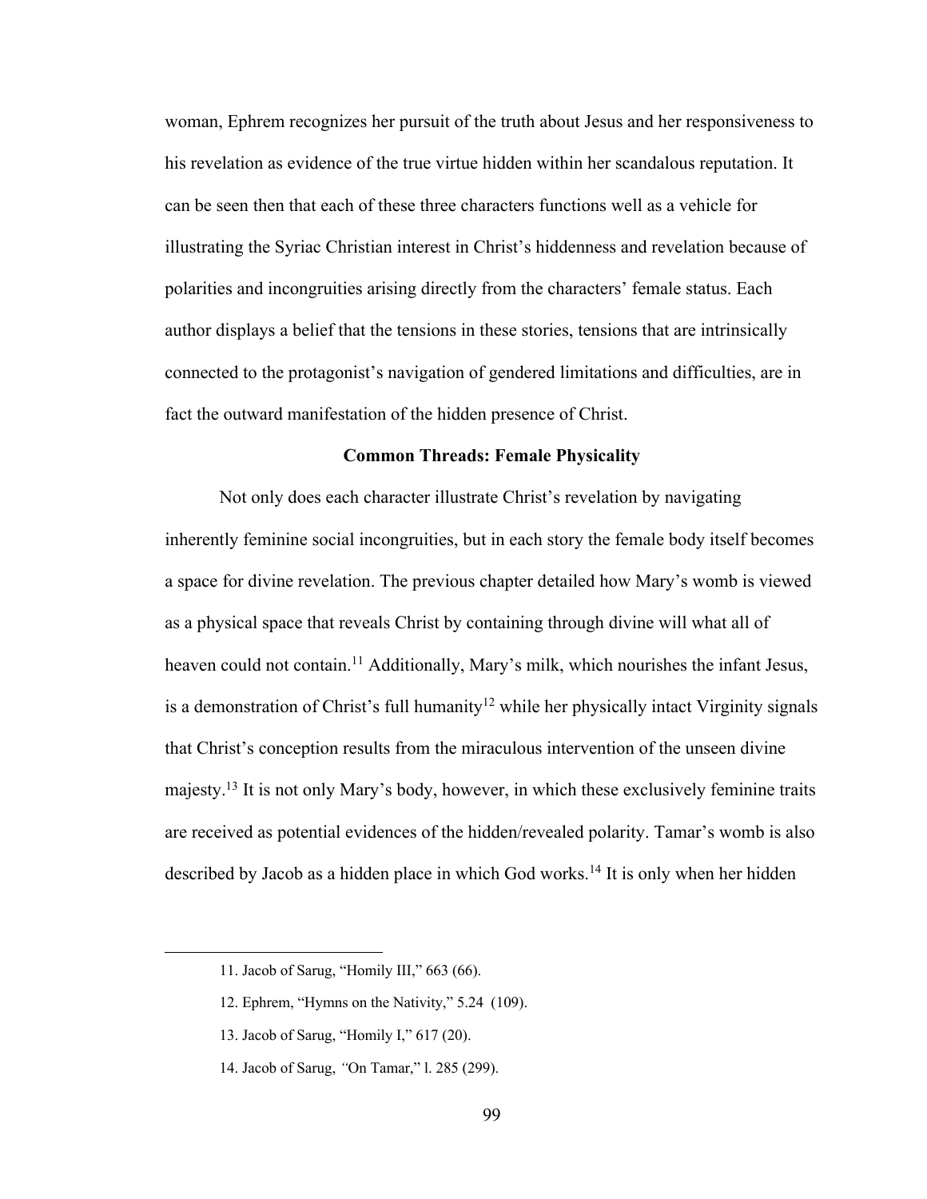woman, Ephrem recognizes her pursuit of the truth about Jesus and her responsiveness to his revelation as evidence of the true virtue hidden within her scandalous reputation. It can be seen then that each of these three characters functions well as a vehicle for illustrating the Syriac Christian interest in Christ's hiddenness and revelation because of polarities and incongruities arising directly from the characters' female status. Each author displays a belief that the tensions in these stories, tensions that are intrinsically connected to the protagonist's navigation of gendered limitations and difficulties, are in fact the outward manifestation of the hidden presence of Christ.

**Common Threads: Female Physicality**

Not only does each character illustrate Christ's revelation by navigating inherently feminine social incongruities, but in each story the female body itself becomes a space for divine revelation. The previous chapter detailed how Mary's womb is viewed as a physical space that reveals Christ by containing through divine will what all of heaven could not contain.[11] Additionally, Mary's milk, which nourishes the infant Jesus, is a demonstration of Christ's full humanity[12] while her physically intact Virginity signals that Christ's conception results from the miraculous intervention of the unseen divine majesty.[13] It is not only Mary's body, however, in which these exclusively feminine traits are received as potential evidences of the hidden/revealed polarity. Tamar's womb is also described by Jacob as a hidden place in which God works.[14] It is only when her hidden

---

11. Jacob of Sarug, "Homily III," 663 (66).

12. Ephrem, "Hymns on the Nativity," 5.24 (109).

13. Jacob of Sarug, "Homily I," 617 (20).

14. Jacob of Sarug, "On Tamar," l. 285 (299).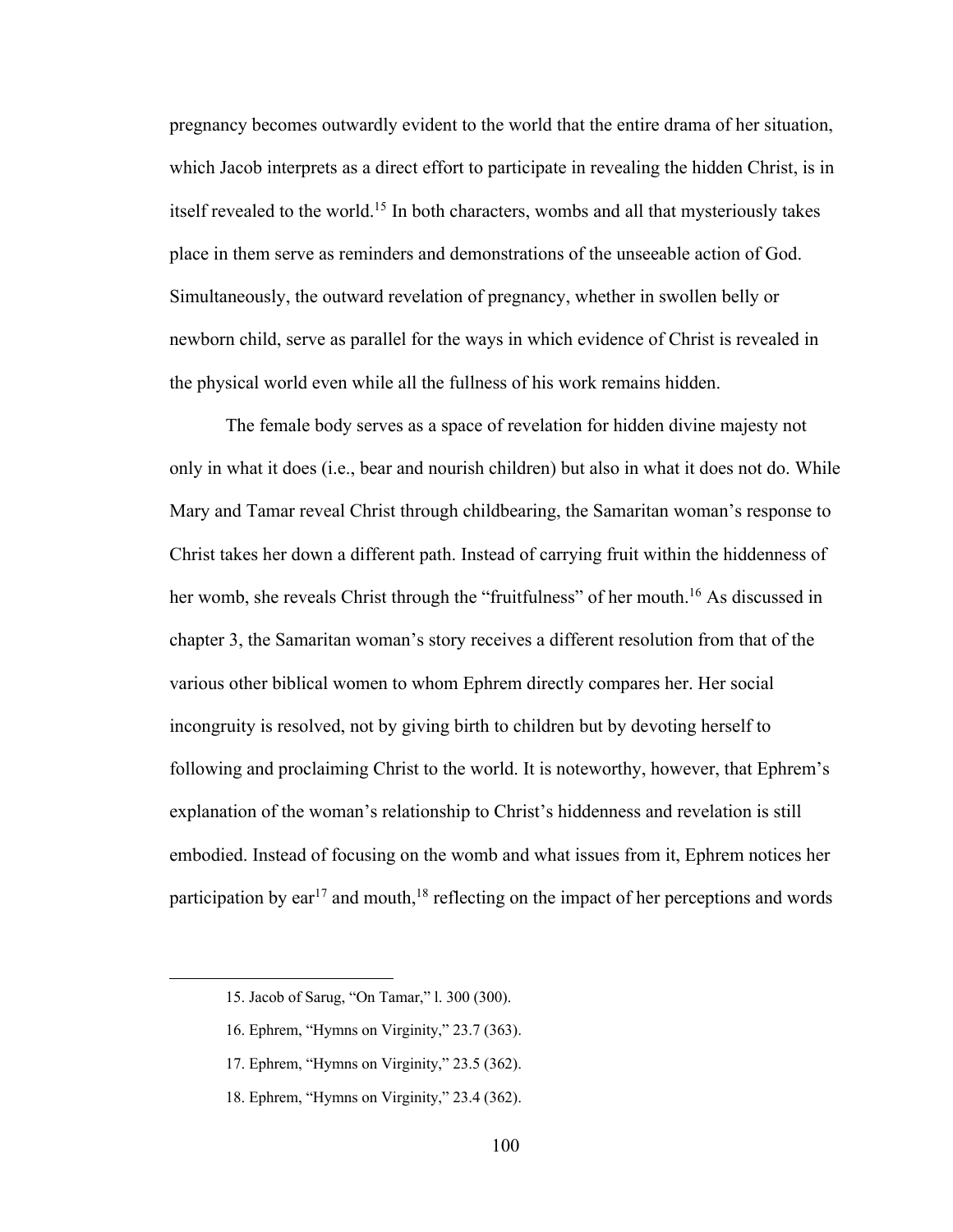pregnancy becomes outwardly evident to the world that the entire drama of her situation, which Jacob interprets as a direct effort to participate in revealing the hidden Christ, is in itself revealed to the world.[15] In both characters, wombs and all that mysteriously takes place in them serve as reminders and demonstrations of the unseeable action of God. Simultaneously, the outward revelation of pregnancy, whether in swollen belly or newborn child, serve as parallel for the ways in which evidence of Christ is revealed in the physical world even while all the fullness of his work remains hidden.

The female body serves as a space of revelation for hidden divine majesty not only in what it does (i.e., bear and nourish children) but also in what it does not do. While Mary and Tamar reveal Christ through childbearing, the Samaritan woman's response to Christ takes her down a different path. Instead of carrying fruit within the hiddenness of her womb, she reveals Christ through the "fruitfulness" of her mouth.[16] As discussed in chapter 3, the Samaritan woman's story receives a different resolution from that of the various other biblical women to whom Ephrem directly compares her. Her social incongruity is resolved, not by giving birth to children but by devoting herself to following and proclaiming Christ to the world. It is noteworthy, however, that Ephrem's explanation of the woman's relationship to Christ's hiddenness and revelation is still embodied. Instead of focusing on the womb and what issues from it, Ephrem notices her participation by ear[17] and mouth,[18] reflecting on the impact of her perceptions and words

---

15. Jacob of Sarug, "On Tamar," l. 300 (300).

16. Ephrem, "Hymns on Virginity," 23.7 (363).

17. Ephrem, "Hymns on Virginity," 23.5 (362).

18. Ephrem, "Hymns on Virginity," 23.4 (362).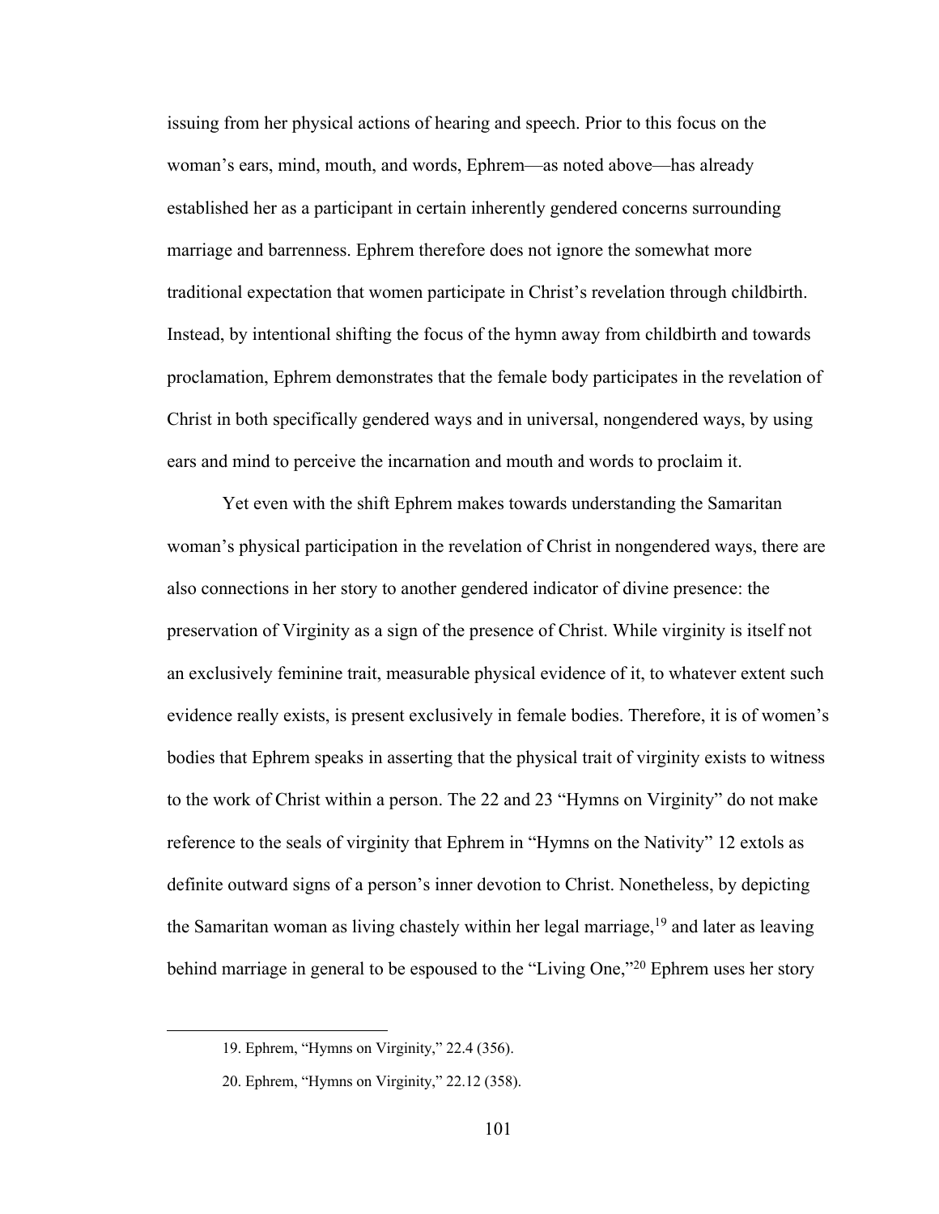issuing from her physical actions of hearing and speech. Prior to this focus on the woman's ears, mind, mouth, and words, Ephrem—as noted above—has already established her as a participant in certain inherently gendered concerns surrounding marriage and barrenness. Ephrem therefore does not ignore the somewhat more traditional expectation that women participate in Christ's revelation through childbirth. Instead, by intentional shifting the focus of the hymn away from childbirth and towards proclamation, Ephrem demonstrates that the female body participates in the revelation of Christ in both specifically gendered ways and in universal, nongendered ways, by using ears and mind to perceive the incarnation and mouth and words to proclaim it.

Yet even with the shift Ephrem makes towards understanding the Samaritan woman's physical participation in the revelation of Christ in nongendered ways, there are also connections in her story to another gendered indicator of divine presence: the preservation of Virginity as a sign of the presence of Christ. While virginity is itself not an exclusively feminine trait, measurable physical evidence of it, to whatever extent such evidence really exists, is present exclusively in female bodies. Therefore, it is of women's bodies that Ephrem speaks in asserting that the physical trait of virginity exists to witness to the work of Christ within a person. The 22 and 23 "Hymns on Virginity" do not make reference to the seals of virginity that Ephrem in "Hymns on the Nativity" 12 extols as definite outward signs of a person's inner devotion to Christ. Nonetheless, by depicting the Samaritan woman as living chastely within her legal marriage,[19] and later as leaving behind marriage in general to be espoused to the "Living One,"[20] Ephrem uses her story

19. Ephrem, "Hymns on Virginity," 22.4 (356).

20. Ephrem, "Hymns on Virginity," 22.12 (358).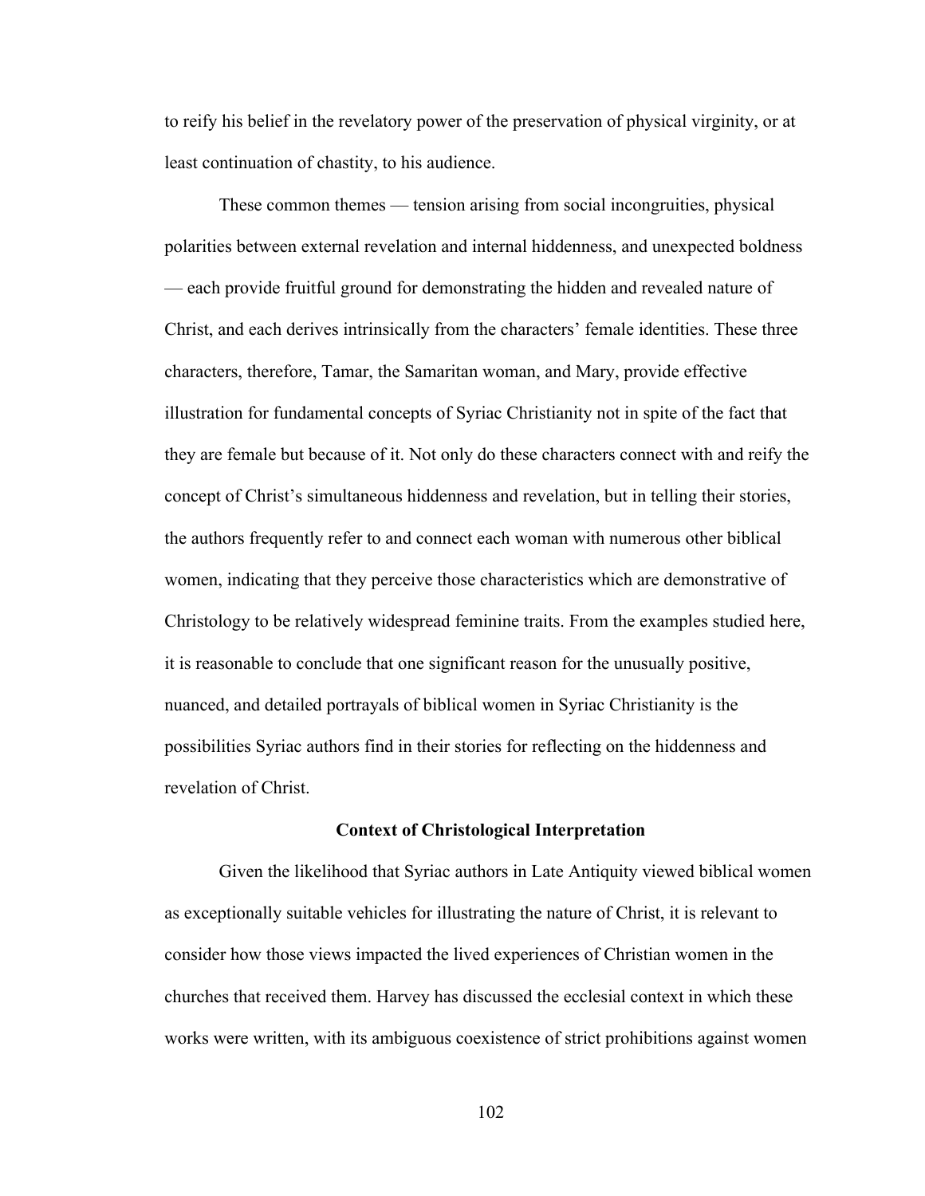to reify his belief in the revelatory power of the preservation of physical virginity, or at least continuation of chastity, to his audience.

These common themes — tension arising from social incongruities, physical polarities between external revelation and internal hiddenness, and unexpected boldness — each provide fruitful ground for demonstrating the hidden and revealed nature of Christ, and each derives intrinsically from the characters' female identities. These three characters, therefore, Tamar, the Samaritan woman, and Mary, provide effective illustration for fundamental concepts of Syriac Christianity not in spite of the fact that they are female but because of it. Not only do these characters connect with and reify the concept of Christ's simultaneous hiddenness and revelation, but in telling their stories, the authors frequently refer to and connect each woman with numerous other biblical women, indicating that they perceive those characteristics which are demonstrative of Christology to be relatively widespread feminine traits. From the examples studied here, it is reasonable to conclude that one significant reason for the unusually positive, nuanced, and detailed portrayals of biblical women in Syriac Christianity is the possibilities Syriac authors find in their stories for reflecting on the hiddenness and revelation of Christ.

## Context of Christological Interpretation

Given the likelihood that Syriac authors in Late Antiquity viewed biblical women as exceptionally suitable vehicles for illustrating the nature of Christ, it is relevant to consider how those views impacted the lived experiences of Christian women in the churches that received them. Harvey has discussed the ecclesial context in which these works were written, with its ambiguous coexistence of strict prohibitions against women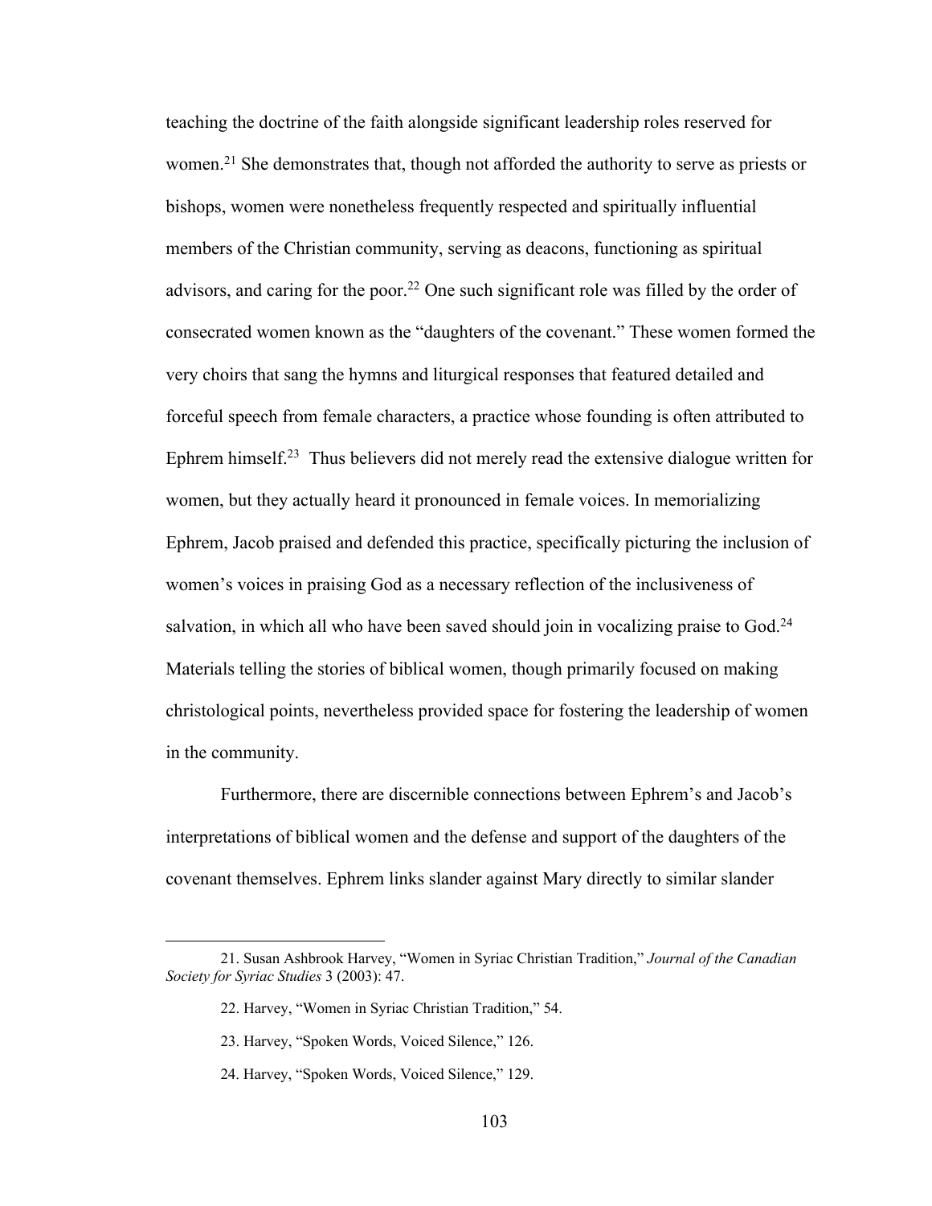teaching the doctrine of the faith alongside significant leadership roles reserved for women.[21] She demonstrates that, though not afforded the authority to serve as priests or bishops, women were nonetheless frequently respected and spiritually influential members of the Christian community, serving as deacons, functioning as spiritual advisors, and caring for the poor.[22] One such significant role was filled by the order of consecrated women known as the "daughters of the covenant." These women formed the very choirs that sang the hymns and liturgical responses that featured detailed and forceful speech from female characters, a practice whose founding is often attributed to Ephrem himself.[23] Thus believers did not merely read the extensive dialogue written for women, but they actually heard it pronounced in female voices. In memorializing Ephrem, Jacob praised and defended this practice, specifically picturing the inclusion of women's voices in praising God as a necessary reflection of the inclusiveness of salvation, in which all who have been saved should join in vocalizing praise to God.[24] Materials telling the stories of biblical women, though primarily focused on making christological points, nevertheless provided space for fostering the leadership of women in the community.

Furthermore, there are discernible connections between Ephrem's and Jacob's interpretations of biblical women and the defense and support of the daughters of the covenant themselves. Ephrem links slander against Mary directly to similar slander

---

21. Susan Ashbrook Harvey, "Women in Syriac Christian Tradition," *Journal of the Canadian Society for Syriac Studies* 3 (2003): 47.

22. Harvey, "Women in Syriac Christian Tradition," 54.

23. Harvey, "Spoken Words, Voiced Silence," 126.

24. Harvey, "Spoken Words, Voiced Silence," 129.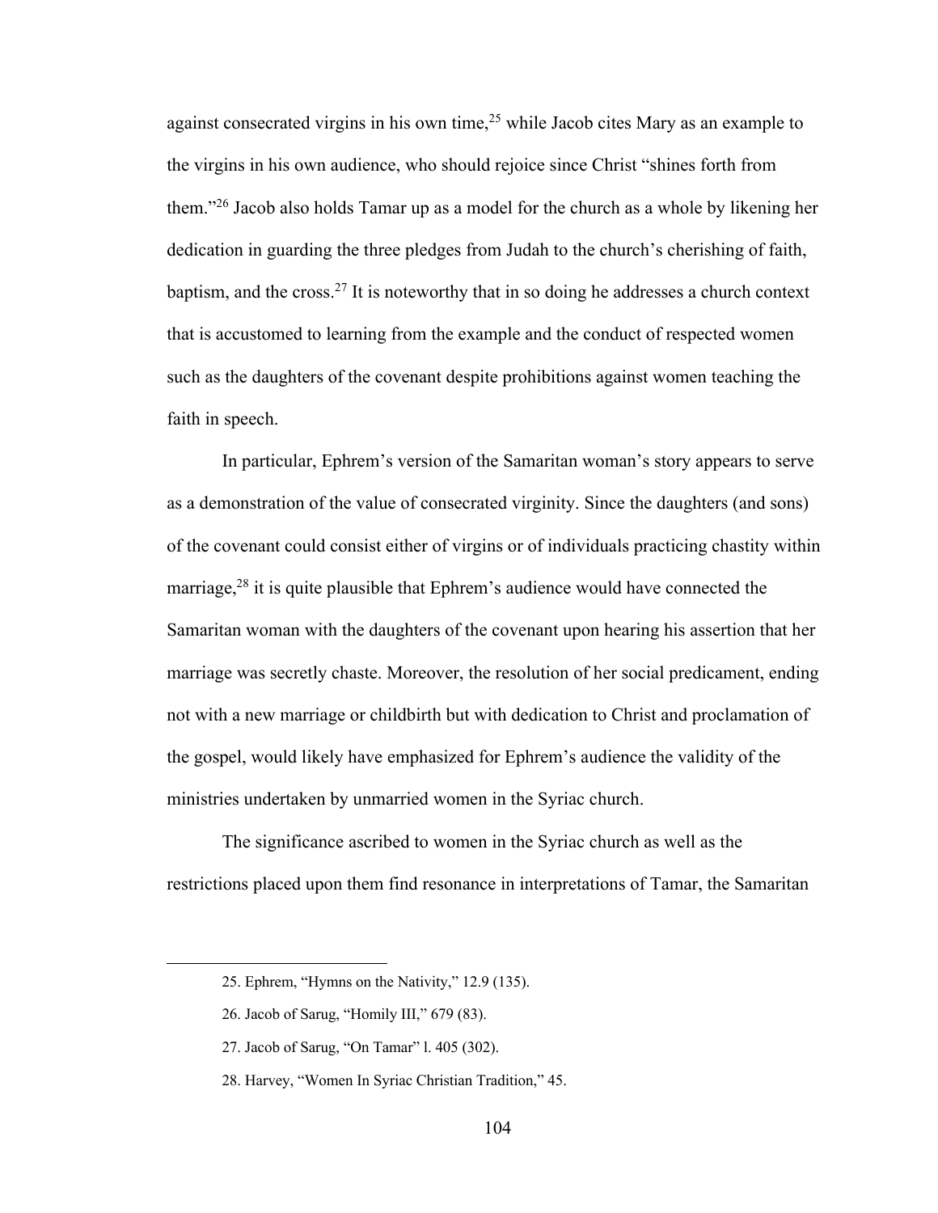against consecrated virgins in his own time,[25] while Jacob cites Mary as an example to the virgins in his own audience, who should rejoice since Christ "shines forth from them."[26] Jacob also holds Tamar up as a model for the church as a whole by likening her dedication in guarding the three pledges from Judah to the church's cherishing of faith, baptism, and the cross.[27] It is noteworthy that in so doing he addresses a church context that is accustomed to learning from the example and the conduct of respected women such as the daughters of the covenant despite prohibitions against women teaching the faith in speech.

In particular, Ephrem's version of the Samaritan woman's story appears to serve as a demonstration of the value of consecrated virginity. Since the daughters (and sons) of the covenant could consist either of virgins or of individuals practicing chastity within marriage,[28] it is quite plausible that Ephrem's audience would have connected the Samaritan woman with the daughters of the covenant upon hearing his assertion that her marriage was secretly chaste. Moreover, the resolution of her social predicament, ending not with a new marriage or childbirth but with dedication to Christ and proclamation of the gospel, would likely have emphasized for Ephrem's audience the validity of the ministries undertaken by unmarried women in the Syriac church.

The significance ascribed to women in the Syriac church as well as the restrictions placed upon them find resonance in interpretations of Tamar, the Samaritan

---

25. Ephrem, "Hymns on the Nativity," 12.9 (135).

26. Jacob of Sarug, "Homily III," 679 (83).

27. Jacob of Sarug, "On Tamar" l. 405 (302).

28. Harvey, "Women In Syriac Christian Tradition," 45.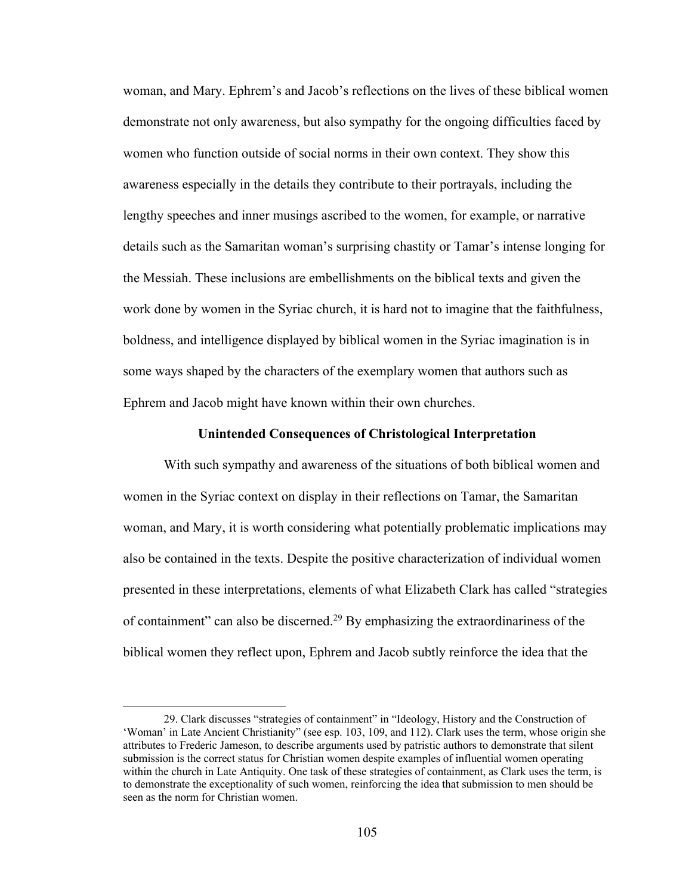woman, and Mary. Ephrem's and Jacob's reflections on the lives of these biblical women demonstrate not only awareness, but also sympathy for the ongoing difficulties faced by women who function outside of social norms in their own context. They show this awareness especially in the details they contribute to their portrayals, including the lengthy speeches and inner musings ascribed to the women, for example, or narrative details such as the Samaritan woman's surprising chastity or Tamar's intense longing for the Messiah. These inclusions are embellishments on the biblical texts and given the work done by women in the Syriac church, it is hard not to imagine that the faithfulness, boldness, and intelligence displayed by biblical women in the Syriac imagination is in some ways shaped by the characters of the exemplary women that authors such as Ephrem and Jacob might have known within their own churches.

### Unintended Consequences of Christological Interpretation

With such sympathy and awareness of the situations of both biblical women and women in the Syriac context on display in their reflections on Tamar, the Samaritan woman, and Mary, it is worth considering what potentially problematic implications may also be contained in the texts. Despite the positive characterization of individual women presented in these interpretations, elements of what Elizabeth Clark has called "strategies of containment" can also be discerned.[29] By emphasizing the extraordinariness of the biblical women they reflect upon, Ephrem and Jacob subtly reinforce the idea that the

---

29. Clark discusses "strategies of containment" in "Ideology, History and the Construction of 'Woman' in Late Ancient Christianity" (see esp. 103, 109, and 112). Clark uses the term, whose origin she attributes to Frederic Jameson, to describe arguments used by patristic authors to demonstrate that silent submission is the correct status for Christian women despite examples of influential women operating within the church in Late Antiquity. One task of these strategies of containment, as Clark uses the term, is to demonstrate the exceptionality of such women, reinforcing the idea that submission to men should be seen as the norm for Christian women.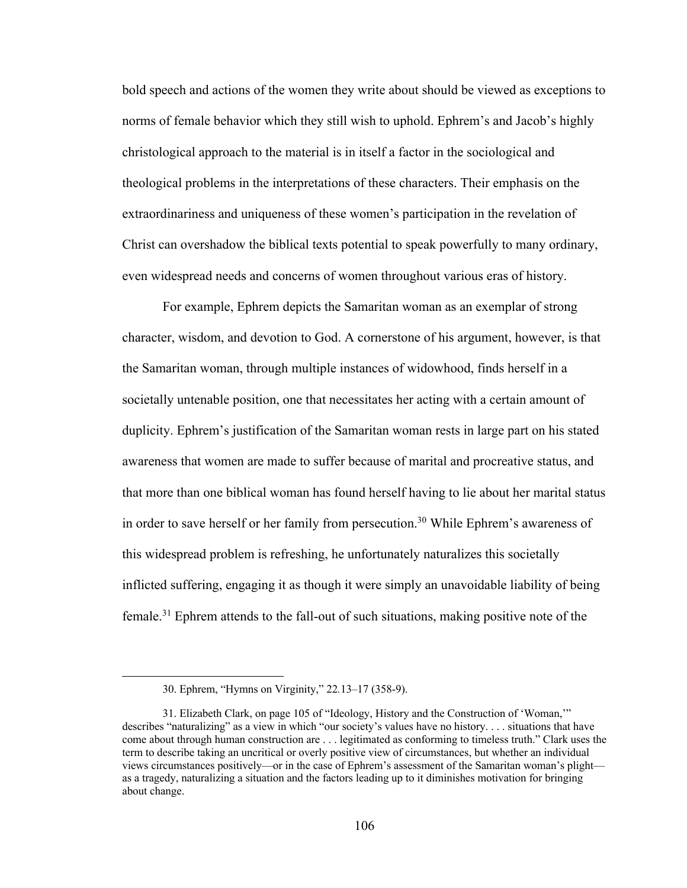bold speech and actions of the women they write about should be viewed as exceptions to norms of female behavior which they still wish to uphold. Ephrem's and Jacob's highly christological approach to the material is in itself a factor in the sociological and theological problems in the interpretations of these characters. Their emphasis on the extraordinariness and uniqueness of these women's participation in the revelation of Christ can overshadow the biblical texts potential to speak powerfully to many ordinary, even widespread needs and concerns of women throughout various eras of history.

For example, Ephrem depicts the Samaritan woman as an exemplar of strong character, wisdom, and devotion to God. A cornerstone of his argument, however, is that the Samaritan woman, through multiple instances of widowhood, finds herself in a societally untenable position, one that necessitates her acting with a certain amount of duplicity. Ephrem's justification of the Samaritan woman rests in large part on his stated awareness that women are made to suffer because of marital and procreative status, and that more than one biblical woman has found herself having to lie about her marital status in order to save herself or her family from persecution.[30] While Ephrem's awareness of this widespread problem is refreshing, he unfortunately naturalizes this societally inflicted suffering, engaging it as though it were simply an unavoidable liability of being female.[31] Ephrem attends to the fall-out of such situations, making positive note of the

---

30. Ephrem, "Hymns on Virginity," 22.13–17 (358-9).

31. Elizabeth Clark, on page 105 of "Ideology, History and the Construction of 'Woman,'" describes "naturalizing" as a view in which "our society's values have no history. . . . situations that have come about through human construction are . . . legitimated as conforming to timeless truth." Clark uses the term to describe taking an uncritical or overly positive view of circumstances, but whether an individual views circumstances positively—or in the case of Ephrem's assessment of the Samaritan woman's plight—as a tragedy, naturalizing a situation and the factors leading up to it diminishes motivation for bringing about change.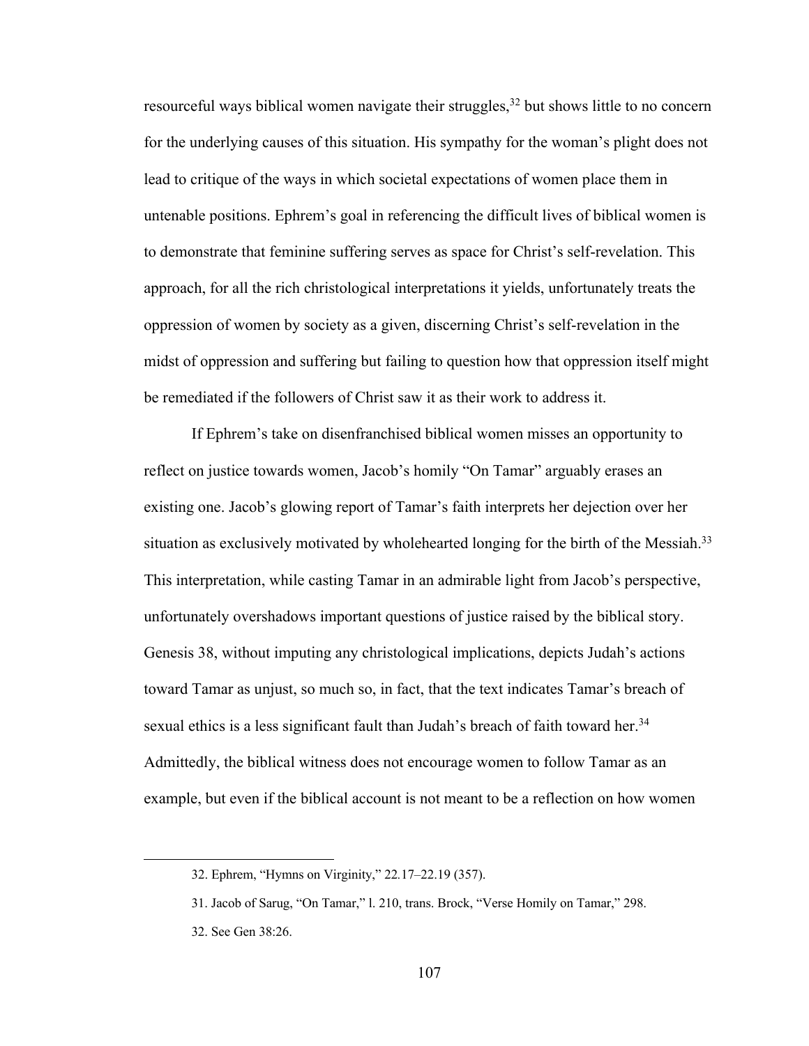resourceful ways biblical women navigate their struggles,[32] but shows little to no concern for the underlying causes of this situation. His sympathy for the woman's plight does not lead to critique of the ways in which societal expectations of women place them in untenable positions. Ephrem's goal in referencing the difficult lives of biblical women is to demonstrate that feminine suffering serves as space for Christ's self-revelation. This approach, for all the rich christological interpretations it yields, unfortunately treats the oppression of women by society as a given, discerning Christ's self-revelation in the midst of oppression and suffering but failing to question how that oppression itself might be remediated if the followers of Christ saw it as their work to address it.

If Ephrem's take on disenfranchised biblical women misses an opportunity to reflect on justice towards women, Jacob's homily "On Tamar" arguably erases an existing one. Jacob's glowing report of Tamar's faith interprets her dejection over her situation as exclusively motivated by wholehearted longing for the birth of the Messiah.[33] This interpretation, while casting Tamar in an admirable light from Jacob's perspective, unfortunately overshadows important questions of justice raised by the biblical story. Genesis 38, without imputing any christological implications, depicts Judah's actions toward Tamar as unjust, so much so, in fact, that the text indicates Tamar's breach of sexual ethics is a less significant fault than Judah's breach of faith toward her.[34] Admittedly, the biblical witness does not encourage women to follow Tamar as an example, but even if the biblical account is not meant to be a reflection on how women

---

32. Ephrem, "Hymns on Virginity," 22.17–22.19 (357).

31. Jacob of Sarug, "On Tamar," l. 210, trans. Brock, "Verse Homily on Tamar," 298.

32. See Gen 38:26.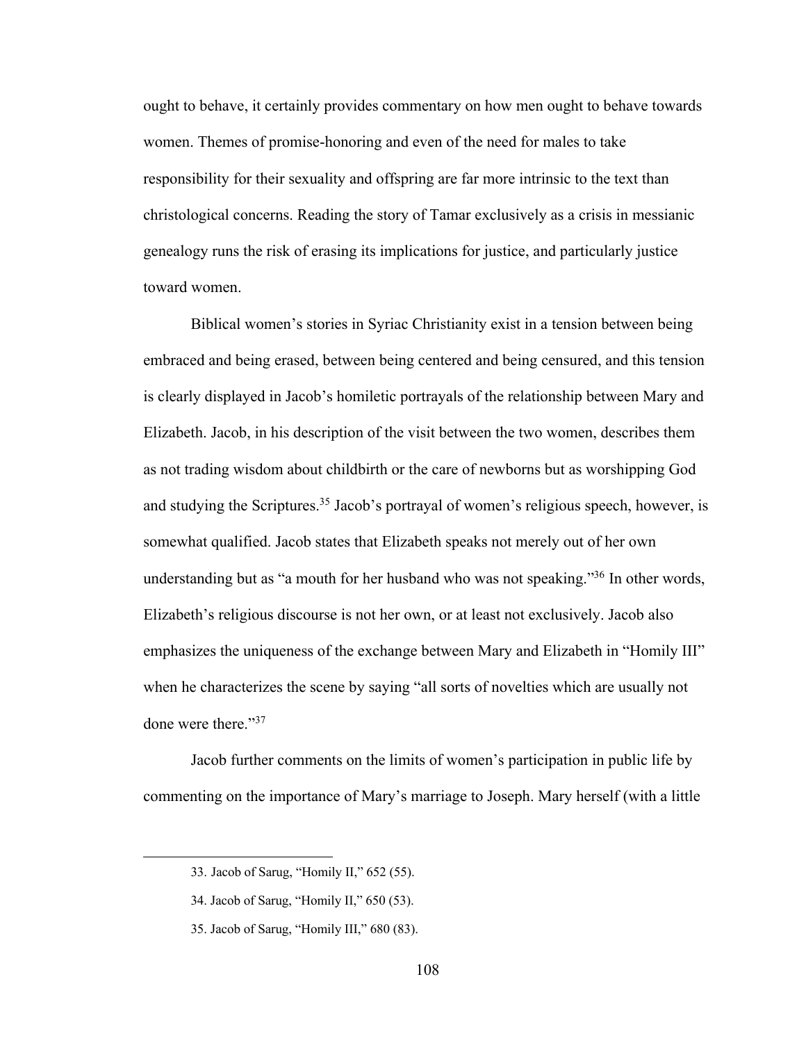ought to behave, it certainly provides commentary on how men ought to behave towards women. Themes of promise-honoring and even of the need for males to take responsibility for their sexuality and offspring are far more intrinsic to the text than christological concerns. Reading the story of Tamar exclusively as a crisis in messianic genealogy runs the risk of erasing its implications for justice, and particularly justice toward women.

Biblical women's stories in Syriac Christianity exist in a tension between being embraced and being erased, between being centered and being censured, and this tension is clearly displayed in Jacob's homiletic portrayals of the relationship between Mary and Elizabeth. Jacob, in his description of the visit between the two women, describes them as not trading wisdom about childbirth or the care of newborns but as worshipping God and studying the Scriptures.[35] Jacob's portrayal of women's religious speech, however, is somewhat qualified. Jacob states that Elizabeth speaks not merely out of her own understanding but as "a mouth for her husband who was not speaking."[36] In other words, Elizabeth's religious discourse is not her own, or at least not exclusively. Jacob also emphasizes the uniqueness of the exchange between Mary and Elizabeth in "Homily III" when he characterizes the scene by saying "all sorts of novelties which are usually not done were there."[37]

Jacob further comments on the limits of women's participation in public life by commenting on the importance of Mary's marriage to Joseph. Mary herself (with a little

---

33. Jacob of Sarug, "Homily II," 652 (55).

34. Jacob of Sarug, "Homily II," 650 (53).

35. Jacob of Sarug, "Homily III," 680 (83).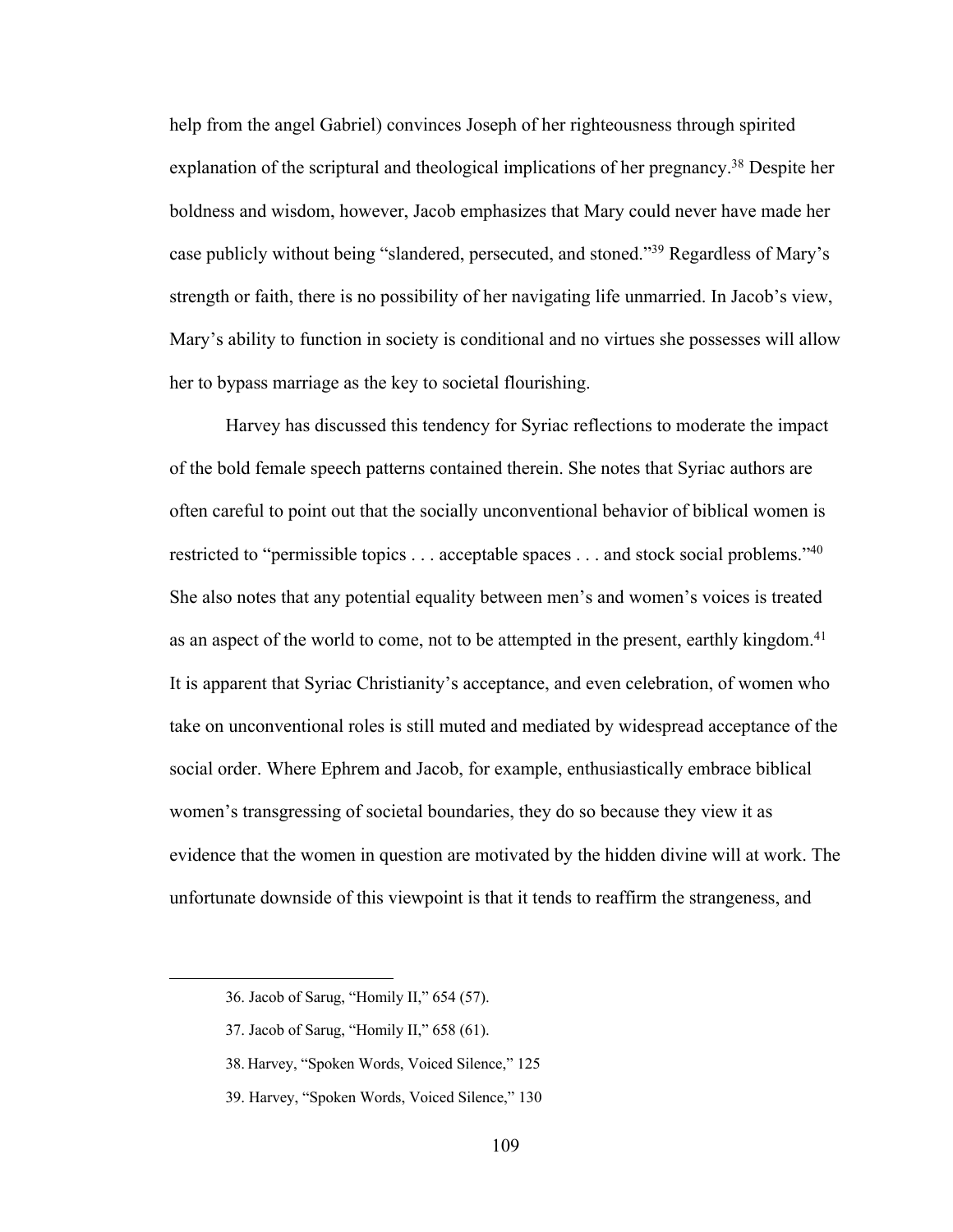help from the angel Gabriel) convinces Joseph of her righteousness through spirited explanation of the scriptural and theological implications of her pregnancy.[38] Despite her boldness and wisdom, however, Jacob emphasizes that Mary could never have made her case publicly without being "slandered, persecuted, and stoned."[39] Regardless of Mary's strength or faith, there is no possibility of her navigating life unmarried. In Jacob's view, Mary's ability to function in society is conditional and no virtues she possesses will allow her to bypass marriage as the key to societal flourishing.

Harvey has discussed this tendency for Syriac reflections to moderate the impact of the bold female speech patterns contained therein. She notes that Syriac authors are often careful to point out that the socially unconventional behavior of biblical women is restricted to "permissible topics . . . acceptable spaces . . . and stock social problems."[40] She also notes that any potential equality between men's and women's voices is treated as an aspect of the world to come, not to be attempted in the present, earthly kingdom.[41] It is apparent that Syriac Christianity's acceptance, and even celebration, of women who take on unconventional roles is still muted and mediated by widespread acceptance of the social order. Where Ephrem and Jacob, for example, enthusiastically embrace biblical women's transgressing of societal boundaries, they do so because they view it as evidence that the women in question are motivated by the hidden divine will at work. The unfortunate downside of this viewpoint is that it tends to reaffirm the strangeness, and

---

36. Jacob of Sarug, "Homily II," 654 (57).

37. Jacob of Sarug, "Homily II," 658 (61).

38. Harvey, "Spoken Words, Voiced Silence," 125

39. Harvey, "Spoken Words, Voiced Silence," 130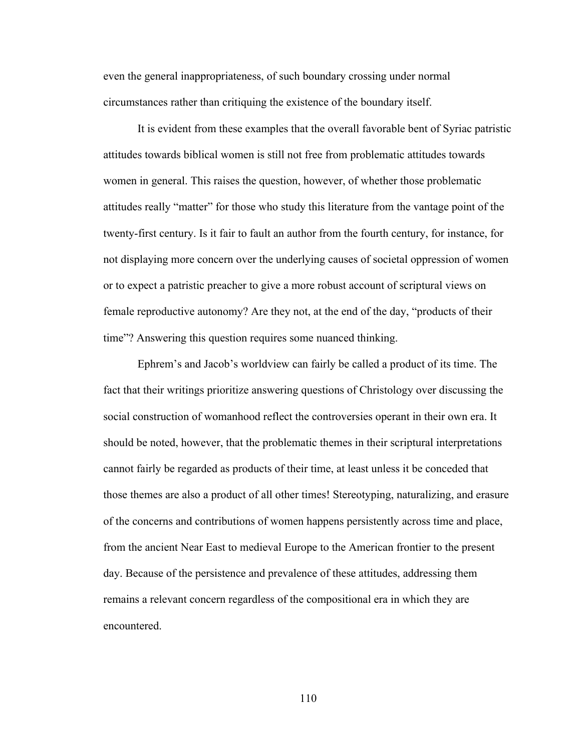even the general inappropriateness, of such boundary crossing under normal circumstances rather than critiquing the existence of the boundary itself.

It is evident from these examples that the overall favorable bent of Syriac patristic attitudes towards biblical women is still not free from problematic attitudes towards women in general. This raises the question, however, of whether those problematic attitudes really "matter" for those who study this literature from the vantage point of the twenty-first century. Is it fair to fault an author from the fourth century, for instance, for not displaying more concern over the underlying causes of societal oppression of women or to expect a patristic preacher to give a more robust account of scriptural views on female reproductive autonomy? Are they not, at the end of the day, "products of their time"? Answering this question requires some nuanced thinking.

Ephrem's and Jacob's worldview can fairly be called a product of its time. The fact that their writings prioritize answering questions of Christology over discussing the social construction of womanhood reflect the controversies operant in their own era. It should be noted, however, that the problematic themes in their scriptural interpretations cannot fairly be regarded as products of their time, at least unless it be conceded that those themes are also a product of all other times! Stereotyping, naturalizing, and erasure of the concerns and contributions of women happens persistently across time and place, from the ancient Near East to medieval Europe to the American frontier to the present day. Because of the persistence and prevalence of these attitudes, addressing them remains a relevant concern regardless of the compositional era in which they are encountered.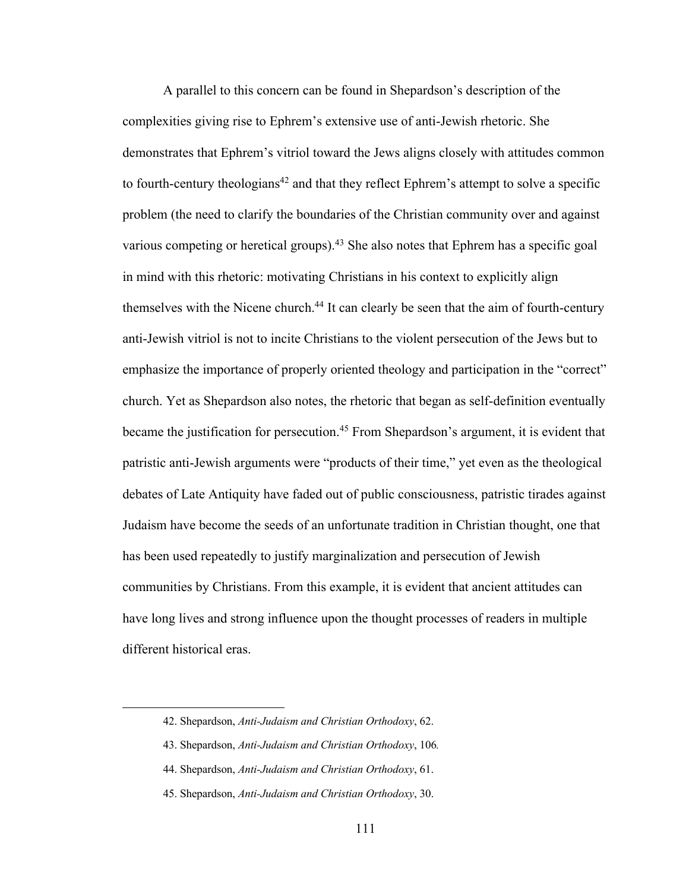A parallel to this concern can be found in Shepardson's description of the complexities giving rise to Ephrem's extensive use of anti-Jewish rhetoric. She demonstrates that Ephrem's vitriol toward the Jews aligns closely with attitudes common to fourth-century theologians[42] and that they reflect Ephrem's attempt to solve a specific problem (the need to clarify the boundaries of the Christian community over and against various competing or heretical groups).[43] She also notes that Ephrem has a specific goal in mind with this rhetoric: motivating Christians in his context to explicitly align themselves with the Nicene church.[44] It can clearly be seen that the aim of fourth-century anti-Jewish vitriol is not to incite Christians to the violent persecution of the Jews but to emphasize the importance of properly oriented theology and participation in the "correct" church. Yet as Shepardson also notes, the rhetoric that began as self-definition eventually became the justification for persecution.[45] From Shepardson's argument, it is evident that patristic anti-Jewish arguments were "products of their time," yet even as the theological debates of Late Antiquity have faded out of public consciousness, patristic tirades against Judaism have become the seeds of an unfortunate tradition in Christian thought, one that has been used repeatedly to justify marginalization and persecution of Jewish communities by Christians. From this example, it is evident that ancient attitudes can have long lives and strong influence upon the thought processes of readers in multiple different historical eras.

---

42. Shepardson, *Anti-Judaism and Christian Orthodoxy*, 62.

43. Shepardson, *Anti-Judaism and Christian Orthodoxy*, 106.

44. Shepardson, *Anti-Judaism and Christian Orthodoxy*, 61.

45. Shepardson, *Anti-Judaism and Christian Orthodoxy*, 30.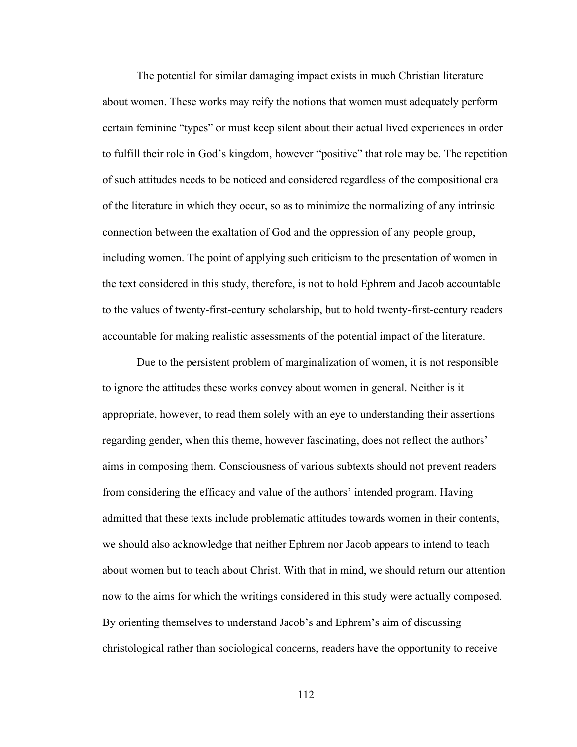The potential for similar damaging impact exists in much Christian literature about women. These works may reify the notions that women must adequately perform certain feminine "types" or must keep silent about their actual lived experiences in order to fulfill their role in God's kingdom, however "positive" that role may be. The repetition of such attitudes needs to be noticed and considered regardless of the compositional era of the literature in which they occur, so as to minimize the normalizing of any intrinsic connection between the exaltation of God and the oppression of any people group, including women. The point of applying such criticism to the presentation of women in the text considered in this study, therefore, is not to hold Ephrem and Jacob accountable to the values of twenty-first-century scholarship, but to hold twenty-first-century readers accountable for making realistic assessments of the potential impact of the literature.

Due to the persistent problem of marginalization of women, it is not responsible to ignore the attitudes these works convey about women in general. Neither is it appropriate, however, to read them solely with an eye to understanding their assertions regarding gender, when this theme, however fascinating, does not reflect the authors' aims in composing them. Consciousness of various subtexts should not prevent readers from considering the efficacy and value of the authors' intended program. Having admitted that these texts include problematic attitudes towards women in their contents, we should also acknowledge that neither Ephrem nor Jacob appears to intend to teach about women but to teach about Christ. With that in mind, we should return our attention now to the aims for which the writings considered in this study were actually composed. By orienting themselves to understand Jacob's and Ephrem's aim of discussing christological rather than sociological concerns, readers have the opportunity to receive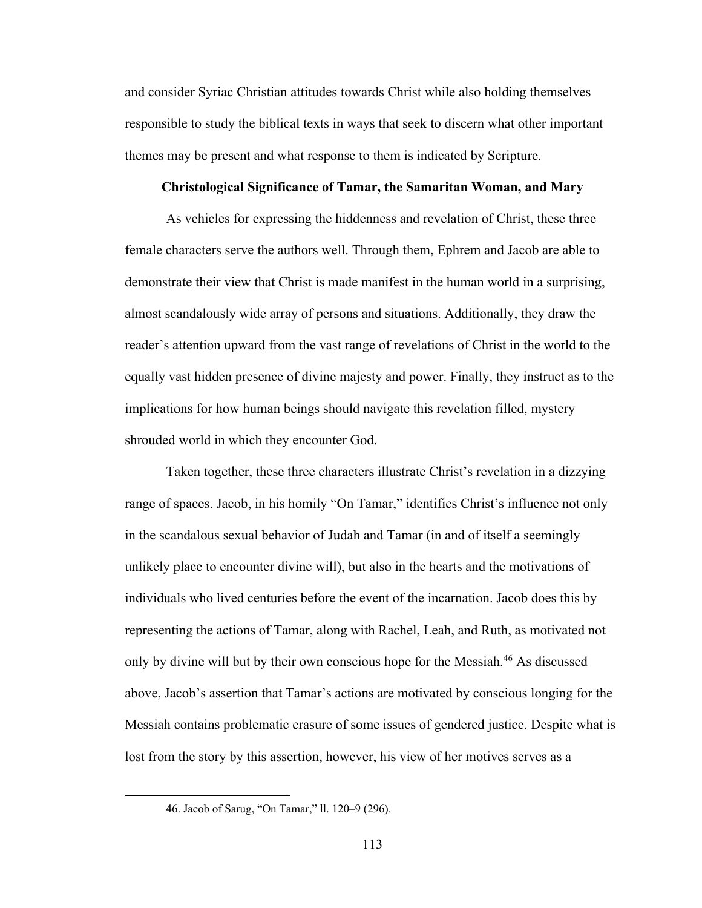and consider Syriac Christian attitudes towards Christ while also holding themselves responsible to study the biblical texts in ways that seek to discern what other important themes may be present and what response to them is indicated by Scripture.

### Christological Significance of Tamar, the Samaritan Woman, and Mary

As vehicles for expressing the hiddenness and revelation of Christ, these three female characters serve the authors well. Through them, Ephrem and Jacob are able to demonstrate their view that Christ is made manifest in the human world in a surprising, almost scandalously wide array of persons and situations. Additionally, they draw the reader's attention upward from the vast range of revelations of Christ in the world to the equally vast hidden presence of divine majesty and power. Finally, they instruct as to the implications for how human beings should navigate this revelation filled, mystery shrouded world in which they encounter God.

Taken together, these three characters illustrate Christ's revelation in a dizzying range of spaces. Jacob, in his homily "On Tamar," identifies Christ's influence not only in the scandalous sexual behavior of Judah and Tamar (in and of itself a seemingly unlikely place to encounter divine will), but also in the hearts and the motivations of individuals who lived centuries before the event of the incarnation. Jacob does this by representing the actions of Tamar, along with Rachel, Leah, and Ruth, as motivated not only by divine will but by their own conscious hope for the Messiah.[46] As discussed above, Jacob's assertion that Tamar's actions are motivated by conscious longing for the Messiah contains problematic erasure of some issues of gendered justice. Despite what is lost from the story by this assertion, however, his view of her motives serves as a

46. Jacob of Sarug, "On Tamar," ll. 120–9 (296).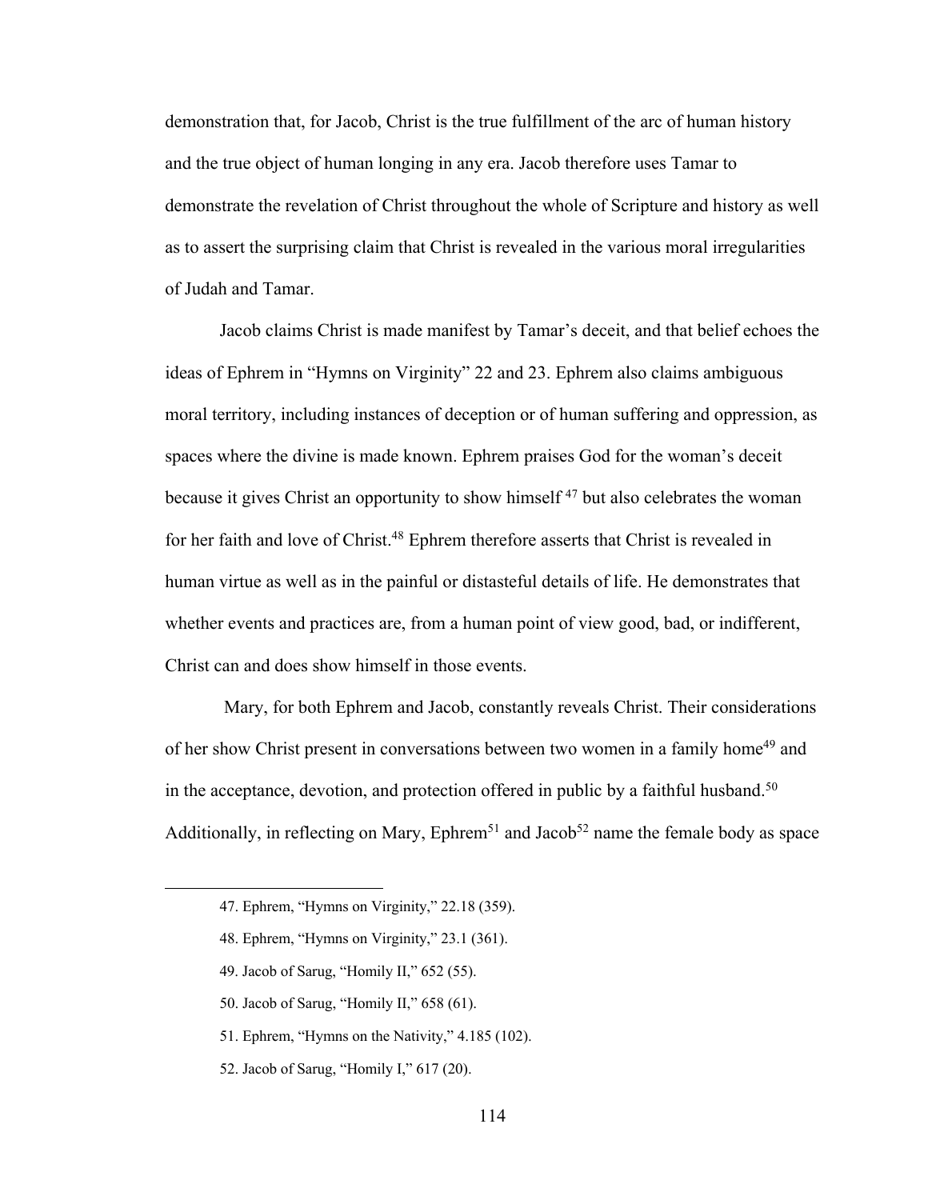demonstration that, for Jacob, Christ is the true fulfillment of the arc of human history and the true object of human longing in any era. Jacob therefore uses Tamar to demonstrate the revelation of Christ throughout the whole of Scripture and history as well as to assert the surprising claim that Christ is revealed in the various moral irregularities of Judah and Tamar.

Jacob claims Christ is made manifest by Tamar's deceit, and that belief echoes the ideas of Ephrem in "Hymns on Virginity" 22 and 23. Ephrem also claims ambiguous moral territory, including instances of deception or of human suffering and oppression, as spaces where the divine is made known. Ephrem praises God for the woman's deceit because it gives Christ an opportunity to show himself [47] but also celebrates the woman for her faith and love of Christ.[48] Ephrem therefore asserts that Christ is revealed in human virtue as well as in the painful or distasteful details of life. He demonstrates that whether events and practices are, from a human point of view good, bad, or indifferent, Christ can and does show himself in those events.

Mary, for both Ephrem and Jacob, constantly reveals Christ. Their considerations of her show Christ present in conversations between two women in a family home[49] and in the acceptance, devotion, and protection offered in public by a faithful husband.[50] Additionally, in reflecting on Mary, Ephrem[51] and Jacob[52] name the female body as space

---

47. Ephrem, "Hymns on Virginity," 22.18 (359).

48. Ephrem, "Hymns on Virginity," 23.1 (361).

49. Jacob of Sarug, "Homily II," 652 (55).

50. Jacob of Sarug, "Homily II," 658 (61).

51. Ephrem, "Hymns on the Nativity," 4.185 (102).

52. Jacob of Sarug, "Homily I," 617 (20).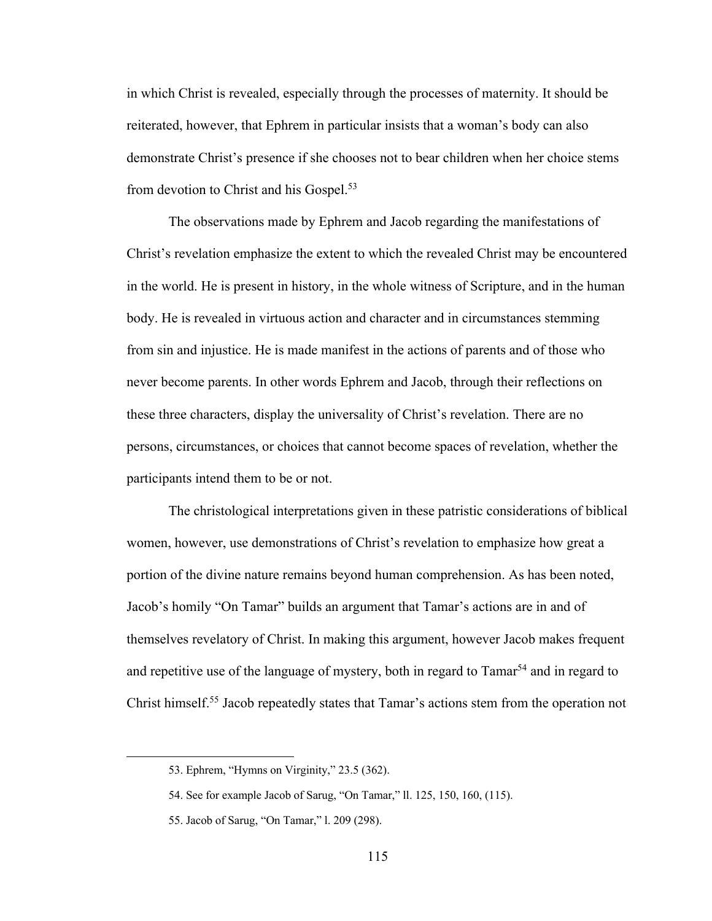in which Christ is revealed, especially through the processes of maternity. It should be reiterated, however, that Ephrem in particular insists that a woman's body can also demonstrate Christ's presence if she chooses not to bear children when her choice stems from devotion to Christ and his Gospel.[53]

The observations made by Ephrem and Jacob regarding the manifestations of Christ's revelation emphasize the extent to which the revealed Christ may be encountered in the world. He is present in history, in the whole witness of Scripture, and in the human body. He is revealed in virtuous action and character and in circumstances stemming from sin and injustice. He is made manifest in the actions of parents and of those who never become parents. In other words Ephrem and Jacob, through their reflections on these three characters, display the universality of Christ's revelation. There are no persons, circumstances, or choices that cannot become spaces of revelation, whether the participants intend them to be or not.

The christological interpretations given in these patristic considerations of biblical women, however, use demonstrations of Christ's revelation to emphasize how great a portion of the divine nature remains beyond human comprehension. As has been noted, Jacob's homily "On Tamar" builds an argument that Tamar's actions are in and of themselves revelatory of Christ. In making this argument, however Jacob makes frequent and repetitive use of the language of mystery, both in regard to Tamar[54] and in regard to Christ himself.[55] Jacob repeatedly states that Tamar's actions stem from the operation not

---

53. Ephrem, "Hymns on Virginity," 23.5 (362).

54. See for example Jacob of Sarug, "On Tamar," ll. 125, 150, 160, (115).

55. Jacob of Sarug, "On Tamar," l. 209 (298).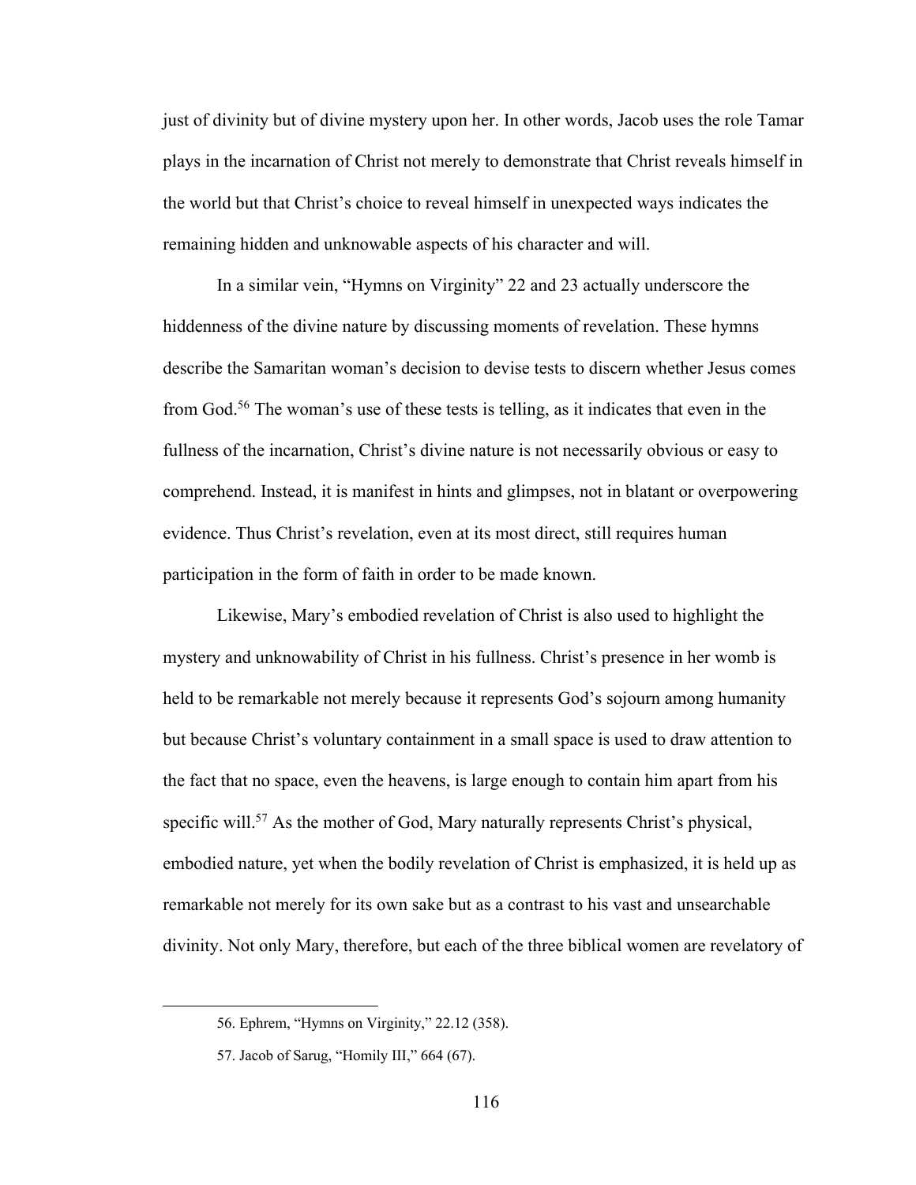just of divinity but of divine mystery upon her. In other words, Jacob uses the role Tamar plays in the incarnation of Christ not merely to demonstrate that Christ reveals himself in the world but that Christ's choice to reveal himself in unexpected ways indicates the remaining hidden and unknowable aspects of his character and will.

In a similar vein, "Hymns on Virginity" 22 and 23 actually underscore the hiddenness of the divine nature by discussing moments of revelation. These hymns describe the Samaritan woman's decision to devise tests to discern whether Jesus comes from God.[56] The woman's use of these tests is telling, as it indicates that even in the fullness of the incarnation, Christ's divine nature is not necessarily obvious or easy to comprehend. Instead, it is manifest in hints and glimpses, not in blatant or overpowering evidence. Thus Christ's revelation, even at its most direct, still requires human participation in the form of faith in order to be made known.

Likewise, Mary's embodied revelation of Christ is also used to highlight the mystery and unknowability of Christ in his fullness. Christ's presence in her womb is held to be remarkable not merely because it represents God's sojourn among humanity but because Christ's voluntary containment in a small space is used to draw attention to the fact that no space, even the heavens, is large enough to contain him apart from his specific will.[57] As the mother of God, Mary naturally represents Christ's physical, embodied nature, yet when the bodily revelation of Christ is emphasized, it is held up as remarkable not merely for its own sake but as a contrast to his vast and unsearchable divinity. Not only Mary, therefore, but each of the three biblical women are revelatory of

---

56. Ephrem, "Hymns on Virginity," 22.12 (358).

57. Jacob of Sarug, "Homily III," 664 (67).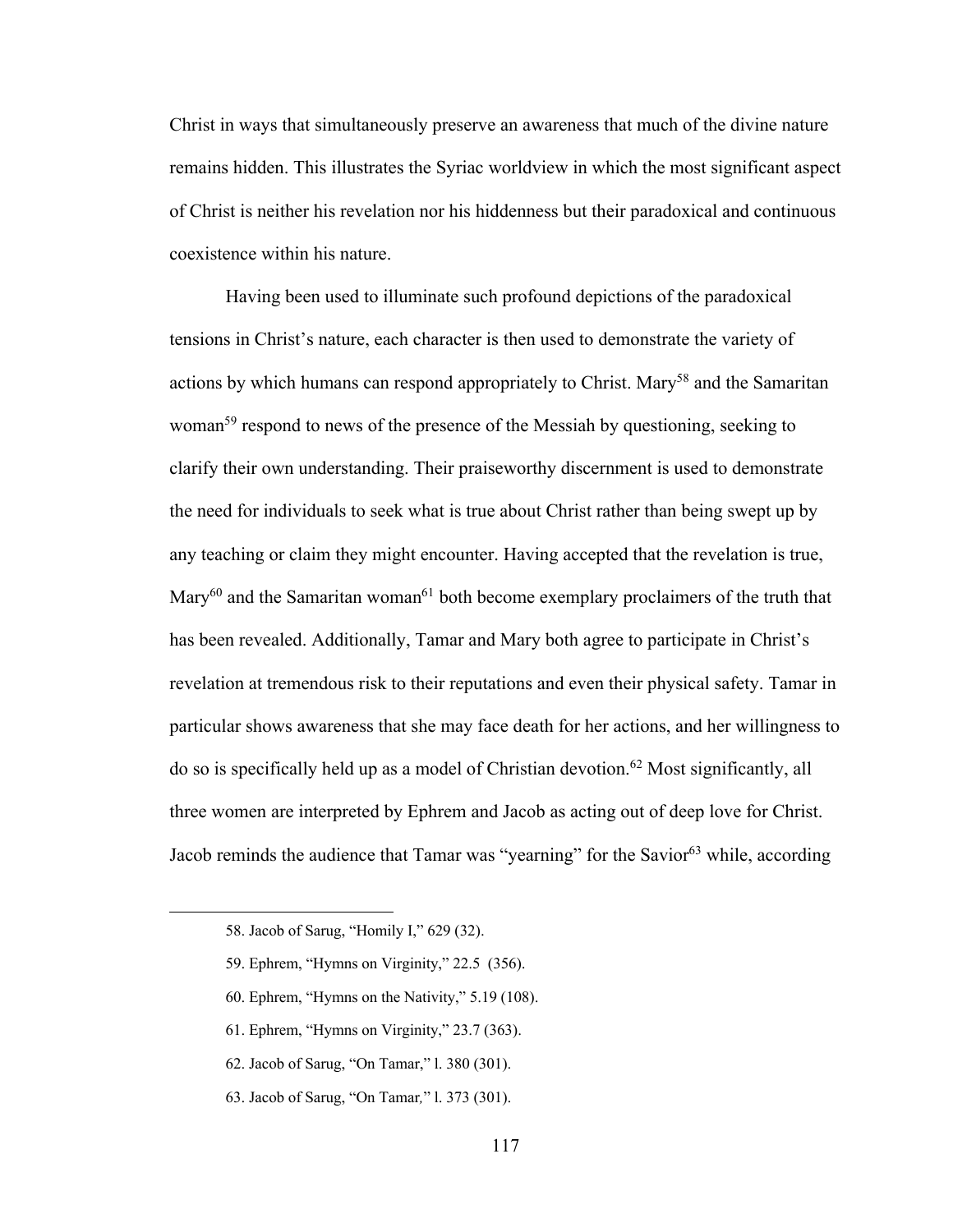Christ in ways that simultaneously preserve an awareness that much of the divine nature remains hidden. This illustrates the Syriac worldview in which the most significant aspect of Christ is neither his revelation nor his hiddenness but their paradoxical and continuous coexistence within his nature.

Having been used to illuminate such profound depictions of the paradoxical tensions in Christ's nature, each character is then used to demonstrate the variety of actions by which humans can respond appropriately to Christ. Mary[58] and the Samaritan woman[59] respond to news of the presence of the Messiah by questioning, seeking to clarify their own understanding. Their praiseworthy discernment is used to demonstrate the need for individuals to seek what is true about Christ rather than being swept up by any teaching or claim they might encounter. Having accepted that the revelation is true, Mary[60] and the Samaritan woman[61] both become exemplary proclaimers of the truth that has been revealed. Additionally, Tamar and Mary both agree to participate in Christ's revelation at tremendous risk to their reputations and even their physical safety. Tamar in particular shows awareness that she may face death for her actions, and her willingness to do so is specifically held up as a model of Christian devotion.[62] Most significantly, all three women are interpreted by Ephrem and Jacob as acting out of deep love for Christ. Jacob reminds the audience that Tamar was "yearning" for the Savior[63] while, according

58. Jacob of Sarug, "Homily I," 629 (32).

59. Ephrem, "Hymns on Virginity," 22.5 (356).

60. Ephrem, "Hymns on the Nativity," 5.19 (108).

61. Ephrem, "Hymns on Virginity," 23.7 (363).

62. Jacob of Sarug, "On Tamar," l. 380 (301).

63. Jacob of Sarug, "On Tamar," l. 373 (301).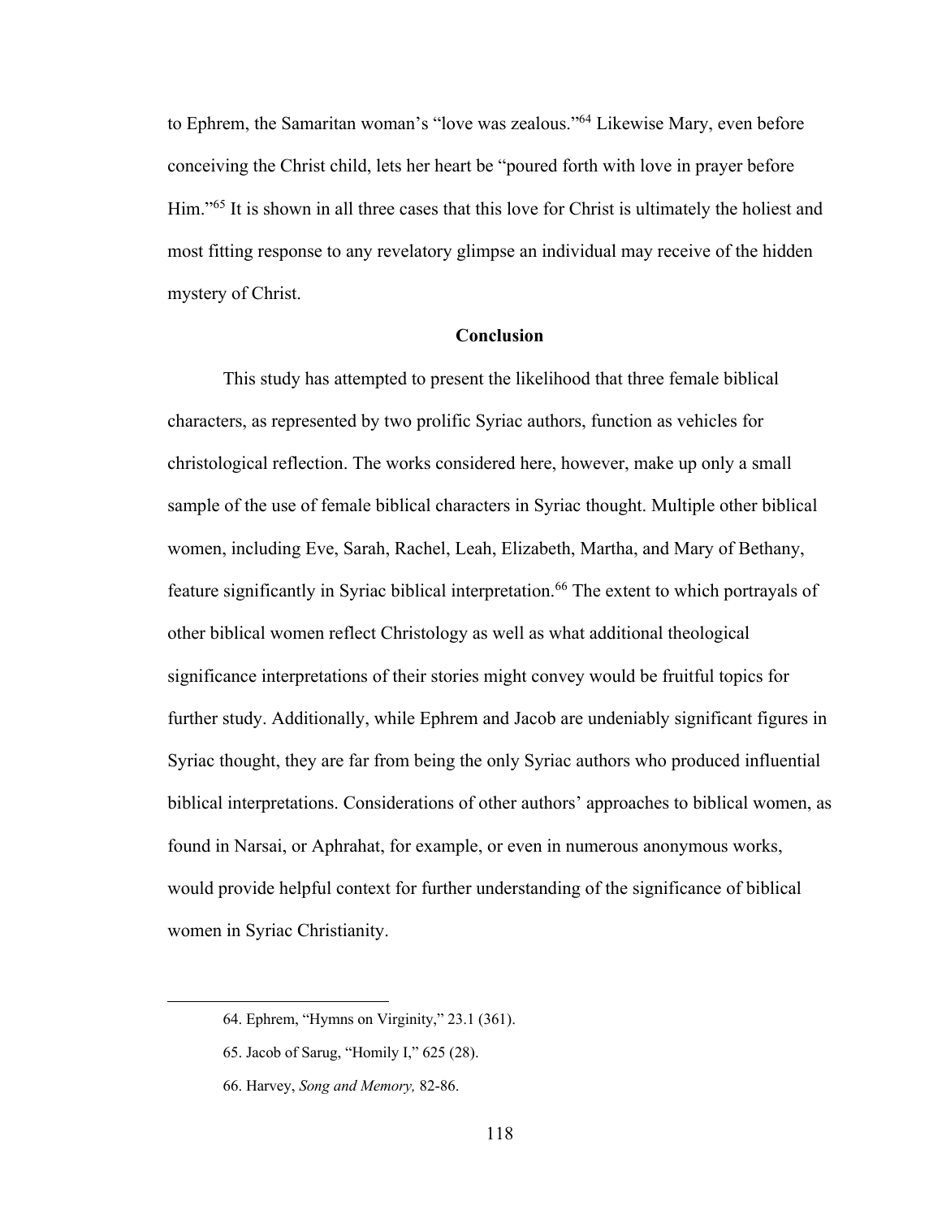to Ephrem, the Samaritan woman's "love was zealous."[64] Likewise Mary, even before conceiving the Christ child, lets her heart be "poured forth with love in prayer before Him."[65] It is shown in all three cases that this love for Christ is ultimately the holiest and most fitting response to any revelatory glimpse an individual may receive of the hidden mystery of Christ.

## Conclusion

This study has attempted to present the likelihood that three female biblical characters, as represented by two prolific Syriac authors, function as vehicles for christological reflection. The works considered here, however, make up only a small sample of the use of female biblical characters in Syriac thought. Multiple other biblical women, including Eve, Sarah, Rachel, Leah, Elizabeth, Martha, and Mary of Bethany, feature significantly in Syriac biblical interpretation.[66] The extent to which portrayals of other biblical women reflect Christology as well as what additional theological significance interpretations of their stories might convey would be fruitful topics for further study. Additionally, while Ephrem and Jacob are undeniably significant figures in Syriac thought, they are far from being the only Syriac authors who produced influential biblical interpretations. Considerations of other authors' approaches to biblical women, as found in Narsai, or Aphrahat, for example, or even in numerous anonymous works, would provide helpful context for further understanding of the significance of biblical women in Syriac Christianity.

---

64. Ephrem, "Hymns on Virginity," 23.1 (361).

65. Jacob of Sarug, "Homily I," 625 (28).

66. Harvey, *Song and Memory,* 82-86.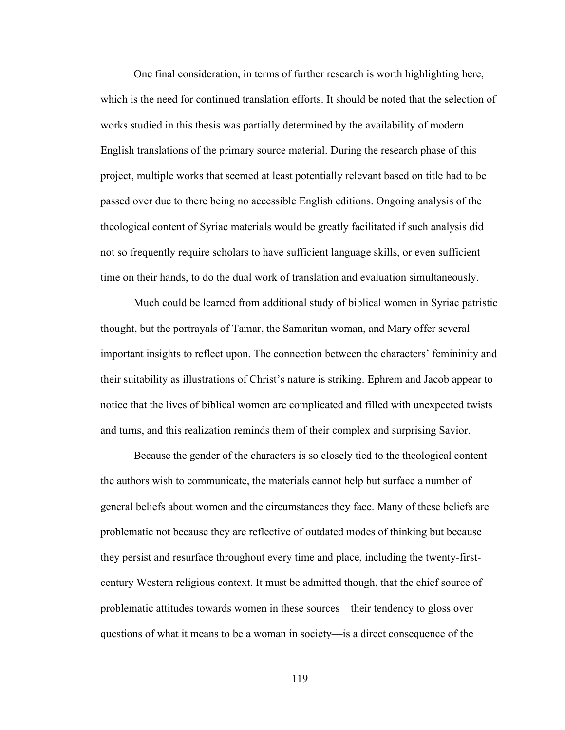One final consideration, in terms of further research is worth highlighting here, which is the need for continued translation efforts. It should be noted that the selection of works studied in this thesis was partially determined by the availability of modern English translations of the primary source material. During the research phase of this project, multiple works that seemed at least potentially relevant based on title had to be passed over due to there being no accessible English editions. Ongoing analysis of the theological content of Syriac materials would be greatly facilitated if such analysis did not so frequently require scholars to have sufficient language skills, or even sufficient time on their hands, to do the dual work of translation and evaluation simultaneously.

Much could be learned from additional study of biblical women in Syriac patristic thought, but the portrayals of Tamar, the Samaritan woman, and Mary offer several important insights to reflect upon. The connection between the characters' femininity and their suitability as illustrations of Christ's nature is striking. Ephrem and Jacob appear to notice that the lives of biblical women are complicated and filled with unexpected twists and turns, and this realization reminds them of their complex and surprising Savior.

Because the gender of the characters is so closely tied to the theological content the authors wish to communicate, the materials cannot help but surface a number of general beliefs about women and the circumstances they face. Many of these beliefs are problematic not because they are reflective of outdated modes of thinking but because they persist and resurface throughout every time and place, including the twenty-first-century Western religious context. It must be admitted though, that the chief source of problematic attitudes towards women in these sources—their tendency to gloss over questions of what it means to be a woman in society—is a direct consequence of the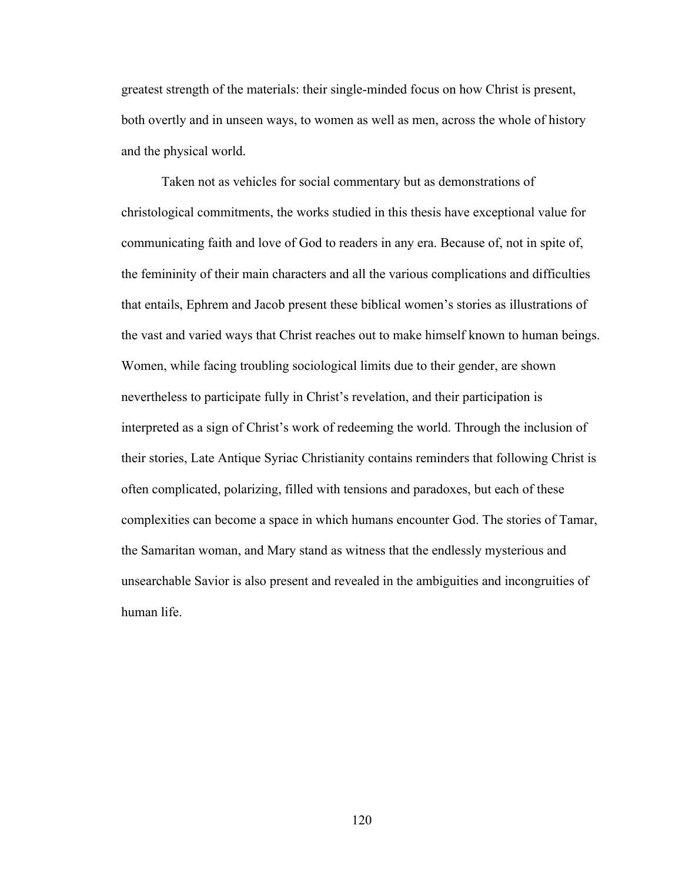greatest strength of the materials: their single-minded focus on how Christ is present, both overtly and in unseen ways, to women as well as men, across the whole of history and the physical world.

Taken not as vehicles for social commentary but as demonstrations of christological commitments, the works studied in this thesis have exceptional value for communicating faith and love of God to readers in any era. Because of, not in spite of, the femininity of their main characters and all the various complications and difficulties that entails, Ephrem and Jacob present these biblical women's stories as illustrations of the vast and varied ways that Christ reaches out to make himself known to human beings. Women, while facing troubling sociological limits due to their gender, are shown nevertheless to participate fully in Christ's revelation, and their participation is interpreted as a sign of Christ's work of redeeming the world. Through the inclusion of their stories, Late Antique Syriac Christianity contains reminders that following Christ is often complicated, polarizing, filled with tensions and paradoxes, but each of these complexities can become a space in which humans encounter God. The stories of Tamar, the Samaritan woman, and Mary stand as witness that the endlessly mysterious and unsearchable Savior is also present and revealed in the ambiguities and incongruities of human life.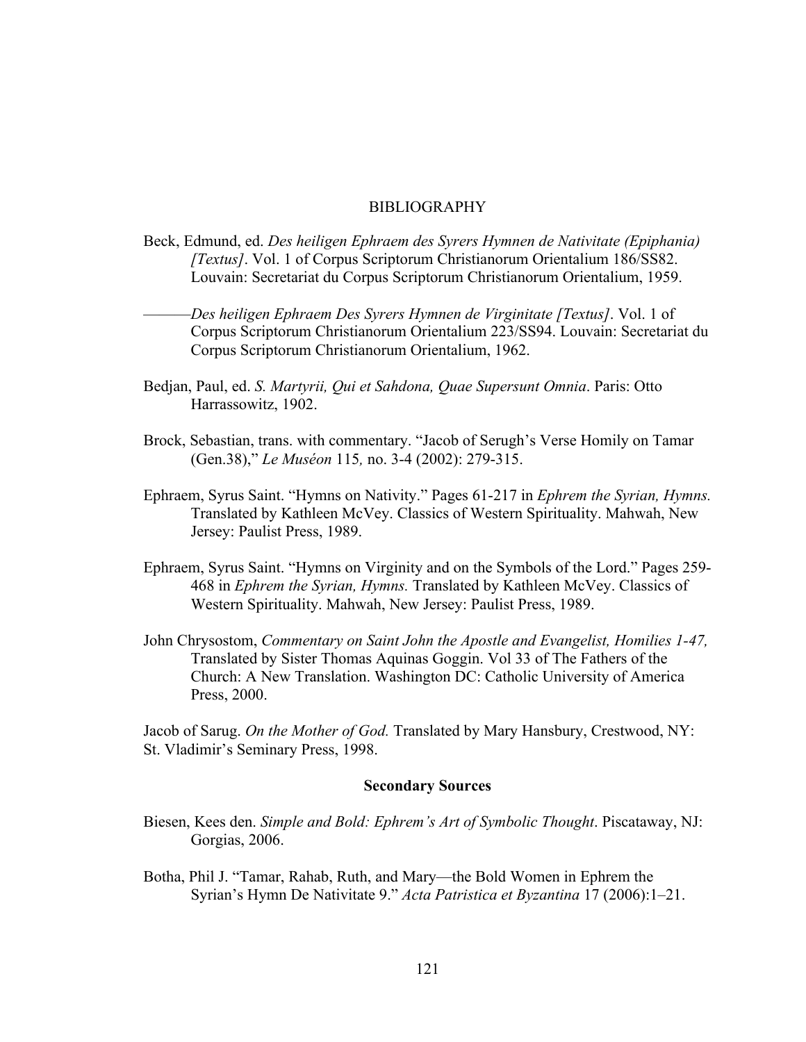# BIBLIOGRAPHY

Beck, Edmund, ed. *Des heiligen Ephraem des Syrers Hymnen de Nativitate (Epiphania) [Textus]*. Vol. 1 of Corpus Scriptorum Christianorum Orientalium 186/SS82. Louvain: Secretariat du Corpus Scriptorum Christianorum Orientalium, 1959.

———*Des heiligen Ephraem Des Syrers Hymnen de Virginitate [Textus]*. Vol. 1 of Corpus Scriptorum Christianorum Orientalium 223/SS94. Louvain: Secretariat du Corpus Scriptorum Christianorum Orientalium, 1962.

Bedjan, Paul, ed. *S. Martyrii, Qui et Sahdona, Quae Supersunt Omnia*. Paris: Otto Harrassowitz, 1902.

Brock, Sebastian, trans. with commentary. "Jacob of Serugh's Verse Homily on Tamar (Gen.38)," *Le Muséon* 115*,* no. 3-4 (2002): 279-315.

Ephraem, Syrus Saint. "Hymns on Nativity." Pages 61-217 in *Ephrem the Syrian, Hymns.* Translated by Kathleen McVey. Classics of Western Spirituality. Mahwah, New Jersey: Paulist Press, 1989.

Ephraem, Syrus Saint. "Hymns on Virginity and on the Symbols of the Lord." Pages 259-468 in *Ephrem the Syrian, Hymns.* Translated by Kathleen McVey. Classics of Western Spirituality. Mahwah, New Jersey: Paulist Press, 1989.

John Chrysostom, *Commentary on Saint John the Apostle and Evangelist, Homilies 1-47,* Translated by Sister Thomas Aquinas Goggin. Vol 33 of The Fathers of the Church: A New Translation. Washington DC: Catholic University of America Press, 2000.

Jacob of Sarug. *On the Mother of God.* Translated by Mary Hansbury, Crestwood, NY: St. Vladimir's Seminary Press, 1998.

## Secondary Sources

Biesen, Kees den. *Simple and Bold: Ephrem's Art of Symbolic Thought*. Piscataway, NJ: Gorgias, 2006.

Botha, Phil J. "Tamar, Rahab, Ruth, and Mary—the Bold Women in Ephrem the Syrian's Hymn De Nativitate 9." *Acta Patristica et Byzantina* 17 (2006):1–21.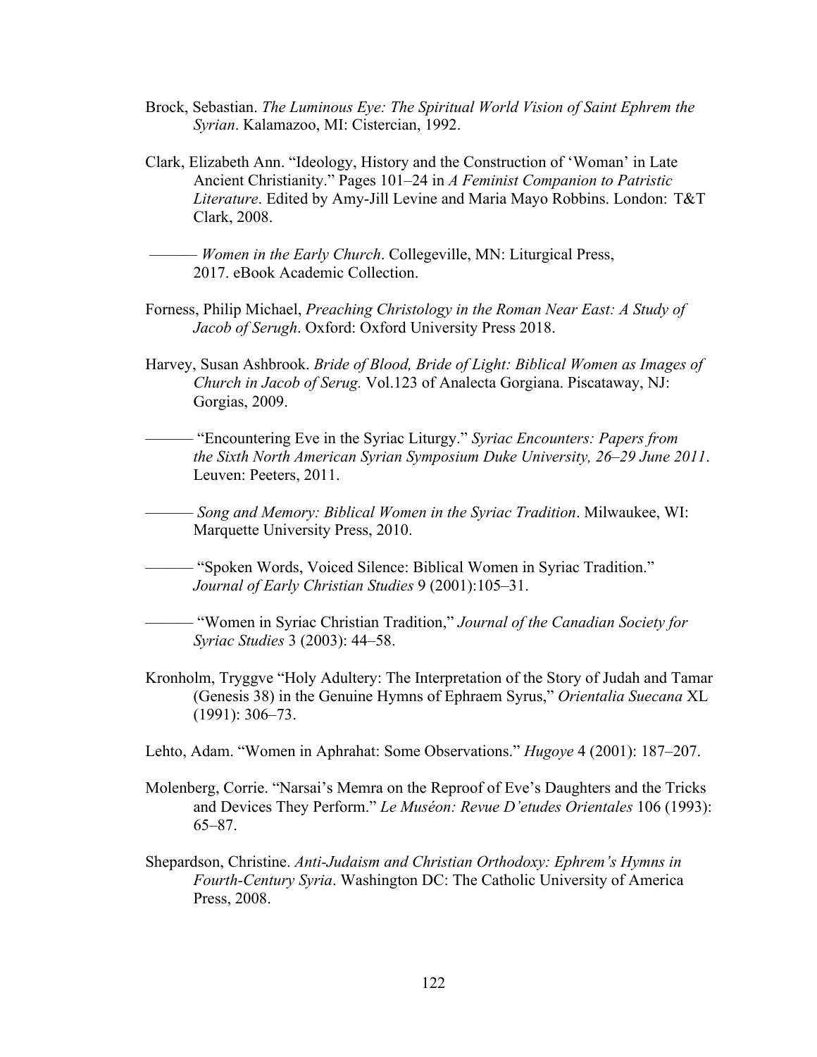Brock, Sebastian. *The Luminous Eye: The Spiritual World Vision of Saint Ephrem the Syrian*. Kalamazoo, MI: Cistercian, 1992.

Clark, Elizabeth Ann. "Ideology, History and the Construction of 'Woman' in Late Ancient Christianity." Pages 101–24 in *A Feminist Companion to Patristic Literature*. Edited by Amy-Jill Levine and Maria Mayo Robbins. London: T&T Clark, 2008.

——— *Women in the Early Church*. Collegeville, MN: Liturgical Press, 2017. eBook Academic Collection.

Forness, Philip Michael, *Preaching Christology in the Roman Near East: A Study of Jacob of Serugh*. Oxford: Oxford University Press 2018.

Harvey, Susan Ashbrook. *Bride of Blood, Bride of Light: Biblical Women as Images of Church in Jacob of Serug.* Vol.123 of Analecta Gorgiana. Piscataway, NJ: Gorgias, 2009.

——— "Encountering Eve in the Syriac Liturgy." *Syriac Encounters: Papers from the Sixth North American Syrian Symposium Duke University, 26–29 June 2011*. Leuven: Peeters, 2011.

——— *Song and Memory: Biblical Women in the Syriac Tradition*. Milwaukee, WI: Marquette University Press, 2010.

——— "Spoken Words, Voiced Silence: Biblical Women in Syriac Tradition." *Journal of Early Christian Studies* 9 (2001):105–31.

——— "Women in Syriac Christian Tradition," *Journal of the Canadian Society for Syriac Studies* 3 (2003): 44–58.

Kronholm, Tryggve "Holy Adultery: The Interpretation of the Story of Judah and Tamar (Genesis 38) in the Genuine Hymns of Ephraem Syrus," *Orientalia Suecana* XL (1991): 306–73.

Lehto, Adam. "Women in Aphrahat: Some Observations." *Hugoye* 4 (2001): 187–207.

Molenberg, Corrie. "Narsai's Memra on the Reproof of Eve's Daughters and the Tricks and Devices They Perform." *Le Muséon: Revue D'etudes Orientales* 106 (1993): 65–87.

Shepardson, Christine. *Anti-Judaism and Christian Orthodoxy: Ephrem's Hymns in Fourth-Century Syria*. Washington DC: The Catholic University of America Press, 2008.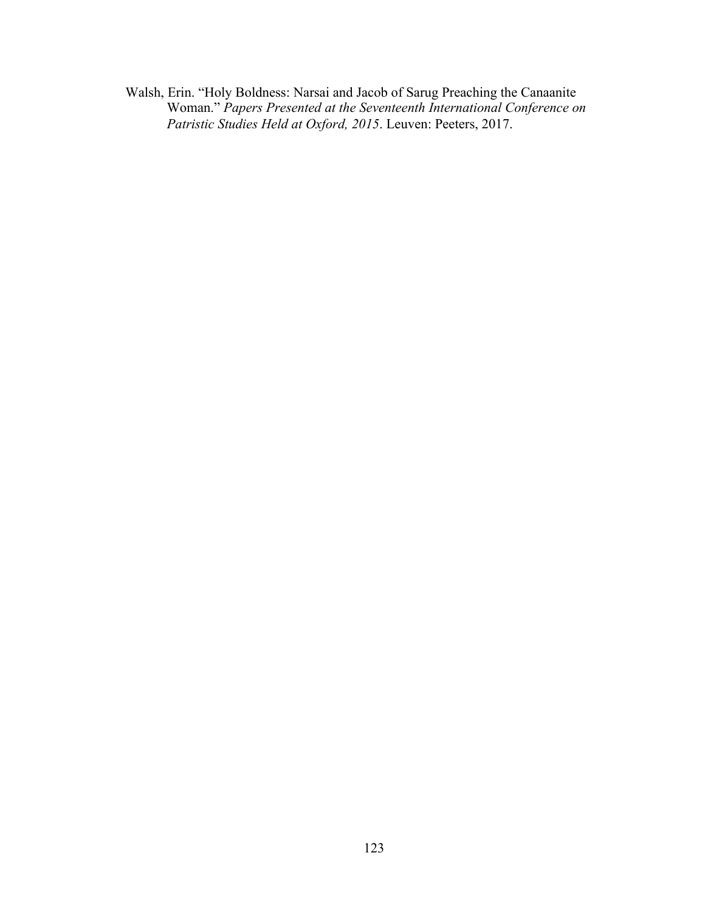Walsh, Erin. "Holy Boldness: Narsai and Jacob of Sarug Preaching the Canaanite Woman." *Papers Presented at the Seventeenth International Conference on Patristic Studies Held at Oxford, 2015*. Leuven: Peeters, 2017.